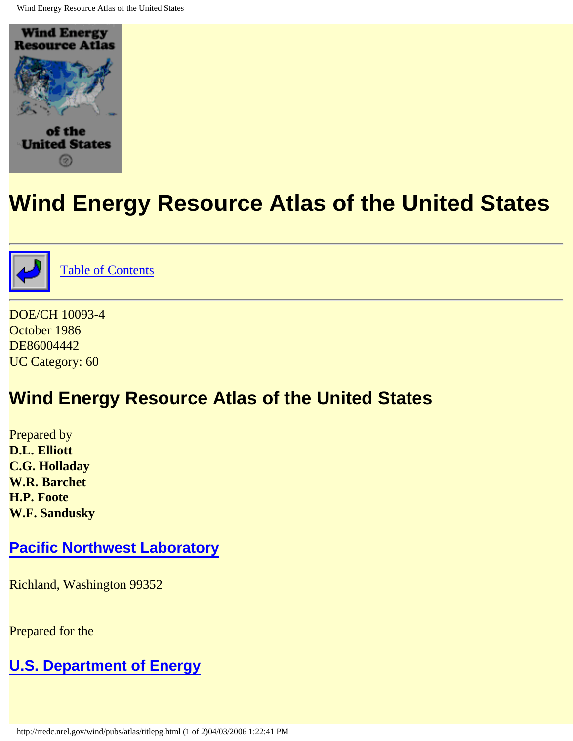# Wind Energy Resource Atlas of the United States

---

Table of Contents

---

DOE/CH 10093-4
October 1986
DE86004442
UC Category: 60

## Wind Energy Resource Atlas of the United States

Prepared by
**D.L. Elliott**
**C.G. Holladay**
**W.R. Barchet**
**H.P. Foote**
**W.F. Sandusky**

### Pacific Northwest Laboratory

Richland, Washington 99352

Prepared for the

### U.S. Department of Energy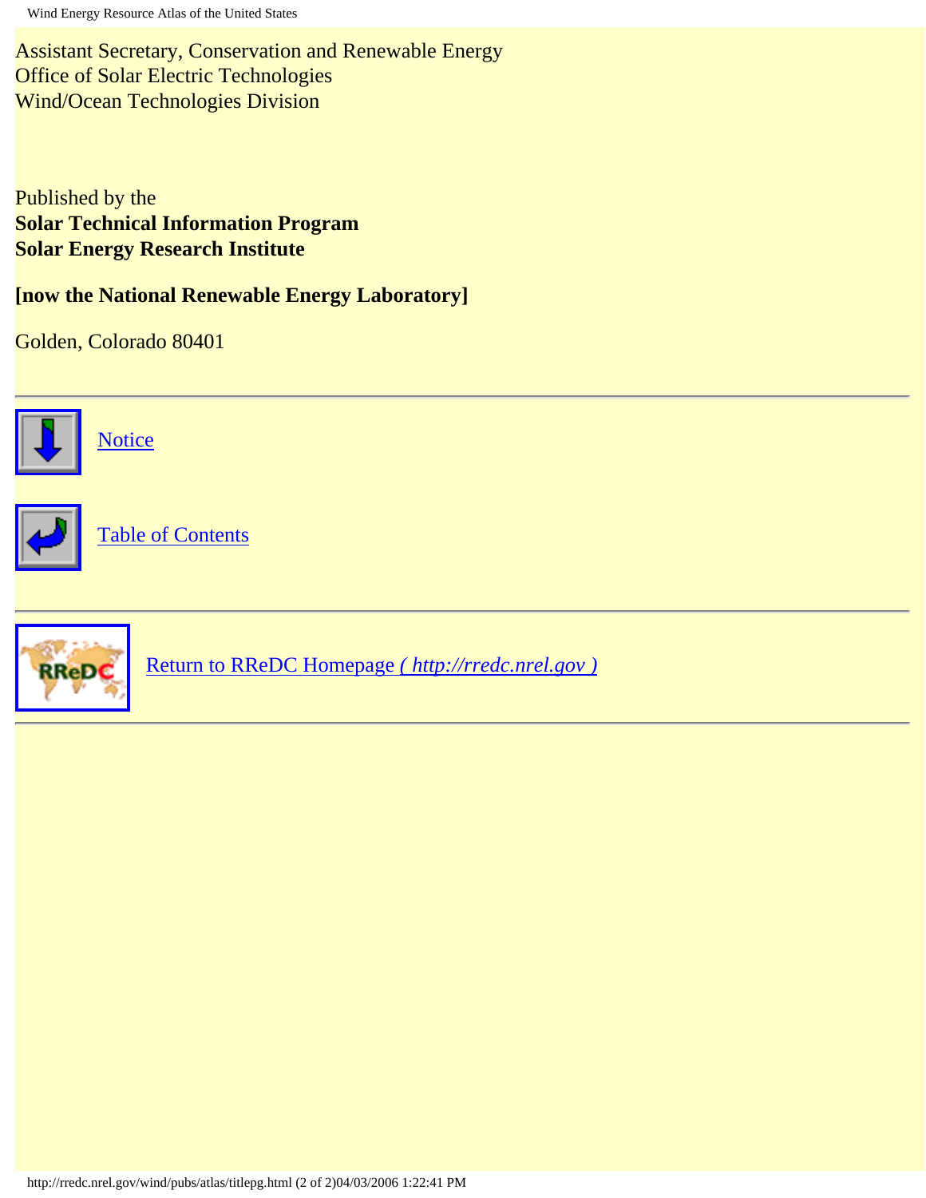Assistant Secretary, Conservation and Renewable Energy
Office of Solar Electric Technologies
Wind/Ocean Technologies Division

Published by the
**Solar Technical Information Program**
**Solar Energy Research Institute**

**[now the National Renewable Energy Laboratory]**

Golden, Colorado 80401

---

Notice

Table of Contents

---

Return to RReDC Homepage *( http://rredc.nrel.gov )*

---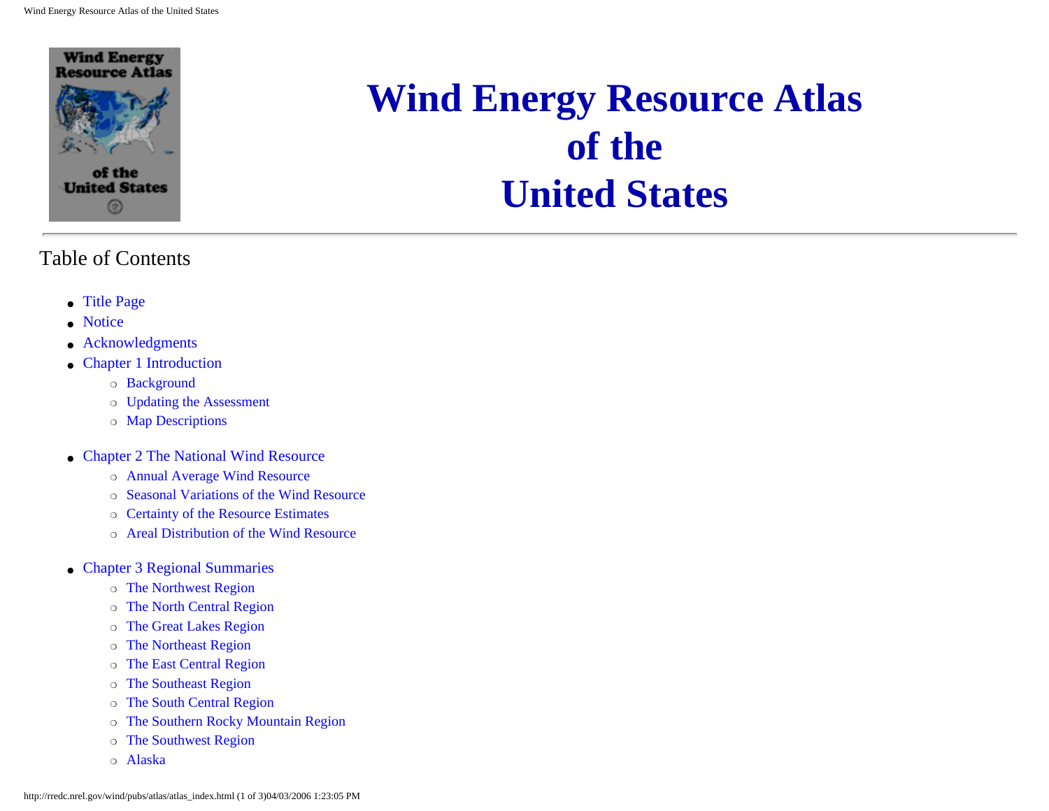# Wind Energy Resource Atlas of the United States

## Table of Contents

- Title Page
- Notice
- Acknowledgments
- Chapter 1 Introduction
    - Background
    - Updating the Assessment
    - Map Descriptions
- Chapter 2 The National Wind Resource
    - Annual Average Wind Resource
    - Seasonal Variations of the Wind Resource
    - Certainty of the Resource Estimates
    - Areal Distribution of the Wind Resource
- Chapter 3 Regional Summaries
    - The Northwest Region
    - The North Central Region
    - The Great Lakes Region
    - The Northeast Region
    - The East Central Region
    - The Southeast Region
    - The South Central Region
    - The Southern Rocky Mountain Region
    - The Southwest Region
    - Alaska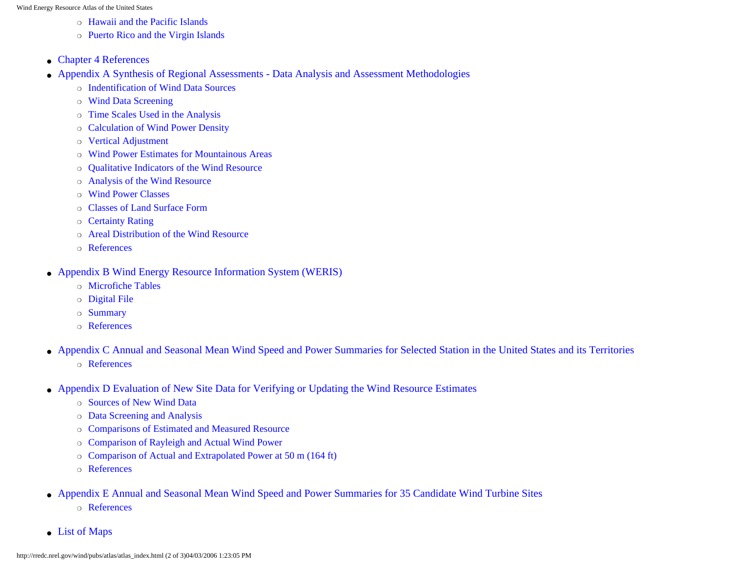- Hawaii and the Pacific Islands
  - Puerto Rico and the Virgin Islands

- Chapter 4 References
- Appendix A Synthesis of Regional Assessments - Data Analysis and Assessment Methodologies
  - Indentification of Wind Data Sources
  - Wind Data Screening
  - Time Scales Used in the Analysis
  - Calculation of Wind Power Density
  - Vertical Adjustment
  - Wind Power Estimates for Mountainous Areas
  - Qualitative Indicators of the Wind Resource
  - Analysis of the Wind Resource
  - Wind Power Classes
  - Classes of Land Surface Form
  - Certainty Rating
  - Areal Distribution of the Wind Resource
  - References

- Appendix B Wind Energy Resource Information System (WERIS)
  - Microfiche Tables
  - Digital File
  - Summary
  - References

- Appendix C Annual and Seasonal Mean Wind Speed and Power Summaries for Selected Station in the United States and its Territories
  - References

- Appendix D Evaluation of New Site Data for Verifying or Updating the Wind Resource Estimates
  - Sources of New Wind Data
  - Data Screening and Analysis
  - Comparisons of Estimated and Measured Resource
  - Comparison of Rayleigh and Actual Wind Power
  - Comparison of Actual and Extrapolated Power at 50 m (164 ft)
  - References

- Appendix E Annual and Seasonal Mean Wind Speed and Power Summaries for 35 Candidate Wind Turbine Sites
  - References

- List of Maps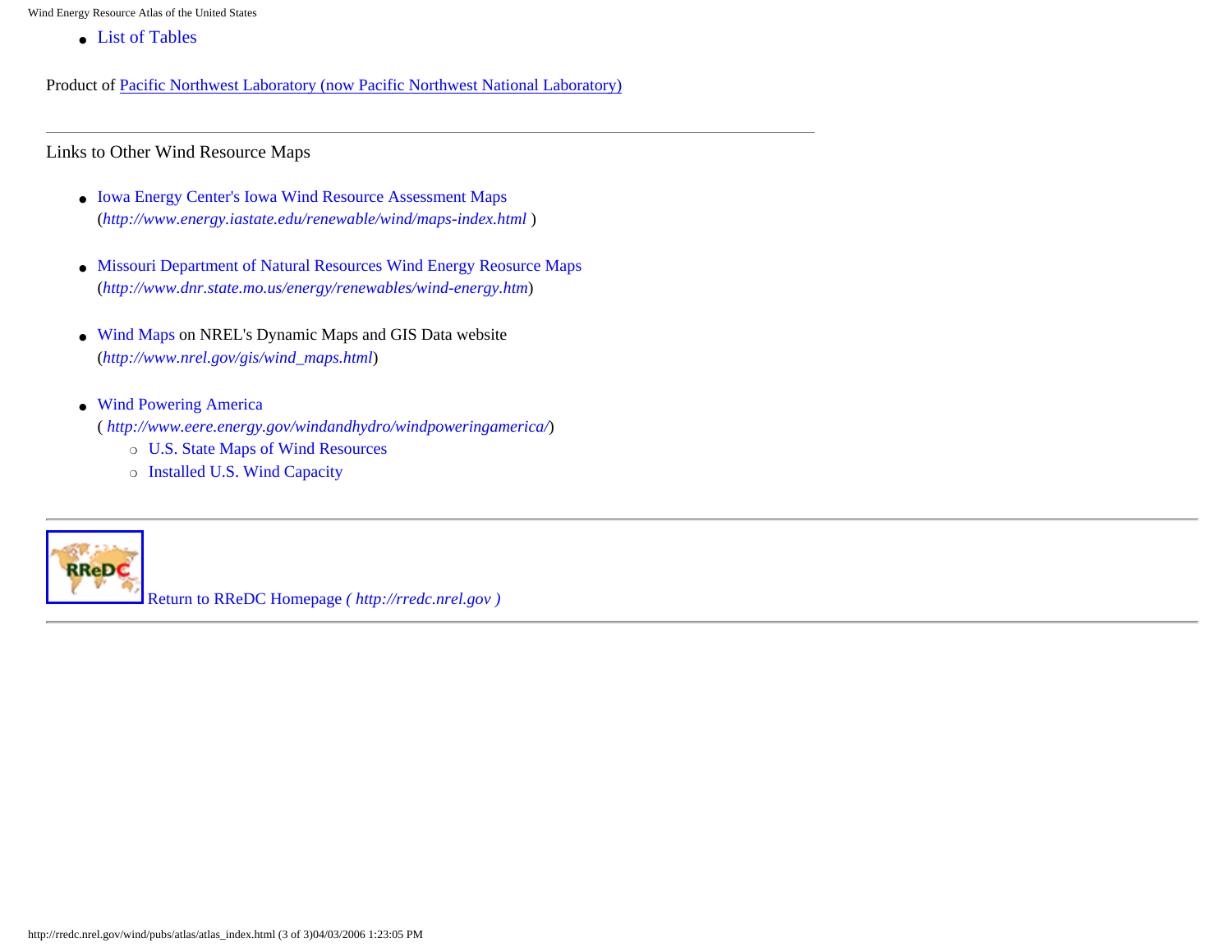- List of Tables

Product of Pacific Northwest Laboratory (now Pacific Northwest National Laboratory)

---

Links to Other Wind Resource Maps

- Iowa Energy Center's Iowa Wind Resource Assessment Maps
  (*http://www.energy.iastate.edu/renewable/wind/maps-index.html* )
- Missouri Department of Natural Resources Wind Energy Reosurce Maps
  (*http://www.dnr.state.mo.us/energy/renewables/wind-energy.htm*)
- Wind Maps on NREL's Dynamic Maps and GIS Data website
  (*http://www.nrel.gov/gis/wind_maps.html*)
- Wind Powering America
  ( *http://www.eere.energy.gov/windandhydro/windpoweringamerica/*)
  - U.S. State Maps of Wind Resources
  - Installed U.S. Wind Capacity

---

Return to RReDC Homepage *( http://rredc.nrel.gov )*

---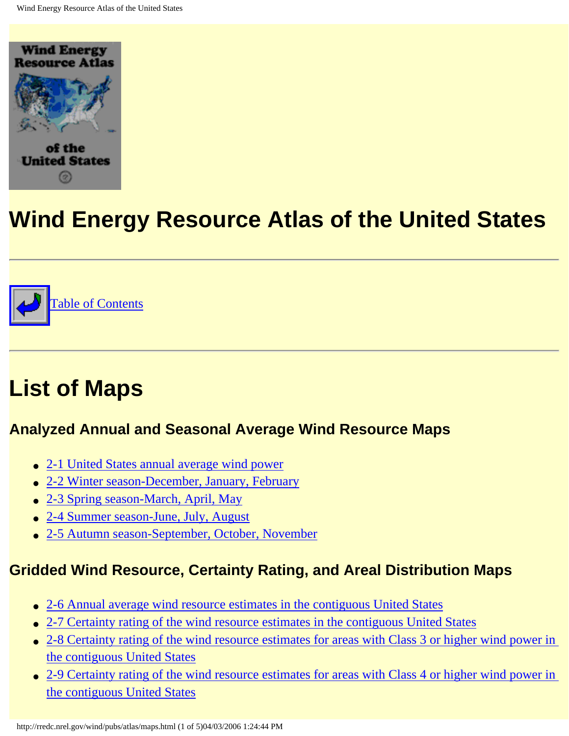# Wind Energy Resource Atlas of the United States

---

[Table of Contents]

---

## List of Maps

### Analyzed Annual and Seasonal Average Wind Resource Maps

- 2-1 United States annual average wind power
- 2-2 Winter season-December, January, February
- 2-3 Spring season-March, April, May
- 2-4 Summer season-June, July, August
- 2-5 Autumn season-September, October, November

### Gridded Wind Resource, Certainty Rating, and Areal Distribution Maps

- 2-6 Annual average wind resource estimates in the contiguous United States
- 2-7 Certainty rating of the wind resource estimates in the contiguous United States
- 2-8 Certainty rating of the wind resource estimates for areas with Class 3 or higher wind power in the contiguous United States
- 2-9 Certainty rating of the wind resource estimates for areas with Class 4 or higher wind power in the contiguous United States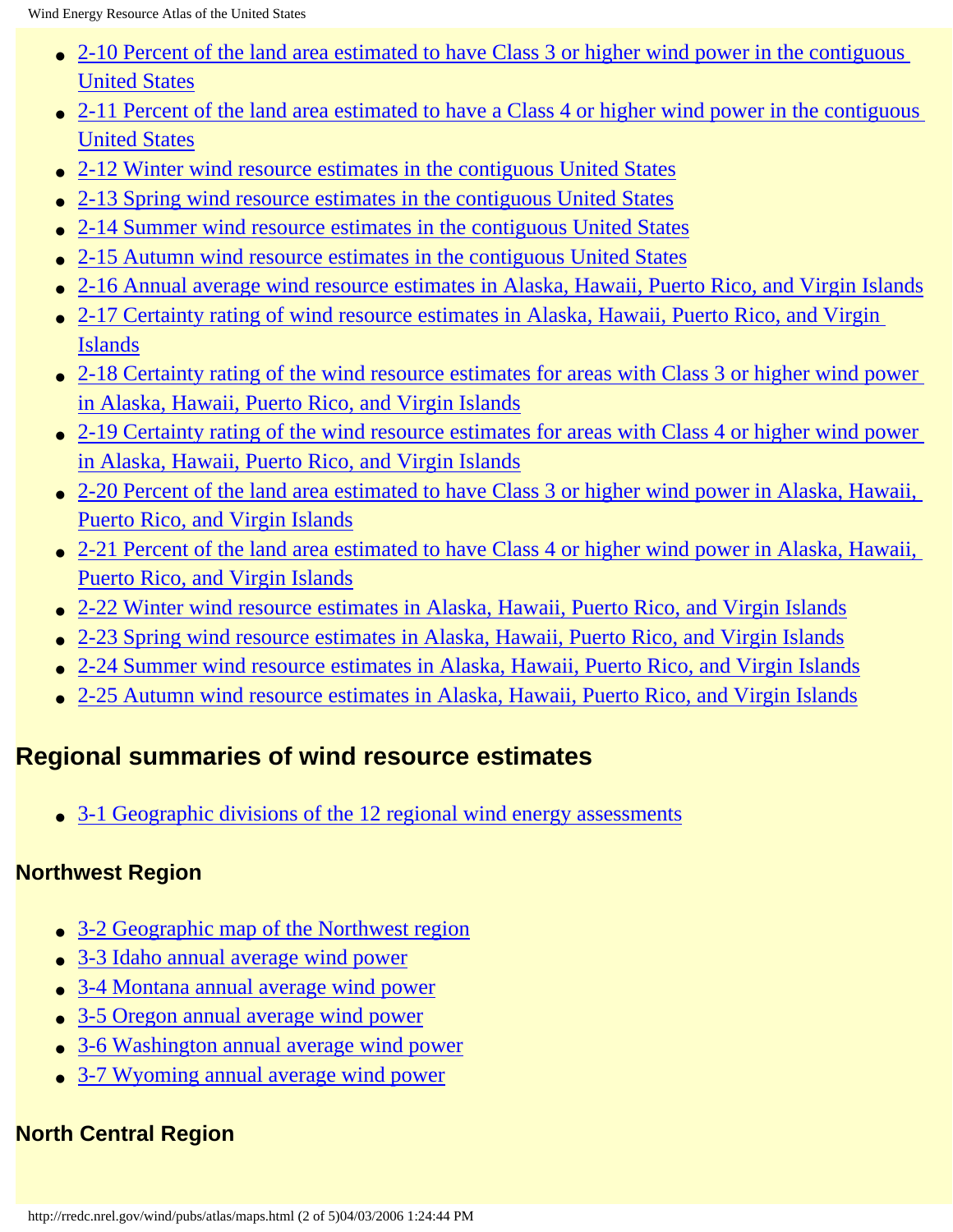- 2-10 Percent of the land area estimated to have Class 3 or higher wind power in the contiguous United States
- 2-11 Percent of the land area estimated to have a Class 4 or higher wind power in the contiguous United States
- 2-12 Winter wind resource estimates in the contiguous United States
- 2-13 Spring wind resource estimates in the contiguous United States
- 2-14 Summer wind resource estimates in the contiguous United States
- 2-15 Autumn wind resource estimates in the contiguous United States
- 2-16 Annual average wind resource estimates in Alaska, Hawaii, Puerto Rico, and Virgin Islands
- 2-17 Certainty rating of wind resource estimates in Alaska, Hawaii, Puerto Rico, and Virgin Islands
- 2-18 Certainty rating of the wind resource estimates for areas with Class 3 or higher wind power in Alaska, Hawaii, Puerto Rico, and Virgin Islands
- 2-19 Certainty rating of the wind resource estimates for areas with Class 4 or higher wind power in Alaska, Hawaii, Puerto Rico, and Virgin Islands
- 2-20 Percent of the land area estimated to have Class 3 or higher wind power in Alaska, Hawaii, Puerto Rico, and Virgin Islands
- 2-21 Percent of the land area estimated to have Class 4 or higher wind power in Alaska, Hawaii, Puerto Rico, and Virgin Islands
- 2-22 Winter wind resource estimates in Alaska, Hawaii, Puerto Rico, and Virgin Islands
- 2-23 Spring wind resource estimates in Alaska, Hawaii, Puerto Rico, and Virgin Islands
- 2-24 Summer wind resource estimates in Alaska, Hawaii, Puerto Rico, and Virgin Islands
- 2-25 Autumn wind resource estimates in Alaska, Hawaii, Puerto Rico, and Virgin Islands

## Regional summaries of wind resource estimates

- 3-1 Geographic divisions of the 12 regional wind energy assessments

### Northwest Region

- 3-2 Geographic map of the Northwest region
- 3-3 Idaho annual average wind power
- 3-4 Montana annual average wind power
- 3-5 Oregon annual average wind power
- 3-6 Washington annual average wind power
- 3-7 Wyoming annual average wind power

### North Central Region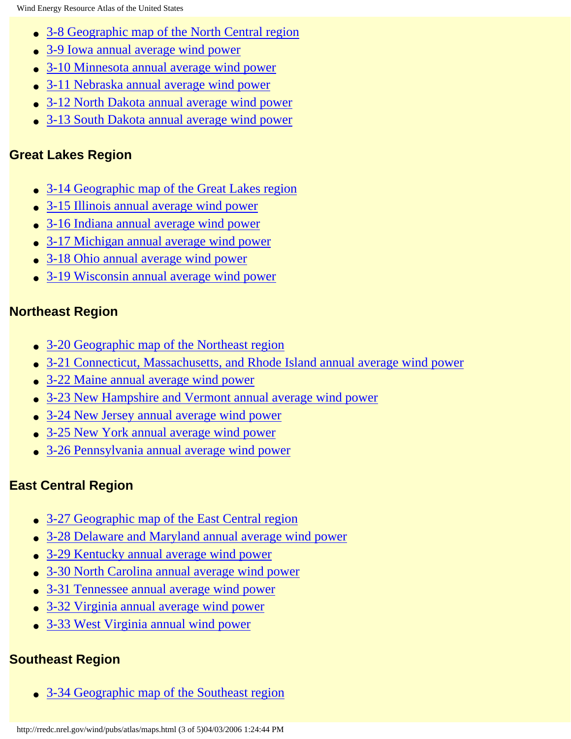- 3-8 Geographic map of the North Central region
- 3-9 Iowa annual average wind power
- 3-10 Minnesota annual average wind power
- 3-11 Nebraska annual average wind power
- 3-12 North Dakota annual average wind power
- 3-13 South Dakota annual average wind power

### Great Lakes Region

- 3-14 Geographic map of the Great Lakes region
- 3-15 Illinois annual average wind power
- 3-16 Indiana annual average wind power
- 3-17 Michigan annual average wind power
- 3-18 Ohio annual average wind power
- 3-19 Wisconsin annual average wind power

### Northeast Region

- 3-20 Geographic map of the Northeast region
- 3-21 Connecticut, Massachusetts, and Rhode Island annual average wind power
- 3-22 Maine annual average wind power
- 3-23 New Hampshire and Vermont annual average wind power
- 3-24 New Jersey annual average wind power
- 3-25 New York annual average wind power
- 3-26 Pennsylvania annual average wind power

### East Central Region

- 3-27 Geographic map of the East Central region
- 3-28 Delaware and Maryland annual average wind power
- 3-29 Kentucky annual average wind power
- 3-30 North Carolina annual average wind power
- 3-31 Tennessee annual average wind power
- 3-32 Virginia annual average wind power
- 3-33 West Virginia annual wind power

### Southeast Region

- 3-34 Geographic map of the Southeast region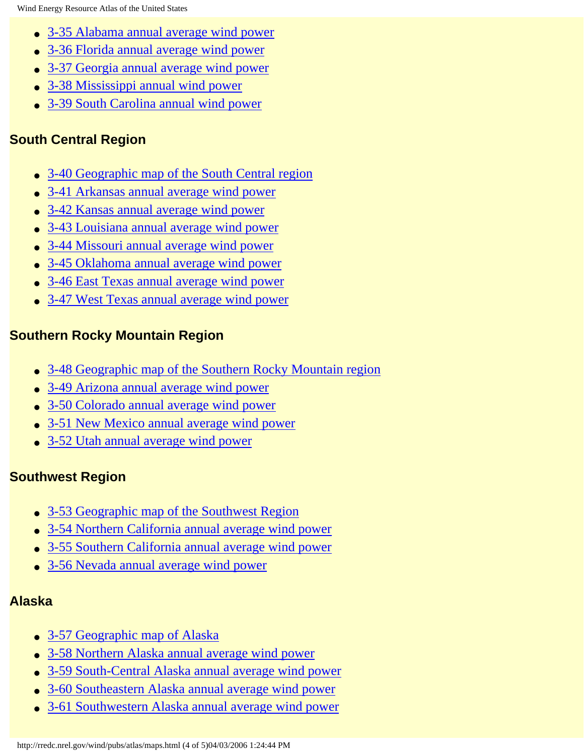- 3-35 Alabama annual average wind power
- 3-36 Florida annual average wind power
- 3-37 Georgia annual average wind power
- 3-38 Mississippi annual wind power
- 3-39 South Carolina annual wind power

### South Central Region

- 3-40 Geographic map of the South Central region
- 3-41 Arkansas annual average wind power
- 3-42 Kansas annual average wind power
- 3-43 Louisiana annual average wind power
- 3-44 Missouri annual average wind power
- 3-45 Oklahoma annual average wind power
- 3-46 East Texas annual average wind power
- 3-47 West Texas annual average wind power

### Southern Rocky Mountain Region

- 3-48 Geographic map of the Southern Rocky Mountain region
- 3-49 Arizona annual average wind power
- 3-50 Colorado annual average wind power
- 3-51 New Mexico annual average wind power
- 3-52 Utah annual average wind power

### Southwest Region

- 3-53 Geographic map of the Southwest Region
- 3-54 Northern California annual average wind power
- 3-55 Southern California annual average wind power
- 3-56 Nevada annual average wind power

### Alaska

- 3-57 Geographic map of Alaska
- 3-58 Northern Alaska annual average wind power
- 3-59 South-Central Alaska annual average wind power
- 3-60 Southeastern Alaska annual average wind power
- 3-61 Southwestern Alaska annual average wind power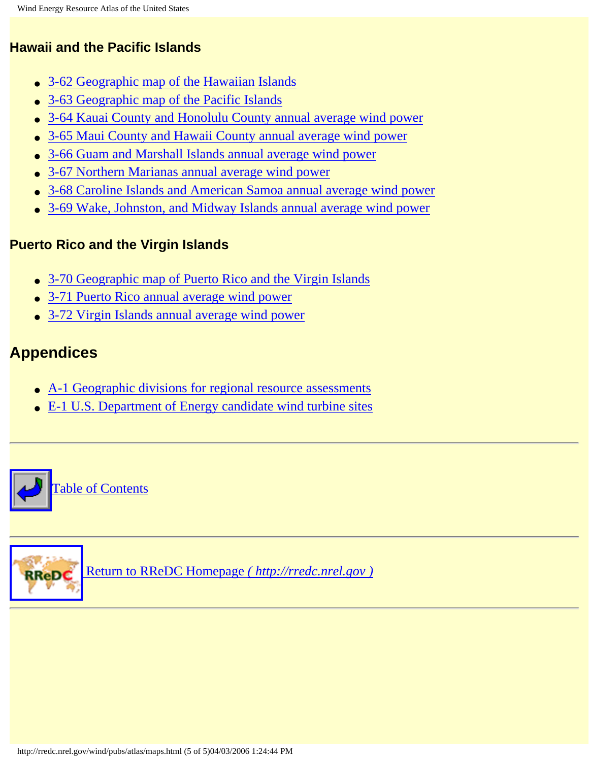### Hawaii and the Pacific Islands

- 3-62 Geographic map of the Hawaiian Islands
- 3-63 Geographic map of the Pacific Islands
- 3-64 Kauai County and Honolulu County annual average wind power
- 3-65 Maui County and Hawaii County annual average wind power
- 3-66 Guam and Marshall Islands annual average wind power
- 3-67 Northern Marianas annual average wind power
- 3-68 Caroline Islands and American Samoa annual average wind power
- 3-69 Wake, Johnston, and Midway Islands annual average wind power

### Puerto Rico and the Virgin Islands

- 3-70 Geographic map of Puerto Rico and the Virgin Islands
- 3-71 Puerto Rico annual average wind power
- 3-72 Virgin Islands annual average wind power

## Appendices

- A-1 Geographic divisions for regional resource assessments
- E-1 U.S. Department of Energy candidate wind turbine sites

---

Table of Contents

---

Return to RReDC Homepage *( http://rredc.nrel.gov )*

---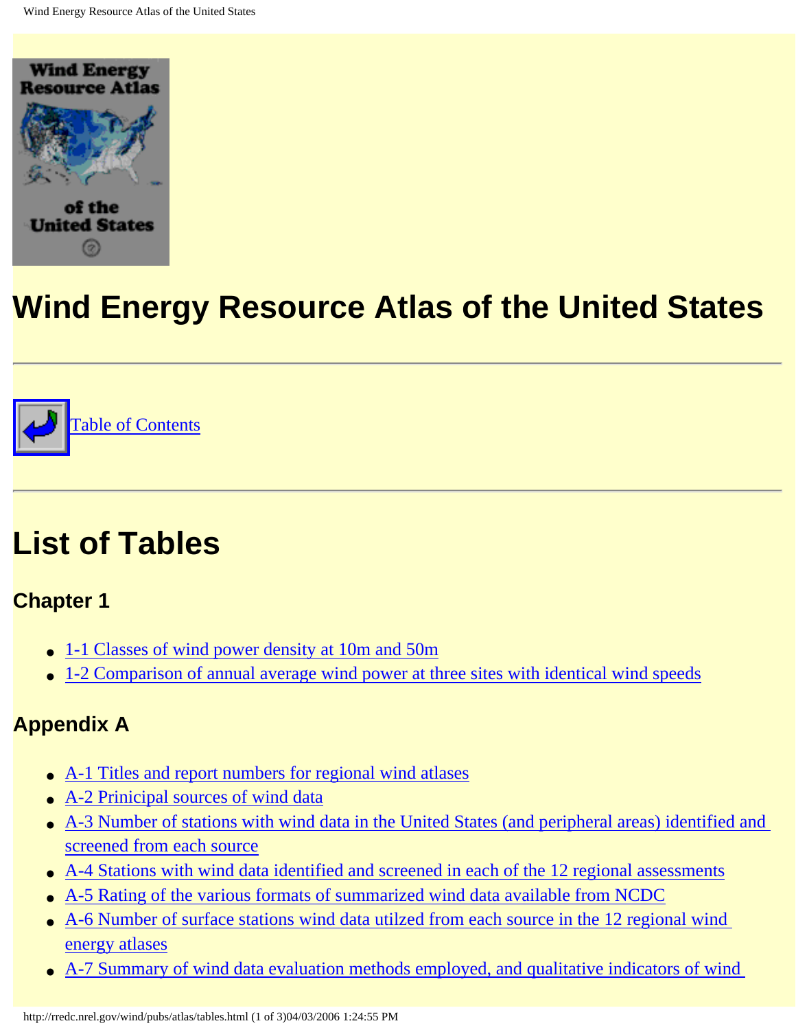# Wind Energy Resource Atlas of the United States

---

Table of Contents

---

# List of Tables

### Chapter 1

- 1-1 Classes of wind power density at 10m and 50m
- 1-2 Comparison of annual average wind power at three sites with identical wind speeds

### Appendix A

- A-1 Titles and report numbers for regional wind atlases
- A-2 Prinicipal sources of wind data
- A-3 Number of stations with wind data in the United States (and peripheral areas) identified and screened from each source
- A-4 Stations with wind data identified and screened in each of the 12 regional assessments
- A-5 Rating of the various formats of summarized wind data available from NCDC
- A-6 Number of surface stations wind data utilzed from each source in the 12 regional wind energy atlases
- A-7 Summary of wind data evaluation methods employed, and qualitative indicators of wind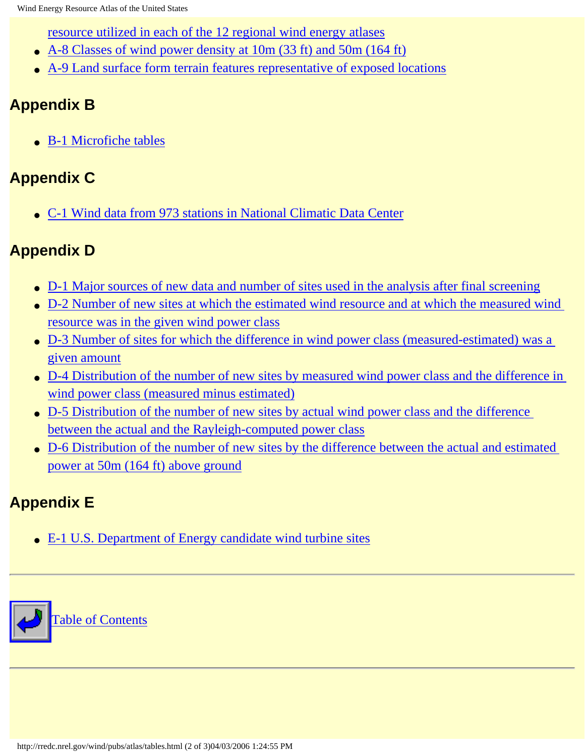- resource utilized in each of the 12 regional wind energy atlases
- A-8 Classes of wind power density at 10m (33 ft) and 50m (164 ft)
- A-9 Land surface form terrain features representative of exposed locations

## Appendix B

- B-1 Microfiche tables

## Appendix C

- C-1 Wind data from 973 stations in National Climatic Data Center

## Appendix D

- D-1 Major sources of new data and number of sites used in the analysis after final screening
- D-2 Number of new sites at which the estimated wind resource and at which the measured wind resource was in the given wind power class
- D-3 Number of sites for which the difference in wind power class (measured-estimated) was a given amount
- D-4 Distribution of the number of new sites by measured wind power class and the difference in wind power class (measured minus estimated)
- D-5 Distribution of the number of new sites by actual wind power class and the difference between the actual and the Rayleigh-computed power class
- D-6 Distribution of the number of new sites by the difference between the actual and estimated power at 50m (164 ft) above ground

## Appendix E

- E-1 U.S. Department of Energy candidate wind turbine sites

---

Table of Contents

---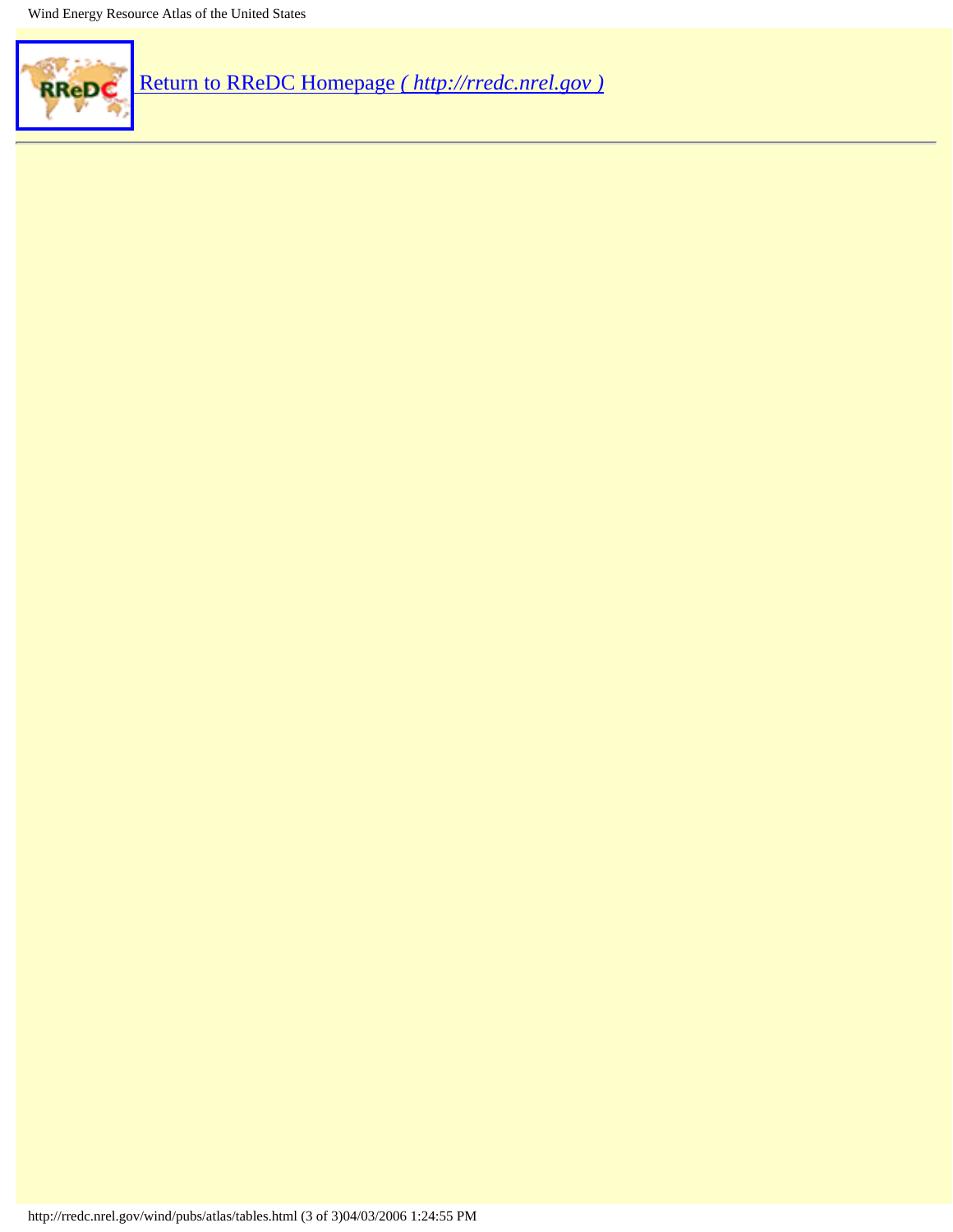[Return to RReDC Homepage *( http://rredc.nrel.gov )*](http://rredc.nrel.gov)

---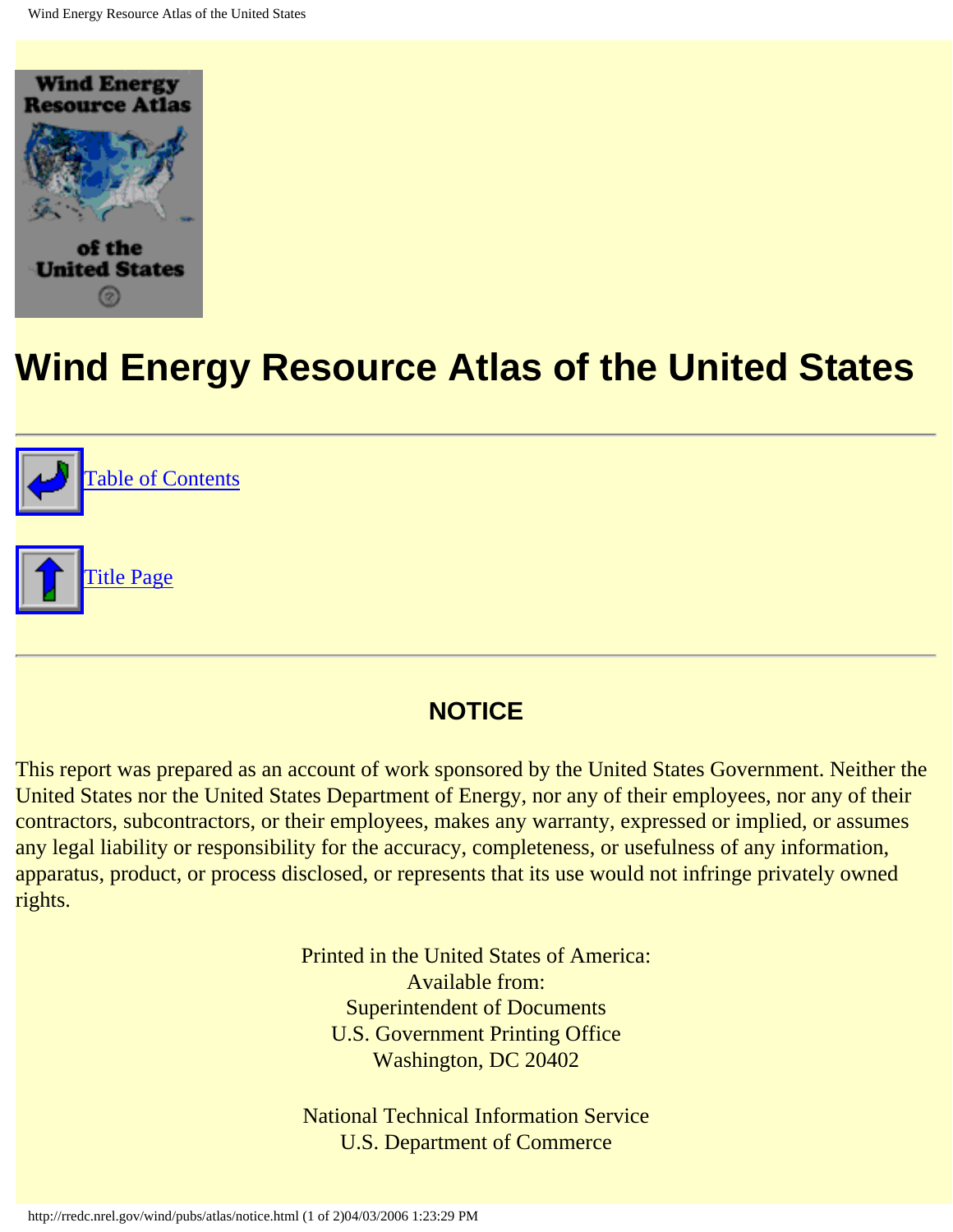# Wind Energy Resource Atlas of the United States

Table of Contents

Title Page

---

## NOTICE

This report was prepared as an account of work sponsored by the United States Government. Neither the United States nor the United States Department of Energy, nor any of their employees, nor any of their contractors, subcontractors, or their employees, makes any warranty, expressed or implied, or assumes any legal liability or responsibility for the accuracy, completeness, or usefulness of any information, apparatus, product, or process disclosed, or represents that its use would not infringe privately owned rights.

Printed in the United States of America:
Available from:
Superintendent of Documents
U.S. Government Printing Office
Washington, DC 20402

National Technical Information Service
U.S. Department of Commerce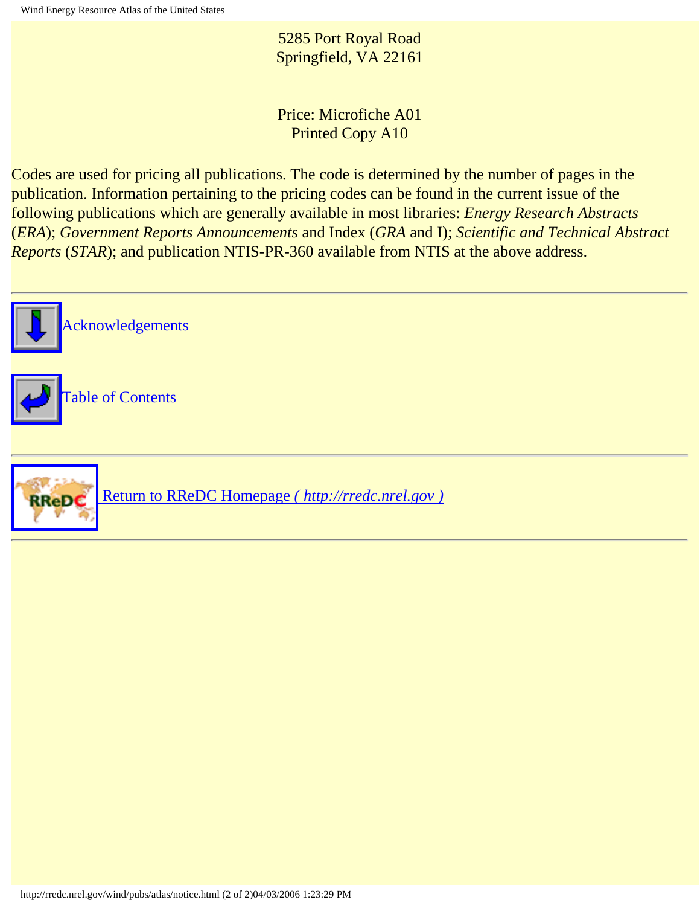5285 Port Royal Road
Springfield, VA 22161

Price: Microfiche A01
Printed Copy A10

Codes are used for pricing all publications. The code is determined by the number of pages in the publication. Information pertaining to the pricing codes can be found in the current issue of the following publications which are generally available in most libraries: *Energy Research Abstracts* (*ERA*); *Government Reports Announcements* and Index (*GRA* and I); *Scientific and Technical Abstract Reports* (*STAR*); and publication NTIS-PR-360 available from NTIS at the above address.

---

Acknowledgements

Table of Contents

---

Return to RReDC Homepage *( http://rredc.nrel.gov )*

---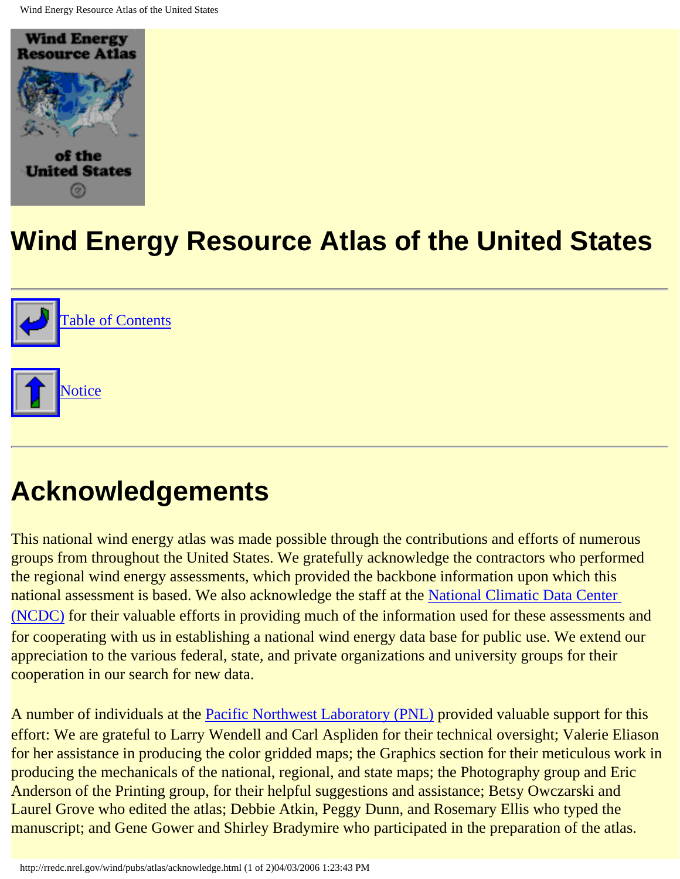# Wind Energy Resource Atlas of the United States

Table of Contents

Notice

## Acknowledgements

This national wind energy atlas was made possible through the contributions and efforts of numerous groups from throughout the United States. We gratefully acknowledge the contractors who performed the regional wind energy assessments, which provided the backbone information upon which this national assessment is based. We also acknowledge the staff at the National Climatic Data Center (NCDC) for their valuable efforts in providing much of the information used for these assessments and for cooperating with us in establishing a national wind energy data base for public use. We extend our appreciation to the various federal, state, and private organizations and university groups for their cooperation in our search for new data.

A number of individuals at the Pacific Northwest Laboratory (PNL) provided valuable support for this effort: We are grateful to Larry Wendell and Carl Aspliden for their technical oversight; Valerie Eliason for her assistance in producing the color gridded maps; the Graphics section for their meticulous work in producing the mechanicals of the national, regional, and state maps; the Photography group and Eric Anderson of the Printing group, for their helpful suggestions and assistance; Betsy Owczarski and Laurel Grove who edited the atlas; Debbie Atkin, Peggy Dunn, and Rosemary Ellis who typed the manuscript; and Gene Gower and Shirley Bradymire who participated in the preparation of the atlas.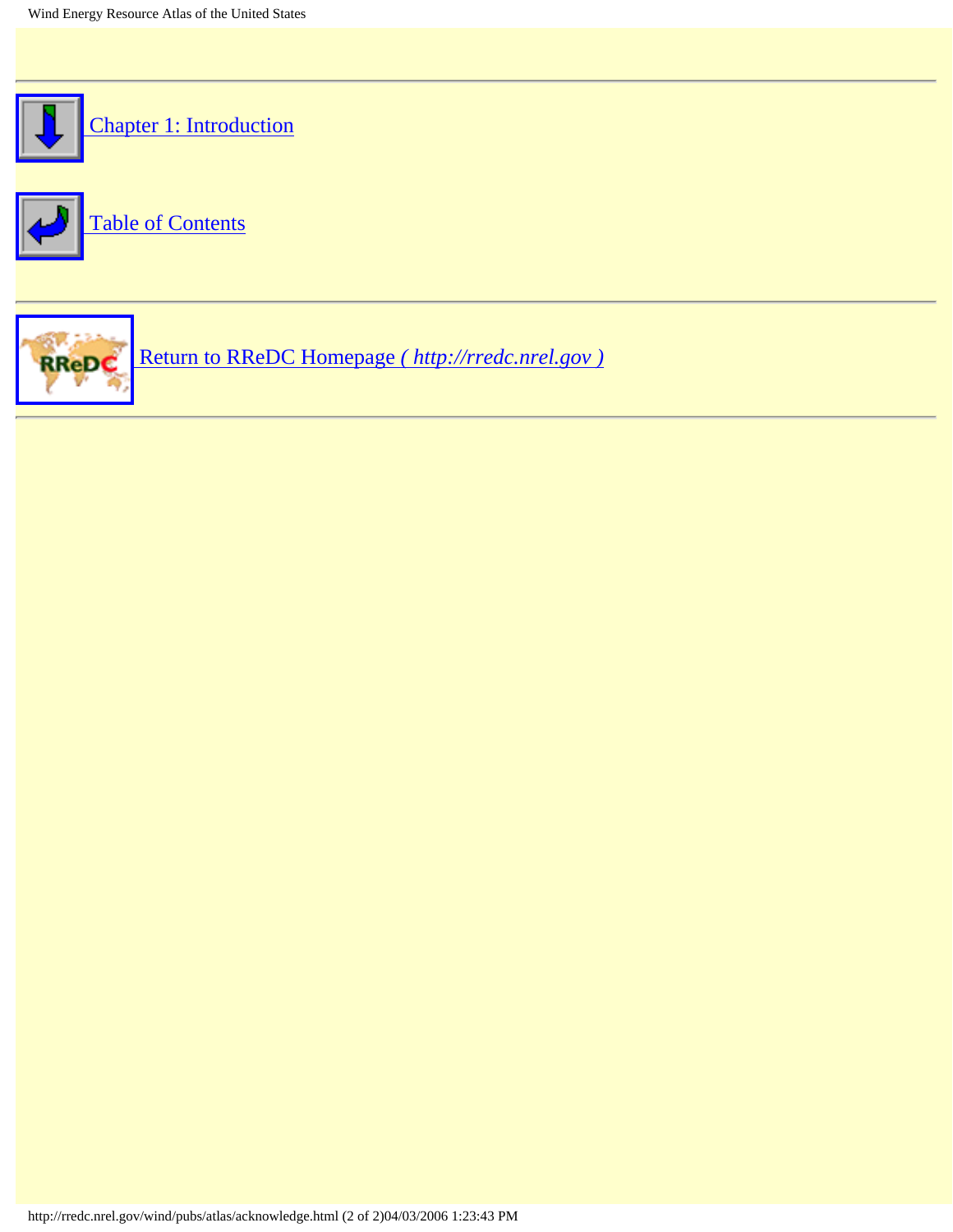---

Chapter 1: Introduction

Table of Contents

---

Return to RReDC Homepage *( http://rredc.nrel.gov )*

---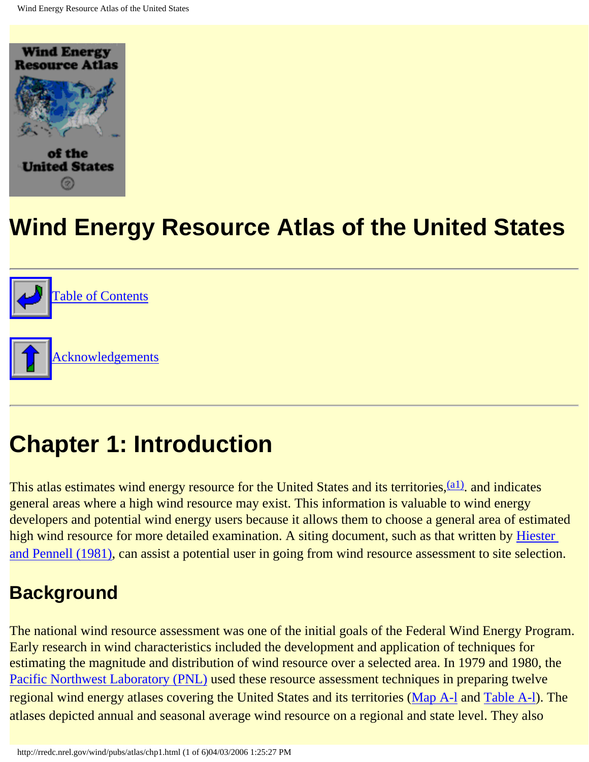# Wind Energy Resource Atlas of the United States

Table of Contents

Acknowledgements

## Chapter 1: Introduction

This atlas estimates wind energy resource for the United States and its territories,[(a1)]. and indicates general areas where a high wind resource may exist. This information is valuable to wind energy developers and potential wind energy users because it allows them to choose a general area of estimated high wind resource for more detailed examination. A siting document, such as that written by Hiester and Pennell (1981), can assist a potential user in going from wind resource assessment to site selection.

### Background

The national wind resource assessment was one of the initial goals of the Federal Wind Energy Program. Early research in wind characteristics included the development and application of techniques for estimating the magnitude and distribution of wind resource over a selected area. In 1979 and 1980, the Pacific Northwest Laboratory (PNL) used these resource assessment techniques in preparing twelve regional wind energy atlases covering the United States and its territories (Map A-l and Table A-l). The atlases depicted annual and seasonal average wind resource on a regional and state level. They also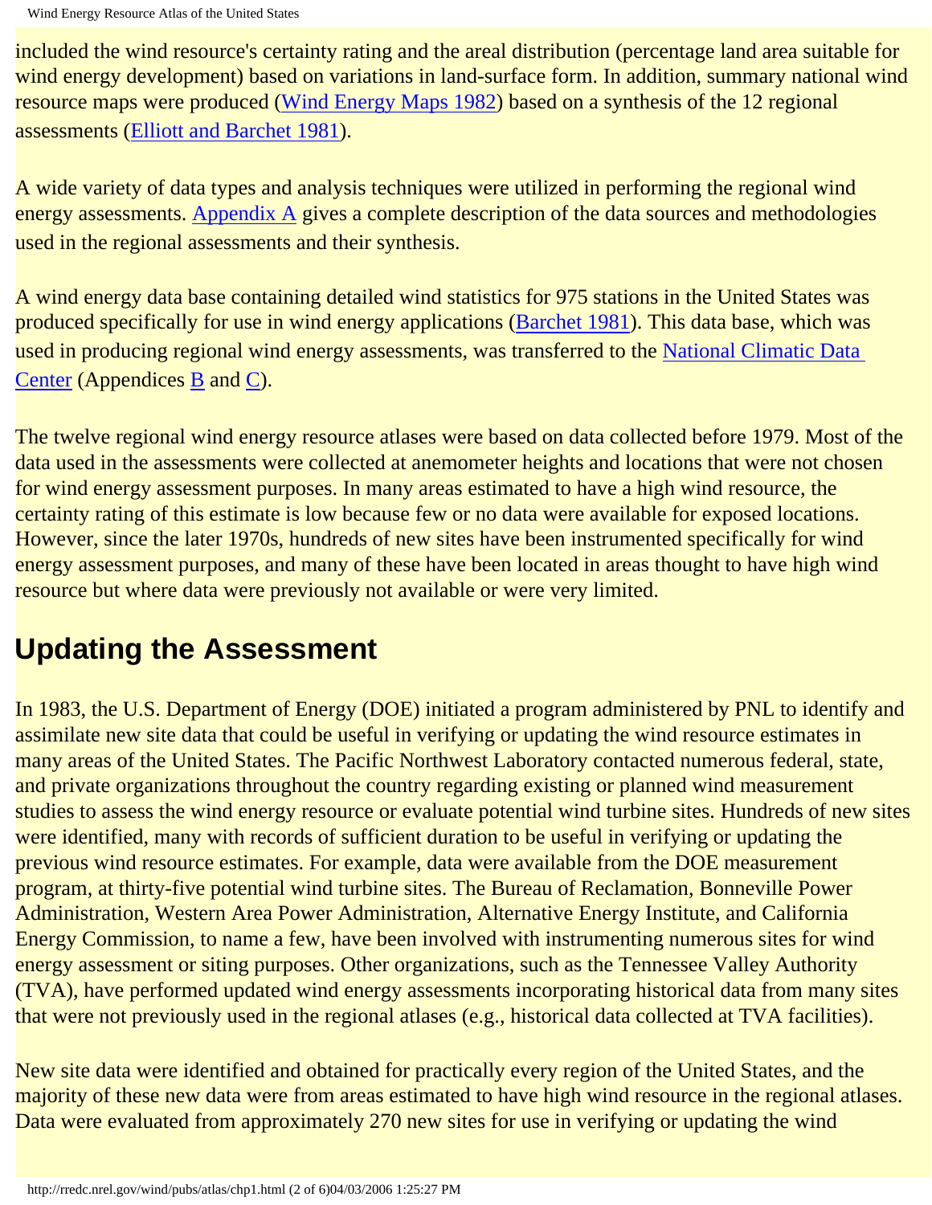included the wind resource's certainty rating and the areal distribution (percentage land area suitable for wind energy development) based on variations in land-surface form. In addition, summary national wind resource maps were produced (Wind Energy Maps 1982) based on a synthesis of the 12 regional assessments (Elliott and Barchet 1981).

A wide variety of data types and analysis techniques were utilized in performing the regional wind energy assessments. Appendix A gives a complete description of the data sources and methodologies used in the regional assessments and their synthesis.

A wind energy data base containing detailed wind statistics for 975 stations in the United States was produced specifically for use in wind energy applications (Barchet 1981). This data base, which was used in producing regional wind energy assessments, was transferred to the National Climatic Data Center (Appendices B and C).

The twelve regional wind energy resource atlases were based on data collected before 1979. Most of the data used in the assessments were collected at anemometer heights and locations that were not chosen for wind energy assessment purposes. In many areas estimated to have a high wind resource, the certainty rating of this estimate is low because few or no data were available for exposed locations. However, since the later 1970s, hundreds of new sites have been instrumented specifically for wind energy assessment purposes, and many of these have been located in areas thought to have high wind resource but where data were previously not available or were very limited.

## Updating the Assessment

In 1983, the U.S. Department of Energy (DOE) initiated a program administered by PNL to identify and assimilate new site data that could be useful in verifying or updating the wind resource estimates in many areas of the United States. The Pacific Northwest Laboratory contacted numerous federal, state, and private organizations throughout the country regarding existing or planned wind measurement studies to assess the wind energy resource or evaluate potential wind turbine sites. Hundreds of new sites were identified, many with records of sufficient duration to be useful in verifying or updating the previous wind resource estimates. For example, data were available from the DOE measurement program, at thirty-five potential wind turbine sites. The Bureau of Reclamation, Bonneville Power Administration, Western Area Power Administration, Alternative Energy Institute, and California Energy Commission, to name a few, have been involved with instrumenting numerous sites for wind energy assessment or siting purposes. Other organizations, such as the Tennessee Valley Authority (TVA), have performed updated wind energy assessments incorporating historical data from many sites that were not previously used in the regional atlases (e.g., historical data collected at TVA facilities).

New site data were identified and obtained for practically every region of the United States, and the majority of these new data were from areas estimated to have high wind resource in the regional atlases. Data were evaluated from approximately 270 new sites for use in verifying or updating the wind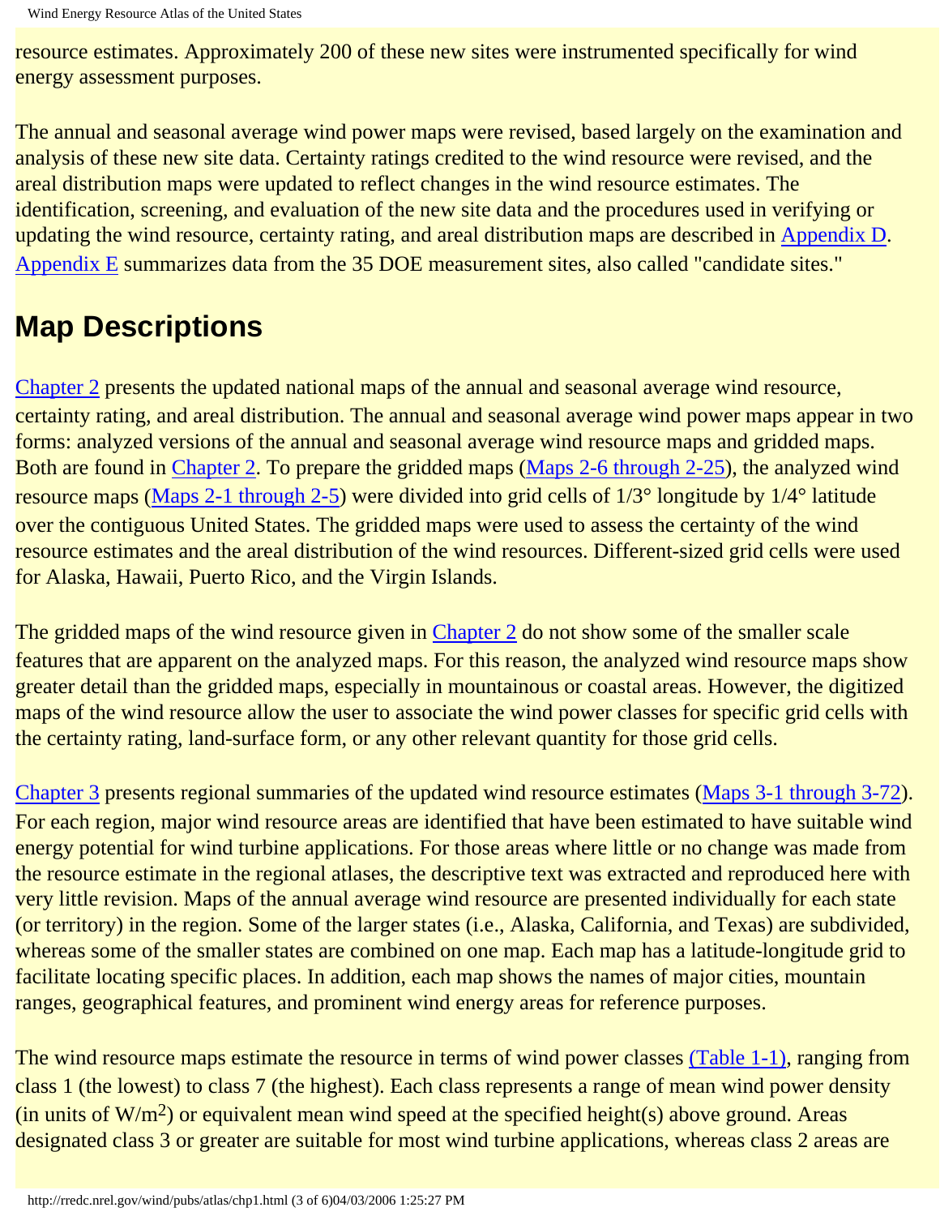resource estimates. Approximately 200 of these new sites were instrumented specifically for wind energy assessment purposes.

The annual and seasonal average wind power maps were revised, based largely on the examination and analysis of these new site data. Certainty ratings credited to the wind resource were revised, and the areal distribution maps were updated to reflect changes in the wind resource estimates. The identification, screening, and evaluation of the new site data and the procedures used in verifying or updating the wind resource, certainty rating, and areal distribution maps are described in Appendix D. Appendix E summarizes data from the 35 DOE measurement sites, also called "candidate sites."

## Map Descriptions

Chapter 2 presents the updated national maps of the annual and seasonal average wind resource, certainty rating, and areal distribution. The annual and seasonal average wind power maps appear in two forms: analyzed versions of the annual and seasonal average wind resource maps and gridded maps. Both are found in Chapter 2. To prepare the gridded maps (Maps 2-6 through 2-25), the analyzed wind resource maps (Maps 2-1 through 2-5) were divided into grid cells of 1/3° longitude by 1/4° latitude over the contiguous United States. The gridded maps were used to assess the certainty of the wind resource estimates and the areal distribution of the wind resources. Different-sized grid cells were used for Alaska, Hawaii, Puerto Rico, and the Virgin Islands.

The gridded maps of the wind resource given in Chapter 2 do not show some of the smaller scale features that are apparent on the analyzed maps. For this reason, the analyzed wind resource maps show greater detail than the gridded maps, especially in mountainous or coastal areas. However, the digitized maps of the wind resource allow the user to associate the wind power classes for specific grid cells with the certainty rating, land-surface form, or any other relevant quantity for those grid cells.

Chapter 3 presents regional summaries of the updated wind resource estimates (Maps 3-1 through 3-72). For each region, major wind resource areas are identified that have been estimated to have suitable wind energy potential for wind turbine applications. For those areas where little or no change was made from the resource estimate in the regional atlases, the descriptive text was extracted and reproduced here with very little revision. Maps of the annual average wind resource are presented individually for each state (or territory) in the region. Some of the larger states (i.e., Alaska, California, and Texas) are subdivided, whereas some of the smaller states are combined on one map. Each map has a latitude-longitude grid to facilitate locating specific places. In addition, each map shows the names of major cities, mountain ranges, geographical features, and prominent wind energy areas for reference purposes.

The wind resource maps estimate the resource in terms of wind power classes (Table 1-1), ranging from class 1 (the lowest) to class 7 (the highest). Each class represents a range of mean wind power density (in units of $W/m^2$) or equivalent mean wind speed at the specified height(s) above ground. Areas designated class 3 or greater are suitable for most wind turbine applications, whereas class 2 areas are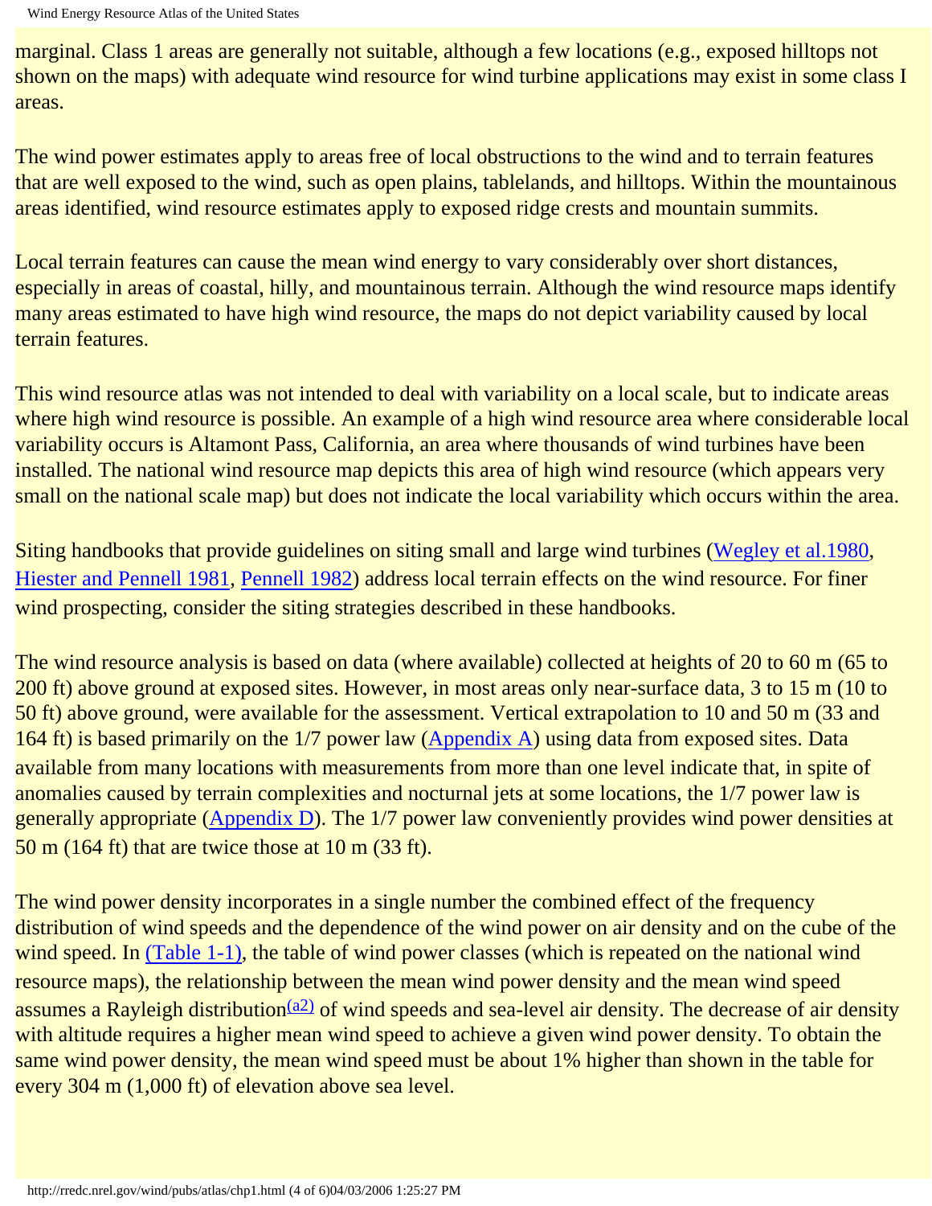marginal. Class 1 areas are generally not suitable, although a few locations (e.g., exposed hilltops not shown on the maps) with adequate wind resource for wind turbine applications may exist in some class I areas.

The wind power estimates apply to areas free of local obstructions to the wind and to terrain features that are well exposed to the wind, such as open plains, tablelands, and hilltops. Within the mountainous areas identified, wind resource estimates apply to exposed ridge crests and mountain summits.

Local terrain features can cause the mean wind energy to vary considerably over short distances, especially in areas of coastal, hilly, and mountainous terrain. Although the wind resource maps identify many areas estimated to have high wind resource, the maps do not depict variability caused by local terrain features.

This wind resource atlas was not intended to deal with variability on a local scale, but to indicate areas where high wind resource is possible. An example of a high wind resource area where considerable local variability occurs is Altamont Pass, California, an area where thousands of wind turbines have been installed. The national wind resource map depicts this area of high wind resource (which appears very small on the national scale map) but does not indicate the local variability which occurs within the area.

Siting handbooks that provide guidelines on siting small and large wind turbines (Wegley et al.1980, Hiester and Pennell 1981, Pennell 1982) address local terrain effects on the wind resource. For finer wind prospecting, consider the siting strategies described in these handbooks.

The wind resource analysis is based on data (where available) collected at heights of 20 to 60 m (65 to 200 ft) above ground at exposed sites. However, in most areas only near-surface data, 3 to 15 m (10 to 50 ft) above ground, were available for the assessment. Vertical extrapolation to 10 and 50 m (33 and 164 ft) is based primarily on the 1/7 power law (Appendix A) using data from exposed sites. Data available from many locations with measurements from more than one level indicate that, in spite of anomalies caused by terrain complexities and nocturnal jets at some locations, the 1/7 power law is generally appropriate (Appendix D). The 1/7 power law conveniently provides wind power densities at 50 m (164 ft) that are twice those at 10 m (33 ft).

The wind power density incorporates in a single number the combined effect of the frequency distribution of wind speeds and the dependence of the wind power on air density and on the cube of the wind speed. In (Table 1-1), the table of wind power classes (which is repeated on the national wind resource maps), the relationship between the mean wind power density and the mean wind speed assumes a Rayleigh distribution[(a2)] of wind speeds and sea-level air density. The decrease of air density with altitude requires a higher mean wind speed to achieve a given wind power density. To obtain the same wind power density, the mean wind speed must be about 1% higher than shown in the table for every 304 m (1,000 ft) of elevation above sea level.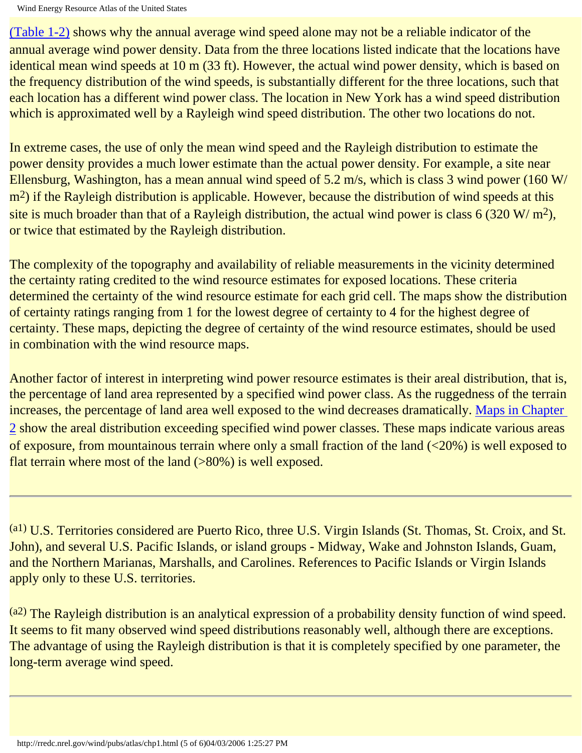(Table 1-2) shows why the annual average wind speed alone may not be a reliable indicator of the annual average wind power density. Data from the three locations listed indicate that the locations have identical mean wind speeds at 10 m (33 ft). However, the actual wind power density, which is based on the frequency distribution of the wind speeds, is substantially different for the three locations, such that each location has a different wind power class. The location in New York has a wind speed distribution which is approximated well by a Rayleigh wind speed distribution. The other two locations do not.

In extreme cases, the use of only the mean wind speed and the Rayleigh distribution to estimate the power density provides a much lower estimate than the actual power density. For example, a site near Ellensburg, Washington, has a mean annual wind speed of 5.2 m/s, which is class 3 wind power (160 W/ $m^2$) if the Rayleigh distribution is applicable. However, because the distribution of wind speeds at this site is much broader than that of a Rayleigh distribution, the actual wind power is class 6 (320 W/ $m^2$), or twice that estimated by the Rayleigh distribution.

The complexity of the topography and availability of reliable measurements in the vicinity determined the certainty rating credited to the wind resource estimates for exposed locations. These criteria determined the certainty of the wind resource estimate for each grid cell. The maps show the distribution of certainty ratings ranging from 1 for the lowest degree of certainty to 4 for the highest degree of certainty. These maps, depicting the degree of certainty of the wind resource estimates, should be used in combination with the wind resource maps.

Another factor of interest in interpreting wind power resource estimates is their areal distribution, that is, the percentage of land area represented by a specified wind power class. As the ruggedness of the terrain increases, the percentage of land area well exposed to the wind decreases dramatically. Maps in Chapter 2 show the areal distribution exceeding specified wind power classes. These maps indicate various areas of exposure, from mountainous terrain where only a small fraction of the land (<20%) is well exposed to flat terrain where most of the land (>80%) is well exposed.

---

[a1] U.S. Territories considered are Puerto Rico, three U.S. Virgin Islands (St. Thomas, St. Croix, and St. John), and several U.S. Pacific Islands, or island groups - Midway, Wake and Johnston Islands, Guam, and the Northern Marianas, Marshalls, and Carolines. References to Pacific Islands or Virgin Islands apply only to these U.S. territories.

[a2] The Rayleigh distribution is an analytical expression of a probability density function of wind speed. It seems to fit many observed wind speed distributions reasonably well, although there are exceptions. The advantage of using the Rayleigh distribution is that it is completely specified by one parameter, the long-term average wind speed.

---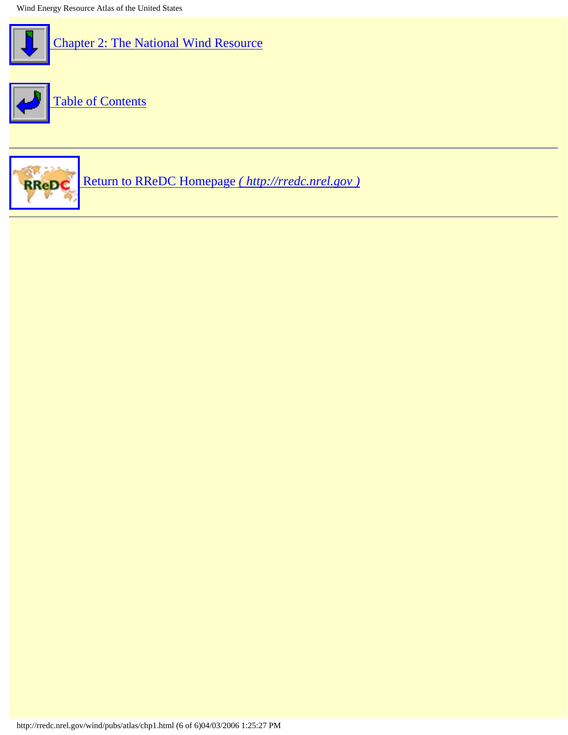[Chapter 2: The National Wind Resource](#)

[Table of Contents](#)

---

[Return to RReDC Homepage *( http://rredc.nrel.gov )*](http://rredc.nrel.gov)

---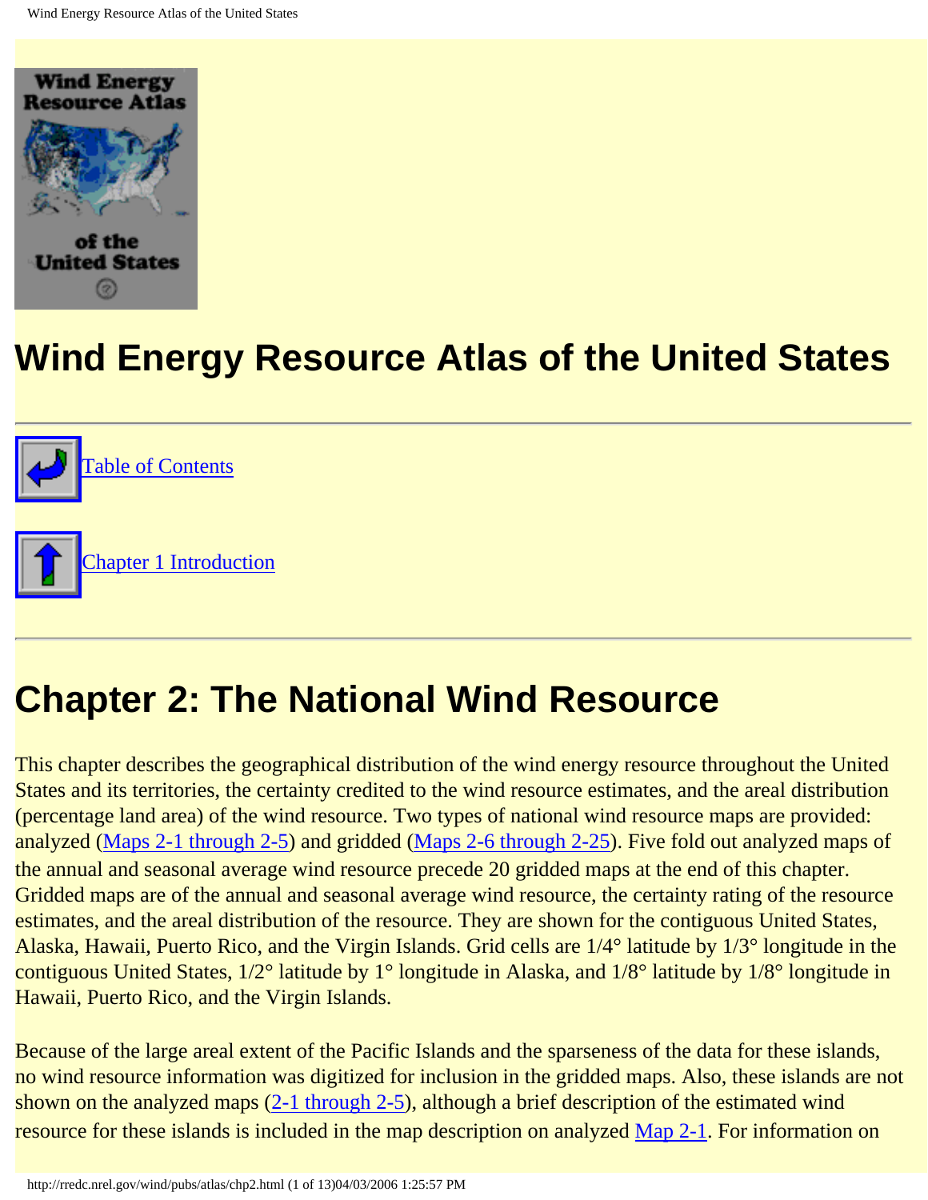# Wind Energy Resource Atlas of the United States

---

[Table of Contents]

[Chapter 1 Introduction]

---

## Chapter 2: The National Wind Resource

This chapter describes the geographical distribution of the wind energy resource throughout the United States and its territories, the certainty credited to the wind resource estimates, and the areal distribution (percentage land area) of the wind resource. Two types of national wind resource maps are provided: analyzed (Maps 2-1 through 2-5) and gridded (Maps 2-6 through 2-25). Five fold out analyzed maps of the annual and seasonal average wind resource precede 20 gridded maps at the end of this chapter. Gridded maps are of the annual and seasonal average wind resource, the certainty rating of the resource estimates, and the areal distribution of the resource. They are shown for the contiguous United States, Alaska, Hawaii, Puerto Rico, and the Virgin Islands. Grid cells are 1/4° latitude by 1/3° longitude in the contiguous United States, 1/2° latitude by 1° longitude in Alaska, and 1/8° latitude by 1/8° longitude in Hawaii, Puerto Rico, and the Virgin Islands.

Because of the large areal extent of the Pacific Islands and the sparseness of the data for these islands, no wind resource information was digitized for inclusion in the gridded maps. Also, these islands are not shown on the analyzed maps (2-1 through 2-5), although a brief description of the estimated wind resource for these islands is included in the map description on analyzed Map 2-1. For information on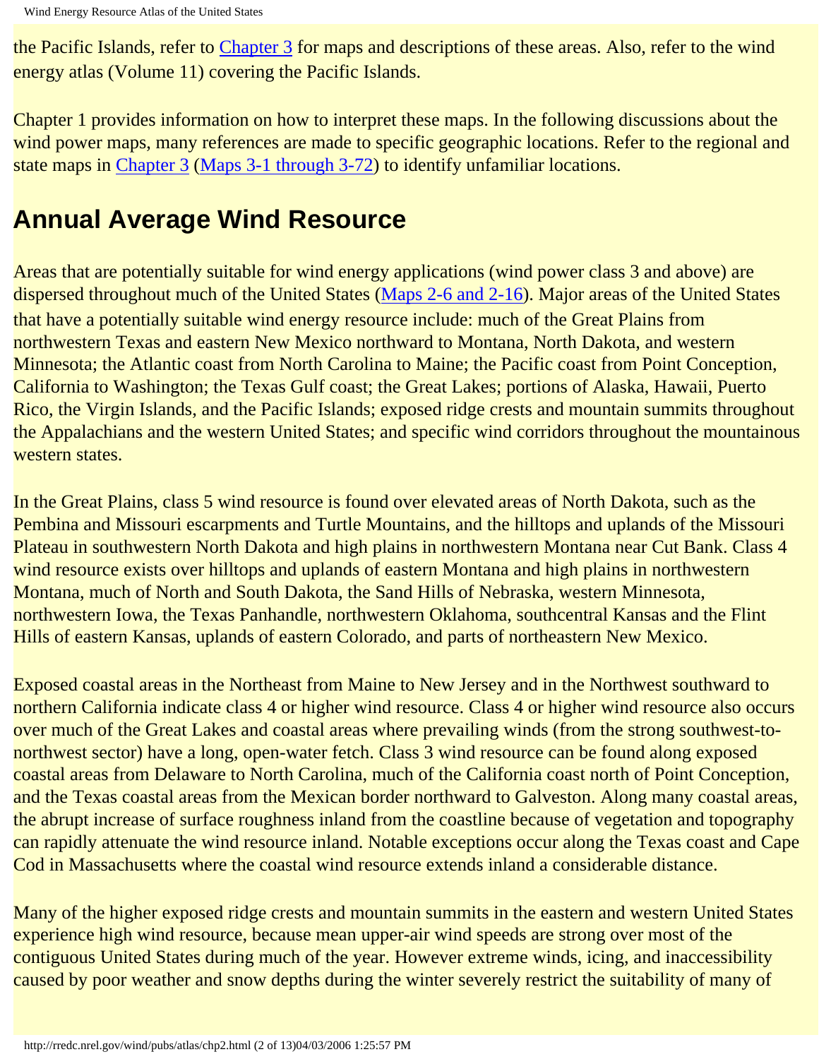the Pacific Islands, refer to Chapter 3 for maps and descriptions of these areas. Also, refer to the wind energy atlas (Volume 11) covering the Pacific Islands.

Chapter 1 provides information on how to interpret these maps. In the following discussions about the wind power maps, many references are made to specific geographic locations. Refer to the regional and state maps in Chapter 3 (Maps 3-1 through 3-72) to identify unfamiliar locations.

## Annual Average Wind Resource

Areas that are potentially suitable for wind energy applications (wind power class 3 and above) are dispersed throughout much of the United States (Maps 2-6 and 2-16). Major areas of the United States that have a potentially suitable wind energy resource include: much of the Great Plains from northwestern Texas and eastern New Mexico northward to Montana, North Dakota, and western Minnesota; the Atlantic coast from North Carolina to Maine; the Pacific coast from Point Conception, California to Washington; the Texas Gulf coast; the Great Lakes; portions of Alaska, Hawaii, Puerto Rico, the Virgin Islands, and the Pacific Islands; exposed ridge crests and mountain summits throughout the Appalachians and the western United States; and specific wind corridors throughout the mountainous western states.

In the Great Plains, class 5 wind resource is found over elevated areas of North Dakota, such as the Pembina and Missouri escarpments and Turtle Mountains, and the hilltops and uplands of the Missouri Plateau in southwestern North Dakota and high plains in northwestern Montana near Cut Bank. Class 4 wind resource exists over hilltops and uplands of eastern Montana and high plains in northwestern Montana, much of North and South Dakota, the Sand Hills of Nebraska, western Minnesota, northwestern Iowa, the Texas Panhandle, northwestern Oklahoma, southcentral Kansas and the Flint Hills of eastern Kansas, uplands of eastern Colorado, and parts of northeastern New Mexico.

Exposed coastal areas in the Northeast from Maine to New Jersey and in the Northwest southward to northern California indicate class 4 or higher wind resource. Class 4 or higher wind resource also occurs over much of the Great Lakes and coastal areas where prevailing winds (from the strong southwest-to-northwest sector) have a long, open-water fetch. Class 3 wind resource can be found along exposed coastal areas from Delaware to North Carolina, much of the California coast north of Point Conception, and the Texas coastal areas from the Mexican border northward to Galveston. Along many coastal areas, the abrupt increase of surface roughness inland from the coastline because of vegetation and topography can rapidly attenuate the wind resource inland. Notable exceptions occur along the Texas coast and Cape Cod in Massachusetts where the coastal wind resource extends inland a considerable distance.

Many of the higher exposed ridge crests and mountain summits in the eastern and western United States experience high wind resource, because mean upper-air wind speeds are strong over most of the contiguous United States during much of the year. However extreme winds, icing, and inaccessibility caused by poor weather and snow depths during the winter severely restrict the suitability of many of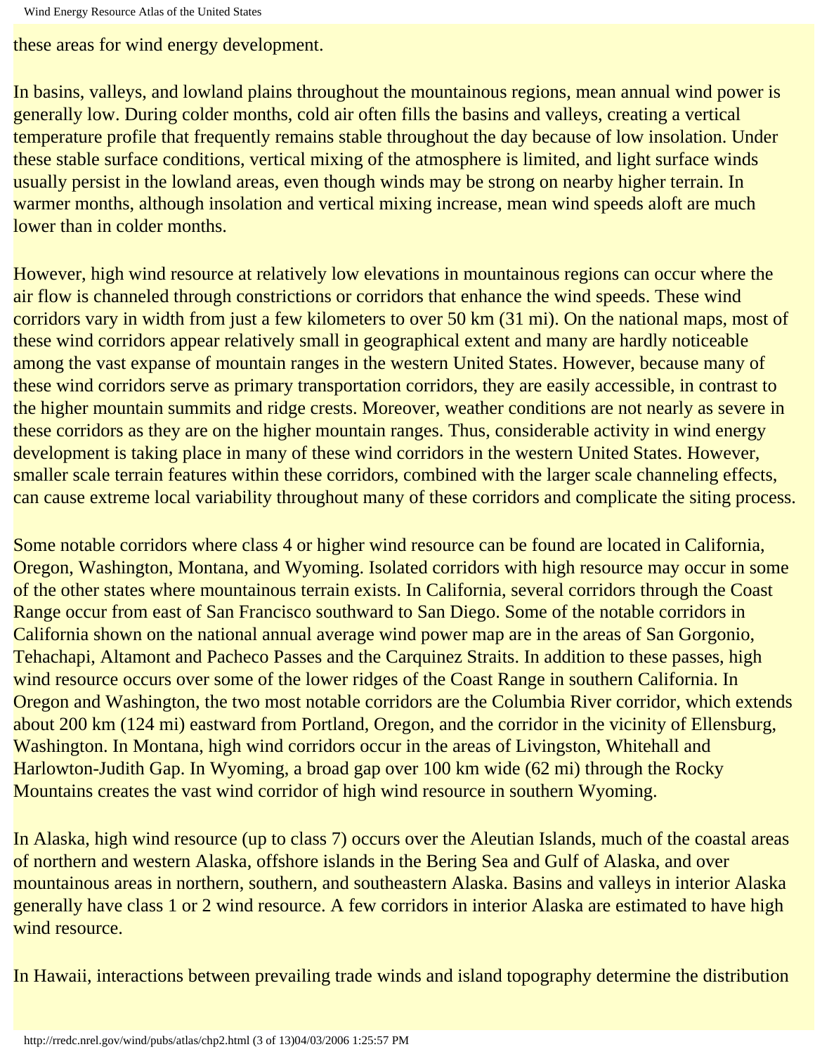these areas for wind energy development.

In basins, valleys, and lowland plains throughout the mountainous regions, mean annual wind power is generally low. During colder months, cold air often fills the basins and valleys, creating a vertical temperature profile that frequently remains stable throughout the day because of low insolation. Under these stable surface conditions, vertical mixing of the atmosphere is limited, and light surface winds usually persist in the lowland areas, even though winds may be strong on nearby higher terrain. In warmer months, although insolation and vertical mixing increase, mean wind speeds aloft are much lower than in colder months.

However, high wind resource at relatively low elevations in mountainous regions can occur where the air flow is channeled through constrictions or corridors that enhance the wind speeds. These wind corridors vary in width from just a few kilometers to over 50 km (31 mi). On the national maps, most of these wind corridors appear relatively small in geographical extent and many are hardly noticeable among the vast expanse of mountain ranges in the western United States. However, because many of these wind corridors serve as primary transportation corridors, they are easily accessible, in contrast to the higher mountain summits and ridge crests. Moreover, weather conditions are not nearly as severe in these corridors as they are on the higher mountain ranges. Thus, considerable activity in wind energy development is taking place in many of these wind corridors in the western United States. However, smaller scale terrain features within these corridors, combined with the larger scale channeling effects, can cause extreme local variability throughout many of these corridors and complicate the siting process.

Some notable corridors where class 4 or higher wind resource can be found are located in California, Oregon, Washington, Montana, and Wyoming. Isolated corridors with high resource may occur in some of the other states where mountainous terrain exists. In California, several corridors through the Coast Range occur from east of San Francisco southward to San Diego. Some of the notable corridors in California shown on the national annual average wind power map are in the areas of San Gorgonio, Tehachapi, Altamont and Pacheco Passes and the Carquinez Straits. In addition to these passes, high wind resource occurs over some of the lower ridges of the Coast Range in southern California. In Oregon and Washington, the two most notable corridors are the Columbia River corridor, which extends about 200 km (124 mi) eastward from Portland, Oregon, and the corridor in the vicinity of Ellensburg, Washington. In Montana, high wind corridors occur in the areas of Livingston, Whitehall and Harlowton-Judith Gap. In Wyoming, a broad gap over 100 km wide (62 mi) through the Rocky Mountains creates the vast wind corridor of high wind resource in southern Wyoming.

In Alaska, high wind resource (up to class 7) occurs over the Aleutian Islands, much of the coastal areas of northern and western Alaska, offshore islands in the Bering Sea and Gulf of Alaska, and over mountainous areas in northern, southern, and southeastern Alaska. Basins and valleys in interior Alaska generally have class 1 or 2 wind resource. A few corridors in interior Alaska are estimated to have high wind resource.

In Hawaii, interactions between prevailing trade winds and island topography determine the distribution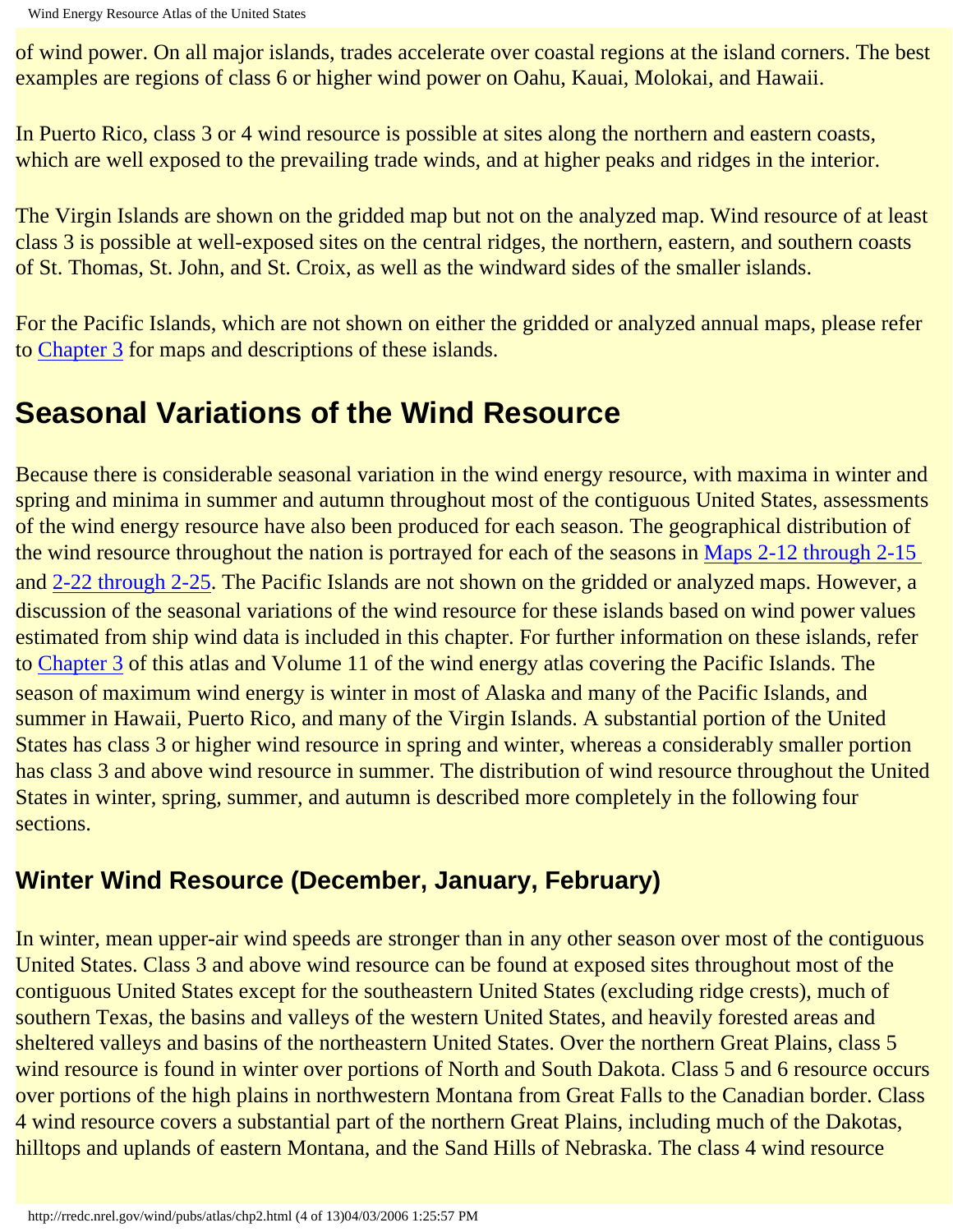of wind power. On all major islands, trades accelerate over coastal regions at the island corners. The best examples are regions of class 6 or higher wind power on Oahu, Kauai, Molokai, and Hawaii.

In Puerto Rico, class 3 or 4 wind resource is possible at sites along the northern and eastern coasts, which are well exposed to the prevailing trade winds, and at higher peaks and ridges in the interior.

The Virgin Islands are shown on the gridded map but not on the analyzed map. Wind resource of at least class 3 is possible at well-exposed sites on the central ridges, the northern, eastern, and southern coasts of St. Thomas, St. John, and St. Croix, as well as the windward sides of the smaller islands.

For the Pacific Islands, which are not shown on either the gridded or analyzed annual maps, please refer to Chapter 3 for maps and descriptions of these islands.

## Seasonal Variations of the Wind Resource

Because there is considerable seasonal variation in the wind energy resource, with maxima in winter and spring and minima in summer and autumn throughout most of the contiguous United States, assessments of the wind energy resource have also been produced for each season. The geographical distribution of the wind resource throughout the nation is portrayed for each of the seasons in Maps 2-12 through 2-15 and 2-22 through 2-25. The Pacific Islands are not shown on the gridded or analyzed maps. However, a discussion of the seasonal variations of the wind resource for these islands based on wind power values estimated from ship wind data is included in this chapter. For further information on these islands, refer to Chapter 3 of this atlas and Volume 11 of the wind energy atlas covering the Pacific Islands. The season of maximum wind energy is winter in most of Alaska and many of the Pacific Islands, and summer in Hawaii, Puerto Rico, and many of the Virgin Islands. A substantial portion of the United States has class 3 or higher wind resource in spring and winter, whereas a considerably smaller portion has class 3 and above wind resource in summer. The distribution of wind resource throughout the United States in winter, spring, summer, and autumn is described more completely in the following four sections.

### Winter Wind Resource (December, January, February)

In winter, mean upper-air wind speeds are stronger than in any other season over most of the contiguous United States. Class 3 and above wind resource can be found at exposed sites throughout most of the contiguous United States except for the southeastern United States (excluding ridge crests), much of southern Texas, the basins and valleys of the western United States, and heavily forested areas and sheltered valleys and basins of the northeastern United States. Over the northern Great Plains, class 5 wind resource is found in winter over portions of North and South Dakota. Class 5 and 6 resource occurs over portions of the high plains in northwestern Montana from Great Falls to the Canadian border. Class 4 wind resource covers a substantial part of the northern Great Plains, including much of the Dakotas, hilltops and uplands of eastern Montana, and the Sand Hills of Nebraska. The class 4 wind resource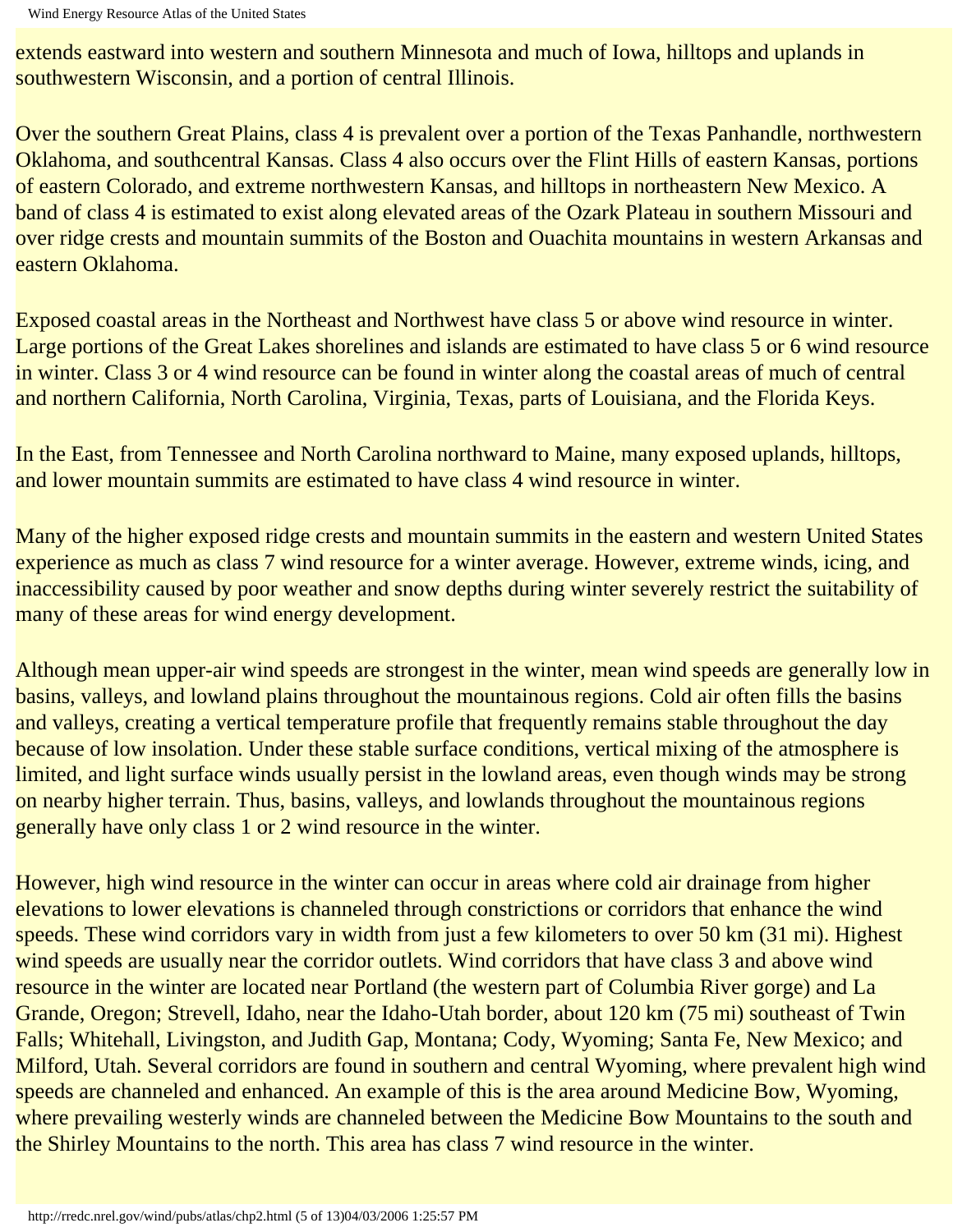extends eastward into western and southern Minnesota and much of Iowa, hilltops and uplands in southwestern Wisconsin, and a portion of central Illinois.

Over the southern Great Plains, class 4 is prevalent over a portion of the Texas Panhandle, northwestern Oklahoma, and southcentral Kansas. Class 4 also occurs over the Flint Hills of eastern Kansas, portions of eastern Colorado, and extreme northwestern Kansas, and hilltops in northeastern New Mexico. A band of class 4 is estimated to exist along elevated areas of the Ozark Plateau in southern Missouri and over ridge crests and mountain summits of the Boston and Ouachita mountains in western Arkansas and eastern Oklahoma.

Exposed coastal areas in the Northeast and Northwest have class 5 or above wind resource in winter. Large portions of the Great Lakes shorelines and islands are estimated to have class 5 or 6 wind resource in winter. Class 3 or 4 wind resource can be found in winter along the coastal areas of much of central and northern California, North Carolina, Virginia, Texas, parts of Louisiana, and the Florida Keys.

In the East, from Tennessee and North Carolina northward to Maine, many exposed uplands, hilltops, and lower mountain summits are estimated to have class 4 wind resource in winter.

Many of the higher exposed ridge crests and mountain summits in the eastern and western United States experience as much as class 7 wind resource for a winter average. However, extreme winds, icing, and inaccessibility caused by poor weather and snow depths during winter severely restrict the suitability of many of these areas for wind energy development.

Although mean upper-air wind speeds are strongest in the winter, mean wind speeds are generally low in basins, valleys, and lowland plains throughout the mountainous regions. Cold air often fills the basins and valleys, creating a vertical temperature profile that frequently remains stable throughout the day because of low insolation. Under these stable surface conditions, vertical mixing of the atmosphere is limited, and light surface winds usually persist in the lowland areas, even though winds may be strong on nearby higher terrain. Thus, basins, valleys, and lowlands throughout the mountainous regions generally have only class 1 or 2 wind resource in the winter.

However, high wind resource in the winter can occur in areas where cold air drainage from higher elevations to lower elevations is channeled through constrictions or corridors that enhance the wind speeds. These wind corridors vary in width from just a few kilometers to over 50 km (31 mi). Highest wind speeds are usually near the corridor outlets. Wind corridors that have class 3 and above wind resource in the winter are located near Portland (the western part of Columbia River gorge) and La Grande, Oregon; Strevell, Idaho, near the Idaho-Utah border, about 120 km (75 mi) southeast of Twin Falls; Whitehall, Livingston, and Judith Gap, Montana; Cody, Wyoming; Santa Fe, New Mexico; and Milford, Utah. Several corridors are found in southern and central Wyoming, where prevalent high wind speeds are channeled and enhanced. An example of this is the area around Medicine Bow, Wyoming, where prevailing westerly winds are channeled between the Medicine Bow Mountains to the south and the Shirley Mountains to the north. This area has class 7 wind resource in the winter.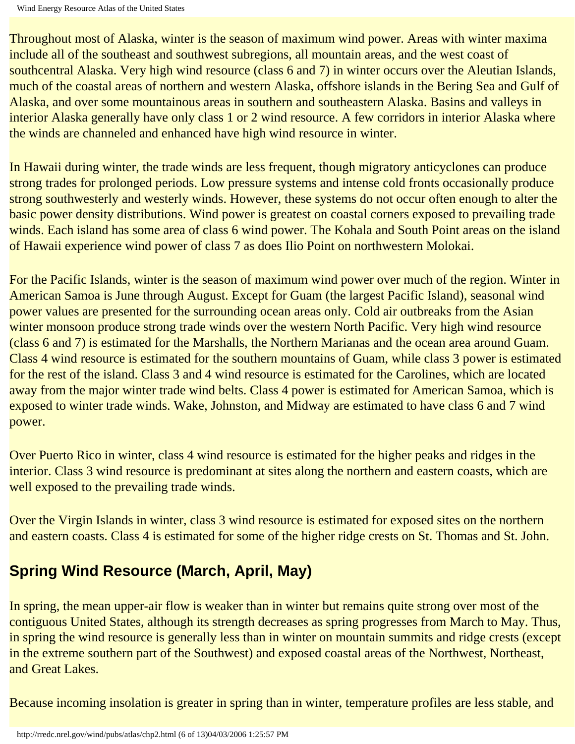Throughout most of Alaska, winter is the season of maximum wind power. Areas with winter maxima include all of the southeast and southwest subregions, all mountain areas, and the west coast of southcentral Alaska. Very high wind resource (class 6 and 7) in winter occurs over the Aleutian Islands, much of the coastal areas of northern and western Alaska, offshore islands in the Bering Sea and Gulf of Alaska, and over some mountainous areas in southern and southeastern Alaska. Basins and valleys in interior Alaska generally have only class 1 or 2 wind resource. A few corridors in interior Alaska where the winds are channeled and enhanced have high wind resource in winter.

In Hawaii during winter, the trade winds are less frequent, though migratory anticyclones can produce strong trades for prolonged periods. Low pressure systems and intense cold fronts occasionally produce strong southwesterly and westerly winds. However, these systems do not occur often enough to alter the basic power density distributions. Wind power is greatest on coastal corners exposed to prevailing trade winds. Each island has some area of class 6 wind power. The Kohala and South Point areas on the island of Hawaii experience wind power of class 7 as does Ilio Point on northwestern Molokai.

For the Pacific Islands, winter is the season of maximum wind power over much of the region. Winter in American Samoa is June through August. Except for Guam (the largest Pacific Island), seasonal wind power values are presented for the surrounding ocean areas only. Cold air outbreaks from the Asian winter monsoon produce strong trade winds over the western North Pacific. Very high wind resource (class 6 and 7) is estimated for the Marshalls, the Northern Marianas and the ocean area around Guam. Class 4 wind resource is estimated for the southern mountains of Guam, while class 3 power is estimated for the rest of the island. Class 3 and 4 wind resource is estimated for the Carolines, which are located away from the major winter trade wind belts. Class 4 power is estimated for American Samoa, which is exposed to winter trade winds. Wake, Johnston, and Midway are estimated to have class 6 and 7 wind power.

Over Puerto Rico in winter, class 4 wind resource is estimated for the higher peaks and ridges in the interior. Class 3 wind resource is predominant at sites along the northern and eastern coasts, which are well exposed to the prevailing trade winds.

Over the Virgin Islands in winter, class 3 wind resource is estimated for exposed sites on the northern and eastern coasts. Class 4 is estimated for some of the higher ridge crests on St. Thomas and St. John.

## Spring Wind Resource (March, April, May)

In spring, the mean upper-air flow is weaker than in winter but remains quite strong over most of the contiguous United States, although its strength decreases as spring progresses from March to May. Thus, in spring the wind resource is generally less than in winter on mountain summits and ridge crests (except in the extreme southern part of the Southwest) and exposed coastal areas of the Northwest, Northeast, and Great Lakes.

Because incoming insolation is greater in spring than in winter, temperature profiles are less stable, and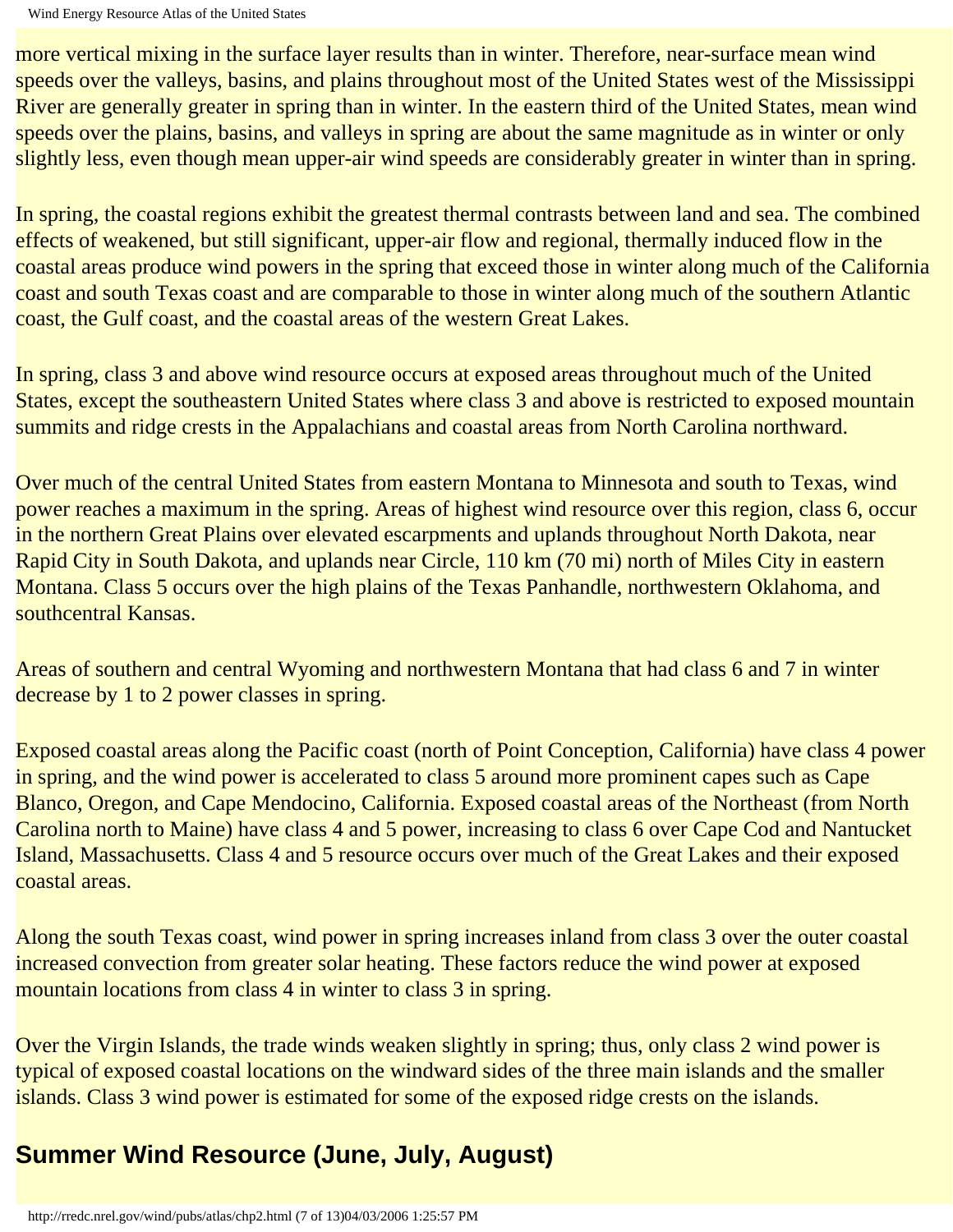more vertical mixing in the surface layer results than in winter. Therefore, near-surface mean wind speeds over the valleys, basins, and plains throughout most of the United States west of the Mississippi River are generally greater in spring than in winter. In the eastern third of the United States, mean wind speeds over the plains, basins, and valleys in spring are about the same magnitude as in winter or only slightly less, even though mean upper-air wind speeds are considerably greater in winter than in spring.

In spring, the coastal regions exhibit the greatest thermal contrasts between land and sea. The combined effects of weakened, but still significant, upper-air flow and regional, thermally induced flow in the coastal areas produce wind powers in the spring that exceed those in winter along much of the California coast and south Texas coast and are comparable to those in winter along much of the southern Atlantic coast, the Gulf coast, and the coastal areas of the western Great Lakes.

In spring, class 3 and above wind resource occurs at exposed areas throughout much of the United States, except the southeastern United States where class 3 and above is restricted to exposed mountain summits and ridge crests in the Appalachians and coastal areas from North Carolina northward.

Over much of the central United States from eastern Montana to Minnesota and south to Texas, wind power reaches a maximum in the spring. Areas of highest wind resource over this region, class 6, occur in the northern Great Plains over elevated escarpments and uplands throughout North Dakota, near Rapid City in South Dakota, and uplands near Circle, 110 km (70 mi) north of Miles City in eastern Montana. Class 5 occurs over the high plains of the Texas Panhandle, northwestern Oklahoma, and southcentral Kansas.

Areas of southern and central Wyoming and northwestern Montana that had class 6 and 7 in winter decrease by 1 to 2 power classes in spring.

Exposed coastal areas along the Pacific coast (north of Point Conception, California) have class 4 power in spring, and the wind power is accelerated to class 5 around more prominent capes such as Cape Blanco, Oregon, and Cape Mendocino, California. Exposed coastal areas of the Northeast (from North Carolina north to Maine) have class 4 and 5 power, increasing to class 6 over Cape Cod and Nantucket Island, Massachusetts. Class 4 and 5 resource occurs over much of the Great Lakes and their exposed coastal areas.

Along the south Texas coast, wind power in spring increases inland from class 3 over the outer coastal increased convection from greater solar heating. These factors reduce the wind power at exposed mountain locations from class 4 in winter to class 3 in spring.

Over the Virgin Islands, the trade winds weaken slightly in spring; thus, only class 2 wind power is typical of exposed coastal locations on the windward sides of the three main islands and the smaller islands. Class 3 wind power is estimated for some of the exposed ridge crests on the islands.

## Summer Wind Resource (June, July, August)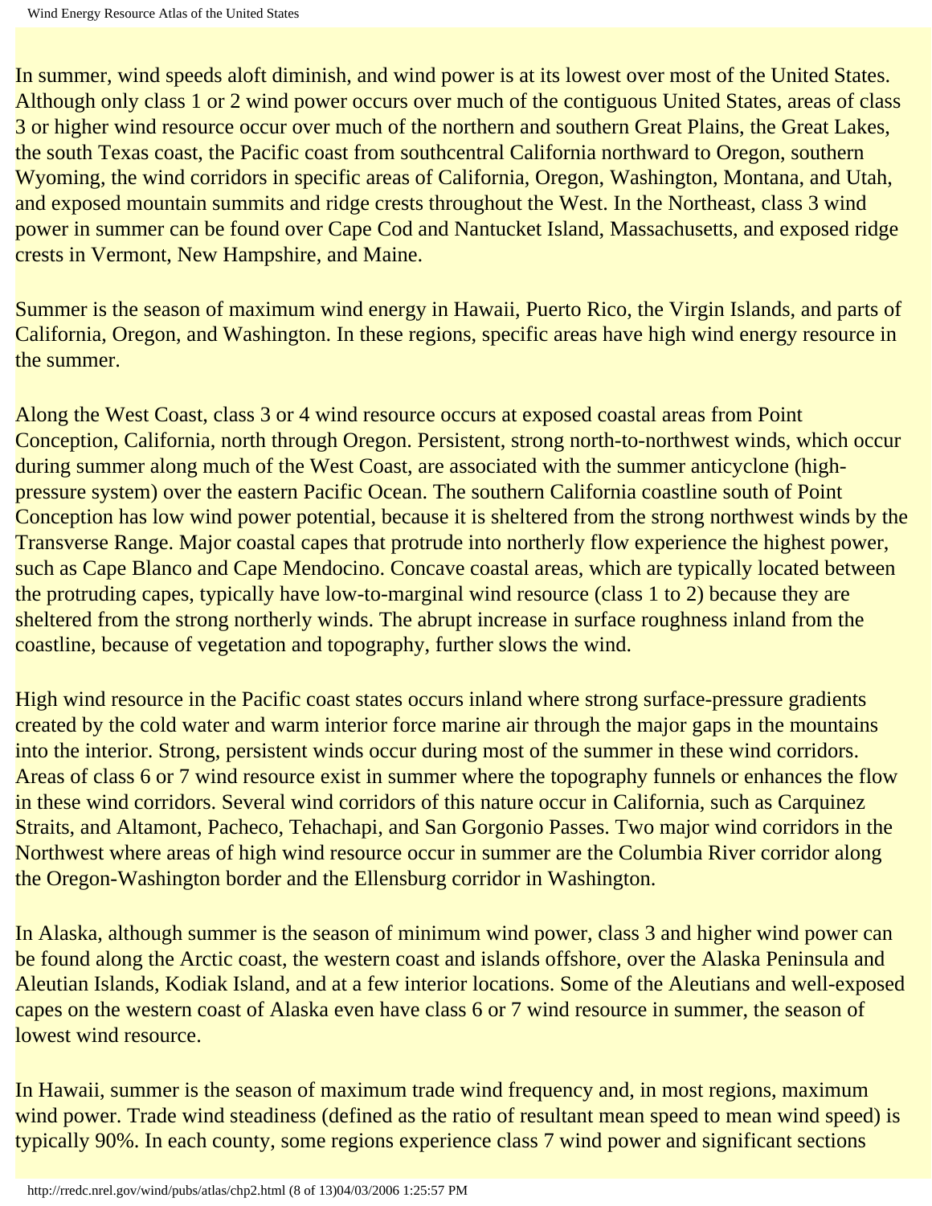In summer, wind speeds aloft diminish, and wind power is at its lowest over most of the United States. Although only class 1 or 2 wind power occurs over much of the contiguous United States, areas of class 3 or higher wind resource occur over much of the northern and southern Great Plains, the Great Lakes, the south Texas coast, the Pacific coast from southcentral California northward to Oregon, southern Wyoming, the wind corridors in specific areas of California, Oregon, Washington, Montana, and Utah, and exposed mountain summits and ridge crests throughout the West. In the Northeast, class 3 wind power in summer can be found over Cape Cod and Nantucket Island, Massachusetts, and exposed ridge crests in Vermont, New Hampshire, and Maine.

Summer is the season of maximum wind energy in Hawaii, Puerto Rico, the Virgin Islands, and parts of California, Oregon, and Washington. In these regions, specific areas have high wind energy resource in the summer.

Along the West Coast, class 3 or 4 wind resource occurs at exposed coastal areas from Point Conception, California, north through Oregon. Persistent, strong north-to-northwest winds, which occur during summer along much of the West Coast, are associated with the summer anticyclone (high-pressure system) over the eastern Pacific Ocean. The southern California coastline south of Point Conception has low wind power potential, because it is sheltered from the strong northwest winds by the Transverse Range. Major coastal capes that protrude into northerly flow experience the highest power, such as Cape Blanco and Cape Mendocino. Concave coastal areas, which are typically located between the protruding capes, typically have low-to-marginal wind resource (class 1 to 2) because they are sheltered from the strong northerly winds. The abrupt increase in surface roughness inland from the coastline, because of vegetation and topography, further slows the wind.

High wind resource in the Pacific coast states occurs inland where strong surface-pressure gradients created by the cold water and warm interior force marine air through the major gaps in the mountains into the interior. Strong, persistent winds occur during most of the summer in these wind corridors. Areas of class 6 or 7 wind resource exist in summer where the topography funnels or enhances the flow in these wind corridors. Several wind corridors of this nature occur in California, such as Carquinez Straits, and Altamont, Pacheco, Tehachapi, and San Gorgonio Passes. Two major wind corridors in the Northwest where areas of high wind resource occur in summer are the Columbia River corridor along the Oregon-Washington border and the Ellensburg corridor in Washington.

In Alaska, although summer is the season of minimum wind power, class 3 and higher wind power can be found along the Arctic coast, the western coast and islands offshore, over the Alaska Peninsula and Aleutian Islands, Kodiak Island, and at a few interior locations. Some of the Aleutians and well-exposed capes on the western coast of Alaska even have class 6 or 7 wind resource in summer, the season of lowest wind resource.

In Hawaii, summer is the season of maximum trade wind frequency and, in most regions, maximum wind power. Trade wind steadiness (defined as the ratio of resultant mean speed to mean wind speed) is typically 90%. In each county, some regions experience class 7 wind power and significant sections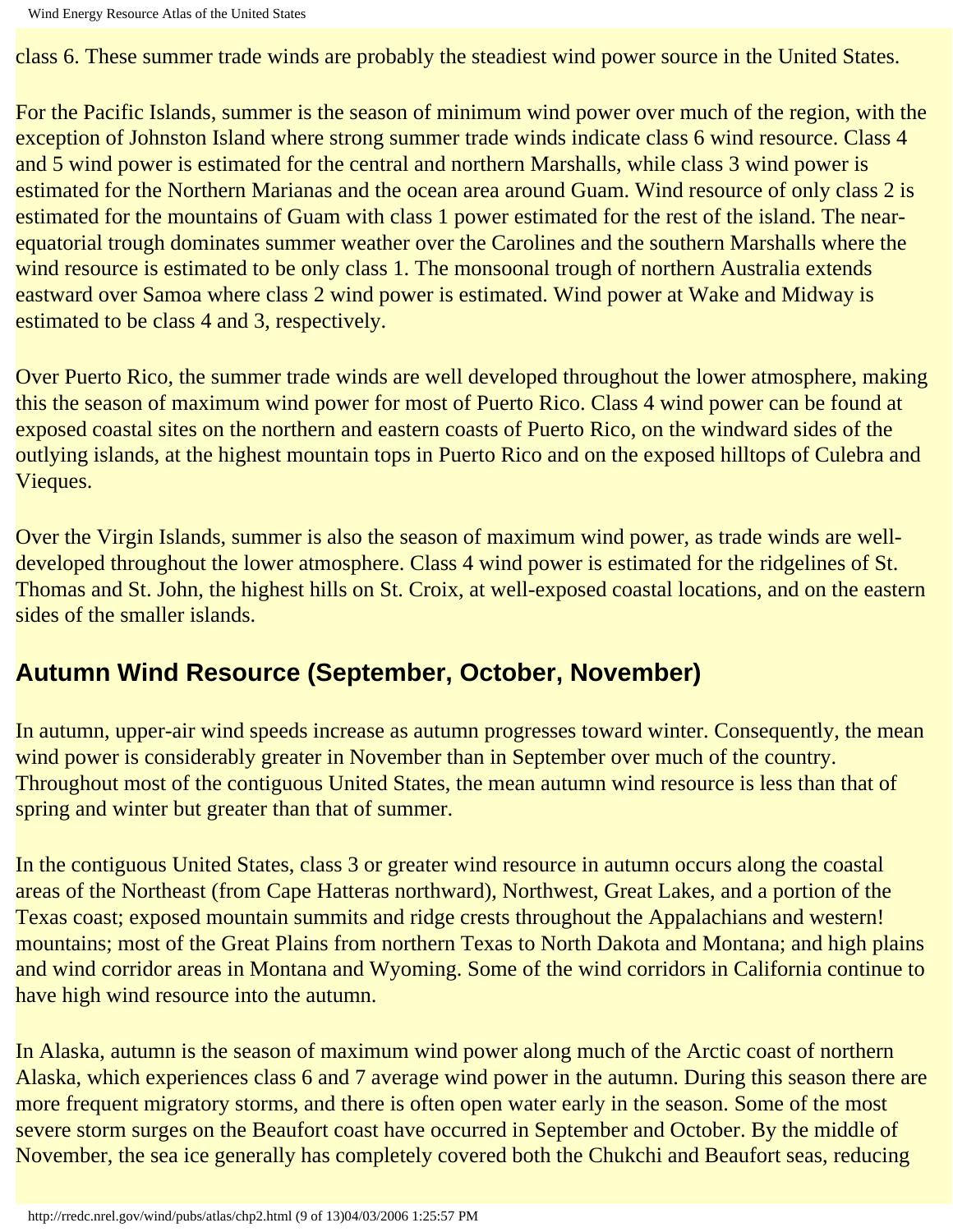class 6. These summer trade winds are probably the steadiest wind power source in the United States.

For the Pacific Islands, summer is the season of minimum wind power over much of the region, with the exception of Johnston Island where strong summer trade winds indicate class 6 wind resource. Class 4 and 5 wind power is estimated for the central and northern Marshalls, while class 3 wind power is estimated for the Northern Marianas and the ocean area around Guam. Wind resource of only class 2 is estimated for the mountains of Guam with class 1 power estimated for the rest of the island. The near-equatorial trough dominates summer weather over the Carolines and the southern Marshalls where the wind resource is estimated to be only class 1. The monsoonal trough of northern Australia extends eastward over Samoa where class 2 wind power is estimated. Wind power at Wake and Midway is estimated to be class 4 and 3, respectively.

Over Puerto Rico, the summer trade winds are well developed throughout the lower atmosphere, making this the season of maximum wind power for most of Puerto Rico. Class 4 wind power can be found at exposed coastal sites on the northern and eastern coasts of Puerto Rico, on the windward sides of the outlying islands, at the highest mountain tops in Puerto Rico and on the exposed hilltops of Culebra and Vieques.

Over the Virgin Islands, summer is also the season of maximum wind power, as trade winds are well-developed throughout the lower atmosphere. Class 4 wind power is estimated for the ridgelines of St. Thomas and St. John, the highest hills on St. Croix, at well-exposed coastal locations, and on the eastern sides of the smaller islands.

## Autumn Wind Resource (September, October, November)

In autumn, upper-air wind speeds increase as autumn progresses toward winter. Consequently, the mean wind power is considerably greater in November than in September over much of the country. Throughout most of the contiguous United States, the mean autumn wind resource is less than that of spring and winter but greater than that of summer.

In the contiguous United States, class 3 or greater wind resource in autumn occurs along the coastal areas of the Northeast (from Cape Hatteras northward), Northwest, Great Lakes, and a portion of the Texas coast; exposed mountain summits and ridge crests throughout the Appalachians and western! mountains; most of the Great Plains from northern Texas to North Dakota and Montana; and high plains and wind corridor areas in Montana and Wyoming. Some of the wind corridors in California continue to have high wind resource into the autumn.

In Alaska, autumn is the season of maximum wind power along much of the Arctic coast of northern Alaska, which experiences class 6 and 7 average wind power in the autumn. During this season there are more frequent migratory storms, and there is often open water early in the season. Some of the most severe storm surges on the Beaufort coast have occurred in September and October. By the middle of November, the sea ice generally has completely covered both the Chukchi and Beaufort seas, reducing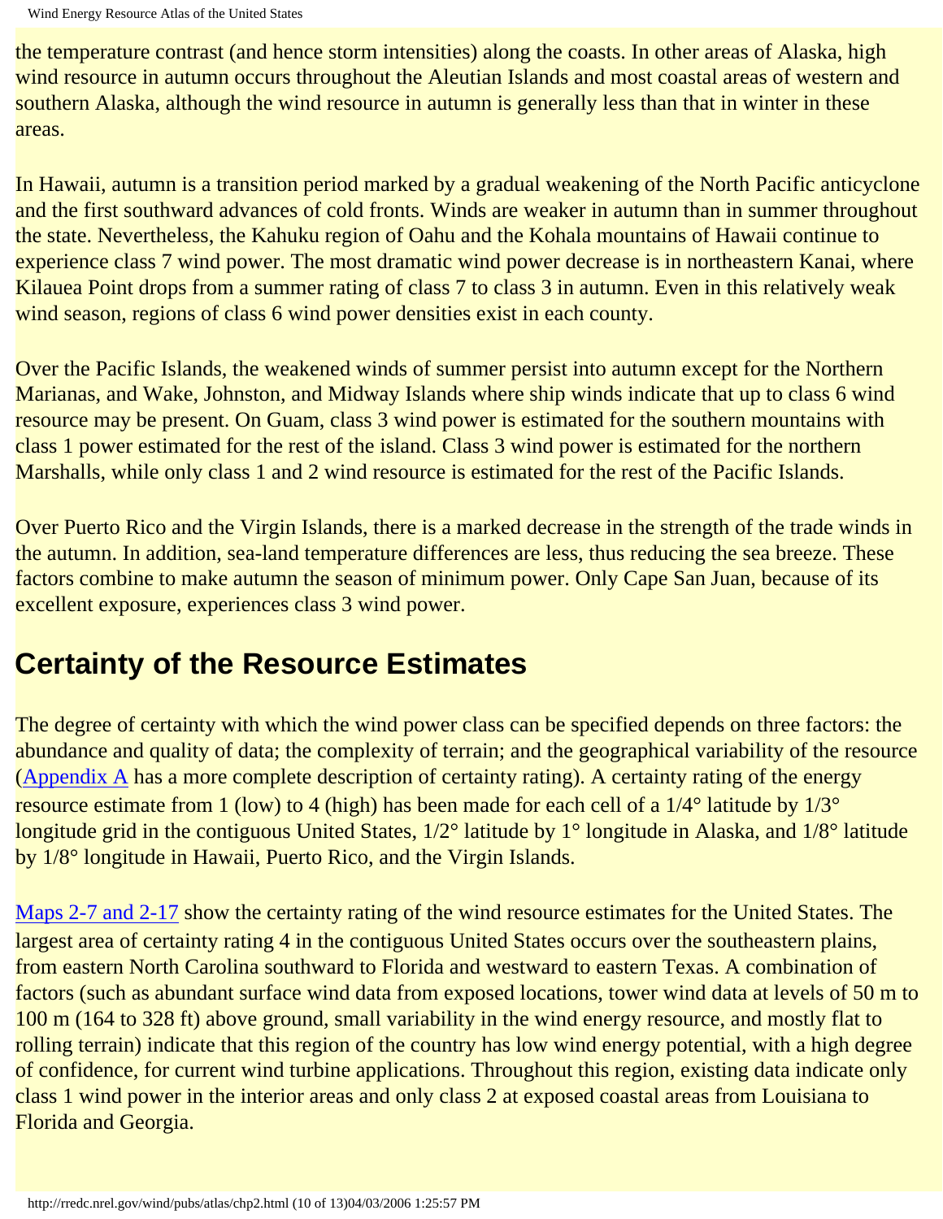the temperature contrast (and hence storm intensities) along the coasts. In other areas of Alaska, high wind resource in autumn occurs throughout the Aleutian Islands and most coastal areas of western and southern Alaska, although the wind resource in autumn is generally less than that in winter in these areas.

In Hawaii, autumn is a transition period marked by a gradual weakening of the North Pacific anticyclone and the first southward advances of cold fronts. Winds are weaker in autumn than in summer throughout the state. Nevertheless, the Kahuku region of Oahu and the Kohala mountains of Hawaii continue to experience class 7 wind power. The most dramatic wind power decrease is in northeastern Kanai, where Kilauea Point drops from a summer rating of class 7 to class 3 in autumn. Even in this relatively weak wind season, regions of class 6 wind power densities exist in each county.

Over the Pacific Islands, the weakened winds of summer persist into autumn except for the Northern Marianas, and Wake, Johnston, and Midway Islands where ship winds indicate that up to class 6 wind resource may be present. On Guam, class 3 wind power is estimated for the southern mountains with class 1 power estimated for the rest of the island. Class 3 wind power is estimated for the northern Marshalls, while only class 1 and 2 wind resource is estimated for the rest of the Pacific Islands.

Over Puerto Rico and the Virgin Islands, there is a marked decrease in the strength of the trade winds in the autumn. In addition, sea-land temperature differences are less, thus reducing the sea breeze. These factors combine to make autumn the season of minimum power. Only Cape San Juan, because of its excellent exposure, experiences class 3 wind power.

## Certainty of the Resource Estimates

The degree of certainty with which the wind power class can be specified depends on three factors: the abundance and quality of data; the complexity of terrain; and the geographical variability of the resource (Appendix A has a more complete description of certainty rating). A certainty rating of the energy resource estimate from 1 (low) to 4 (high) has been made for each cell of a 1/4° latitude by 1/3° longitude grid in the contiguous United States, 1/2° latitude by 1° longitude in Alaska, and 1/8° latitude by 1/8° longitude in Hawaii, Puerto Rico, and the Virgin Islands.

Maps 2-7 and 2-17 show the certainty rating of the wind resource estimates for the United States. The largest area of certainty rating 4 in the contiguous United States occurs over the southeastern plains, from eastern North Carolina southward to Florida and westward to eastern Texas. A combination of factors (such as abundant surface wind data from exposed locations, tower wind data at levels of 50 m to 100 m (164 to 328 ft) above ground, small variability in the wind energy resource, and mostly flat to rolling terrain) indicate that this region of the country has low wind energy potential, with a high degree of confidence, for current wind turbine applications. Throughout this region, existing data indicate only class 1 wind power in the interior areas and only class 2 at exposed coastal areas from Louisiana to Florida and Georgia.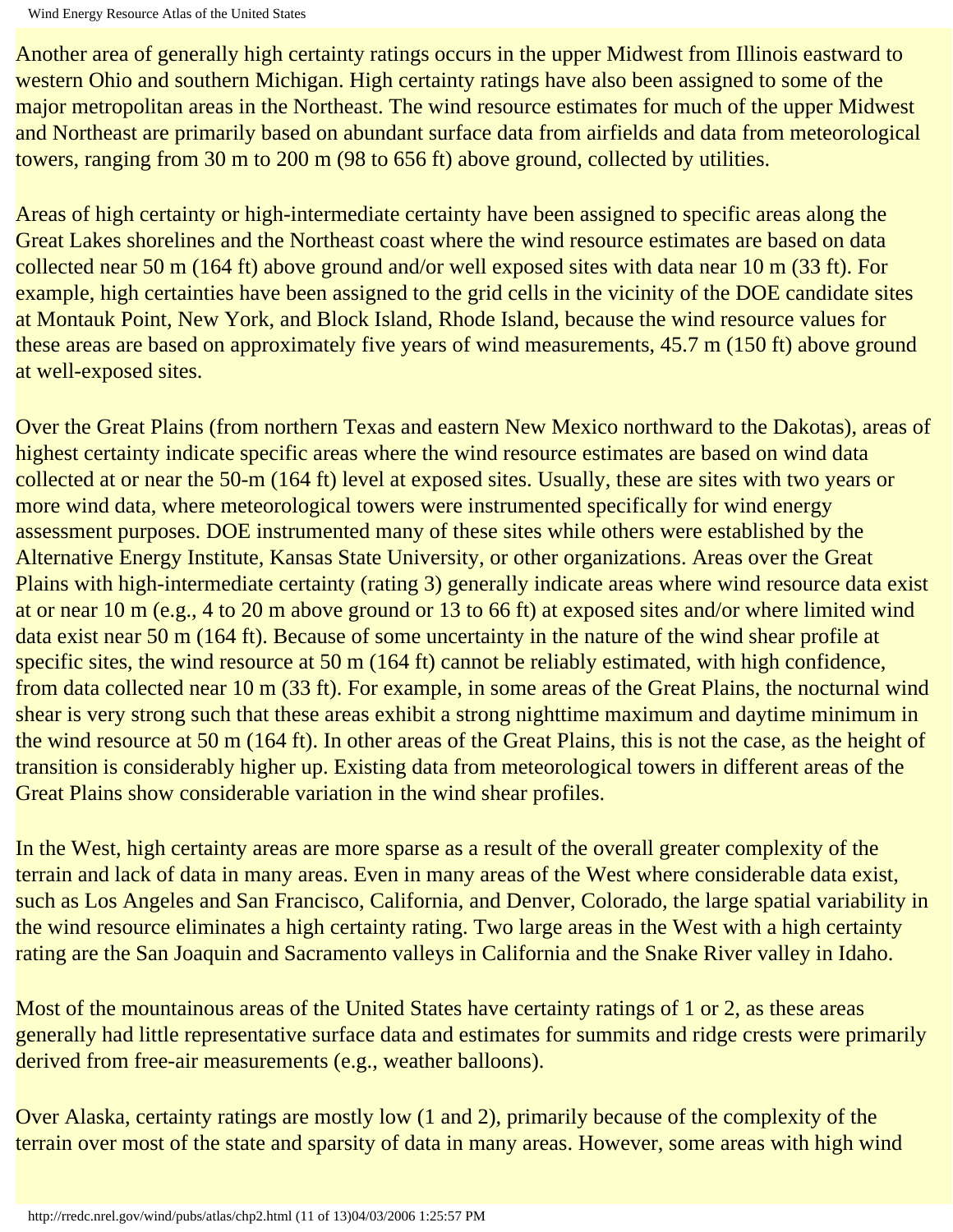Another area of generally high certainty ratings occurs in the upper Midwest from Illinois eastward to western Ohio and southern Michigan. High certainty ratings have also been assigned to some of the major metropolitan areas in the Northeast. The wind resource estimates for much of the upper Midwest and Northeast are primarily based on abundant surface data from airfields and data from meteorological towers, ranging from 30 m to 200 m (98 to 656 ft) above ground, collected by utilities.

Areas of high certainty or high-intermediate certainty have been assigned to specific areas along the Great Lakes shorelines and the Northeast coast where the wind resource estimates are based on data collected near 50 m (164 ft) above ground and/or well exposed sites with data near 10 m (33 ft). For example, high certainties have been assigned to the grid cells in the vicinity of the DOE candidate sites at Montauk Point, New York, and Block Island, Rhode Island, because the wind resource values for these areas are based on approximately five years of wind measurements, 45.7 m (150 ft) above ground at well-exposed sites.

Over the Great Plains (from northern Texas and eastern New Mexico northward to the Dakotas), areas of highest certainty indicate specific areas where the wind resource estimates are based on wind data collected at or near the 50-m (164 ft) level at exposed sites. Usually, these are sites with two years or more wind data, where meteorological towers were instrumented specifically for wind energy assessment purposes. DOE instrumented many of these sites while others were established by the Alternative Energy Institute, Kansas State University, or other organizations. Areas over the Great Plains with high-intermediate certainty (rating 3) generally indicate areas where wind resource data exist at or near 10 m (e.g., 4 to 20 m above ground or 13 to 66 ft) at exposed sites and/or where limited wind data exist near 50 m (164 ft). Because of some uncertainty in the nature of the wind shear profile at specific sites, the wind resource at 50 m (164 ft) cannot be reliably estimated, with high confidence, from data collected near 10 m (33 ft). For example, in some areas of the Great Plains, the nocturnal wind shear is very strong such that these areas exhibit a strong nighttime maximum and daytime minimum in the wind resource at 50 m (164 ft). In other areas of the Great Plains, this is not the case, as the height of transition is considerably higher up. Existing data from meteorological towers in different areas of the Great Plains show considerable variation in the wind shear profiles.

In the West, high certainty areas are more sparse as a result of the overall greater complexity of the terrain and lack of data in many areas. Even in many areas of the West where considerable data exist, such as Los Angeles and San Francisco, California, and Denver, Colorado, the large spatial variability in the wind resource eliminates a high certainty rating. Two large areas in the West with a high certainty rating are the San Joaquin and Sacramento valleys in California and the Snake River valley in Idaho.

Most of the mountainous areas of the United States have certainty ratings of 1 or 2, as these areas generally had little representative surface data and estimates for summits and ridge crests were primarily derived from free-air measurements (e.g., weather balloons).

Over Alaska, certainty ratings are mostly low (1 and 2), primarily because of the complexity of the terrain over most of the state and sparsity of data in many areas. However, some areas with high wind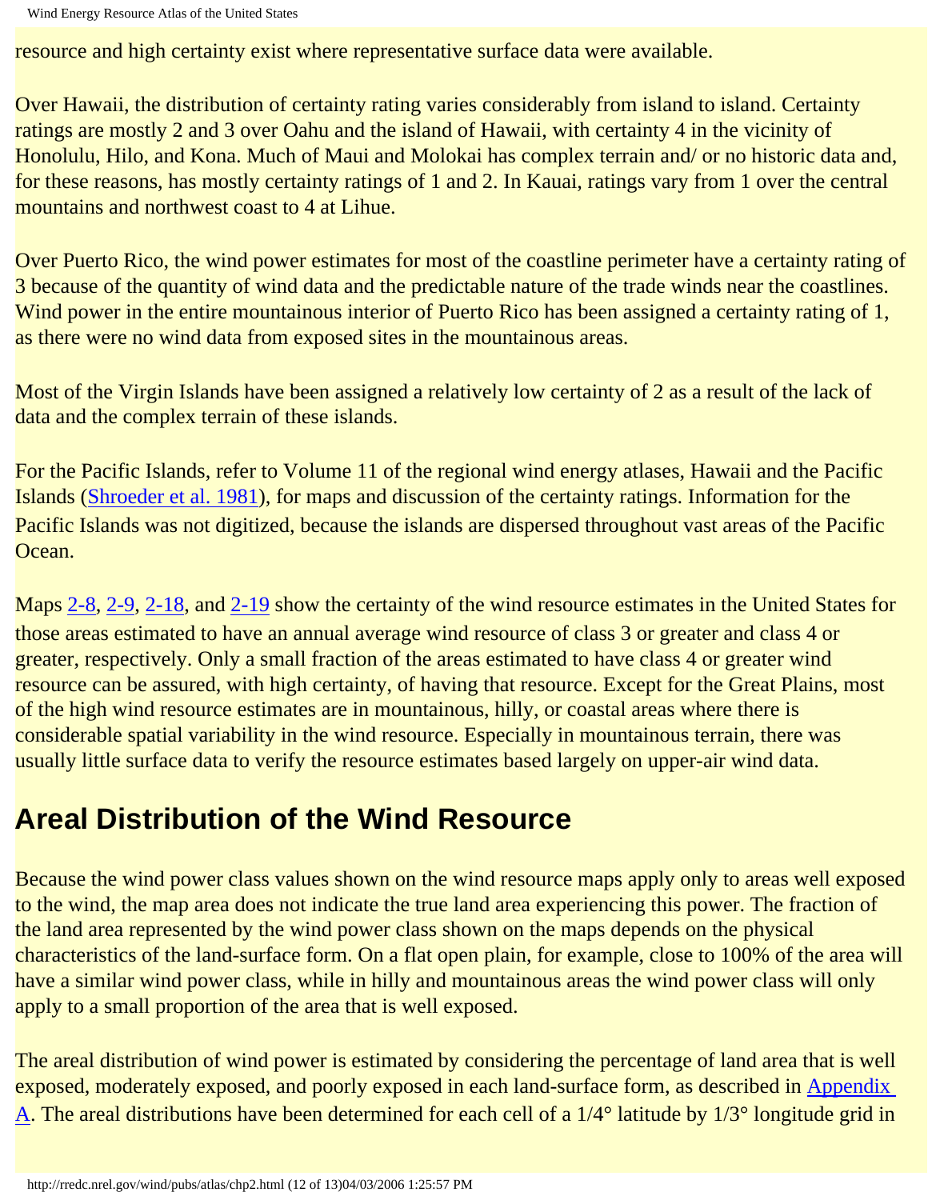resource and high certainty exist where representative surface data were available.

Over Hawaii, the distribution of certainty rating varies considerably from island to island. Certainty ratings are mostly 2 and 3 over Oahu and the island of Hawaii, with certainty 4 in the vicinity of Honolulu, Hilo, and Kona. Much of Maui and Molokai has complex terrain and/ or no historic data and, for these reasons, has mostly certainty ratings of 1 and 2. In Kauai, ratings vary from 1 over the central mountains and northwest coast to 4 at Lihue.

Over Puerto Rico, the wind power estimates for most of the coastline perimeter have a certainty rating of 3 because of the quantity of wind data and the predictable nature of the trade winds near the coastlines. Wind power in the entire mountainous interior of Puerto Rico has been assigned a certainty rating of 1, as there were no wind data from exposed sites in the mountainous areas.

Most of the Virgin Islands have been assigned a relatively low certainty of 2 as a result of the lack of data and the complex terrain of these islands.

For the Pacific Islands, refer to Volume 11 of the regional wind energy atlases, Hawaii and the Pacific Islands (Shroeder et al. 1981), for maps and discussion of the certainty ratings. Information for the Pacific Islands was not digitized, because the islands are dispersed throughout vast areas of the Pacific Ocean.

Maps 2-8, 2-9, 2-18, and 2-19 show the certainty of the wind resource estimates in the United States for those areas estimated to have an annual average wind resource of class 3 or greater and class 4 or greater, respectively. Only a small fraction of the areas estimated to have class 4 or greater wind resource can be assured, with high certainty, of having that resource. Except for the Great Plains, most of the high wind resource estimates are in mountainous, hilly, or coastal areas where there is considerable spatial variability in the wind resource. Especially in mountainous terrain, there was usually little surface data to verify the resource estimates based largely on upper-air wind data.

## Areal Distribution of the Wind Resource

Because the wind power class values shown on the wind resource maps apply only to areas well exposed to the wind, the map area does not indicate the true land area experiencing this power. The fraction of the land area represented by the wind power class shown on the maps depends on the physical characteristics of the land-surface form. On a flat open plain, for example, close to 100% of the area will have a similar wind power class, while in hilly and mountainous areas the wind power class will only apply to a small proportion of the area that is well exposed.

The areal distribution of wind power is estimated by considering the percentage of land area that is well exposed, moderately exposed, and poorly exposed in each land-surface form, as described in Appendix A. The areal distributions have been determined for each cell of a 1/4° latitude by 1/3° longitude grid in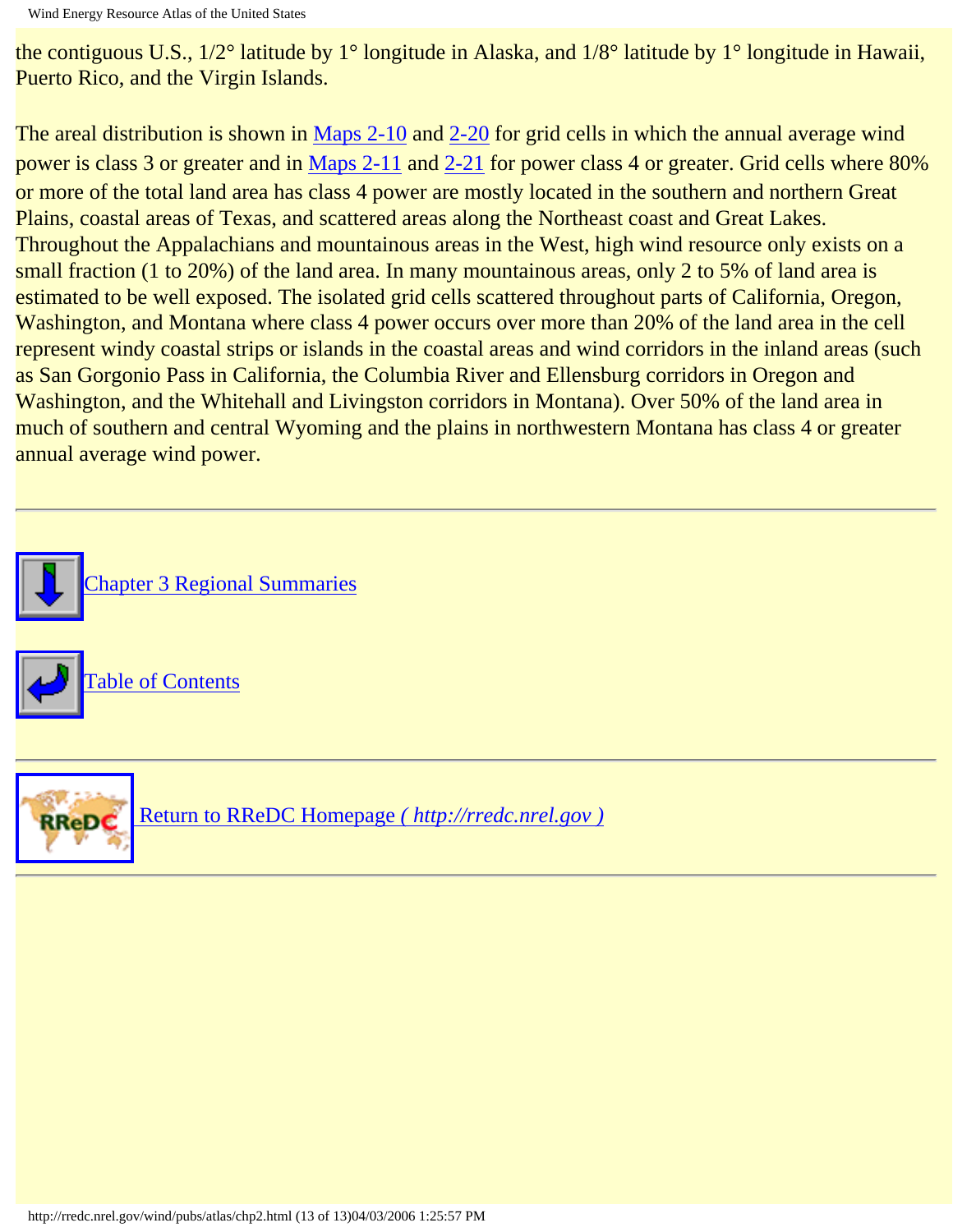the contiguous U.S., 1/2° latitude by 1° longitude in Alaska, and 1/8° latitude by 1° longitude in Hawaii, Puerto Rico, and the Virgin Islands.

The areal distribution is shown in Maps 2-10 and 2-20 for grid cells in which the annual average wind power is class 3 or greater and in Maps 2-11 and 2-21 for power class 4 or greater. Grid cells where 80% or more of the total land area has class 4 power are mostly located in the southern and northern Great Plains, coastal areas of Texas, and scattered areas along the Northeast coast and Great Lakes. Throughout the Appalachians and mountainous areas in the West, high wind resource only exists on a small fraction (1 to 20%) of the land area. In many mountainous areas, only 2 to 5% of land area is estimated to be well exposed. The isolated grid cells scattered throughout parts of California, Oregon, Washington, and Montana where class 4 power occurs over more than 20% of the land area in the cell represent windy coastal strips or islands in the coastal areas and wind corridors in the inland areas (such as San Gorgonio Pass in California, the Columbia River and Ellensburg corridors in Oregon and Washington, and the Whitehall and Livingston corridors in Montana). Over 50% of the land area in much of southern and central Wyoming and the plains in northwestern Montana has class 4 or greater annual average wind power.

---

Chapter 3 Regional Summaries

Table of Contents

---

Return to RReDC Homepage *( http://rredc.nrel.gov )*

---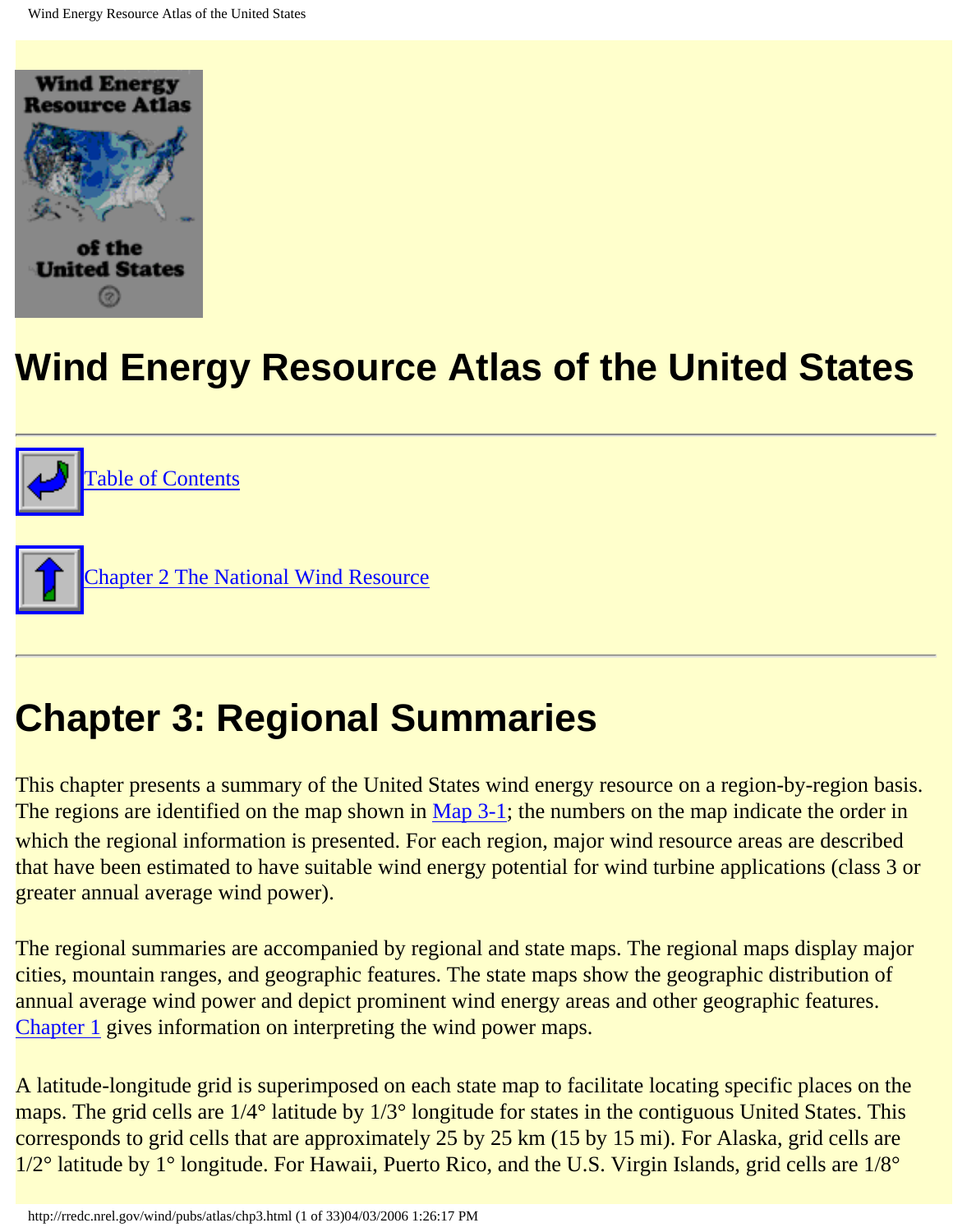# Wind Energy Resource Atlas of the United States

---

Table of Contents

Chapter 2 The National Wind Resource

---

# Chapter 3: Regional Summaries

This chapter presents a summary of the United States wind energy resource on a region-by-region basis. The regions are identified on the map shown in Map 3-1; the numbers on the map indicate the order in which the regional information is presented. For each region, major wind resource areas are described that have been estimated to have suitable wind energy potential for wind turbine applications (class 3 or greater annual average wind power).

The regional summaries are accompanied by regional and state maps. The regional maps display major cities, mountain ranges, and geographic features. The state maps show the geographic distribution of annual average wind power and depict prominent wind energy areas and other geographic features. Chapter 1 gives information on interpreting the wind power maps.

A latitude-longitude grid is superimposed on each state map to facilitate locating specific places on the maps. The grid cells are 1/4° latitude by 1/3° longitude for states in the contiguous United States. This corresponds to grid cells that are approximately 25 by 25 km (15 by 15 mi). For Alaska, grid cells are 1/2° latitude by 1° longitude. For Hawaii, Puerto Rico, and the U.S. Virgin Islands, grid cells are 1/8°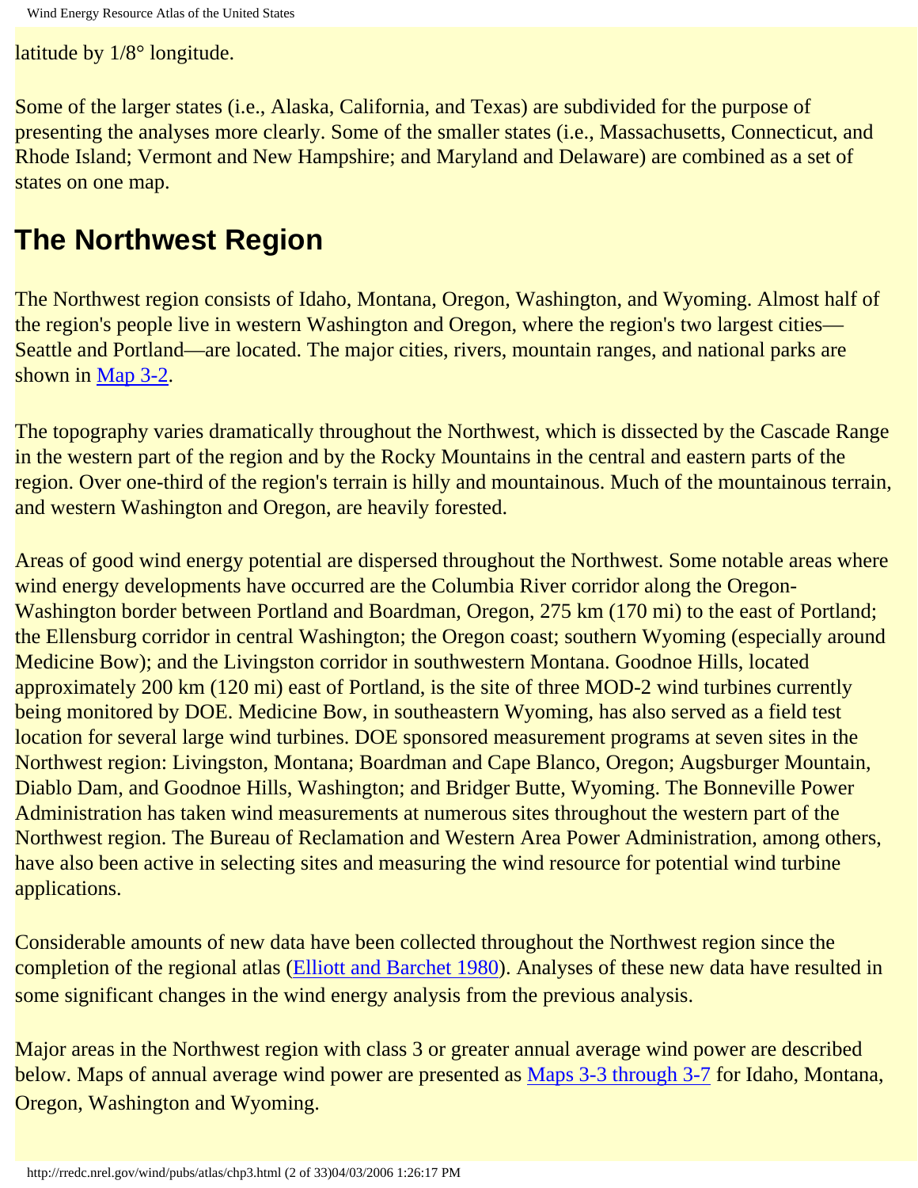latitude by 1/8° longitude.

Some of the larger states (i.e., Alaska, California, and Texas) are subdivided for the purpose of presenting the analyses more clearly. Some of the smaller states (i.e., Massachusetts, Connecticut, and Rhode Island; Vermont and New Hampshire; and Maryland and Delaware) are combined as a set of states on one map.

## The Northwest Region

The Northwest region consists of Idaho, Montana, Oregon, Washington, and Wyoming. Almost half of the region's people live in western Washington and Oregon, where the region's two largest cities—Seattle and Portland—are located. The major cities, rivers, mountain ranges, and national parks are shown in Map 3-2.

The topography varies dramatically throughout the Northwest, which is dissected by the Cascade Range in the western part of the region and by the Rocky Mountains in the central and eastern parts of the region. Over one-third of the region's terrain is hilly and mountainous. Much of the mountainous terrain, and western Washington and Oregon, are heavily forested.

Areas of good wind energy potential are dispersed throughout the Northwest. Some notable areas where wind energy developments have occurred are the Columbia River corridor along the Oregon-Washington border between Portland and Boardman, Oregon, 275 km (170 mi) to the east of Portland; the Ellensburg corridor in central Washington; the Oregon coast; southern Wyoming (especially around Medicine Bow); and the Livingston corridor in southwestern Montana. Goodnoe Hills, located approximately 200 km (120 mi) east of Portland, is the site of three MOD-2 wind turbines currently being monitored by DOE. Medicine Bow, in southeastern Wyoming, has also served as a field test location for several large wind turbines. DOE sponsored measurement programs at seven sites in the Northwest region: Livingston, Montana; Boardman and Cape Blanco, Oregon; Augsburger Mountain, Diablo Dam, and Goodnoe Hills, Washington; and Bridger Butte, Wyoming. The Bonneville Power Administration has taken wind measurements at numerous sites throughout the western part of the Northwest region. The Bureau of Reclamation and Western Area Power Administration, among others, have also been active in selecting sites and measuring the wind resource for potential wind turbine applications.

Considerable amounts of new data have been collected throughout the Northwest region since the completion of the regional atlas (Elliott and Barchet 1980). Analyses of these new data have resulted in some significant changes in the wind energy analysis from the previous analysis.

Major areas in the Northwest region with class 3 or greater annual average wind power are described below. Maps of annual average wind power are presented as Maps 3-3 through 3-7 for Idaho, Montana, Oregon, Washington and Wyoming.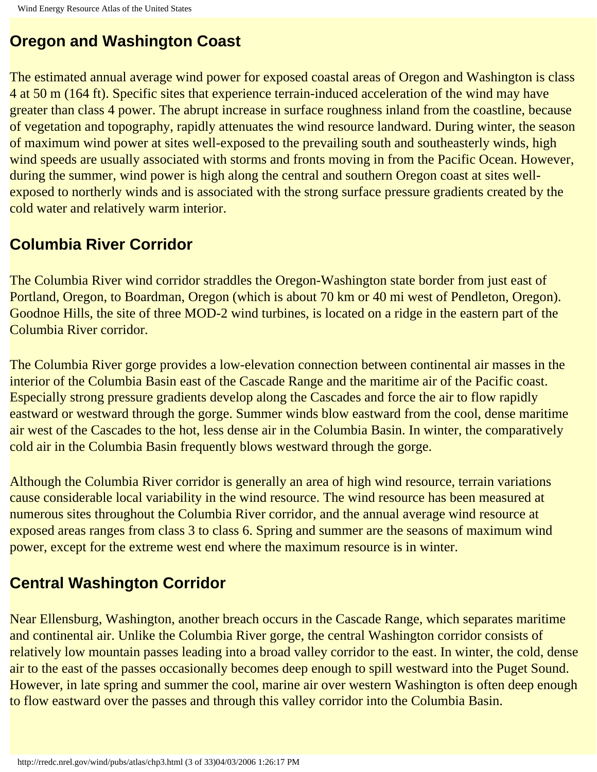## Oregon and Washington Coast

The estimated annual average wind power for exposed coastal areas of Oregon and Washington is class 4 at 50 m (164 ft). Specific sites that experience terrain-induced acceleration of the wind may have greater than class 4 power. The abrupt increase in surface roughness inland from the coastline, because of vegetation and topography, rapidly attenuates the wind resource landward. During winter, the season of maximum wind power at sites well-exposed to the prevailing south and southeasterly winds, high wind speeds are usually associated with storms and fronts moving in from the Pacific Ocean. However, during the summer, wind power is high along the central and southern Oregon coast at sites well-exposed to northerly winds and is associated with the strong surface pressure gradients created by the cold water and relatively warm interior.

## Columbia River Corridor

The Columbia River wind corridor straddles the Oregon-Washington state border from just east of Portland, Oregon, to Boardman, Oregon (which is about 70 km or 40 mi west of Pendleton, Oregon). Goodnoe Hills, the site of three MOD-2 wind turbines, is located on a ridge in the eastern part of the Columbia River corridor.

The Columbia River gorge provides a low-elevation connection between continental air masses in the interior of the Columbia Basin east of the Cascade Range and the maritime air of the Pacific coast. Especially strong pressure gradients develop along the Cascades and force the air to flow rapidly eastward or westward through the gorge. Summer winds blow eastward from the cool, dense maritime air west of the Cascades to the hot, less dense air in the Columbia Basin. In winter, the comparatively cold air in the Columbia Basin frequently blows westward through the gorge.

Although the Columbia River corridor is generally an area of high wind resource, terrain variations cause considerable local variability in the wind resource. The wind resource has been measured at numerous sites throughout the Columbia River corridor, and the annual average wind resource at exposed areas ranges from class 3 to class 6. Spring and summer are the seasons of maximum wind power, except for the extreme west end where the maximum resource is in winter.

## Central Washington Corridor

Near Ellensburg, Washington, another breach occurs in the Cascade Range, which separates maritime and continental air. Unlike the Columbia River gorge, the central Washington corridor consists of relatively low mountain passes leading into a broad valley corridor to the east. In winter, the cold, dense air to the east of the passes occasionally becomes deep enough to spill westward into the Puget Sound. However, in late spring and summer the cool, marine air over western Washington is often deep enough to flow eastward over the passes and through this valley corridor into the Columbia Basin.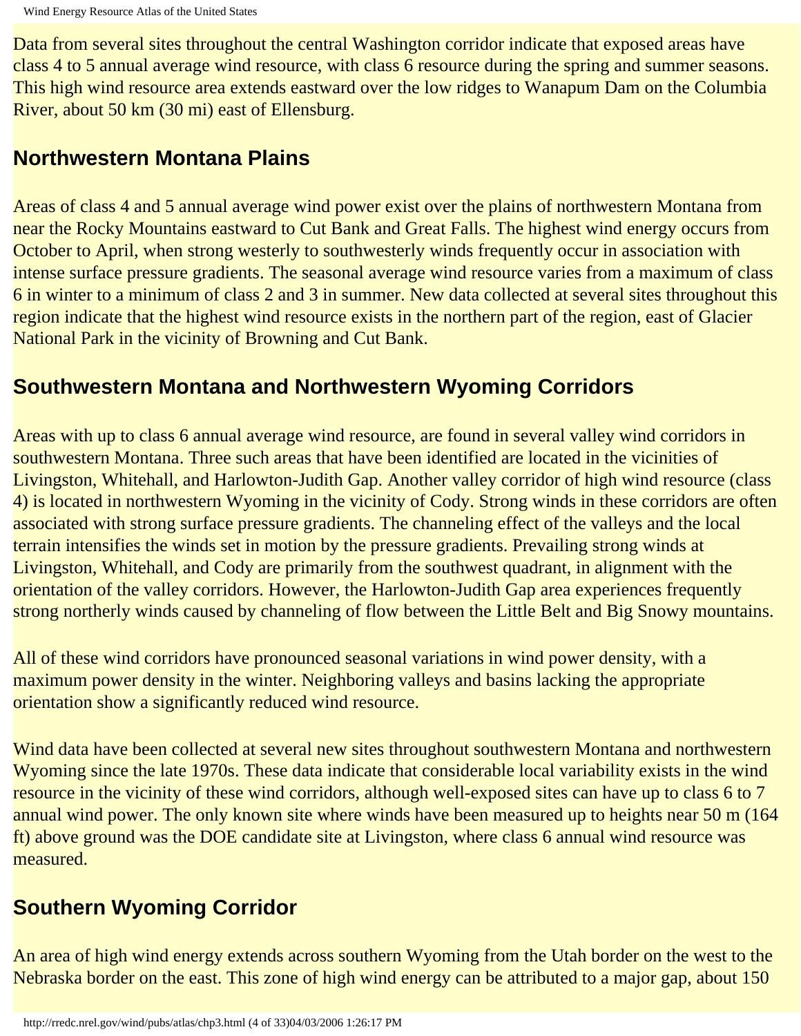Data from several sites throughout the central Washington corridor indicate that exposed areas have class 4 to 5 annual average wind resource, with class 6 resource during the spring and summer seasons. This high wind resource area extends eastward over the low ridges to Wanapum Dam on the Columbia River, about 50 km (30 mi) east of Ellensburg.

## Northwestern Montana Plains

Areas of class 4 and 5 annual average wind power exist over the plains of northwestern Montana from near the Rocky Mountains eastward to Cut Bank and Great Falls. The highest wind energy occurs from October to April, when strong westerly to southwesterly winds frequently occur in association with intense surface pressure gradients. The seasonal average wind resource varies from a maximum of class 6 in winter to a minimum of class 2 and 3 in summer. New data collected at several sites throughout this region indicate that the highest wind resource exists in the northern part of the region, east of Glacier National Park in the vicinity of Browning and Cut Bank.

## Southwestern Montana and Northwestern Wyoming Corridors

Areas with up to class 6 annual average wind resource, are found in several valley wind corridors in southwestern Montana. Three such areas that have been identified are located in the vicinities of Livingston, Whitehall, and Harlowton-Judith Gap. Another valley corridor of high wind resource (class 4) is located in northwestern Wyoming in the vicinity of Cody. Strong winds in these corridors are often associated with strong surface pressure gradients. The channeling effect of the valleys and the local terrain intensifies the winds set in motion by the pressure gradients. Prevailing strong winds at Livingston, Whitehall, and Cody are primarily from the southwest quadrant, in alignment with the orientation of the valley corridors. However, the Harlowton-Judith Gap area experiences frequently strong northerly winds caused by channeling of flow between the Little Belt and Big Snowy mountains.

All of these wind corridors have pronounced seasonal variations in wind power density, with a maximum power density in the winter. Neighboring valleys and basins lacking the appropriate orientation show a significantly reduced wind resource.

Wind data have been collected at several new sites throughout southwestern Montana and northwestern Wyoming since the late 1970s. These data indicate that considerable local variability exists in the wind resource in the vicinity of these wind corridors, although well-exposed sites can have up to class 6 to 7 annual wind power. The only known site where winds have been measured up to heights near 50 m (164 ft) above ground was the DOE candidate site at Livingston, where class 6 annual wind resource was measured.

## Southern Wyoming Corridor

An area of high wind energy extends across southern Wyoming from the Utah border on the west to the Nebraska border on the east. This zone of high wind energy can be attributed to a major gap, about 150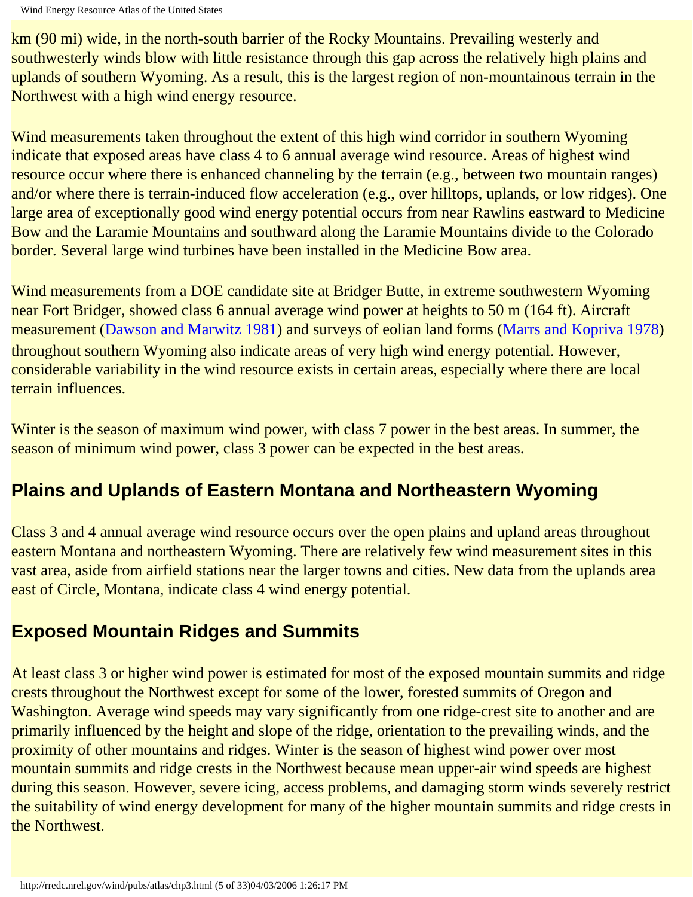km (90 mi) wide, in the north-south barrier of the Rocky Mountains. Prevailing westerly and southwesterly winds blow with little resistance through this gap across the relatively high plains and uplands of southern Wyoming. As a result, this is the largest region of non-mountainous terrain in the Northwest with a high wind energy resource.

Wind measurements taken throughout the extent of this high wind corridor in southern Wyoming indicate that exposed areas have class 4 to 6 annual average wind resource. Areas of highest wind resource occur where there is enhanced channeling by the terrain (e.g., between two mountain ranges) and/or where there is terrain-induced flow acceleration (e.g., over hilltops, uplands, or low ridges). One large area of exceptionally good wind energy potential occurs from near Rawlins eastward to Medicine Bow and the Laramie Mountains and southward along the Laramie Mountains divide to the Colorado border. Several large wind turbines have been installed in the Medicine Bow area.

Wind measurements from a DOE candidate site at Bridger Butte, in extreme southwestern Wyoming near Fort Bridger, showed class 6 annual average wind power at heights to 50 m (164 ft). Aircraft measurement (Dawson and Marwitz 1981) and surveys of eolian land forms (Marrs and Kopriva 1978) throughout southern Wyoming also indicate areas of very high wind energy potential. However, considerable variability in the wind resource exists in certain areas, especially where there are local terrain influences.

Winter is the season of maximum wind power, with class 7 power in the best areas. In summer, the season of minimum wind power, class 3 power can be expected in the best areas.

## Plains and Uplands of Eastern Montana and Northeastern Wyoming

Class 3 and 4 annual average wind resource occurs over the open plains and upland areas throughout eastern Montana and northeastern Wyoming. There are relatively few wind measurement sites in this vast area, aside from airfield stations near the larger towns and cities. New data from the uplands area east of Circle, Montana, indicate class 4 wind energy potential.

## Exposed Mountain Ridges and Summits

At least class 3 or higher wind power is estimated for most of the exposed mountain summits and ridge crests throughout the Northwest except for some of the lower, forested summits of Oregon and Washington. Average wind speeds may vary significantly from one ridge-crest site to another and are primarily influenced by the height and slope of the ridge, orientation to the prevailing winds, and the proximity of other mountains and ridges. Winter is the season of highest wind power over most mountain summits and ridge crests in the Northwest because mean upper-air wind speeds are highest during this season. However, severe icing, access problems, and damaging storm winds severely restrict the suitability of wind energy development for many of the higher mountain summits and ridge crests in the Northwest.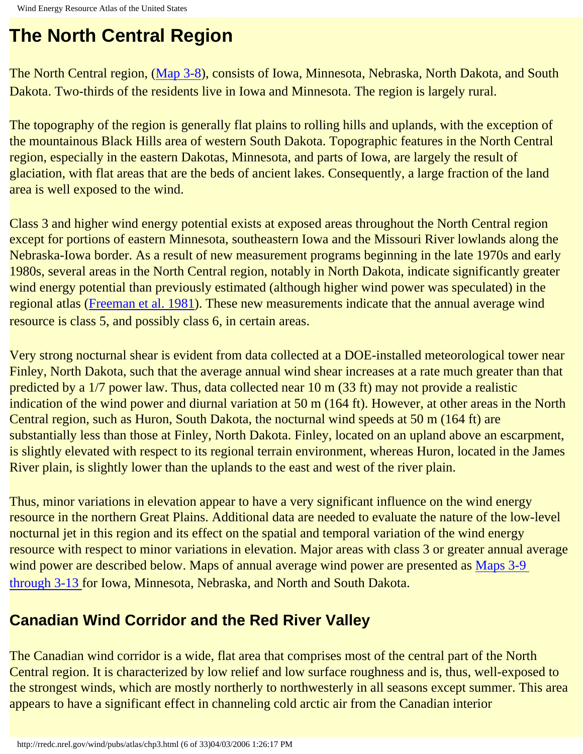# The North Central Region

The North Central region, (Map 3-8), consists of Iowa, Minnesota, Nebraska, North Dakota, and South Dakota. Two-thirds of the residents live in Iowa and Minnesota. The region is largely rural.

The topography of the region is generally flat plains to rolling hills and uplands, with the exception of the mountainous Black Hills area of western South Dakota. Topographic features in the North Central region, especially in the eastern Dakotas, Minnesota, and parts of Iowa, are largely the result of glaciation, with flat areas that are the beds of ancient lakes. Consequently, a large fraction of the land area is well exposed to the wind.

Class 3 and higher wind energy potential exists at exposed areas throughout the North Central region except for portions of eastern Minnesota, southeastern Iowa and the Missouri River lowlands along the Nebraska-Iowa border. As a result of new measurement programs beginning in the late 1970s and early 1980s, several areas in the North Central region, notably in North Dakota, indicate significantly greater wind energy potential than previously estimated (although higher wind power was speculated) in the regional atlas (Freeman et al. 1981). These new measurements indicate that the annual average wind resource is class 5, and possibly class 6, in certain areas.

Very strong nocturnal shear is evident from data collected at a DOE-installed meteorological tower near Finley, North Dakota, such that the average annual wind shear increases at a rate much greater than that predicted by a 1/7 power law. Thus, data collected near 10 m (33 ft) may not provide a realistic indication of the wind power and diurnal variation at 50 m (164 ft). However, at other areas in the North Central region, such as Huron, South Dakota, the nocturnal wind speeds at 50 m (164 ft) are substantially less than those at Finley, North Dakota. Finley, located on an upland above an escarpment, is slightly elevated with respect to its regional terrain environment, whereas Huron, located in the James River plain, is slightly lower than the uplands to the east and west of the river plain.

Thus, minor variations in elevation appear to have a very significant influence on the wind energy resource in the northern Great Plains. Additional data are needed to evaluate the nature of the low-level nocturnal jet in this region and its effect on the spatial and temporal variation of the wind energy resource with respect to minor variations in elevation. Major areas with class 3 or greater annual average wind power are described below. Maps of annual average wind power are presented as Maps 3-9 through 3-13 for Iowa, Minnesota, Nebraska, and North and South Dakota.

## Canadian Wind Corridor and the Red River Valley

The Canadian wind corridor is a wide, flat area that comprises most of the central part of the North Central region. It is characterized by low relief and low surface roughness and is, thus, well-exposed to the strongest winds, which are mostly northerly to northwesterly in all seasons except summer. This area appears to have a significant effect in channeling cold arctic air from the Canadian interior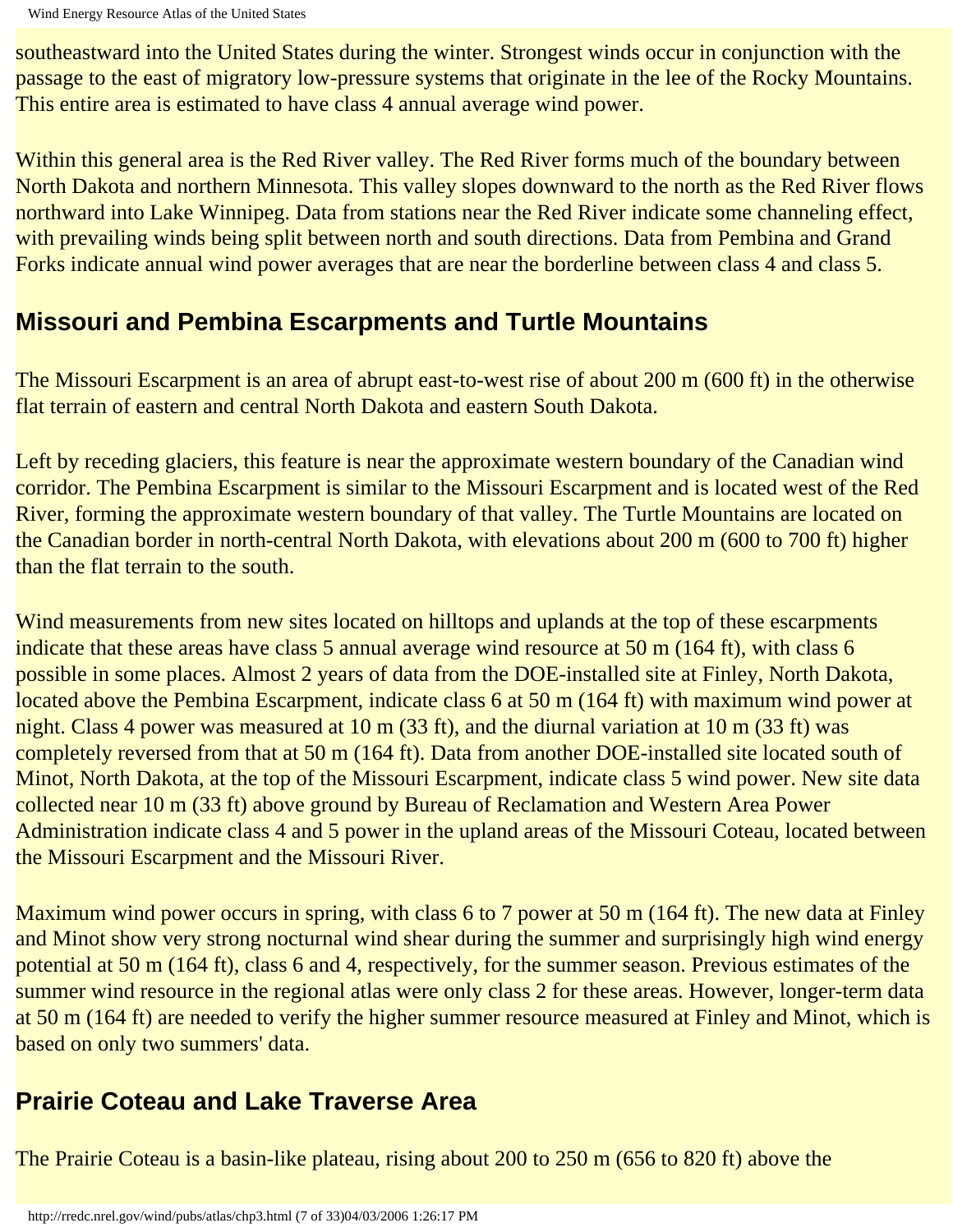southeastward into the United States during the winter. Strongest winds occur in conjunction with the passage to the east of migratory low-pressure systems that originate in the lee of the Rocky Mountains. This entire area is estimated to have class 4 annual average wind power.

Within this general area is the Red River valley. The Red River forms much of the boundary between North Dakota and northern Minnesota. This valley slopes downward to the north as the Red River flows northward into Lake Winnipeg. Data from stations near the Red River indicate some channeling effect, with prevailing winds being split between north and south directions. Data from Pembina and Grand Forks indicate annual wind power averages that are near the borderline between class 4 and class 5.

## Missouri and Pembina Escarpments and Turtle Mountains

The Missouri Escarpment is an area of abrupt east-to-west rise of about 200 m (600 ft) in the otherwise flat terrain of eastern and central North Dakota and eastern South Dakota.

Left by receding glaciers, this feature is near the approximate western boundary of the Canadian wind corridor. The Pembina Escarpment is similar to the Missouri Escarpment and is located west of the Red River, forming the approximate western boundary of that valley. The Turtle Mountains are located on the Canadian border in north-central North Dakota, with elevations about 200 m (600 to 700 ft) higher than the flat terrain to the south.

Wind measurements from new sites located on hilltops and uplands at the top of these escarpments indicate that these areas have class 5 annual average wind resource at 50 m (164 ft), with class 6 possible in some places. Almost 2 years of data from the DOE-installed site at Finley, North Dakota, located above the Pembina Escarpment, indicate class 6 at 50 m (164 ft) with maximum wind power at night. Class 4 power was measured at 10 m (33 ft), and the diurnal variation at 10 m (33 ft) was completely reversed from that at 50 m (164 ft). Data from another DOE-installed site located south of Minot, North Dakota, at the top of the Missouri Escarpment, indicate class 5 wind power. New site data collected near 10 m (33 ft) above ground by Bureau of Reclamation and Western Area Power Administration indicate class 4 and 5 power in the upland areas of the Missouri Coteau, located between the Missouri Escarpment and the Missouri River.

Maximum wind power occurs in spring, with class 6 to 7 power at 50 m (164 ft). The new data at Finley and Minot show very strong nocturnal wind shear during the summer and surprisingly high wind energy potential at 50 m (164 ft), class 6 and 4, respectively, for the summer season. Previous estimates of the summer wind resource in the regional atlas were only class 2 for these areas. However, longer-term data at 50 m (164 ft) are needed to verify the higher summer resource measured at Finley and Minot, which is based on only two summers' data.

## Prairie Coteau and Lake Traverse Area

The Prairie Coteau is a basin-like plateau, rising about 200 to 250 m (656 to 820 ft) above the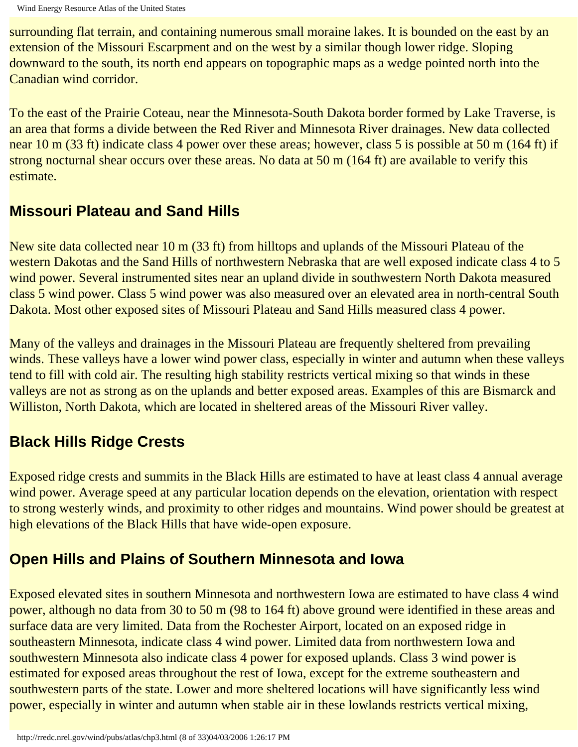surrounding flat terrain, and containing numerous small moraine lakes. It is bounded on the east by an extension of the Missouri Escarpment and on the west by a similar though lower ridge. Sloping downward to the south, its north end appears on topographic maps as a wedge pointed north into the Canadian wind corridor.

To the east of the Prairie Coteau, near the Minnesota-South Dakota border formed by Lake Traverse, is an area that forms a divide between the Red River and Minnesota River drainages. New data collected near 10 m (33 ft) indicate class 4 power over these areas; however, class 5 is possible at 50 m (164 ft) if strong nocturnal shear occurs over these areas. No data at 50 m (164 ft) are available to verify this estimate.

## Missouri Plateau and Sand Hills

New site data collected near 10 m (33 ft) from hilltops and uplands of the Missouri Plateau of the western Dakotas and the Sand Hills of northwestern Nebraska that are well exposed indicate class 4 to 5 wind power. Several instrumented sites near an upland divide in southwestern North Dakota measured class 5 wind power. Class 5 wind power was also measured over an elevated area in north-central South Dakota. Most other exposed sites of Missouri Plateau and Sand Hills measured class 4 power.

Many of the valleys and drainages in the Missouri Plateau are frequently sheltered from prevailing winds. These valleys have a lower wind power class, especially in winter and autumn when these valleys tend to fill with cold air. The resulting high stability restricts vertical mixing so that winds in these valleys are not as strong as on the uplands and better exposed areas. Examples of this are Bismarck and Williston, North Dakota, which are located in sheltered areas of the Missouri River valley.

## Black Hills Ridge Crests

Exposed ridge crests and summits in the Black Hills are estimated to have at least class 4 annual average wind power. Average speed at any particular location depends on the elevation, orientation with respect to strong westerly winds, and proximity to other ridges and mountains. Wind power should be greatest at high elevations of the Black Hills that have wide-open exposure.

## Open Hills and Plains of Southern Minnesota and Iowa

Exposed elevated sites in southern Minnesota and northwestern Iowa are estimated to have class 4 wind power, although no data from 30 to 50 m (98 to 164 ft) above ground were identified in these areas and surface data are very limited. Data from the Rochester Airport, located on an exposed ridge in southeastern Minnesota, indicate class 4 wind power. Limited data from northwestern Iowa and southwestern Minnesota also indicate class 4 power for exposed uplands. Class 3 wind power is estimated for exposed areas throughout the rest of Iowa, except for the extreme southeastern and southwestern parts of the state. Lower and more sheltered locations will have significantly less wind power, especially in winter and autumn when stable air in these lowlands restricts vertical mixing,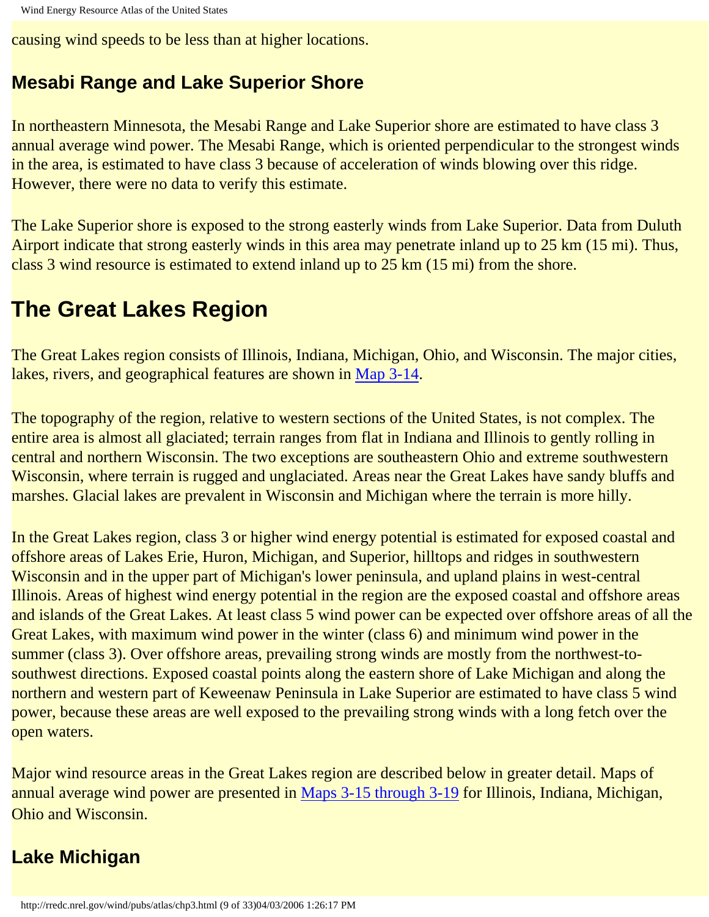causing wind speeds to be less than at higher locations.

### Mesabi Range and Lake Superior Shore

In northeastern Minnesota, the Mesabi Range and Lake Superior shore are estimated to have class 3 annual average wind power. The Mesabi Range, which is oriented perpendicular to the strongest winds in the area, is estimated to have class 3 because of acceleration of winds blowing over this ridge. However, there were no data to verify this estimate.

The Lake Superior shore is exposed to the strong easterly winds from Lake Superior. Data from Duluth Airport indicate that strong easterly winds in this area may penetrate inland up to 25 km (15 mi). Thus, class 3 wind resource is estimated to extend inland up to 25 km (15 mi) from the shore.

## The Great Lakes Region

The Great Lakes region consists of Illinois, Indiana, Michigan, Ohio, and Wisconsin. The major cities, lakes, rivers, and geographical features are shown in Map 3-14.

The topography of the region, relative to western sections of the United States, is not complex. The entire area is almost all glaciated; terrain ranges from flat in Indiana and Illinois to gently rolling in central and northern Wisconsin. The two exceptions are southeastern Ohio and extreme southwestern Wisconsin, where terrain is rugged and unglaciated. Areas near the Great Lakes have sandy bluffs and marshes. Glacial lakes are prevalent in Wisconsin and Michigan where the terrain is more hilly.

In the Great Lakes region, class 3 or higher wind energy potential is estimated for exposed coastal and offshore areas of Lakes Erie, Huron, Michigan, and Superior, hilltops and ridges in southwestern Wisconsin and in the upper part of Michigan's lower peninsula, and upland plains in west-central Illinois. Areas of highest wind energy potential in the region are the exposed coastal and offshore areas and islands of the Great Lakes. At least class 5 wind power can be expected over offshore areas of all the Great Lakes, with maximum wind power in the winter (class 6) and minimum wind power in the summer (class 3). Over offshore areas, prevailing strong winds are mostly from the northwest-to-southwest directions. Exposed coastal points along the eastern shore of Lake Michigan and along the northern and western part of Keweenaw Peninsula in Lake Superior are estimated to have class 5 wind power, because these areas are well exposed to the prevailing strong winds with a long fetch over the open waters.

Major wind resource areas in the Great Lakes region are described below in greater detail. Maps of annual average wind power are presented in Maps 3-15 through 3-19 for Illinois, Indiana, Michigan, Ohio and Wisconsin.

### Lake Michigan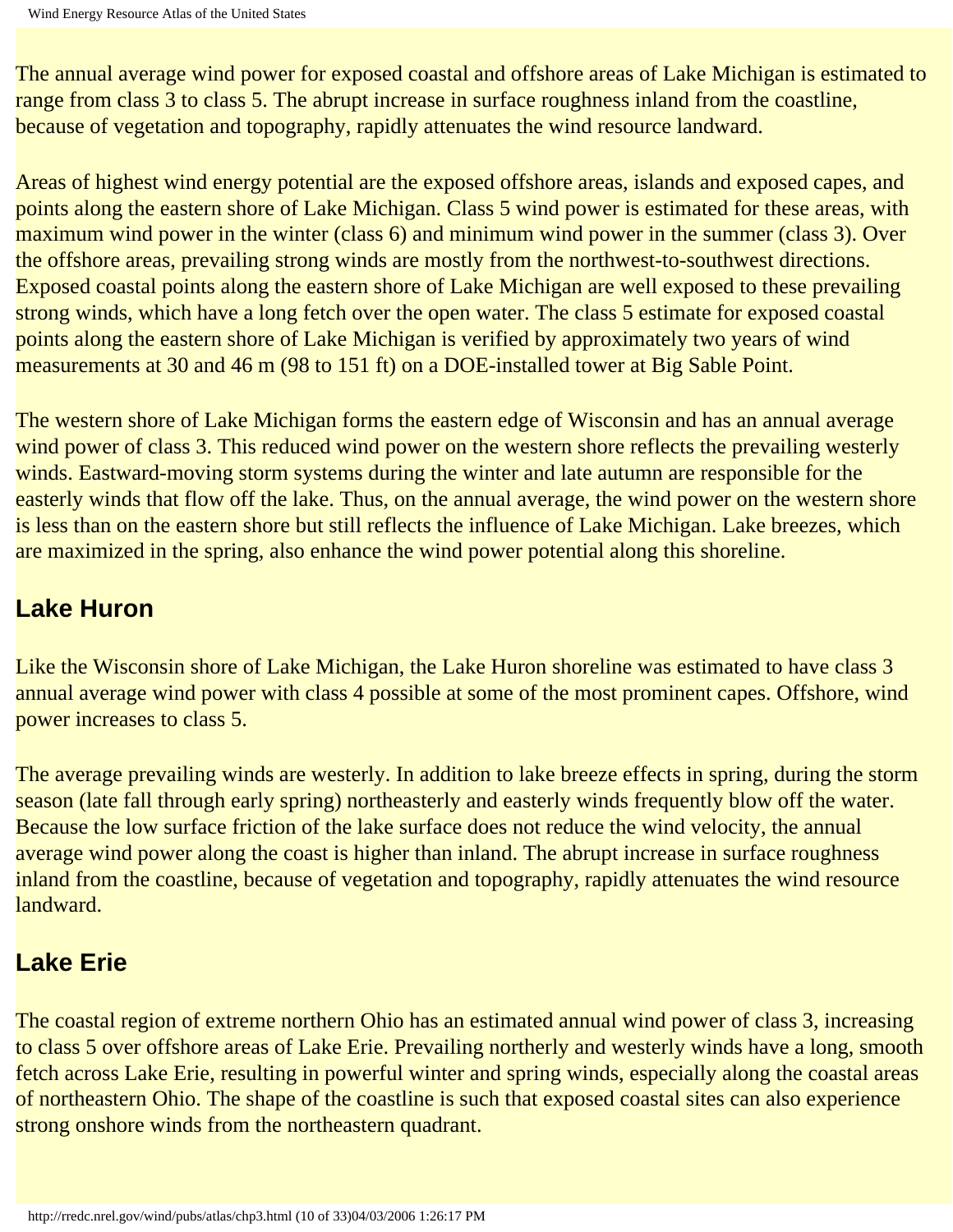The annual average wind power for exposed coastal and offshore areas of Lake Michigan is estimated to range from class 3 to class 5. The abrupt increase in surface roughness inland from the coastline, because of vegetation and topography, rapidly attenuates the wind resource landward.

Areas of highest wind energy potential are the exposed offshore areas, islands and exposed capes, and points along the eastern shore of Lake Michigan. Class 5 wind power is estimated for these areas, with maximum wind power in the winter (class 6) and minimum wind power in the summer (class 3). Over the offshore areas, prevailing strong winds are mostly from the northwest-to-southwest directions. Exposed coastal points along the eastern shore of Lake Michigan are well exposed to these prevailing strong winds, which have a long fetch over the open water. The class 5 estimate for exposed coastal points along the eastern shore of Lake Michigan is verified by approximately two years of wind measurements at 30 and 46 m (98 to 151 ft) on a DOE-installed tower at Big Sable Point.

The western shore of Lake Michigan forms the eastern edge of Wisconsin and has an annual average wind power of class 3. This reduced wind power on the western shore reflects the prevailing westerly winds. Eastward-moving storm systems during the winter and late autumn are responsible for the easterly winds that flow off the lake. Thus, on the annual average, the wind power on the western shore is less than on the eastern shore but still reflects the influence of Lake Michigan. Lake breezes, which are maximized in the spring, also enhance the wind power potential along this shoreline.

## Lake Huron

Like the Wisconsin shore of Lake Michigan, the Lake Huron shoreline was estimated to have class 3 annual average wind power with class 4 possible at some of the most prominent capes. Offshore, wind power increases to class 5.

The average prevailing winds are westerly. In addition to lake breeze effects in spring, during the storm season (late fall through early spring) northeasterly and easterly winds frequently blow off the water. Because the low surface friction of the lake surface does not reduce the wind velocity, the annual average wind power along the coast is higher than inland. The abrupt increase in surface roughness inland from the coastline, because of vegetation and topography, rapidly attenuates the wind resource landward.

## Lake Erie

The coastal region of extreme northern Ohio has an estimated annual wind power of class 3, increasing to class 5 over offshore areas of Lake Erie. Prevailing northerly and westerly winds have a long, smooth fetch across Lake Erie, resulting in powerful winter and spring winds, especially along the coastal areas of northeastern Ohio. The shape of the coastline is such that exposed coastal sites can also experience strong onshore winds from the northeastern quadrant.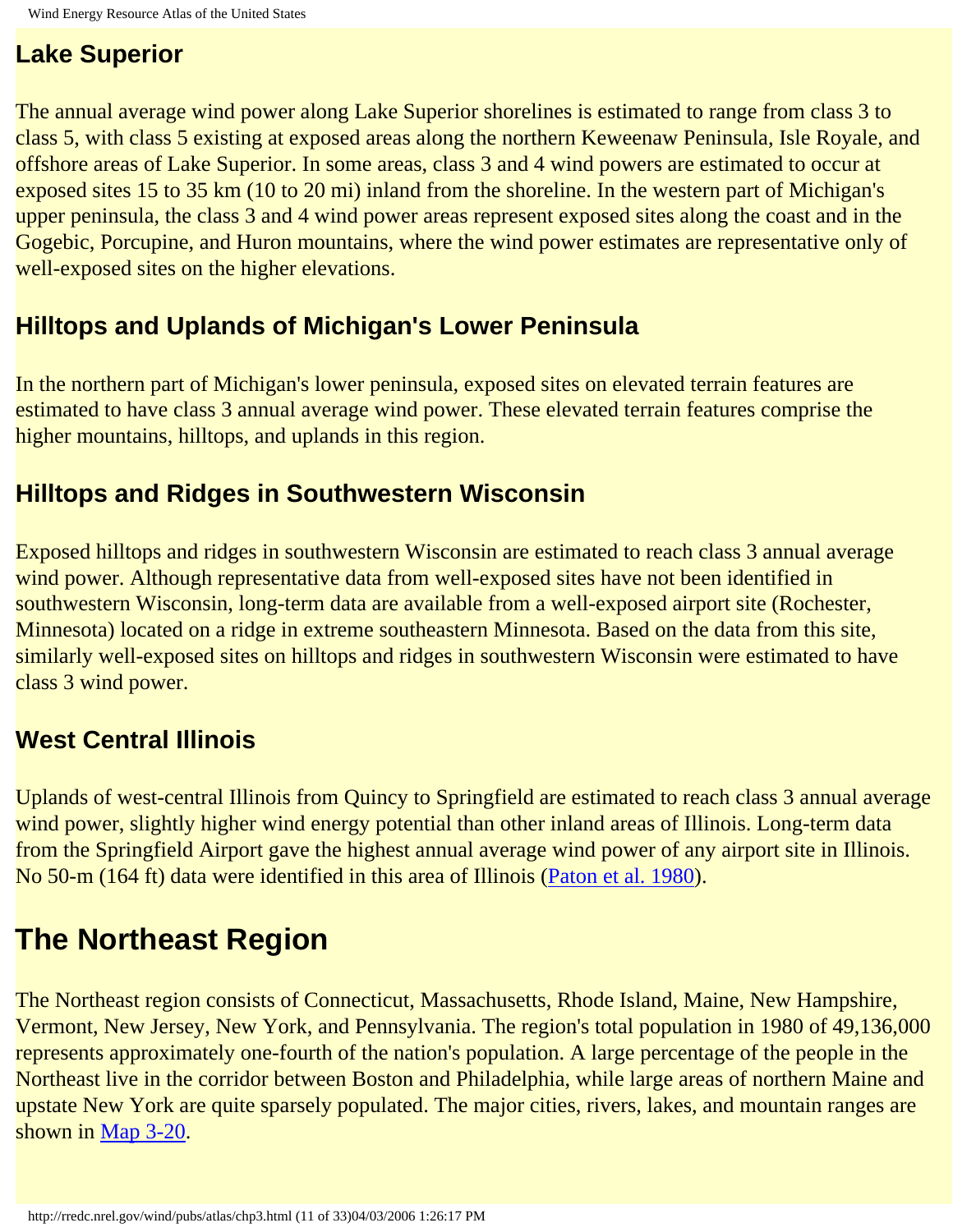### Lake Superior

The annual average wind power along Lake Superior shorelines is estimated to range from class 3 to class 5, with class 5 existing at exposed areas along the northern Keweenaw Peninsula, Isle Royale, and offshore areas of Lake Superior. In some areas, class 3 and 4 wind powers are estimated to occur at exposed sites 15 to 35 km (10 to 20 mi) inland from the shoreline. In the western part of Michigan's upper peninsula, the class 3 and 4 wind power areas represent exposed sites along the coast and in the Gogebic, Porcupine, and Huron mountains, where the wind power estimates are representative only of well-exposed sites on the higher elevations.

### Hilltops and Uplands of Michigan's Lower Peninsula

In the northern part of Michigan's lower peninsula, exposed sites on elevated terrain features are estimated to have class 3 annual average wind power. These elevated terrain features comprise the higher mountains, hilltops, and uplands in this region.

### Hilltops and Ridges in Southwestern Wisconsin

Exposed hilltops and ridges in southwestern Wisconsin are estimated to reach class 3 annual average wind power. Although representative data from well-exposed sites have not been identified in southwestern Wisconsin, long-term data are available from a well-exposed airport site (Rochester, Minnesota) located on a ridge in extreme southeastern Minnesota. Based on the data from this site, similarly well-exposed sites on hilltops and ridges in southwestern Wisconsin were estimated to have class 3 wind power.

### West Central Illinois

Uplands of west-central Illinois from Quincy to Springfield are estimated to reach class 3 annual average wind power, slightly higher wind energy potential than other inland areas of Illinois. Long-term data from the Springfield Airport gave the highest annual average wind power of any airport site in Illinois. No 50-m (164 ft) data were identified in this area of Illinois (Paton et al. 1980).

## The Northeast Region

The Northeast region consists of Connecticut, Massachusetts, Rhode Island, Maine, New Hampshire, Vermont, New Jersey, New York, and Pennsylvania. The region's total population in 1980 of 49,136,000 represents approximately one-fourth of the nation's population. A large percentage of the people in the Northeast live in the corridor between Boston and Philadelphia, while large areas of northern Maine and upstate New York are quite sparsely populated. The major cities, rivers, lakes, and mountain ranges are shown in Map 3-20.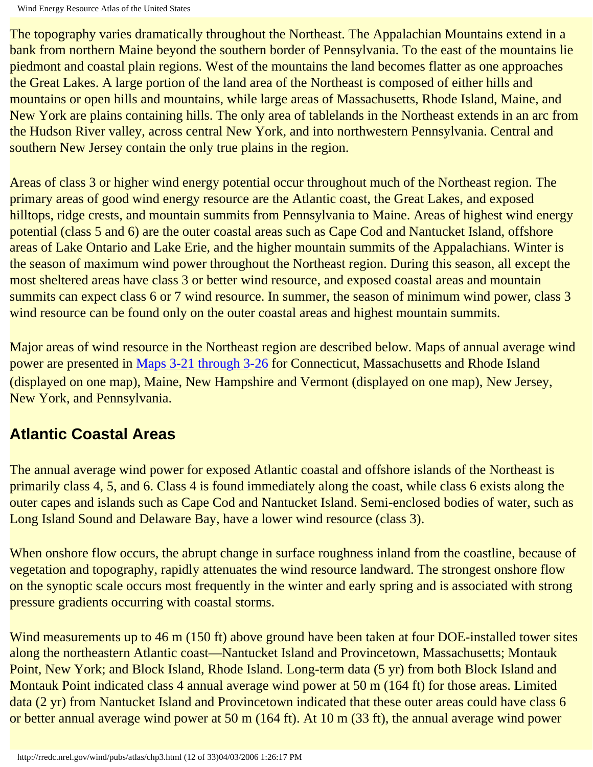The topography varies dramatically throughout the Northeast. The Appalachian Mountains extend in a bank from northern Maine beyond the southern border of Pennsylvania. To the east of the mountains lie piedmont and coastal plain regions. West of the mountains the land becomes flatter as one approaches the Great Lakes. A large portion of the land area of the Northeast is composed of either hills and mountains or open hills and mountains, while large areas of Massachusetts, Rhode Island, Maine, and New York are plains containing hills. The only area of tablelands in the Northeast extends in an arc from the Hudson River valley, across central New York, and into northwestern Pennsylvania. Central and southern New Jersey contain the only true plains in the region.

Areas of class 3 or higher wind energy potential occur throughout much of the Northeast region. The primary areas of good wind energy resource are the Atlantic coast, the Great Lakes, and exposed hilltops, ridge crests, and mountain summits from Pennsylvania to Maine. Areas of highest wind energy potential (class 5 and 6) are the outer coastal areas such as Cape Cod and Nantucket Island, offshore areas of Lake Ontario and Lake Erie, and the higher mountain summits of the Appalachians. Winter is the season of maximum wind power throughout the Northeast region. During this season, all except the most sheltered areas have class 3 or better wind resource, and exposed coastal areas and mountain summits can expect class 6 or 7 wind resource. In summer, the season of minimum wind power, class 3 wind resource can be found only on the outer coastal areas and highest mountain summits.

Major areas of wind resource in the Northeast region are described below. Maps of annual average wind power are presented in Maps 3-21 through 3-26 for Connecticut, Massachusetts and Rhode Island (displayed on one map), Maine, New Hampshire and Vermont (displayed on one map), New Jersey, New York, and Pennsylvania.

## Atlantic Coastal Areas

The annual average wind power for exposed Atlantic coastal and offshore islands of the Northeast is primarily class 4, 5, and 6. Class 4 is found immediately along the coast, while class 6 exists along the outer capes and islands such as Cape Cod and Nantucket Island. Semi-enclosed bodies of water, such as Long Island Sound and Delaware Bay, have a lower wind resource (class 3).

When onshore flow occurs, the abrupt change in surface roughness inland from the coastline, because of vegetation and topography, rapidly attenuates the wind resource landward. The strongest onshore flow on the synoptic scale occurs most frequently in the winter and early spring and is associated with strong pressure gradients occurring with coastal storms.

Wind measurements up to 46 m (150 ft) above ground have been taken at four DOE-installed tower sites along the northeastern Atlantic coast—Nantucket Island and Provincetown, Massachusetts; Montauk Point, New York; and Block Island, Rhode Island. Long-term data (5 yr) from both Block Island and Montauk Point indicated class 4 annual average wind power at 50 m (164 ft) for those areas. Limited data (2 yr) from Nantucket Island and Provincetown indicated that these outer areas could have class 6 or better annual average wind power at 50 m (164 ft). At 10 m (33 ft), the annual average wind power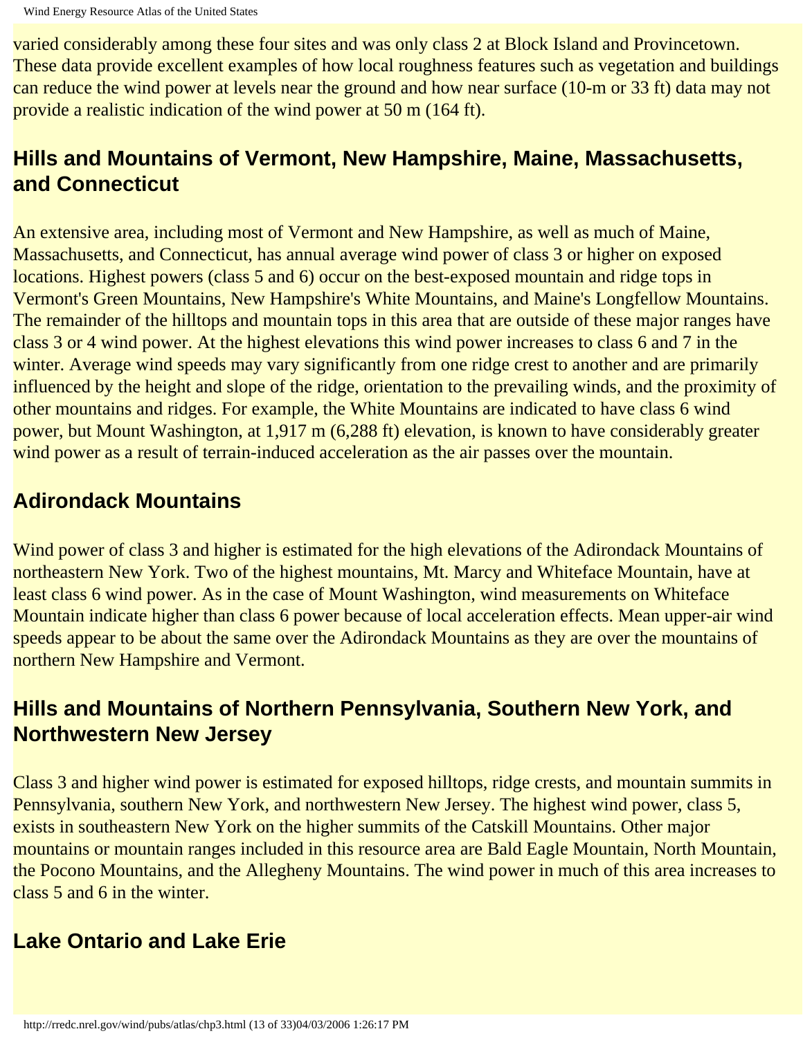varied considerably among these four sites and was only class 2 at Block Island and Provincetown. These data provide excellent examples of how local roughness features such as vegetation and buildings can reduce the wind power at levels near the ground and how near surface (10-m or 33 ft) data may not provide a realistic indication of the wind power at 50 m (164 ft).

## Hills and Mountains of Vermont, New Hampshire, Maine, Massachusetts, and Connecticut

An extensive area, including most of Vermont and New Hampshire, as well as much of Maine, Massachusetts, and Connecticut, has annual average wind power of class 3 or higher on exposed locations. Highest powers (class 5 and 6) occur on the best-exposed mountain and ridge tops in Vermont's Green Mountains, New Hampshire's White Mountains, and Maine's Longfellow Mountains. The remainder of the hilltops and mountain tops in this area that are outside of these major ranges have class 3 or 4 wind power. At the highest elevations this wind power increases to class 6 and 7 in the winter. Average wind speeds may vary significantly from one ridge crest to another and are primarily influenced by the height and slope of the ridge, orientation to the prevailing winds, and the proximity of other mountains and ridges. For example, the White Mountains are indicated to have class 6 wind power, but Mount Washington, at 1,917 m (6,288 ft) elevation, is known to have considerably greater wind power as a result of terrain-induced acceleration as the air passes over the mountain.

## Adirondack Mountains

Wind power of class 3 and higher is estimated for the high elevations of the Adirondack Mountains of northeastern New York. Two of the highest mountains, Mt. Marcy and Whiteface Mountain, have at least class 6 wind power. As in the case of Mount Washington, wind measurements on Whiteface Mountain indicate higher than class 6 power because of local acceleration effects. Mean upper-air wind speeds appear to be about the same over the Adirondack Mountains as they are over the mountains of northern New Hampshire and Vermont.

## Hills and Mountains of Northern Pennsylvania, Southern New York, and Northwestern New Jersey

Class 3 and higher wind power is estimated for exposed hilltops, ridge crests, and mountain summits in Pennsylvania, southern New York, and northwestern New Jersey. The highest wind power, class 5, exists in southeastern New York on the higher summits of the Catskill Mountains. Other major mountains or mountain ranges included in this resource area are Bald Eagle Mountain, North Mountain, the Pocono Mountains, and the Allegheny Mountains. The wind power in much of this area increases to class 5 and 6 in the winter.

## Lake Ontario and Lake Erie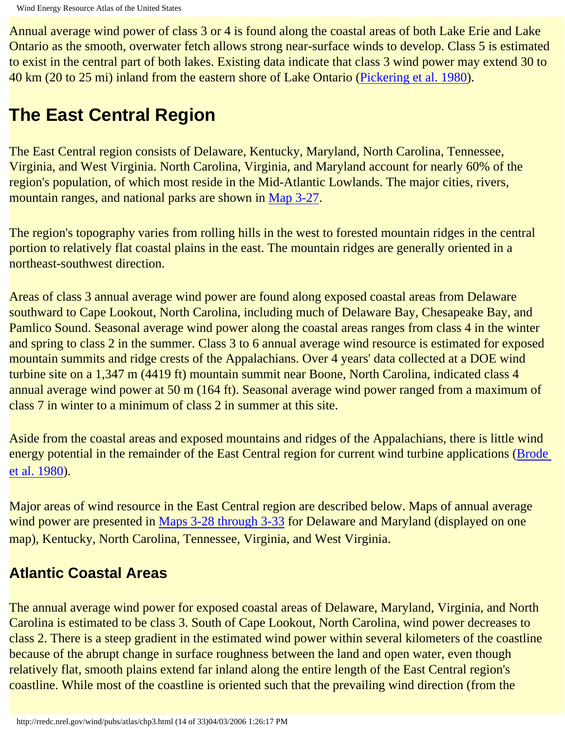Annual average wind power of class 3 or 4 is found along the coastal areas of both Lake Erie and Lake Ontario as the smooth, overwater fetch allows strong near-surface winds to develop. Class 5 is estimated to exist in the central part of both lakes. Existing data indicate that class 3 wind power may extend 30 to 40 km (20 to 25 mi) inland from the eastern shore of Lake Ontario (Pickering et al. 1980).

## The East Central Region

The East Central region consists of Delaware, Kentucky, Maryland, North Carolina, Tennessee, Virginia, and West Virginia. North Carolina, Virginia, and Maryland account for nearly 60% of the region's population, of which most reside in the Mid-Atlantic Lowlands. The major cities, rivers, mountain ranges, and national parks are shown in Map 3-27.

The region's topography varies from rolling hills in the west to forested mountain ridges in the central portion to relatively flat coastal plains in the east. The mountain ridges are generally oriented in a northeast-southwest direction.

Areas of class 3 annual average wind power are found along exposed coastal areas from Delaware southward to Cape Lookout, North Carolina, including much of Delaware Bay, Chesapeake Bay, and Pamlico Sound. Seasonal average wind power along the coastal areas ranges from class 4 in the winter and spring to class 2 in the summer. Class 3 to 6 annual average wind resource is estimated for exposed mountain summits and ridge crests of the Appalachians. Over 4 years' data collected at a DOE wind turbine site on a 1,347 m (4419 ft) mountain summit near Boone, North Carolina, indicated class 4 annual average wind power at 50 m (164 ft). Seasonal average wind power ranged from a maximum of class 7 in winter to a minimum of class 2 in summer at this site.

Aside from the coastal areas and exposed mountains and ridges of the Appalachians, there is little wind energy potential in the remainder of the East Central region for current wind turbine applications (Brode et al. 1980).

Major areas of wind resource in the East Central region are described below. Maps of annual average wind power are presented in Maps 3-28 through 3-33 for Delaware and Maryland (displayed on one map), Kentucky, North Carolina, Tennessee, Virginia, and West Virginia.

### Atlantic Coastal Areas

The annual average wind power for exposed coastal areas of Delaware, Maryland, Virginia, and North Carolina is estimated to be class 3. South of Cape Lookout, North Carolina, wind power decreases to class 2. There is a steep gradient in the estimated wind power within several kilometers of the coastline because of the abrupt change in surface roughness between the land and open water, even though relatively flat, smooth plains extend far inland along the entire length of the East Central region's coastline. While most of the coastline is oriented such that the prevailing wind direction (from the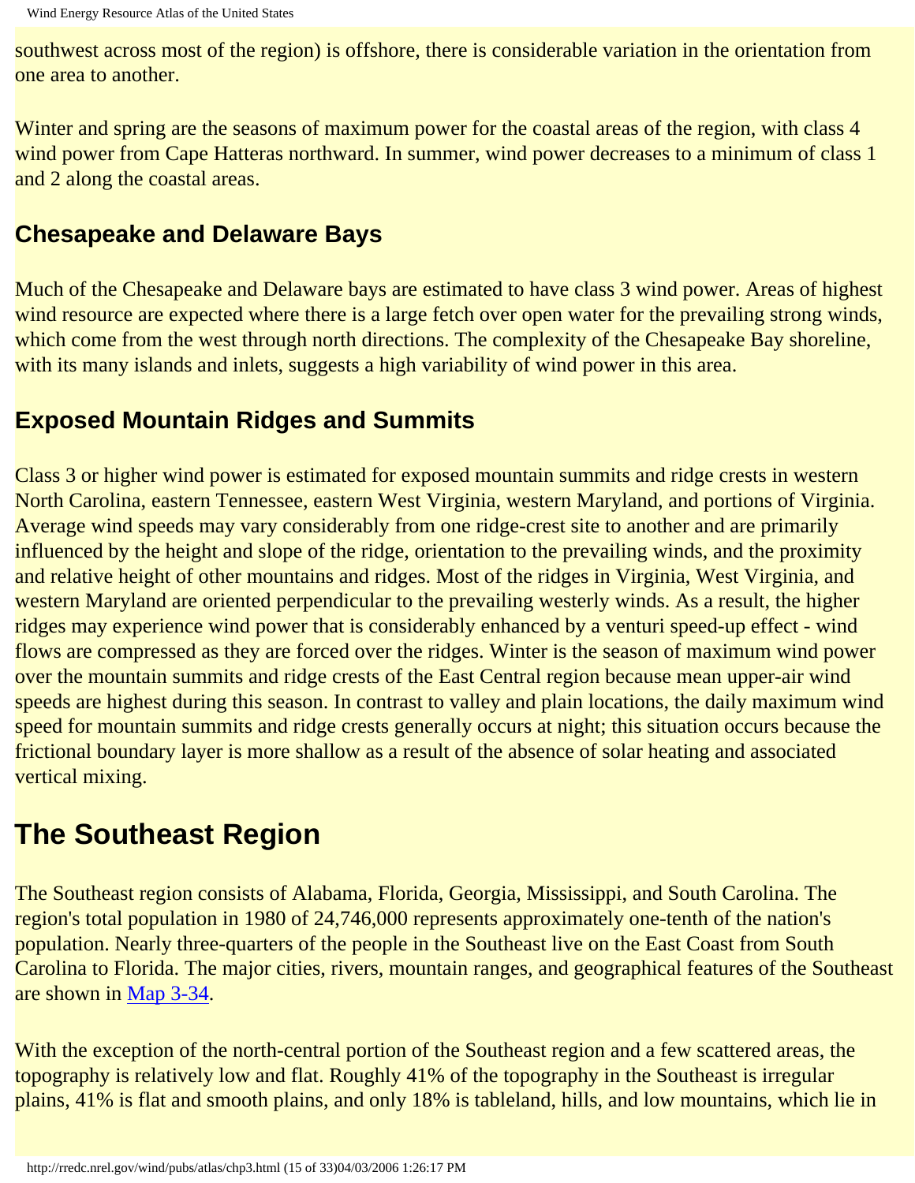southwest across most of the region) is offshore, there is considerable variation in the orientation from one area to another.

Winter and spring are the seasons of maximum power for the coastal areas of the region, with class 4 wind power from Cape Hatteras northward. In summer, wind power decreases to a minimum of class 1 and 2 along the coastal areas.

### Chesapeake and Delaware Bays

Much of the Chesapeake and Delaware bays are estimated to have class 3 wind power. Areas of highest wind resource are expected where there is a large fetch over open water for the prevailing strong winds, which come from the west through north directions. The complexity of the Chesapeake Bay shoreline, with its many islands and inlets, suggests a high variability of wind power in this area.

### Exposed Mountain Ridges and Summits

Class 3 or higher wind power is estimated for exposed mountain summits and ridge crests in western North Carolina, eastern Tennessee, eastern West Virginia, western Maryland, and portions of Virginia. Average wind speeds may vary considerably from one ridge-crest site to another and are primarily influenced by the height and slope of the ridge, orientation to the prevailing winds, and the proximity and relative height of other mountains and ridges. Most of the ridges in Virginia, West Virginia, and western Maryland are oriented perpendicular to the prevailing westerly winds. As a result, the higher ridges may experience wind power that is considerably enhanced by a venturi speed-up effect - wind flows are compressed as they are forced over the ridges. Winter is the season of maximum wind power over the mountain summits and ridge crests of the East Central region because mean upper-air wind speeds are highest during this season. In contrast to valley and plain locations, the daily maximum wind speed for mountain summits and ridge crests generally occurs at night; this situation occurs because the frictional boundary layer is more shallow as a result of the absence of solar heating and associated vertical mixing.

## The Southeast Region

The Southeast region consists of Alabama, Florida, Georgia, Mississippi, and South Carolina. The region's total population in 1980 of 24,746,000 represents approximately one-tenth of the nation's population. Nearly three-quarters of the people in the Southeast live on the East Coast from South Carolina to Florida. The major cities, rivers, mountain ranges, and geographical features of the Southeast are shown in Map 3-34.

With the exception of the north-central portion of the Southeast region and a few scattered areas, the topography is relatively low and flat. Roughly 41% of the topography in the Southeast is irregular plains, 41% is flat and smooth plains, and only 18% is tableland, hills, and low mountains, which lie in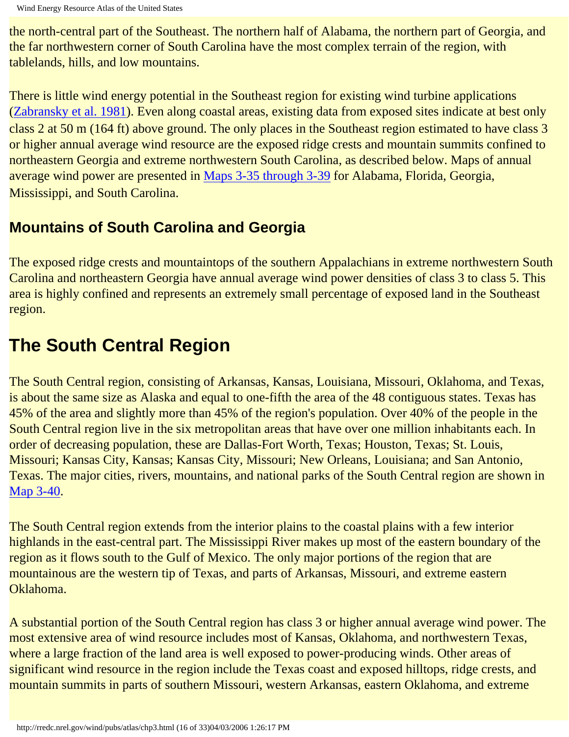the north-central part of the Southeast. The northern half of Alabama, the northern part of Georgia, and the far northwestern corner of South Carolina have the most complex terrain of the region, with tablelands, hills, and low mountains.

There is little wind energy potential in the Southeast region for existing wind turbine applications (Zabransky et al. 1981). Even along coastal areas, existing data from exposed sites indicate at best only class 2 at 50 m (164 ft) above ground. The only places in the Southeast region estimated to have class 3 or higher annual average wind resource are the exposed ridge crests and mountain summits confined to northeastern Georgia and extreme northwestern South Carolina, as described below. Maps of annual average wind power are presented in Maps 3-35 through 3-39 for Alabama, Florida, Georgia, Mississippi, and South Carolina.

### Mountains of South Carolina and Georgia

The exposed ridge crests and mountaintops of the southern Appalachians in extreme northwestern South Carolina and northeastern Georgia have annual average wind power densities of class 3 to class 5. This area is highly confined and represents an extremely small percentage of exposed land in the Southeast region.

## The South Central Region

The South Central region, consisting of Arkansas, Kansas, Louisiana, Missouri, Oklahoma, and Texas, is about the same size as Alaska and equal to one-fifth the area of the 48 contiguous states. Texas has 45% of the area and slightly more than 45% of the region's population. Over 40% of the people in the South Central region live in the six metropolitan areas that have over one million inhabitants each. In order of decreasing population, these are Dallas-Fort Worth, Texas; Houston, Texas; St. Louis, Missouri; Kansas City, Kansas; Kansas City, Missouri; New Orleans, Louisiana; and San Antonio, Texas. The major cities, rivers, mountains, and national parks of the South Central region are shown in Map 3-40.

The South Central region extends from the interior plains to the coastal plains with a few interior highlands in the east-central part. The Mississippi River makes up most of the eastern boundary of the region as it flows south to the Gulf of Mexico. The only major portions of the region that are mountainous are the western tip of Texas, and parts of Arkansas, Missouri, and extreme eastern Oklahoma.

A substantial portion of the South Central region has class 3 or higher annual average wind power. The most extensive area of wind resource includes most of Kansas, Oklahoma, and northwestern Texas, where a large fraction of the land area is well exposed to power-producing winds. Other areas of significant wind resource in the region include the Texas coast and exposed hilltops, ridge crests, and mountain summits in parts of southern Missouri, western Arkansas, eastern Oklahoma, and extreme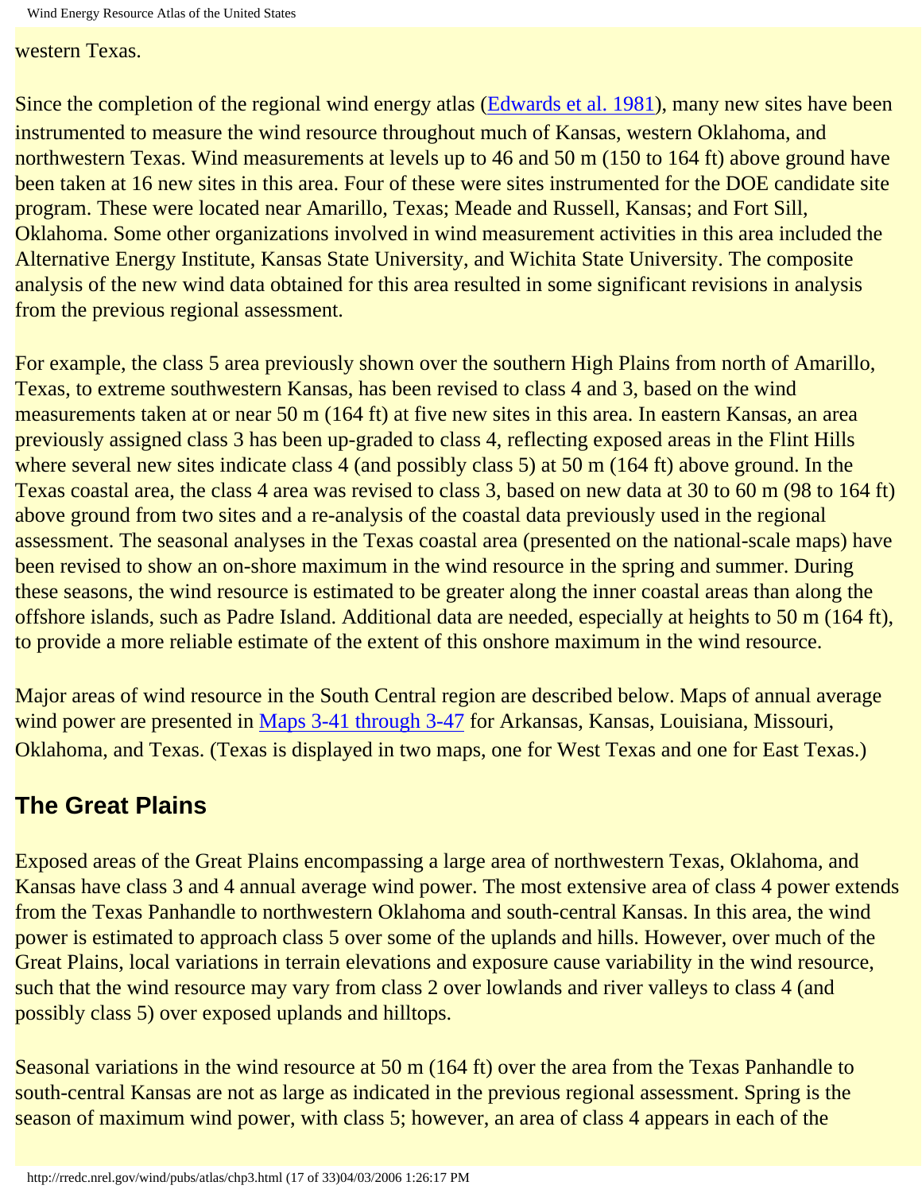western Texas.

Since the completion of the regional wind energy atlas (Edwards et al. 1981), many new sites have been instrumented to measure the wind resource throughout much of Kansas, western Oklahoma, and northwestern Texas. Wind measurements at levels up to 46 and 50 m (150 to 164 ft) above ground have been taken at 16 new sites in this area. Four of these were sites instrumented for the DOE candidate site program. These were located near Amarillo, Texas; Meade and Russell, Kansas; and Fort Sill, Oklahoma. Some other organizations involved in wind measurement activities in this area included the Alternative Energy Institute, Kansas State University, and Wichita State University. The composite analysis of the new wind data obtained for this area resulted in some significant revisions in analysis from the previous regional assessment.

For example, the class 5 area previously shown over the southern High Plains from north of Amarillo, Texas, to extreme southwestern Kansas, has been revised to class 4 and 3, based on the wind measurements taken at or near 50 m (164 ft) at five new sites in this area. In eastern Kansas, an area previously assigned class 3 has been up-graded to class 4, reflecting exposed areas in the Flint Hills where several new sites indicate class 4 (and possibly class 5) at 50 m (164 ft) above ground. In the Texas coastal area, the class 4 area was revised to class 3, based on new data at 30 to 60 m (98 to 164 ft) above ground from two sites and a re-analysis of the coastal data previously used in the regional assessment. The seasonal analyses in the Texas coastal area (presented on the national-scale maps) have been revised to show an on-shore maximum in the wind resource in the spring and summer. During these seasons, the wind resource is estimated to be greater along the inner coastal areas than along the offshore islands, such as Padre Island. Additional data are needed, especially at heights to 50 m (164 ft), to provide a more reliable estimate of the extent of this onshore maximum in the wind resource.

Major areas of wind resource in the South Central region are described below. Maps of annual average wind power are presented in Maps 3-41 through 3-47 for Arkansas, Kansas, Louisiana, Missouri, Oklahoma, and Texas. (Texas is displayed in two maps, one for West Texas and one for East Texas.)

## The Great Plains

Exposed areas of the Great Plains encompassing a large area of northwestern Texas, Oklahoma, and Kansas have class 3 and 4 annual average wind power. The most extensive area of class 4 power extends from the Texas Panhandle to northwestern Oklahoma and south-central Kansas. In this area, the wind power is estimated to approach class 5 over some of the uplands and hills. However, over much of the Great Plains, local variations in terrain elevations and exposure cause variability in the wind resource, such that the wind resource may vary from class 2 over lowlands and river valleys to class 4 (and possibly class 5) over exposed uplands and hilltops.

Seasonal variations in the wind resource at 50 m (164 ft) over the area from the Texas Panhandle to south-central Kansas are not as large as indicated in the previous regional assessment. Spring is the season of maximum wind power, with class 5; however, an area of class 4 appears in each of the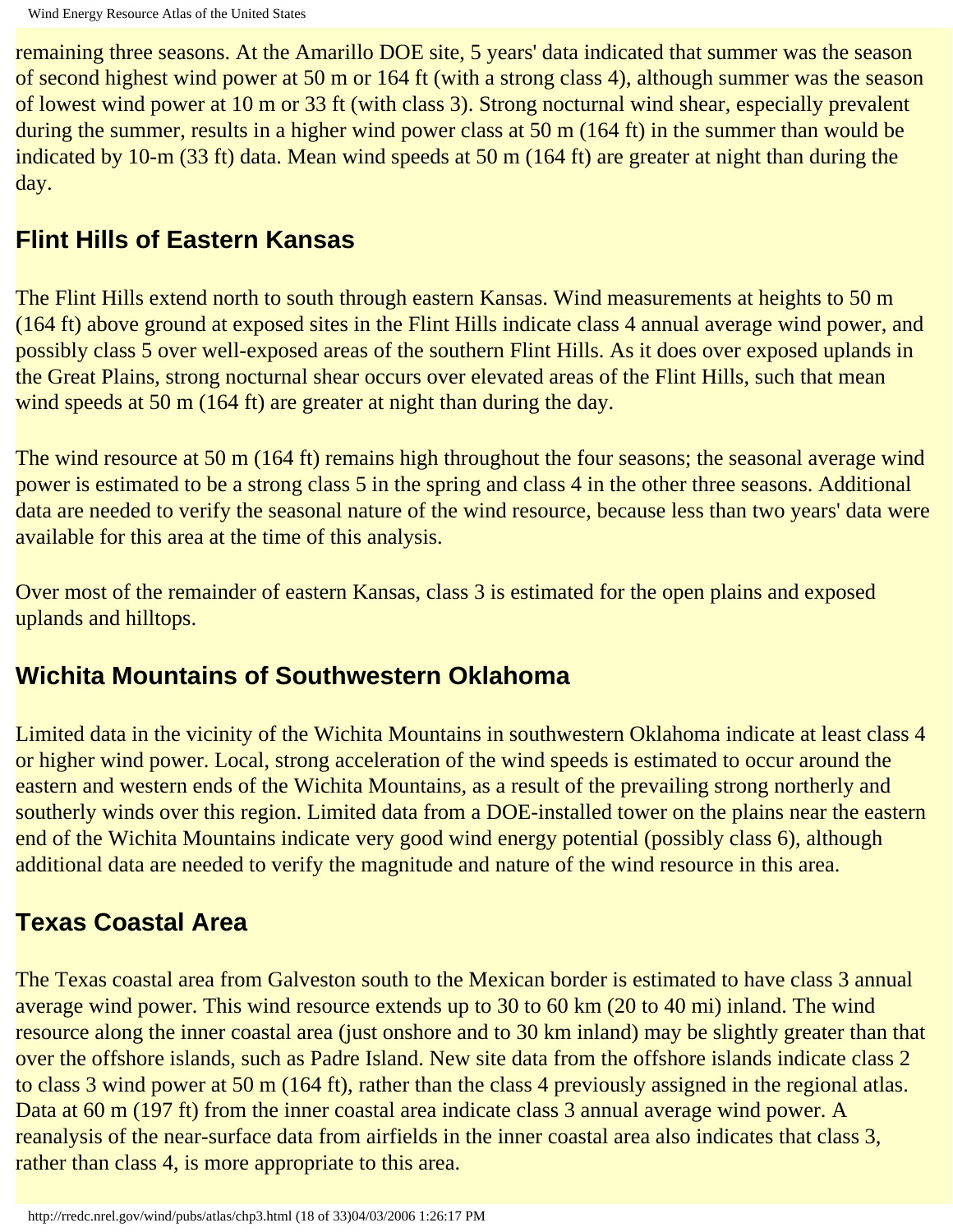remaining three seasons. At the Amarillo DOE site, 5 years' data indicated that summer was the season of second highest wind power at 50 m or 164 ft (with a strong class 4), although summer was the season of lowest wind power at 10 m or 33 ft (with class 3). Strong nocturnal wind shear, especially prevalent during the summer, results in a higher wind power class at 50 m (164 ft) in the summer than would be indicated by 10-m (33 ft) data. Mean wind speeds at 50 m (164 ft) are greater at night than during the day.

## Flint Hills of Eastern Kansas

The Flint Hills extend north to south through eastern Kansas. Wind measurements at heights to 50 m (164 ft) above ground at exposed sites in the Flint Hills indicate class 4 annual average wind power, and possibly class 5 over well-exposed areas of the southern Flint Hills. As it does over exposed uplands in the Great Plains, strong nocturnal shear occurs over elevated areas of the Flint Hills, such that mean wind speeds at 50 m (164 ft) are greater at night than during the day.

The wind resource at 50 m (164 ft) remains high throughout the four seasons; the seasonal average wind power is estimated to be a strong class 5 in the spring and class 4 in the other three seasons. Additional data are needed to verify the seasonal nature of the wind resource, because less than two years' data were available for this area at the time of this analysis.

Over most of the remainder of eastern Kansas, class 3 is estimated for the open plains and exposed uplands and hilltops.

## Wichita Mountains of Southwestern Oklahoma

Limited data in the vicinity of the Wichita Mountains in southwestern Oklahoma indicate at least class 4 or higher wind power. Local, strong acceleration of the wind speeds is estimated to occur around the eastern and western ends of the Wichita Mountains, as a result of the prevailing strong northerly and southerly winds over this region. Limited data from a DOE-installed tower on the plains near the eastern end of the Wichita Mountains indicate very good wind energy potential (possibly class 6), although additional data are needed to verify the magnitude and nature of the wind resource in this area.

## Texas Coastal Area

The Texas coastal area from Galveston south to the Mexican border is estimated to have class 3 annual average wind power. This wind resource extends up to 30 to 60 km (20 to 40 mi) inland. The wind resource along the inner coastal area (just onshore and to 30 km inland) may be slightly greater than that over the offshore islands, such as Padre Island. New site data from the offshore islands indicate class 2 to class 3 wind power at 50 m (164 ft), rather than the class 4 previously assigned in the regional atlas. Data at 60 m (197 ft) from the inner coastal area indicate class 3 annual average wind power. A reanalysis of the near-surface data from airfields in the inner coastal area also indicates that class 3, rather than class 4, is more appropriate to this area.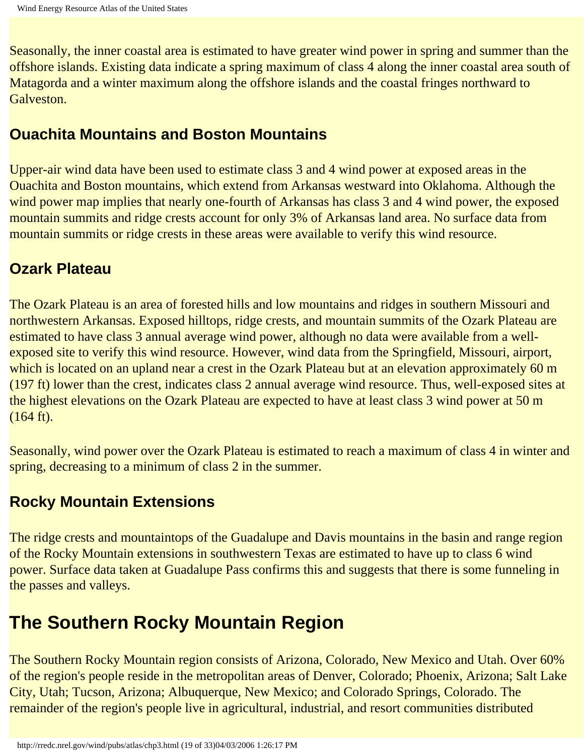Seasonally, the inner coastal area is estimated to have greater wind power in spring and summer than the offshore islands. Existing data indicate a spring maximum of class 4 along the inner coastal area south of Matagorda and a winter maximum along the offshore islands and the coastal fringes northward to Galveston.

### Ouachita Mountains and Boston Mountains

Upper-air wind data have been used to estimate class 3 and 4 wind power at exposed areas in the Ouachita and Boston mountains, which extend from Arkansas westward into Oklahoma. Although the wind power map implies that nearly one-fourth of Arkansas has class 3 and 4 wind power, the exposed mountain summits and ridge crests account for only 3% of Arkansas land area. No surface data from mountain summits or ridge crests in these areas were available to verify this wind resource.

### Ozark Plateau

The Ozark Plateau is an area of forested hills and low mountains and ridges in southern Missouri and northwestern Arkansas. Exposed hilltops, ridge crests, and mountain summits of the Ozark Plateau are estimated to have class 3 annual average wind power, although no data were available from a well-exposed site to verify this wind resource. However, wind data from the Springfield, Missouri, airport, which is located on an upland near a crest in the Ozark Plateau but at an elevation approximately 60 m (197 ft) lower than the crest, indicates class 2 annual average wind resource. Thus, well-exposed sites at the highest elevations on the Ozark Plateau are expected to have at least class 3 wind power at 50 m (164 ft).

Seasonally, wind power over the Ozark Plateau is estimated to reach a maximum of class 4 in winter and spring, decreasing to a minimum of class 2 in the summer.

### Rocky Mountain Extensions

The ridge crests and mountaintops of the Guadalupe and Davis mountains in the basin and range region of the Rocky Mountain extensions in southwestern Texas are estimated to have up to class 6 wind power. Surface data taken at Guadalupe Pass confirms this and suggests that there is some funneling in the passes and valleys.

## The Southern Rocky Mountain Region

The Southern Rocky Mountain region consists of Arizona, Colorado, New Mexico and Utah. Over 60% of the region's people reside in the metropolitan areas of Denver, Colorado; Phoenix, Arizona; Salt Lake City, Utah; Tucson, Arizona; Albuquerque, New Mexico; and Colorado Springs, Colorado. The remainder of the region's people live in agricultural, industrial, and resort communities distributed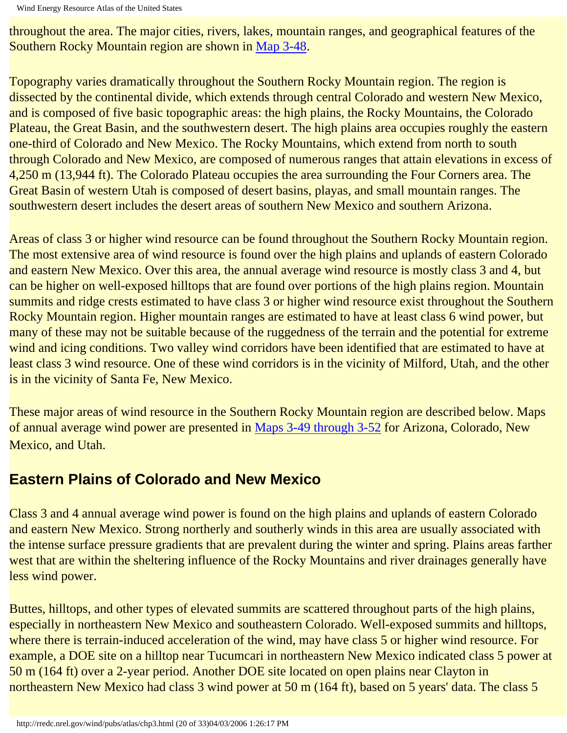throughout the area. The major cities, rivers, lakes, mountain ranges, and geographical features of the Southern Rocky Mountain region are shown in Map 3-48.

Topography varies dramatically throughout the Southern Rocky Mountain region. The region is dissected by the continental divide, which extends through central Colorado and western New Mexico, and is composed of five basic topographic areas: the high plains, the Rocky Mountains, the Colorado Plateau, the Great Basin, and the southwestern desert. The high plains area occupies roughly the eastern one-third of Colorado and New Mexico. The Rocky Mountains, which extend from north to south through Colorado and New Mexico, are composed of numerous ranges that attain elevations in excess of 4,250 m (13,944 ft). The Colorado Plateau occupies the area surrounding the Four Corners area. The Great Basin of western Utah is composed of desert basins, playas, and small mountain ranges. The southwestern desert includes the desert areas of southern New Mexico and southern Arizona.

Areas of class 3 or higher wind resource can be found throughout the Southern Rocky Mountain region. The most extensive area of wind resource is found over the high plains and uplands of eastern Colorado and eastern New Mexico. Over this area, the annual average wind resource is mostly class 3 and 4, but can be higher on well-exposed hilltops that are found over portions of the high plains region. Mountain summits and ridge crests estimated to have class 3 or higher wind resource exist throughout the Southern Rocky Mountain region. Higher mountain ranges are estimated to have at least class 6 wind power, but many of these may not be suitable because of the ruggedness of the terrain and the potential for extreme wind and icing conditions. Two valley wind corridors have been identified that are estimated to have at least class 3 wind resource. One of these wind corridors is in the vicinity of Milford, Utah, and the other is in the vicinity of Santa Fe, New Mexico.

These major areas of wind resource in the Southern Rocky Mountain region are described below. Maps of annual average wind power are presented in Maps 3-49 through 3-52 for Arizona, Colorado, New Mexico, and Utah.

## Eastern Plains of Colorado and New Mexico

Class 3 and 4 annual average wind power is found on the high plains and uplands of eastern Colorado and eastern New Mexico. Strong northerly and southerly winds in this area are usually associated with the intense surface pressure gradients that are prevalent during the winter and spring. Plains areas farther west that are within the sheltering influence of the Rocky Mountains and river drainages generally have less wind power.

Buttes, hilltops, and other types of elevated summits are scattered throughout parts of the high plains, especially in northeastern New Mexico and southeastern Colorado. Well-exposed summits and hilltops, where there is terrain-induced acceleration of the wind, may have class 5 or higher wind resource. For example, a DOE site on a hilltop near Tucumcari in northeastern New Mexico indicated class 5 power at 50 m (164 ft) over a 2-year period. Another DOE site located on open plains near Clayton in northeastern New Mexico had class 3 wind power at 50 m (164 ft), based on 5 years' data. The class 5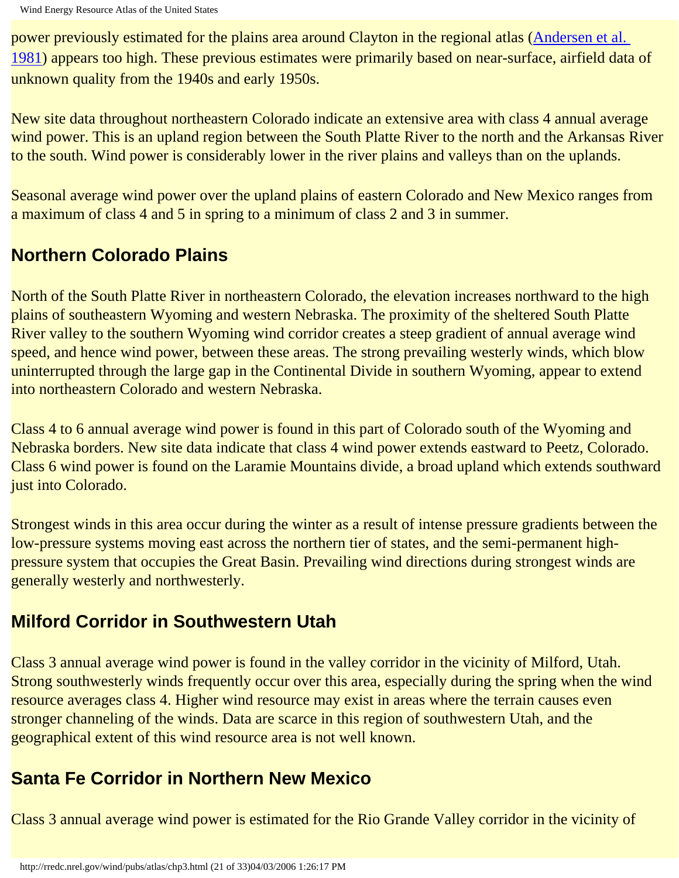power previously estimated for the plains area around Clayton in the regional atlas (Andersen et al. 1981) appears too high. These previous estimates were primarily based on near-surface, airfield data of unknown quality from the 1940s and early 1950s.

New site data throughout northeastern Colorado indicate an extensive area with class 4 annual average wind power. This is an upland region between the South Platte River to the north and the Arkansas River to the south. Wind power is considerably lower in the river plains and valleys than on the uplands.

Seasonal average wind power over the upland plains of eastern Colorado and New Mexico ranges from a maximum of class 4 and 5 in spring to a minimum of class 2 and 3 in summer.

## Northern Colorado Plains

North of the South Platte River in northeastern Colorado, the elevation increases northward to the high plains of southeastern Wyoming and western Nebraska. The proximity of the sheltered South Platte River valley to the southern Wyoming wind corridor creates a steep gradient of annual average wind speed, and hence wind power, between these areas. The strong prevailing westerly winds, which blow uninterrupted through the large gap in the Continental Divide in southern Wyoming, appear to extend into northeastern Colorado and western Nebraska.

Class 4 to 6 annual average wind power is found in this part of Colorado south of the Wyoming and Nebraska borders. New site data indicate that class 4 wind power extends eastward to Peetz, Colorado. Class 6 wind power is found on the Laramie Mountains divide, a broad upland which extends southward just into Colorado.

Strongest winds in this area occur during the winter as a result of intense pressure gradients between the low-pressure systems moving east across the northern tier of states, and the semi-permanent high-pressure system that occupies the Great Basin. Prevailing wind directions during strongest winds are generally westerly and northwesterly.

## Milford Corridor in Southwestern Utah

Class 3 annual average wind power is found in the valley corridor in the vicinity of Milford, Utah. Strong southwesterly winds frequently occur over this area, especially during the spring when the wind resource averages class 4. Higher wind resource may exist in areas where the terrain causes even stronger channeling of the winds. Data are scarce in this region of southwestern Utah, and the geographical extent of this wind resource area is not well known.

## Santa Fe Corridor in Northern New Mexico

Class 3 annual average wind power is estimated for the Rio Grande Valley corridor in the vicinity of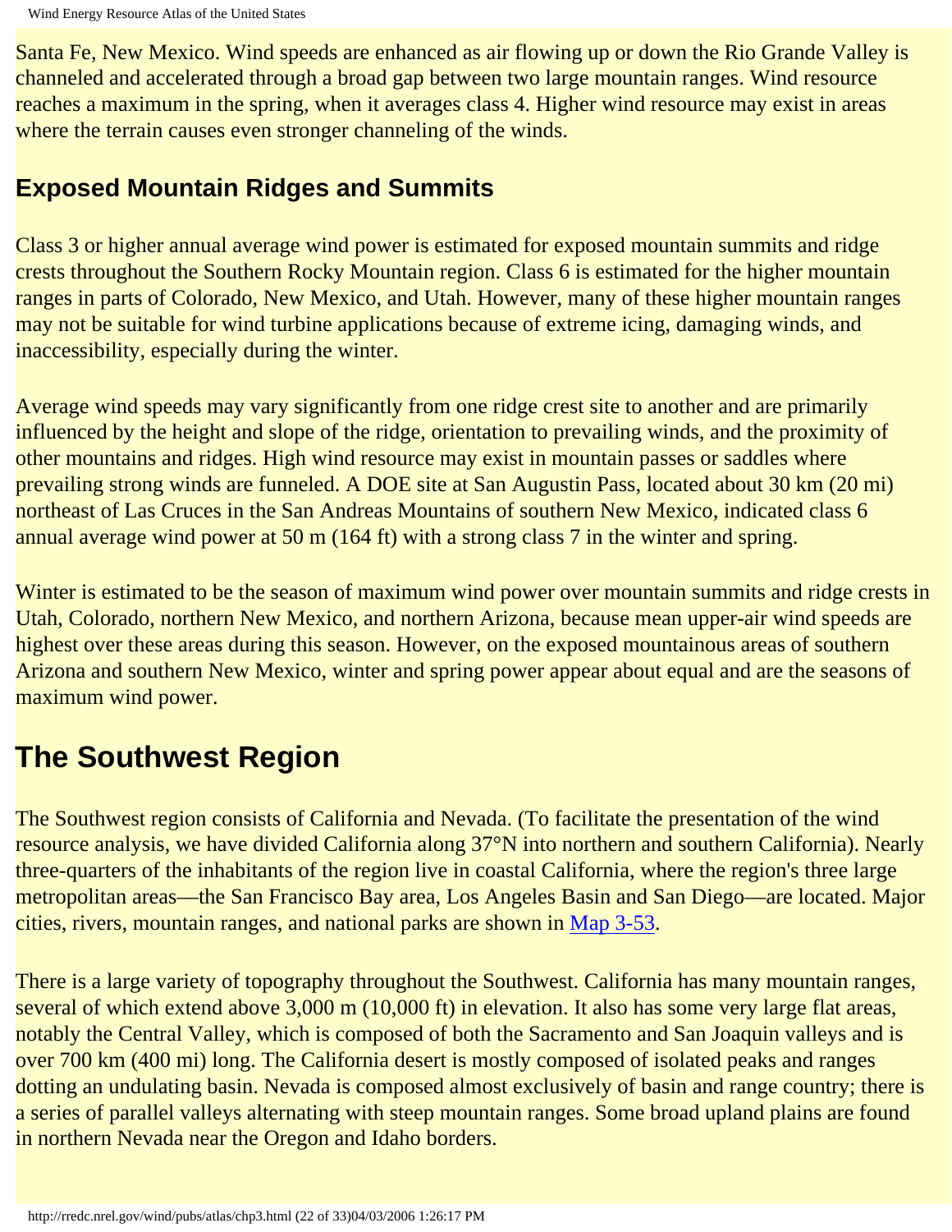Santa Fe, New Mexico. Wind speeds are enhanced as air flowing up or down the Rio Grande Valley is channeled and accelerated through a broad gap between two large mountain ranges. Wind resource reaches a maximum in the spring, when it averages class 4. Higher wind resource may exist in areas where the terrain causes even stronger channeling of the winds.

### Exposed Mountain Ridges and Summits

Class 3 or higher annual average wind power is estimated for exposed mountain summits and ridge crests throughout the Southern Rocky Mountain region. Class 6 is estimated for the higher mountain ranges in parts of Colorado, New Mexico, and Utah. However, many of these higher mountain ranges may not be suitable for wind turbine applications because of extreme icing, damaging winds, and inaccessibility, especially during the winter.

Average wind speeds may vary significantly from one ridge crest site to another and are primarily influenced by the height and slope of the ridge, orientation to prevailing winds, and the proximity of other mountains and ridges. High wind resource may exist in mountain passes or saddles where prevailing strong winds are funneled. A DOE site at San Augustin Pass, located about 30 km (20 mi) northeast of Las Cruces in the San Andreas Mountains of southern New Mexico, indicated class 6 annual average wind power at 50 m (164 ft) with a strong class 7 in the winter and spring.

Winter is estimated to be the season of maximum wind power over mountain summits and ridge crests in Utah, Colorado, northern New Mexico, and northern Arizona, because mean upper-air wind speeds are highest over these areas during this season. However, on the exposed mountainous areas of southern Arizona and southern New Mexico, winter and spring power appear about equal and are the seasons of maximum wind power.

## The Southwest Region

The Southwest region consists of California and Nevada. (To facilitate the presentation of the wind resource analysis, we have divided California along 37°N into northern and southern California). Nearly three-quarters of the inhabitants of the region live in coastal California, where the region's three large metropolitan areas—the San Francisco Bay area, Los Angeles Basin and San Diego—are located. Major cities, rivers, mountain ranges, and national parks are shown in Map 3-53.

There is a large variety of topography throughout the Southwest. California has many mountain ranges, several of which extend above 3,000 m (10,000 ft) in elevation. It also has some very large flat areas, notably the Central Valley, which is composed of both the Sacramento and San Joaquin valleys and is over 700 km (400 mi) long. The California desert is mostly composed of isolated peaks and ranges dotting an undulating basin. Nevada is composed almost exclusively of basin and range country; there is a series of parallel valleys alternating with steep mountain ranges. Some broad upland plains are found in northern Nevada near the Oregon and Idaho borders.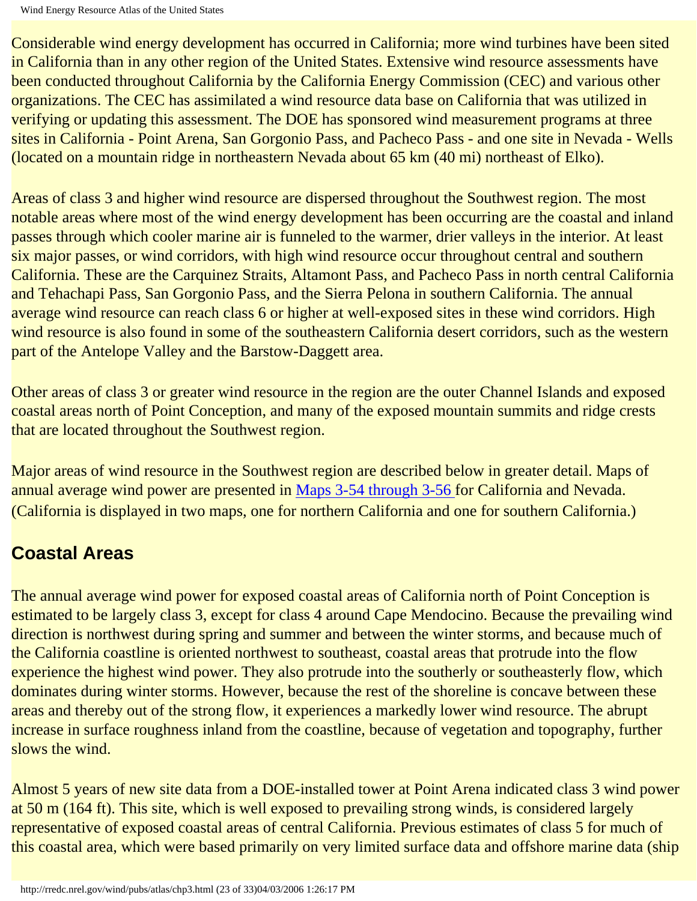Considerable wind energy development has occurred in California; more wind turbines have been sited in California than in any other region of the United States. Extensive wind resource assessments have been conducted throughout California by the California Energy Commission (CEC) and various other organizations. The CEC has assimilated a wind resource data base on California that was utilized in verifying or updating this assessment. The DOE has sponsored wind measurement programs at three sites in California - Point Arena, San Gorgonio Pass, and Pacheco Pass - and one site in Nevada - Wells (located on a mountain ridge in northeastern Nevada about 65 km (40 mi) northeast of Elko).

Areas of class 3 and higher wind resource are dispersed throughout the Southwest region. The most notable areas where most of the wind energy development has been occurring are the coastal and inland passes through which cooler marine air is funneled to the warmer, drier valleys in the interior. At least six major passes, or wind corridors, with high wind resource occur throughout central and southern California. These are the Carquinez Straits, Altamont Pass, and Pacheco Pass in north central California and Tehachapi Pass, San Gorgonio Pass, and the Sierra Pelona in southern California. The annual average wind resource can reach class 6 or higher at well-exposed sites in these wind corridors. High wind resource is also found in some of the southeastern California desert corridors, such as the western part of the Antelope Valley and the Barstow-Daggett area.

Other areas of class 3 or greater wind resource in the region are the outer Channel Islands and exposed coastal areas north of Point Conception, and many of the exposed mountain summits and ridge crests that are located throughout the Southwest region.

Major areas of wind resource in the Southwest region are described below in greater detail. Maps of annual average wind power are presented in [Maps 3-54 through 3-56](#) for California and Nevada. (California is displayed in two maps, one for northern California and one for southern California.)

## Coastal Areas

The annual average wind power for exposed coastal areas of California north of Point Conception is estimated to be largely class 3, except for class 4 around Cape Mendocino. Because the prevailing wind direction is northwest during spring and summer and between the winter storms, and because much of the California coastline is oriented northwest to southeast, coastal areas that protrude into the flow experience the highest wind power. They also protrude into the southerly or southeasterly flow, which dominates during winter storms. However, because the rest of the shoreline is concave between these areas and thereby out of the strong flow, it experiences a markedly lower wind resource. The abrupt increase in surface roughness inland from the coastline, because of vegetation and topography, further slows the wind.

Almost 5 years of new site data from a DOE-installed tower at Point Arena indicated class 3 wind power at 50 m (164 ft). This site, which is well exposed to prevailing strong winds, is considered largely representative of exposed coastal areas of central California. Previous estimates of class 5 for much of this coastal area, which were based primarily on very limited surface data and offshore marine data (ship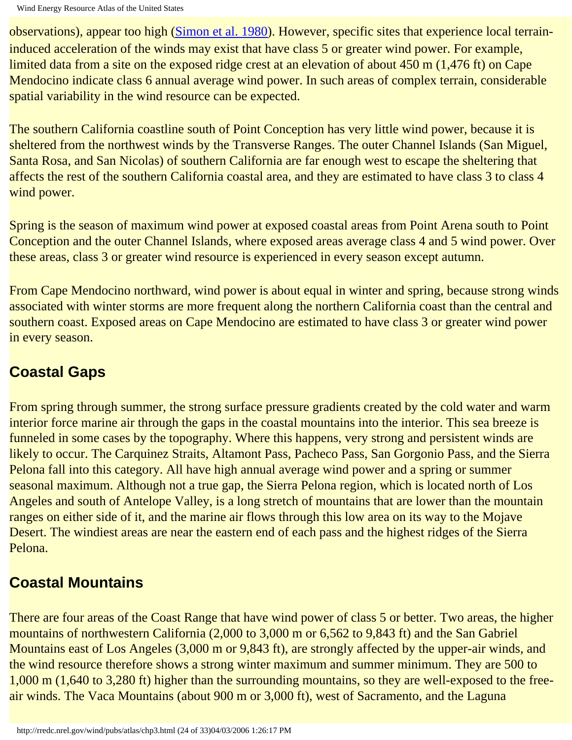observations), appear too high (Simon et al. 1980). However, specific sites that experience local terrain-induced acceleration of the winds may exist that have class 5 or greater wind power. For example, limited data from a site on the exposed ridge crest at an elevation of about 450 m (1,476 ft) on Cape Mendocino indicate class 6 annual average wind power. In such areas of complex terrain, considerable spatial variability in the wind resource can be expected.

The southern California coastline south of Point Conception has very little wind power, because it is sheltered from the northwest winds by the Transverse Ranges. The outer Channel Islands (San Miguel, Santa Rosa, and San Nicolas) of southern California are far enough west to escape the sheltering that affects the rest of the southern California coastal area, and they are estimated to have class 3 to class 4 wind power.

Spring is the season of maximum wind power at exposed coastal areas from Point Arena south to Point Conception and the outer Channel Islands, where exposed areas average class 4 and 5 wind power. Over these areas, class 3 or greater wind resource is experienced in every season except autumn.

From Cape Mendocino northward, wind power is about equal in winter and spring, because strong winds associated with winter storms are more frequent along the northern California coast than the central and southern coast. Exposed areas on Cape Mendocino are estimated to have class 3 or greater wind power in every season.

## Coastal Gaps

From spring through summer, the strong surface pressure gradients created by the cold water and warm interior force marine air through the gaps in the coastal mountains into the interior. This sea breeze is funneled in some cases by the topography. Where this happens, very strong and persistent winds are likely to occur. The Carquinez Straits, Altamont Pass, Pacheco Pass, San Gorgonio Pass, and the Sierra Pelona fall into this category. All have high annual average wind power and a spring or summer seasonal maximum. Although not a true gap, the Sierra Pelona region, which is located north of Los Angeles and south of Antelope Valley, is a long stretch of mountains that are lower than the mountain ranges on either side of it, and the marine air flows through this low area on its way to the Mojave Desert. The windiest areas are near the eastern end of each pass and the highest ridges of the Sierra Pelona.

## Coastal Mountains

There are four areas of the Coast Range that have wind power of class 5 or better. Two areas, the higher mountains of northwestern California (2,000 to 3,000 m or 6,562 to 9,843 ft) and the San Gabriel Mountains east of Los Angeles (3,000 m or 9,843 ft), are strongly affected by the upper-air winds, and the wind resource therefore shows a strong winter maximum and summer minimum. They are 500 to 1,000 m (1,640 to 3,280 ft) higher than the surrounding mountains, so they are well-exposed to the free-air winds. The Vaca Mountains (about 900 m or 3,000 ft), west of Sacramento, and the Laguna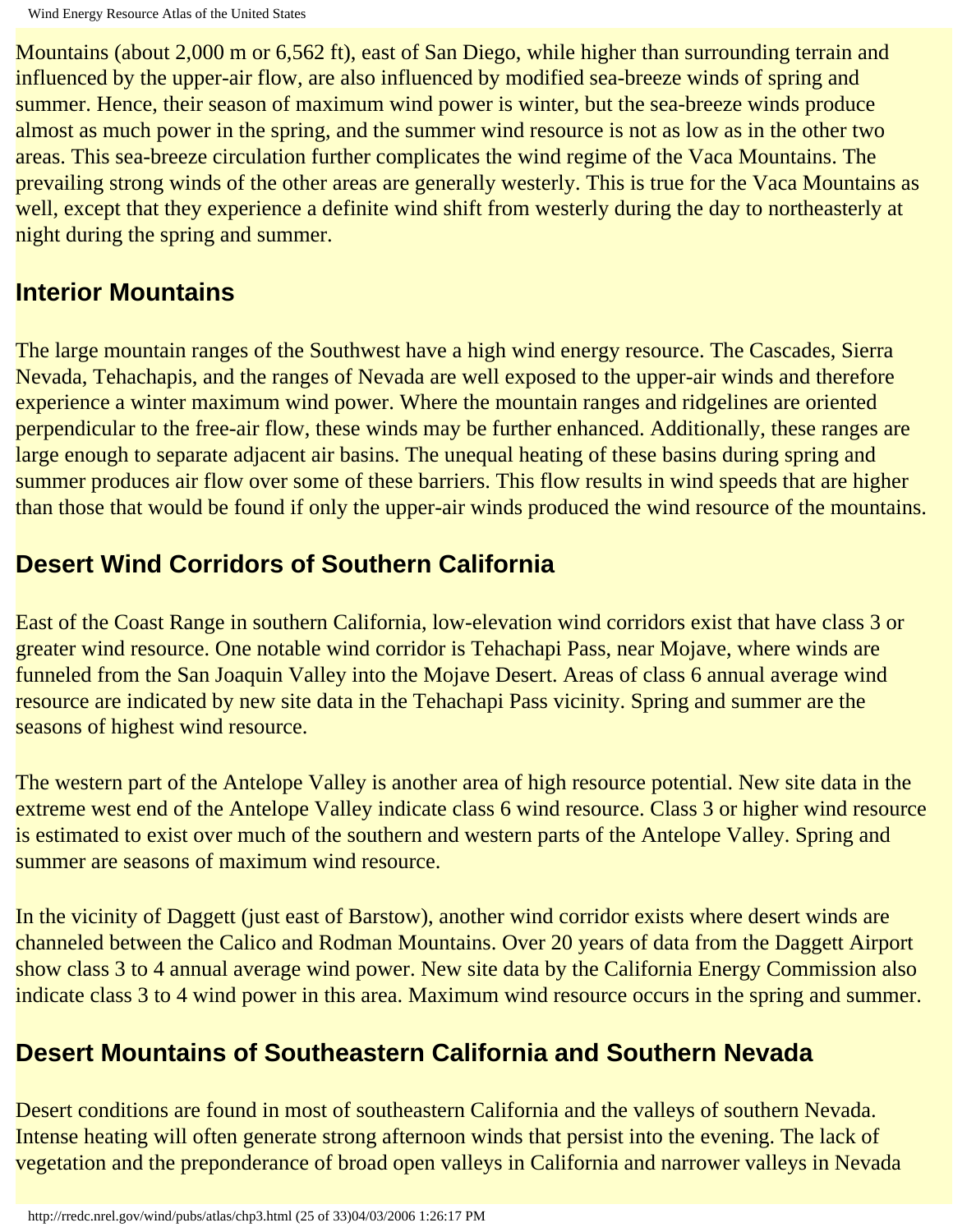Mountains (about 2,000 m or 6,562 ft), east of San Diego, while higher than surrounding terrain and influenced by the upper-air flow, are also influenced by modified sea-breeze winds of spring and summer. Hence, their season of maximum wind power is winter, but the sea-breeze winds produce almost as much power in the spring, and the summer wind resource is not as low as in the other two areas. This sea-breeze circulation further complicates the wind regime of the Vaca Mountains. The prevailing strong winds of the other areas are generally westerly. This is true for the Vaca Mountains as well, except that they experience a definite wind shift from westerly during the day to northeasterly at night during the spring and summer.

## Interior Mountains

The large mountain ranges of the Southwest have a high wind energy resource. The Cascades, Sierra Nevada, Tehachapis, and the ranges of Nevada are well exposed to the upper-air winds and therefore experience a winter maximum wind power. Where the mountain ranges and ridgelines are oriented perpendicular to the free-air flow, these winds may be further enhanced. Additionally, these ranges are large enough to separate adjacent air basins. The unequal heating of these basins during spring and summer produces air flow over some of these barriers. This flow results in wind speeds that are higher than those that would be found if only the upper-air winds produced the wind resource of the mountains.

## Desert Wind Corridors of Southern California

East of the Coast Range in southern California, low-elevation wind corridors exist that have class 3 or greater wind resource. One notable wind corridor is Tehachapi Pass, near Mojave, where winds are funneled from the San Joaquin Valley into the Mojave Desert. Areas of class 6 annual average wind resource are indicated by new site data in the Tehachapi Pass vicinity. Spring and summer are the seasons of highest wind resource.

The western part of the Antelope Valley is another area of high resource potential. New site data in the extreme west end of the Antelope Valley indicate class 6 wind resource. Class 3 or higher wind resource is estimated to exist over much of the southern and western parts of the Antelope Valley. Spring and summer are seasons of maximum wind resource.

In the vicinity of Daggett (just east of Barstow), another wind corridor exists where desert winds are channeled between the Calico and Rodman Mountains. Over 20 years of data from the Daggett Airport show class 3 to 4 annual average wind power. New site data by the California Energy Commission also indicate class 3 to 4 wind power in this area. Maximum wind resource occurs in the spring and summer.

## Desert Mountains of Southeastern California and Southern Nevada

Desert conditions are found in most of southeastern California and the valleys of southern Nevada. Intense heating will often generate strong afternoon winds that persist into the evening. The lack of vegetation and the preponderance of broad open valleys in California and narrower valleys in Nevada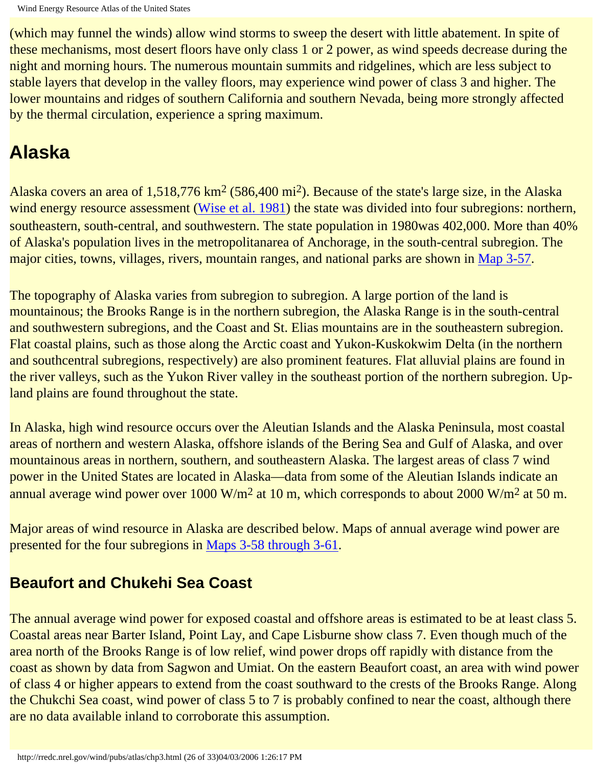(which may funnel the winds) allow wind storms to sweep the desert with little abatement. In spite of these mechanisms, most desert floors have only class 1 or 2 power, as wind speeds decrease during the night and morning hours. The numerous mountain summits and ridgelines, which are less subject to stable layers that develop in the valley floors, may experience wind power of class 3 and higher. The lower mountains and ridges of southern California and southern Nevada, being more strongly affected by the thermal circulation, experience a spring maximum.

## Alaska

Alaska covers an area of 1,518,776 km$^2$ (586,400 mi$^2$). Because of the state's large size, in the Alaska wind energy resource assessment (Wise et al. 1981) the state was divided into four subregions: northern, southeastern, south-central, and southwestern. The state population in 1980was 402,000. More than 40% of Alaska's population lives in the metropolitanarea of Anchorage, in the south-central subregion. The major cities, towns, villages, rivers, mountain ranges, and national parks are shown in Map 3-57.

The topography of Alaska varies from subregion to subregion. A large portion of the land is mountainous; the Brooks Range is in the northern subregion, the Alaska Range is in the south-central and southwestern subregions, and the Coast and St. Elias mountains are in the southeastern subregion. Flat coastal plains, such as those along the Arctic coast and Yukon-Kuskokwim Delta (in the northern and southcentral subregions, respectively) are also prominent features. Flat alluvial plains are found in the river valleys, such as the Yukon River valley in the southeast portion of the northern subregion. Up-land plains are found throughout the state.

In Alaska, high wind resource occurs over the Aleutian Islands and the Alaska Peninsula, most coastal areas of northern and western Alaska, offshore islands of the Bering Sea and Gulf of Alaska, and over mountainous areas in northern, southern, and southeastern Alaska. The largest areas of class 7 wind power in the United States are located in Alaska—data from some of the Aleutian Islands indicate an annual average wind power over 1000 W/m$^2$ at 10 m, which corresponds to about 2000 W/m$^2$ at 50 m.

Major areas of wind resource in Alaska are described below. Maps of annual average wind power are presented for the four subregions in Maps 3-58 through 3-61.

### Beaufort and Chukehi Sea Coast

The annual average wind power for exposed coastal and offshore areas is estimated to be at least class 5. Coastal areas near Barter Island, Point Lay, and Cape Lisburne show class 7. Even though much of the area north of the Brooks Range is of low relief, wind power drops off rapidly with distance from the coast as shown by data from Sagwon and Umiat. On the eastern Beaufort coast, an area with wind power of class 4 or higher appears to extend from the coast southward to the crests of the Brooks Range. Along the Chukchi Sea coast, wind power of class 5 to 7 is probably confined to near the coast, although there are no data available inland to corroborate this assumption.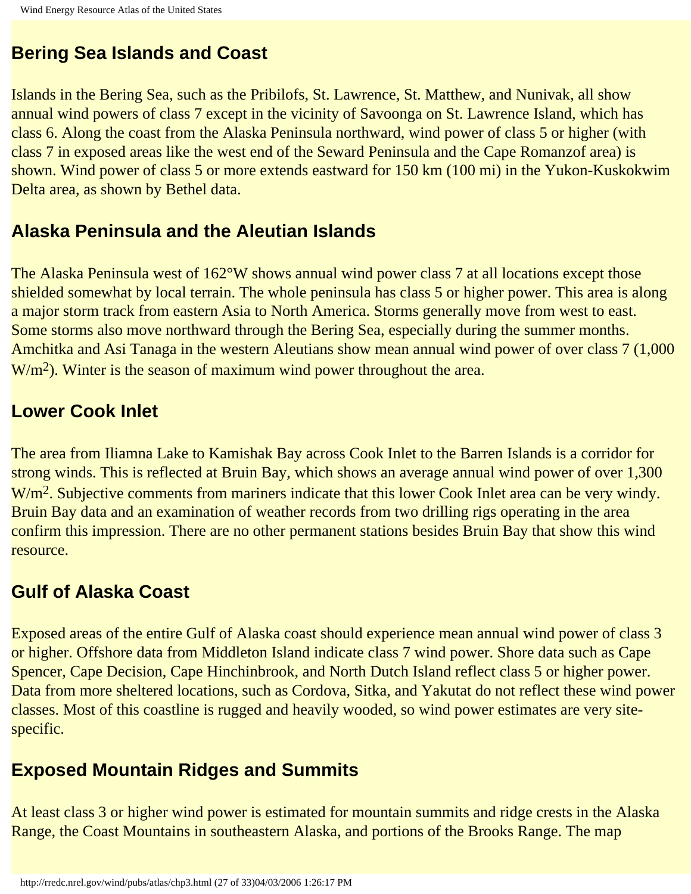## Bering Sea Islands and Coast

Islands in the Bering Sea, such as the Pribilofs, St. Lawrence, St. Matthew, and Nunivak, all show annual wind powers of class 7 except in the vicinity of Savoonga on St. Lawrence Island, which has class 6. Along the coast from the Alaska Peninsula northward, wind power of class 5 or higher (with class 7 in exposed areas like the west end of the Seward Peninsula and the Cape Romanzof area) is shown. Wind power of class 5 or more extends eastward for 150 km (100 mi) in the Yukon-Kuskokwim Delta area, as shown by Bethel data.

## Alaska Peninsula and the Aleutian Islands

The Alaska Peninsula west of 162°W shows annual wind power class 7 at all locations except those shielded somewhat by local terrain. The whole peninsula has class 5 or higher power. This area is along a major storm track from eastern Asia to North America. Storms generally move from west to east. Some storms also move northward through the Bering Sea, especially during the summer months. Amchitka and Asi Tanaga in the western Aleutians show mean annual wind power of over class 7 (1,000 $W/m^2$). Winter is the season of maximum wind power throughout the area.

## Lower Cook Inlet

The area from Iliamna Lake to Kamishak Bay across Cook Inlet to the Barren Islands is a corridor for strong winds. This is reflected at Bruin Bay, which shows an average annual wind power of over 1,300 $W/m^2$. Subjective comments from mariners indicate that this lower Cook Inlet area can be very windy. Bruin Bay data and an examination of weather records from two drilling rigs operating in the area confirm this impression. There are no other permanent stations besides Bruin Bay that show this wind resource.

## Gulf of Alaska Coast

Exposed areas of the entire Gulf of Alaska coast should experience mean annual wind power of class 3 or higher. Offshore data from Middleton Island indicate class 7 wind power. Shore data such as Cape Spencer, Cape Decision, Cape Hinchinbrook, and North Dutch Island reflect class 5 or higher power. Data from more sheltered locations, such as Cordova, Sitka, and Yakutat do not reflect these wind power classes. Most of this coastline is rugged and heavily wooded, so wind power estimates are very site-specific.

## Exposed Mountain Ridges and Summits

At least class 3 or higher wind power is estimated for mountain summits and ridge crests in the Alaska Range, the Coast Mountains in southeastern Alaska, and portions of the Brooks Range. The map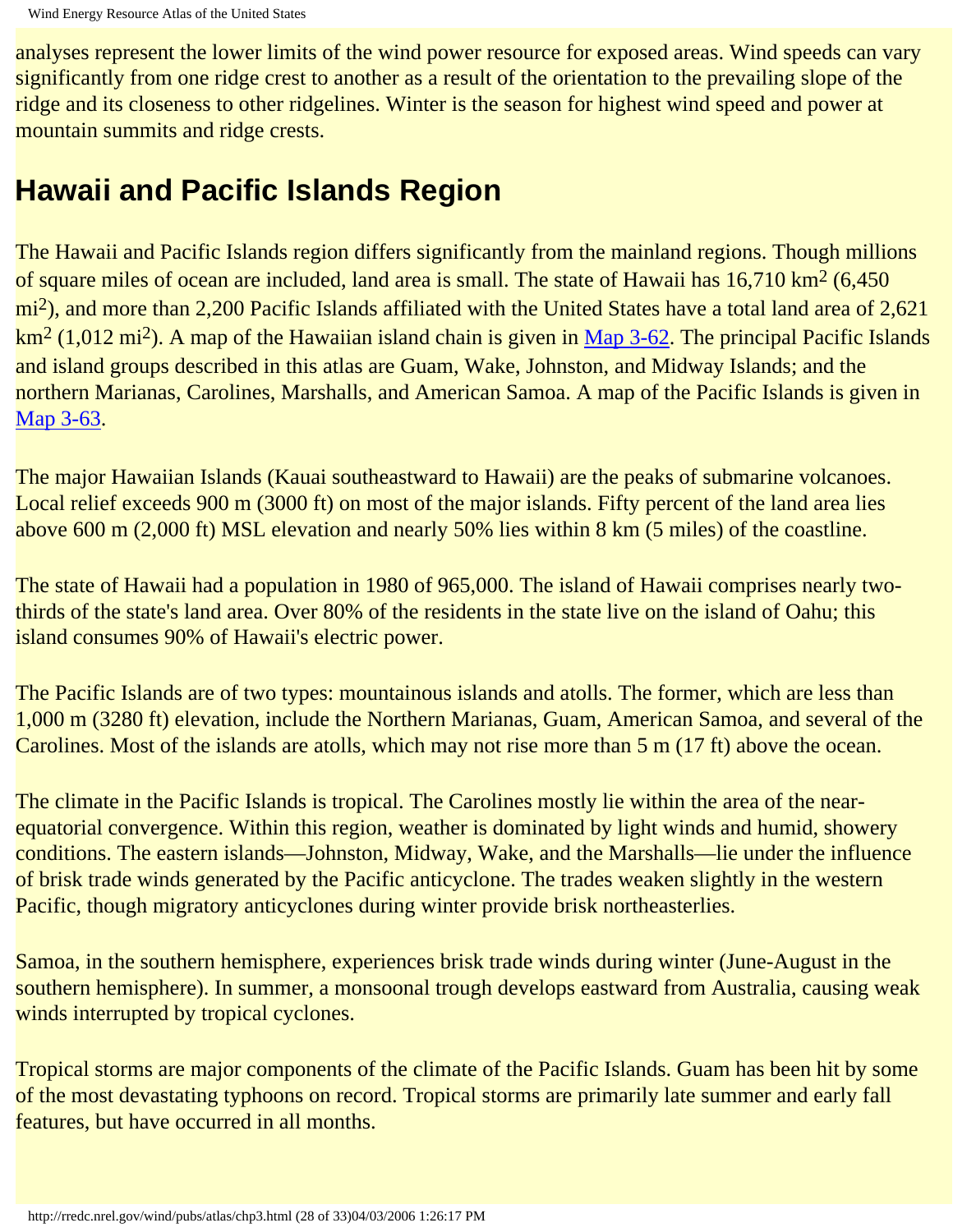analyses represent the lower limits of the wind power resource for exposed areas. Wind speeds can vary significantly from one ridge crest to another as a result of the orientation to the prevailing slope of the ridge and its closeness to other ridgelines. Winter is the season for highest wind speed and power at mountain summits and ridge crests.

## Hawaii and Pacific Islands Region

The Hawaii and Pacific Islands region differs significantly from the mainland regions. Though millions of square miles of ocean are included, land area is small. The state of Hawaii has 16,710 $km^2$ (6,450 $mi^2$), and more than 2,200 Pacific Islands affiliated with the United States have a total land area of 2,621 $km^2$ (1,012 $mi^2$). A map of the Hawaiian island chain is given in Map 3-62. The principal Pacific Islands and island groups described in this atlas are Guam, Wake, Johnston, and Midway Islands; and the northern Marianas, Carolines, Marshalls, and American Samoa. A map of the Pacific Islands is given in Map 3-63.

The major Hawaiian Islands (Kauai southeastward to Hawaii) are the peaks of submarine volcanoes. Local relief exceeds 900 m (3000 ft) on most of the major islands. Fifty percent of the land area lies above 600 m (2,000 ft) MSL elevation and nearly 50% lies within 8 km (5 miles) of the coastline.

The state of Hawaii had a population in 1980 of 965,000. The island of Hawaii comprises nearly two-thirds of the state's land area. Over 80% of the residents in the state live on the island of Oahu; this island consumes 90% of Hawaii's electric power.

The Pacific Islands are of two types: mountainous islands and atolls. The former, which are less than 1,000 m (3280 ft) elevation, include the Northern Marianas, Guam, American Samoa, and several of the Carolines. Most of the islands are atolls, which may not rise more than 5 m (17 ft) above the ocean.

The climate in the Pacific Islands is tropical. The Carolines mostly lie within the area of the near-equatorial convergence. Within this region, weather is dominated by light winds and humid, showery conditions. The eastern islands—Johnston, Midway, Wake, and the Marshalls—lie under the influence of brisk trade winds generated by the Pacific anticyclone. The trades weaken slightly in the western Pacific, though migratory anticyclones during winter provide brisk northeasterlies.

Samoa, in the southern hemisphere, experiences brisk trade winds during winter (June-August in the southern hemisphere). In summer, a monsoonal trough develops eastward from Australia, causing weak winds interrupted by tropical cyclones.

Tropical storms are major components of the climate of the Pacific Islands. Guam has been hit by some of the most devastating typhoons on record. Tropical storms are primarily late summer and early fall features, but have occurred in all months.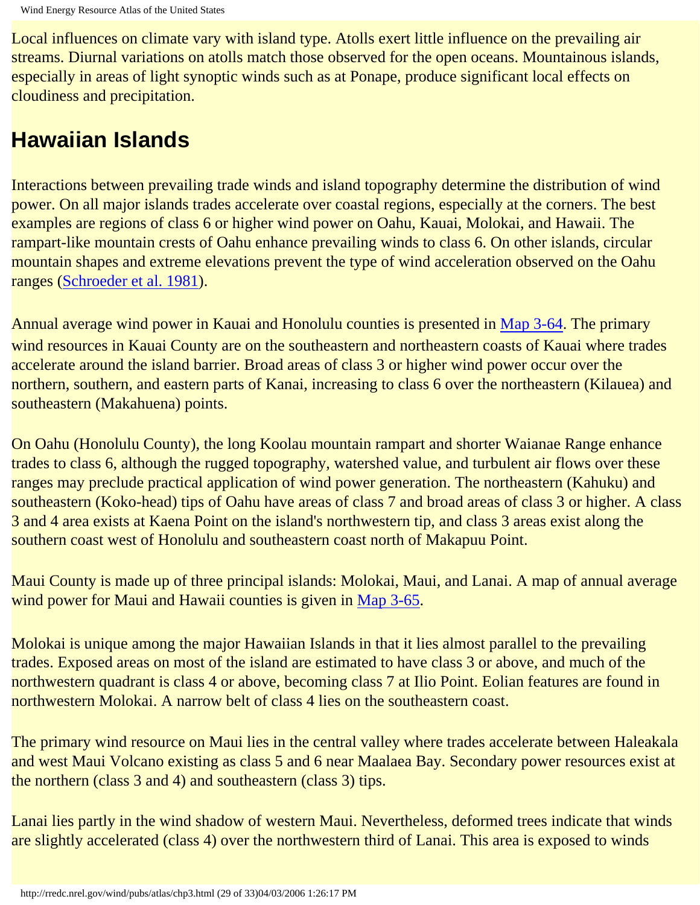Local influences on climate vary with island type. Atolls exert little influence on the prevailing air streams. Diurnal variations on atolls match those observed for the open oceans. Mountainous islands, especially in areas of light synoptic winds such as at Ponape, produce significant local effects on cloudiness and precipitation.

## Hawaiian Islands

Interactions between prevailing trade winds and island topography determine the distribution of wind power. On all major islands trades accelerate over coastal regions, especially at the corners. The best examples are regions of class 6 or higher wind power on Oahu, Kauai, Molokai, and Hawaii. The rampart-like mountain crests of Oahu enhance prevailing winds to class 6. On other islands, circular mountain shapes and extreme elevations prevent the type of wind acceleration observed on the Oahu ranges (Schroeder et al. 1981).

Annual average wind power in Kauai and Honolulu counties is presented in Map 3-64. The primary wind resources in Kauai County are on the southeastern and northeastern coasts of Kauai where trades accelerate around the island barrier. Broad areas of class 3 or higher wind power occur over the northern, southern, and eastern parts of Kanai, increasing to class 6 over the northeastern (Kilauea) and southeastern (Makahuena) points.

On Oahu (Honolulu County), the long Koolau mountain rampart and shorter Waianae Range enhance trades to class 6, although the rugged topography, watershed value, and turbulent air flows over these ranges may preclude practical application of wind power generation. The northeastern (Kahuku) and southeastern (Koko-head) tips of Oahu have areas of class 7 and broad areas of class 3 or higher. A class 3 and 4 area exists at Kaena Point on the island's northwestern tip, and class 3 areas exist along the southern coast west of Honolulu and southeastern coast north of Makapuu Point.

Maui County is made up of three principal islands: Molokai, Maui, and Lanai. A map of annual average wind power for Maui and Hawaii counties is given in Map 3-65.

Molokai is unique among the major Hawaiian Islands in that it lies almost parallel to the prevailing trades. Exposed areas on most of the island are estimated to have class 3 or above, and much of the northwestern quadrant is class 4 or above, becoming class 7 at Ilio Point. Eolian features are found in northwestern Molokai. A narrow belt of class 4 lies on the southeastern coast.

The primary wind resource on Maui lies in the central valley where trades accelerate between Haleakala and west Maui Volcano existing as class 5 and 6 near Maalaea Bay. Secondary power resources exist at the northern (class 3 and 4) and southeastern (class 3) tips.

Lanai lies partly in the wind shadow of western Maui. Nevertheless, deformed trees indicate that winds are slightly accelerated (class 4) over the northwestern third of Lanai. This area is exposed to winds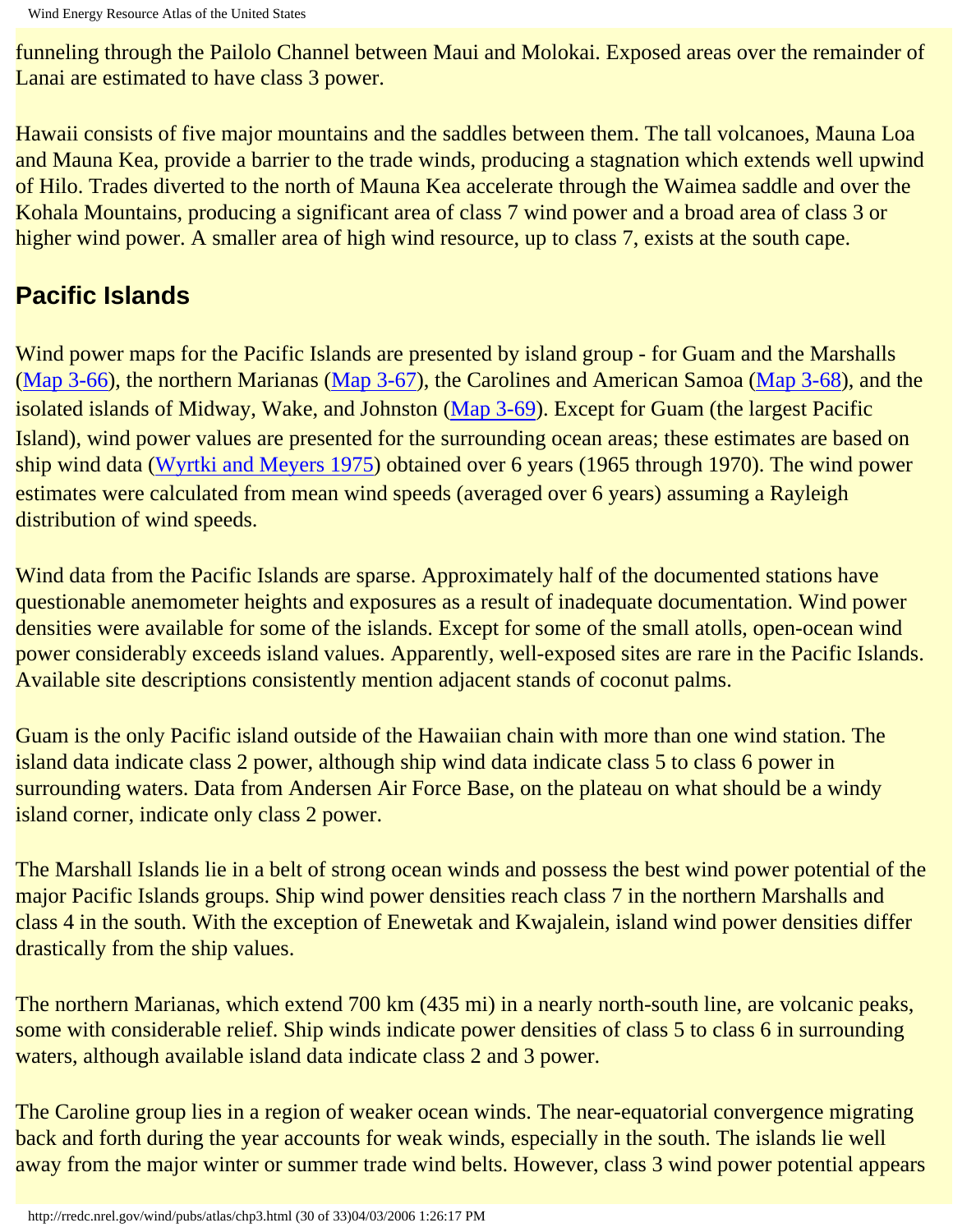funneling through the Pailolo Channel between Maui and Molokai. Exposed areas over the remainder of Lanai are estimated to have class 3 power.

Hawaii consists of five major mountains and the saddles between them. The tall volcanoes, Mauna Loa and Mauna Kea, provide a barrier to the trade winds, producing a stagnation which extends well upwind of Hilo. Trades diverted to the north of Mauna Kea accelerate through the Waimea saddle and over the Kohala Mountains, producing a significant area of class 7 wind power and a broad area of class 3 or higher wind power. A smaller area of high wind resource, up to class 7, exists at the south cape.

## Pacific Islands

Wind power maps for the Pacific Islands are presented by island group - for Guam and the Marshalls (Map 3-66), the northern Marianas (Map 3-67), the Carolines and American Samoa (Map 3-68), and the isolated islands of Midway, Wake, and Johnston (Map 3-69). Except for Guam (the largest Pacific Island), wind power values are presented for the surrounding ocean areas; these estimates are based on ship wind data (Wyrtki and Meyers 1975) obtained over 6 years (1965 through 1970). The wind power estimates were calculated from mean wind speeds (averaged over 6 years) assuming a Rayleigh distribution of wind speeds.

Wind data from the Pacific Islands are sparse. Approximately half of the documented stations have questionable anemometer heights and exposures as a result of inadequate documentation. Wind power densities were available for some of the islands. Except for some of the small atolls, open-ocean wind power considerably exceeds island values. Apparently, well-exposed sites are rare in the Pacific Islands. Available site descriptions consistently mention adjacent stands of coconut palms.

Guam is the only Pacific island outside of the Hawaiian chain with more than one wind station. The island data indicate class 2 power, although ship wind data indicate class 5 to class 6 power in surrounding waters. Data from Andersen Air Force Base, on the plateau on what should be a windy island corner, indicate only class 2 power.

The Marshall Islands lie in a belt of strong ocean winds and possess the best wind power potential of the major Pacific Islands groups. Ship wind power densities reach class 7 in the northern Marshalls and class 4 in the south. With the exception of Enewetak and Kwajalein, island wind power densities differ drastically from the ship values.

The northern Marianas, which extend 700 km (435 mi) in a nearly north-south line, are volcanic peaks, some with considerable relief. Ship winds indicate power densities of class 5 to class 6 in surrounding waters, although available island data indicate class 2 and 3 power.

The Caroline group lies in a region of weaker ocean winds. The near-equatorial convergence migrating back and forth during the year accounts for weak winds, especially in the south. The islands lie well away from the major winter or summer trade wind belts. However, class 3 wind power potential appears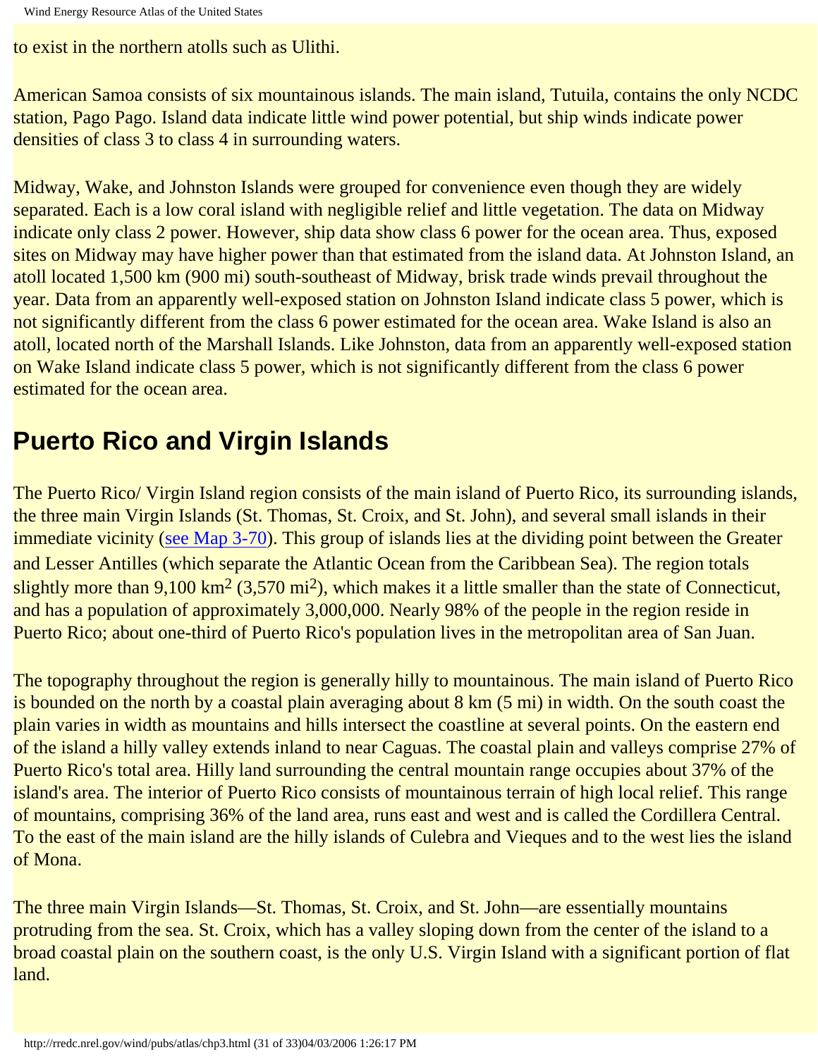to exist in the northern atolls such as Ulithi.

American Samoa consists of six mountainous islands. The main island, Tutuila, contains the only NCDC station, Pago Pago. Island data indicate little wind power potential, but ship winds indicate power densities of class 3 to class 4 in surrounding waters.

Midway, Wake, and Johnston Islands were grouped for convenience even though they are widely separated. Each is a low coral island with negligible relief and little vegetation. The data on Midway indicate only class 2 power. However, ship data show class 6 power for the ocean area. Thus, exposed sites on Midway may have higher power than that estimated from the island data. At Johnston Island, an atoll located 1,500 km (900 mi) south-southeast of Midway, brisk trade winds prevail throughout the year. Data from an apparently well-exposed station on Johnston Island indicate class 5 power, which is not significantly different from the class 6 power estimated for the ocean area. Wake Island is also an atoll, located north of the Marshall Islands. Like Johnston, data from an apparently well-exposed station on Wake Island indicate class 5 power, which is not significantly different from the class 6 power estimated for the ocean area.

## Puerto Rico and Virgin Islands

The Puerto Rico/ Virgin Island region consists of the main island of Puerto Rico, its surrounding islands, the three main Virgin Islands (St. Thomas, St. Croix, and St. John), and several small islands in their immediate vicinity (see Map 3-70). This group of islands lies at the dividing point between the Greater and Lesser Antilles (which separate the Atlantic Ocean from the Caribbean Sea). The region totals slightly more than 9,100 $km^2$ (3,570 $mi^2$), which makes it a little smaller than the state of Connecticut, and has a population of approximately 3,000,000. Nearly 98% of the people in the region reside in Puerto Rico; about one-third of Puerto Rico's population lives in the metropolitan area of San Juan.

The topography throughout the region is generally hilly to mountainous. The main island of Puerto Rico is bounded on the north by a coastal plain averaging about 8 km (5 mi) in width. On the south coast the plain varies in width as mountains and hills intersect the coastline at several points. On the eastern end of the island a hilly valley extends inland to near Caguas. The coastal plain and valleys comprise 27% of Puerto Rico's total area. Hilly land surrounding the central mountain range occupies about 37% of the island's area. The interior of Puerto Rico consists of mountainous terrain of high local relief. This range of mountains, comprising 36% of the land area, runs east and west and is called the Cordillera Central. To the east of the main island are the hilly islands of Culebra and Vieques and to the west lies the island of Mona.

The three main Virgin Islands—St. Thomas, St. Croix, and St. John—are essentially mountains protruding from the sea. St. Croix, which has a valley sloping down from the center of the island to a broad coastal plain on the southern coast, is the only U.S. Virgin Island with a significant portion of flat land.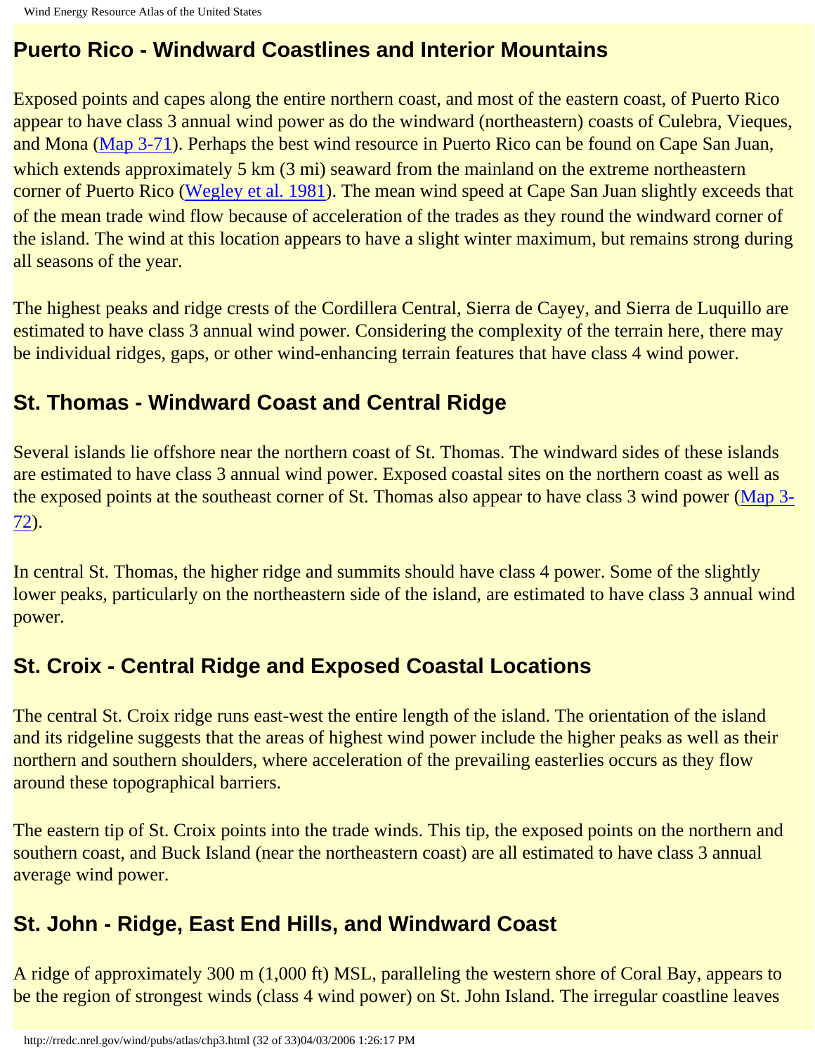## Puerto Rico - Windward Coastlines and Interior Mountains

Exposed points and capes along the entire northern coast, and most of the eastern coast, of Puerto Rico appear to have class 3 annual wind power as do the windward (northeastern) coasts of Culebra, Vieques, and Mona (Map 3-71). Perhaps the best wind resource in Puerto Rico can be found on Cape San Juan, which extends approximately 5 km (3 mi) seaward from the mainland on the extreme northeastern corner of Puerto Rico (Wegley et al. 1981). The mean wind speed at Cape San Juan slightly exceeds that of the mean trade wind flow because of acceleration of the trades as they round the windward corner of the island. The wind at this location appears to have a slight winter maximum, but remains strong during all seasons of the year.

The highest peaks and ridge crests of the Cordillera Central, Sierra de Cayey, and Sierra de Luquillo are estimated to have class 3 annual wind power. Considering the complexity of the terrain here, there may be individual ridges, gaps, or other wind-enhancing terrain features that have class 4 wind power.

## St. Thomas - Windward Coast and Central Ridge

Several islands lie offshore near the northern coast of St. Thomas. The windward sides of these islands are estimated to have class 3 annual wind power. Exposed coastal sites on the northern coast as well as the exposed points at the southeast corner of St. Thomas also appear to have class 3 wind power (Map 3-72).

In central St. Thomas, the higher ridge and summits should have class 4 power. Some of the slightly lower peaks, particularly on the northeastern side of the island, are estimated to have class 3 annual wind power.

## St. Croix - Central Ridge and Exposed Coastal Locations

The central St. Croix ridge runs east-west the entire length of the island. The orientation of the island and its ridgeline suggests that the areas of highest wind power include the higher peaks as well as their northern and southern shoulders, where acceleration of the prevailing easterlies occurs as they flow around these topographical barriers.

The eastern tip of St. Croix points into the trade winds. This tip, the exposed points on the northern and southern coast, and Buck Island (near the northeastern coast) are all estimated to have class 3 annual average wind power.

## St. John - Ridge, East End Hills, and Windward Coast

A ridge of approximately 300 m (1,000 ft) MSL, paralleling the western shore of Coral Bay, appears to be the region of strongest winds (class 4 wind power) on St. John Island. The irregular coastline leaves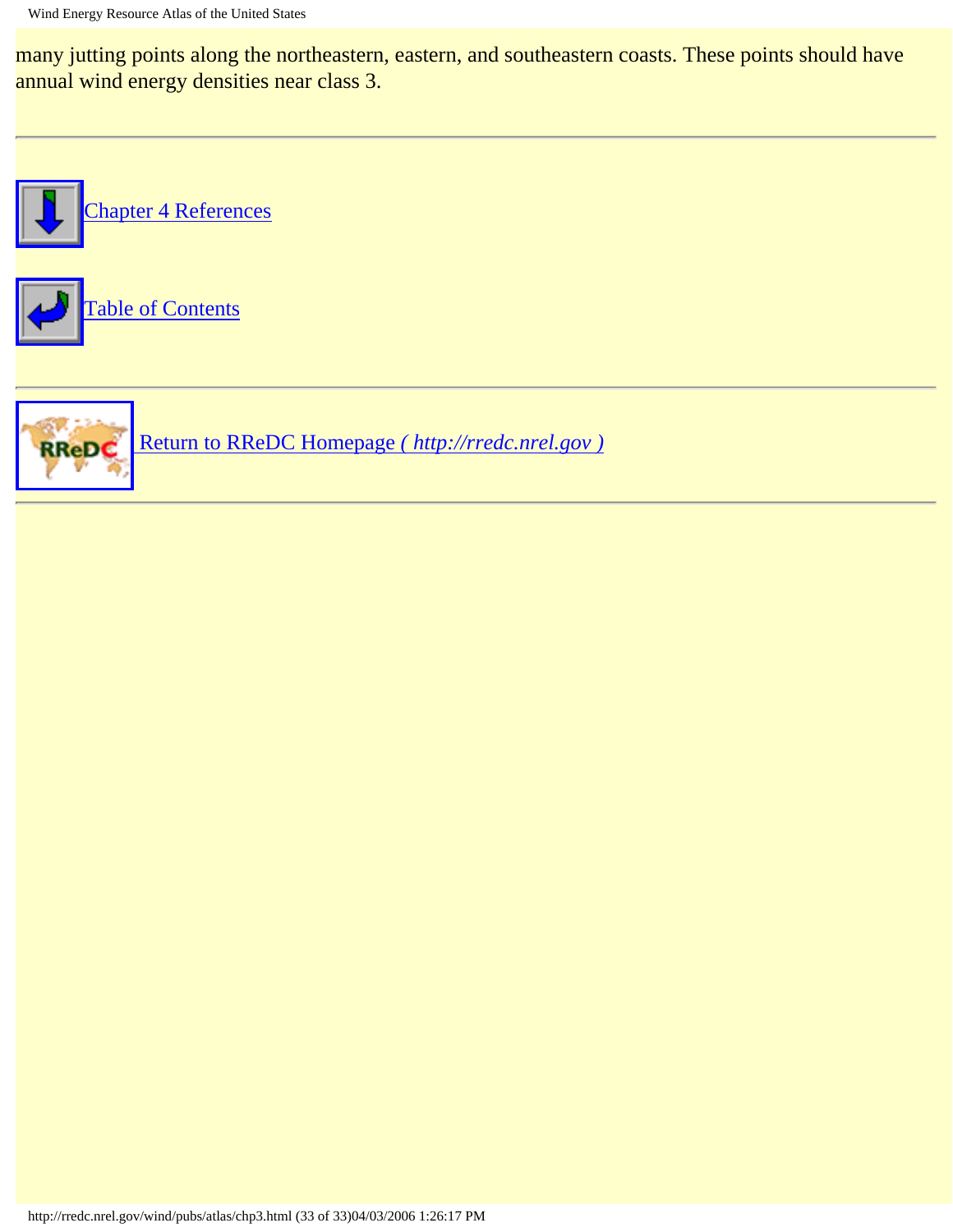many jutting points along the northeastern, eastern, and southeastern coasts. These points should have annual wind energy densities near class 3.

---

Chapter 4 References

Table of Contents

---

Return to RReDC Homepage *( http://rredc.nrel.gov )*

---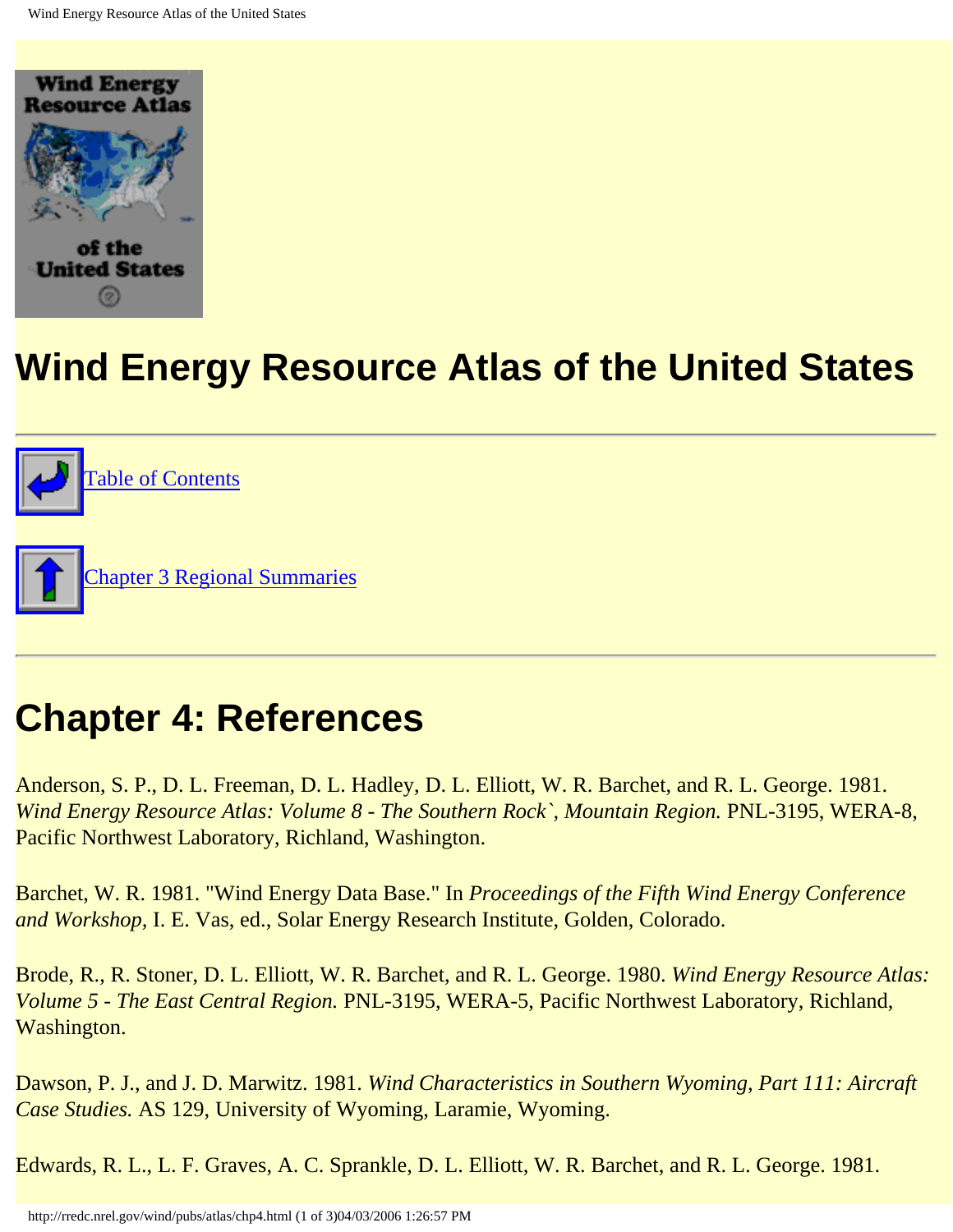# Wind Energy Resource Atlas of the United States

---

[Table of Contents]

[Chapter 3 Regional Summaries]

---

## Chapter 4: References

Anderson, S. P., D. L. Freeman, D. L. Hadley, D. L. Elliott, W. R. Barchet, and R. L. George. 1981. *Wind Energy Resource Atlas: Volume 8 - The Southern Rock`, Mountain Region.* PNL-3195, WERA-8, Pacific Northwest Laboratory, Richland, Washington.

Barchet, W. R. 1981. "Wind Energy Data Base." In *Proceedings of the Fifth Wind Energy Conference and Workshop,* I. E. Vas, ed., Solar Energy Research Institute, Golden, Colorado.

Brode, R., R. Stoner, D. L. Elliott, W. R. Barchet, and R. L. George. 1980. *Wind Energy Resource Atlas: Volume 5 - The East Central Region.* PNL-3195, WERA-5, Pacific Northwest Laboratory, Richland, Washington.

Dawson, P. J., and J. D. Marwitz. 1981. *Wind Characteristics in Southern Wyoming, Part 111: Aircraft Case Studies.* AS 129, University of Wyoming, Laramie, Wyoming.

Edwards, R. L., L. F. Graves, A. C. Sprankle, D. L. Elliott, W. R. Barchet, and R. L. George. 1981.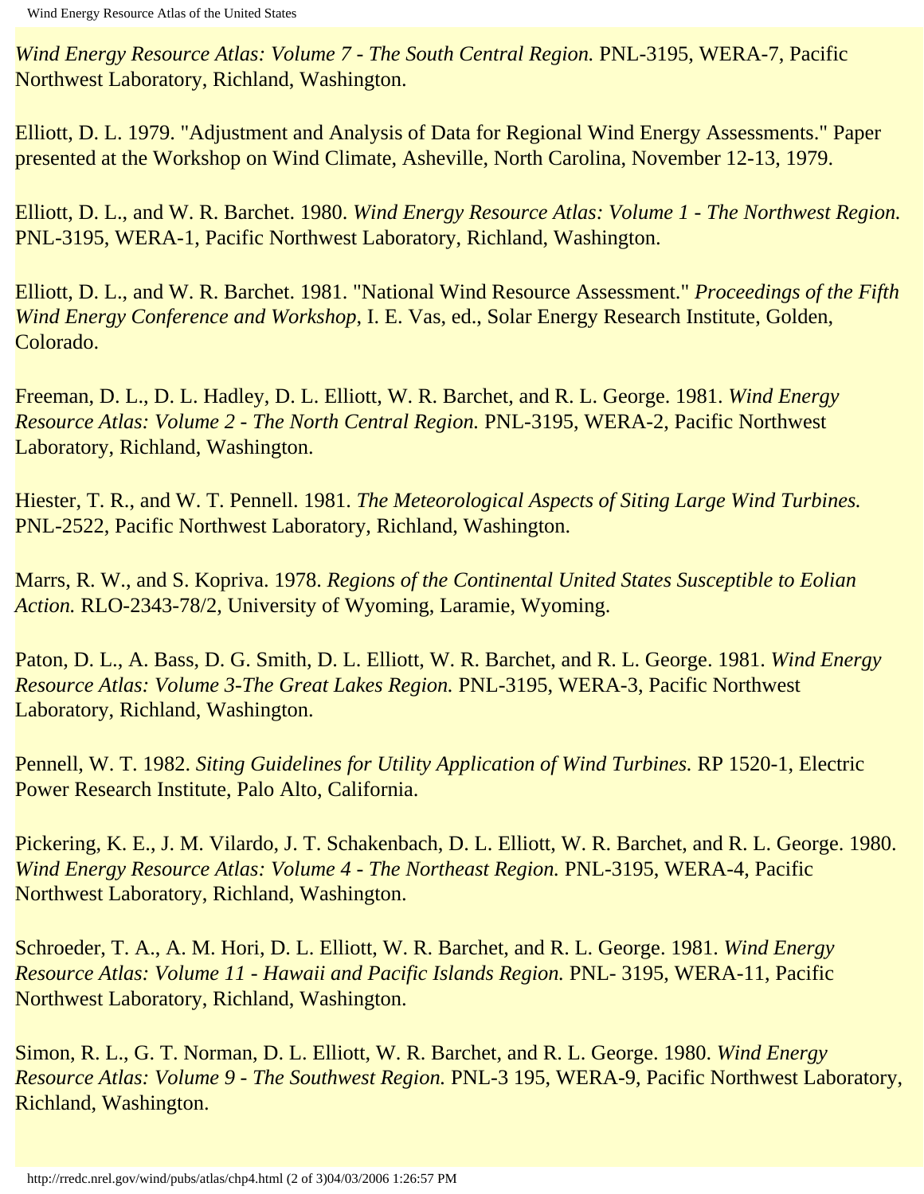*Wind Energy Resource Atlas: Volume 7 - The South Central Region.* PNL-3195, WERA-7, Pacific Northwest Laboratory, Richland, Washington.

Elliott, D. L. 1979. "Adjustment and Analysis of Data for Regional Wind Energy Assessments." Paper presented at the Workshop on Wind Climate, Asheville, North Carolina, November 12-13, 1979.

Elliott, D. L., and W. R. Barchet. 1980. *Wind Energy Resource Atlas: Volume 1 - The Northwest Region.* PNL-3195, WERA-1, Pacific Northwest Laboratory, Richland, Washington.

Elliott, D. L., and W. R. Barchet. 1981. "National Wind Resource Assessment." *Proceedings of the Fifth Wind Energy Conference and Workshop*, I. E. Vas, ed., Solar Energy Research Institute, Golden, Colorado.

Freeman, D. L., D. L. Hadley, D. L. Elliott, W. R. Barchet, and R. L. George. 1981. *Wind Energy Resource Atlas: Volume 2 - The North Central Region.* PNL-3195, WERA-2, Pacific Northwest Laboratory, Richland, Washington.

Hiester, T. R., and W. T. Pennell. 1981. *The Meteorological Aspects of Siting Large Wind Turbines.* PNL-2522, Pacific Northwest Laboratory, Richland, Washington.

Marrs, R. W., and S. Kopriva. 1978. *Regions of the Continental United States Susceptible to Eolian Action.* RLO-2343-78/2, University of Wyoming, Laramie, Wyoming.

Paton, D. L., A. Bass, D. G. Smith, D. L. Elliott, W. R. Barchet, and R. L. George. 1981. *Wind Energy Resource Atlas: Volume 3-The Great Lakes Region.* PNL-3195, WERA-3, Pacific Northwest Laboratory, Richland, Washington.

Pennell, W. T. 1982. *Siting Guidelines for Utility Application of Wind Turbines.* RP 1520-1, Electric Power Research Institute, Palo Alto, California.

Pickering, K. E., J. M. Vilardo, J. T. Schakenbach, D. L. Elliott, W. R. Barchet, and R. L. George. 1980. *Wind Energy Resource Atlas: Volume 4 - The Northeast Region.* PNL-3195, WERA-4, Pacific Northwest Laboratory, Richland, Washington.

Schroeder, T. A., A. M. Hori, D. L. Elliott, W. R. Barchet, and R. L. George. 1981. *Wind Energy Resource Atlas: Volume 11 - Hawaii and Pacific Islands Region.* PNL- 3195, WERA-11, Pacific Northwest Laboratory, Richland, Washington.

Simon, R. L., G. T. Norman, D. L. Elliott, W. R. Barchet, and R. L. George. 1980. *Wind Energy Resource Atlas: Volume 9 - The Southwest Region.* PNL-3 195, WERA-9, Pacific Northwest Laboratory, Richland, Washington.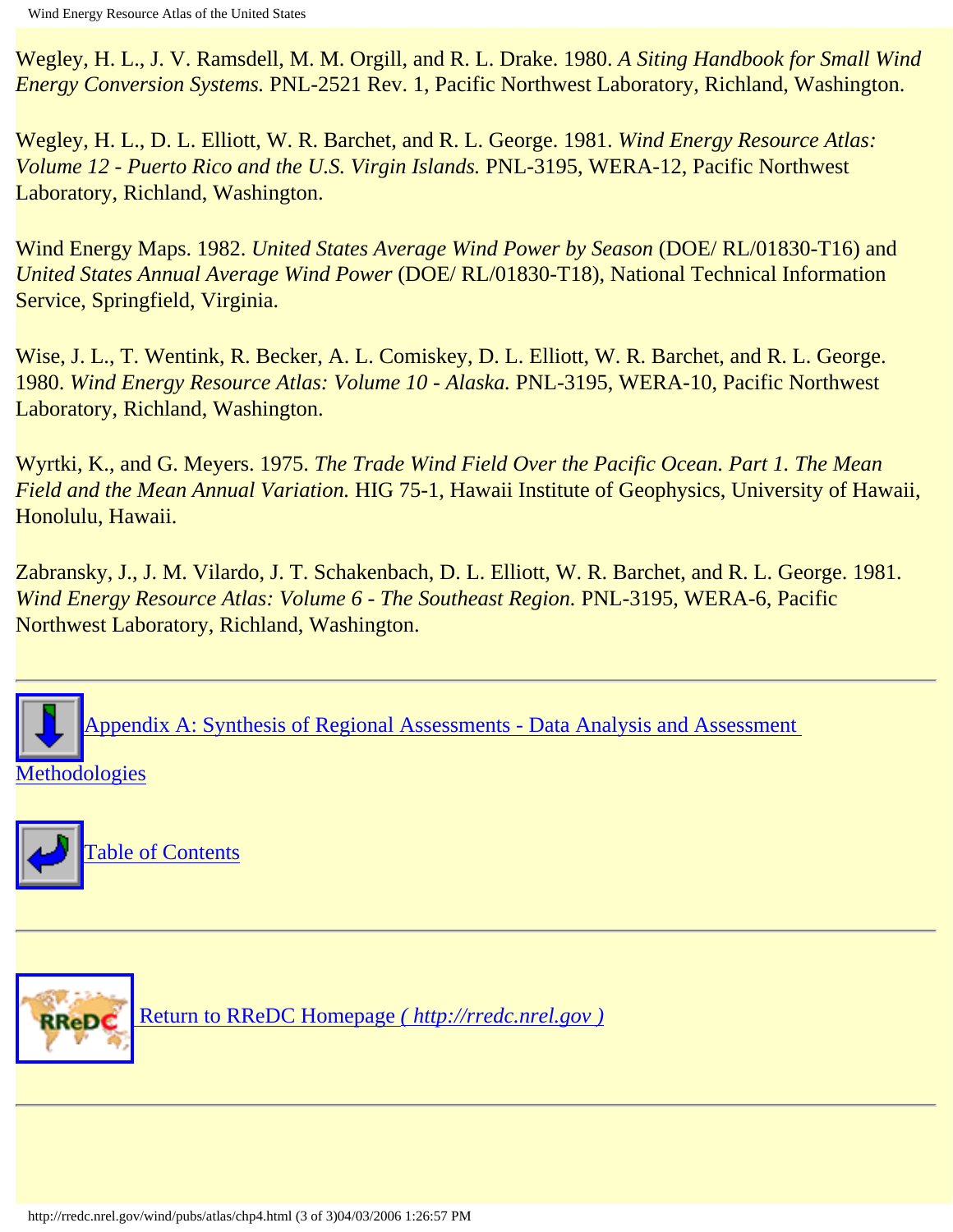Wegley, H. L., J. V. Ramsdell, M. M. Orgill, and R. L. Drake. 1980. *A Siting Handbook for Small Wind Energy Conversion Systems.* PNL-2521 Rev. 1, Pacific Northwest Laboratory, Richland, Washington.

Wegley, H. L., D. L. Elliott, W. R. Barchet, and R. L. George. 1981. *Wind Energy Resource Atlas: Volume 12 - Puerto Rico and the U.S. Virgin Islands.* PNL-3195, WERA-12, Pacific Northwest Laboratory, Richland, Washington.

Wind Energy Maps. 1982. *United States Average Wind Power by Season* (DOE/ RL/01830-T16) and *United States Annual Average Wind Power* (DOE/ RL/01830-T18), National Technical Information Service, Springfield, Virginia.

Wise, J. L., T. Wentink, R. Becker, A. L. Comiskey, D. L. Elliott, W. R. Barchet, and R. L. George. 1980. *Wind Energy Resource Atlas: Volume 10 - Alaska.* PNL-3195, WERA-10, Pacific Northwest Laboratory, Richland, Washington.

Wyrtki, K., and G. Meyers. 1975. *The Trade Wind Field Over the Pacific Ocean. Part 1. The Mean Field and the Mean Annual Variation.* HIG 75-1, Hawaii Institute of Geophysics, University of Hawaii, Honolulu, Hawaii.

Zabransky, J., J. M. Vilardo, J. T. Schakenbach, D. L. Elliott, W. R. Barchet, and R. L. George. 1981. *Wind Energy Resource Atlas: Volume 6 - The Southeast Region.* PNL-3195, WERA-6, Pacific Northwest Laboratory, Richland, Washington.

---

Appendix A: Synthesis of Regional Assessments - Data Analysis and Assessment Methodologies

Table of Contents

---

Return to RReDC Homepage *( http://rredc.nrel.gov )*

---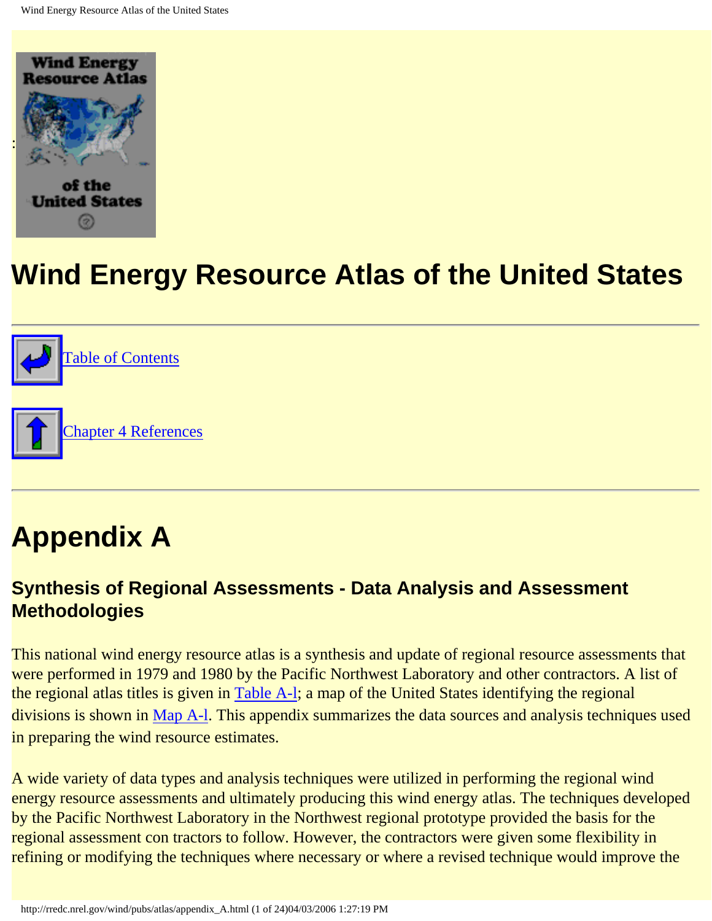# Wind Energy Resource Atlas of the United States

Table of Contents

Chapter 4 References

# Appendix A

### Synthesis of Regional Assessments - Data Analysis and Assessment Methodologies

This national wind energy resource atlas is a synthesis and update of regional resource assessments that were performed in 1979 and 1980 by the Pacific Northwest Laboratory and other contractors. A list of the regional atlas titles is given in Table A-l; a map of the United States identifying the regional divisions is shown in Map A-l. This appendix summarizes the data sources and analysis techniques used in preparing the wind resource estimates.

A wide variety of data types and analysis techniques were utilized in performing the regional wind energy resource assessments and ultimately producing this wind energy atlas. The techniques developed by the Pacific Northwest Laboratory in the Northwest regional prototype provided the basis for the regional assessment con tractors to follow. However, the contractors were given some flexibility in refining or modifying the techniques where necessary or where a revised technique would improve the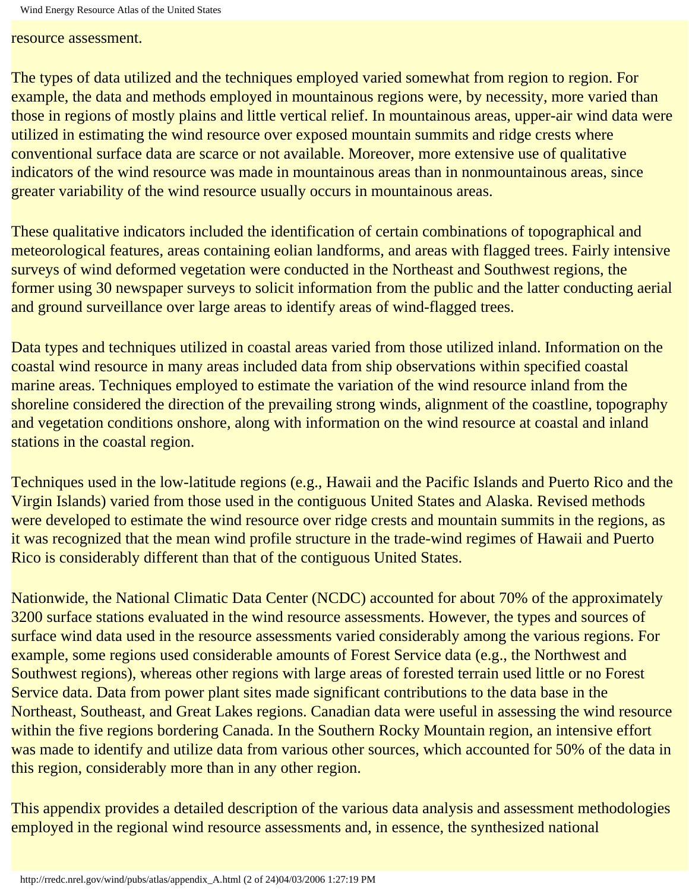resource assessment.

The types of data utilized and the techniques employed varied somewhat from region to region. For example, the data and methods employed in mountainous regions were, by necessity, more varied than those in regions of mostly plains and little vertical relief. In mountainous areas, upper-air wind data were utilized in estimating the wind resource over exposed mountain summits and ridge crests where conventional surface data are scarce or not available. Moreover, more extensive use of qualitative indicators of the wind resource was made in mountainous areas than in nonmountainous areas, since greater variability of the wind resource usually occurs in mountainous areas.

These qualitative indicators included the identification of certain combinations of topographical and meteorological features, areas containing eolian landforms, and areas with flagged trees. Fairly intensive surveys of wind deformed vegetation were conducted in the Northeast and Southwest regions, the former using 30 newspaper surveys to solicit information from the public and the latter conducting aerial and ground surveillance over large areas to identify areas of wind-flagged trees.

Data types and techniques utilized in coastal areas varied from those utilized inland. Information on the coastal wind resource in many areas included data from ship observations within specified coastal marine areas. Techniques employed to estimate the variation of the wind resource inland from the shoreline considered the direction of the prevailing strong winds, alignment of the coastline, topography and vegetation conditions onshore, along with information on the wind resource at coastal and inland stations in the coastal region.

Techniques used in the low-latitude regions (e.g., Hawaii and the Pacific Islands and Puerto Rico and the Virgin Islands) varied from those used in the contiguous United States and Alaska. Revised methods were developed to estimate the wind resource over ridge crests and mountain summits in the regions, as it was recognized that the mean wind profile structure in the trade-wind regimes of Hawaii and Puerto Rico is considerably different than that of the contiguous United States.

Nationwide, the National Climatic Data Center (NCDC) accounted for about 70% of the approximately 3200 surface stations evaluated in the wind resource assessments. However, the types and sources of surface wind data used in the resource assessments varied considerably among the various regions. For example, some regions used considerable amounts of Forest Service data (e.g., the Northwest and Southwest regions), whereas other regions with large areas of forested terrain used little or no Forest Service data. Data from power plant sites made significant contributions to the data base in the Northeast, Southeast, and Great Lakes regions. Canadian data were useful in assessing the wind resource within the five regions bordering Canada. In the Southern Rocky Mountain region, an intensive effort was made to identify and utilize data from various other sources, which accounted for 50% of the data in this region, considerably more than in any other region.

This appendix provides a detailed description of the various data analysis and assessment methodologies employed in the regional wind resource assessments and, in essence, the synthesized national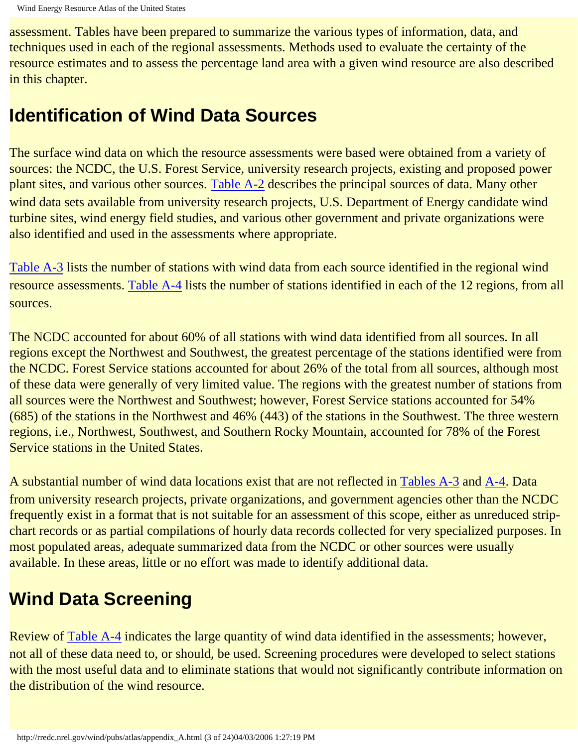assessment. Tables have been prepared to summarize the various types of information, data, and techniques used in each of the regional assessments. Methods used to evaluate the certainty of the resource estimates and to assess the percentage land area with a given wind resource are also described in this chapter.

## Identification of Wind Data Sources

The surface wind data on which the resource assessments were based were obtained from a variety of sources: the NCDC, the U.S. Forest Service, university research projects, existing and proposed power plant sites, and various other sources. Table A-2 describes the principal sources of data. Many other wind data sets available from university research projects, U.S. Department of Energy candidate wind turbine sites, wind energy field studies, and various other government and private organizations were also identified and used in the assessments where appropriate.

Table A-3 lists the number of stations with wind data from each source identified in the regional wind resource assessments. Table A-4 lists the number of stations identified in each of the 12 regions, from all sources.

The NCDC accounted for about 60% of all stations with wind data identified from all sources. In all regions except the Northwest and Southwest, the greatest percentage of the stations identified were from the NCDC. Forest Service stations accounted for about 26% of the total from all sources, although most of these data were generally of very limited value. The regions with the greatest number of stations from all sources were the Northwest and Southwest; however, Forest Service stations accounted for 54% (685) of the stations in the Northwest and 46% (443) of the stations in the Southwest. The three western regions, i.e., Northwest, Southwest, and Southern Rocky Mountain, accounted for 78% of the Forest Service stations in the United States.

A substantial number of wind data locations exist that are not reflected in Tables A-3 and A-4. Data from university research projects, private organizations, and government agencies other than the NCDC frequently exist in a format that is not suitable for an assessment of this scope, either as unreduced strip-chart records or as partial compilations of hourly data records collected for very specialized purposes. In most populated areas, adequate summarized data from the NCDC or other sources were usually available. In these areas, little or no effort was made to identify additional data.

## Wind Data Screening

Review of Table A-4 indicates the large quantity of wind data identified in the assessments; however, not all of these data need to, or should, be used. Screening procedures were developed to select stations with the most useful data and to eliminate stations that would not significantly contribute information on the distribution of the wind resource.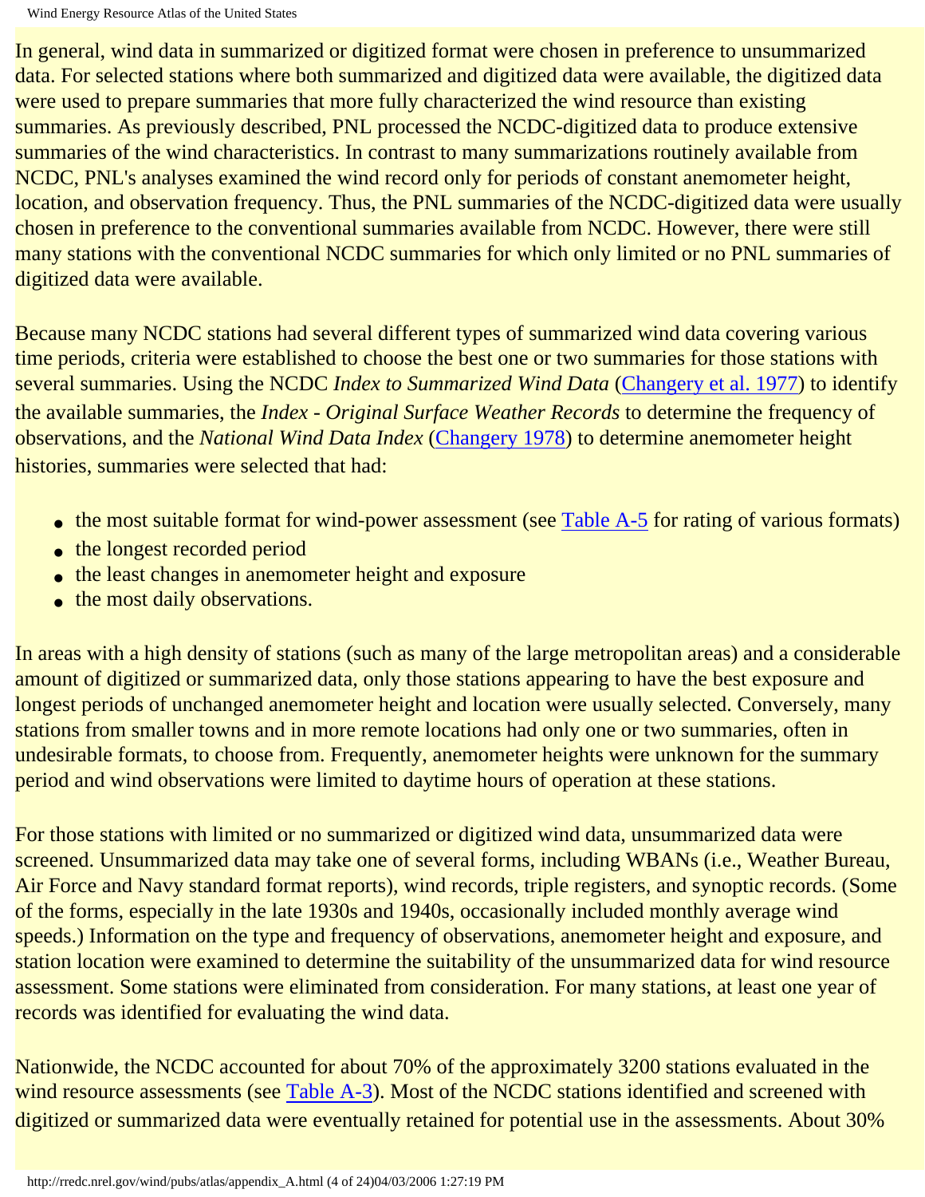In general, wind data in summarized or digitized format were chosen in preference to unsummarized data. For selected stations where both summarized and digitized data were available, the digitized data were used to prepare summaries that more fully characterized the wind resource than existing summaries. As previously described, PNL processed the NCDC-digitized data to produce extensive summaries of the wind characteristics. In contrast to many summarizations routinely available from NCDC, PNL's analyses examined the wind record only for periods of constant anemometer height, location, and observation frequency. Thus, the PNL summaries of the NCDC-digitized data were usually chosen in preference to the conventional summaries available from NCDC. However, there were still many stations with the conventional NCDC summaries for which only limited or no PNL summaries of digitized data were available.

Because many NCDC stations had several different types of summarized wind data covering various time periods, criteria were established to choose the best one or two summaries for those stations with several summaries. Using the NCDC *Index to Summarized Wind Data* (Changery et al. 1977) to identify the available summaries, the *Index - Original Surface Weather Records* to determine the frequency of observations, and the *National Wind Data Index* (Changery 1978) to determine anemometer height histories, summaries were selected that had:

- the most suitable format for wind-power assessment (see Table A-5 for rating of various formats)
- the longest recorded period
- the least changes in anemometer height and exposure
- the most daily observations.

In areas with a high density of stations (such as many of the large metropolitan areas) and a considerable amount of digitized or summarized data, only those stations appearing to have the best exposure and longest periods of unchanged anemometer height and location were usually selected. Conversely, many stations from smaller towns and in more remote locations had only one or two summaries, often in undesirable formats, to choose from. Frequently, anemometer heights were unknown for the summary period and wind observations were limited to daytime hours of operation at these stations.

For those stations with limited or no summarized or digitized wind data, unsummarized data were screened. Unsummarized data may take one of several forms, including WBANs (i.e., Weather Bureau, Air Force and Navy standard format reports), wind records, triple registers, and synoptic records. (Some of the forms, especially in the late 1930s and 1940s, occasionally included monthly average wind speeds.) Information on the type and frequency of observations, anemometer height and exposure, and station location were examined to determine the suitability of the unsummarized data for wind resource assessment. Some stations were eliminated from consideration. For many stations, at least one year of records was identified for evaluating the wind data.

Nationwide, the NCDC accounted for about 70% of the approximately 3200 stations evaluated in the wind resource assessments (see Table A-3). Most of the NCDC stations identified and screened with digitized or summarized data were eventually retained for potential use in the assessments. About 30%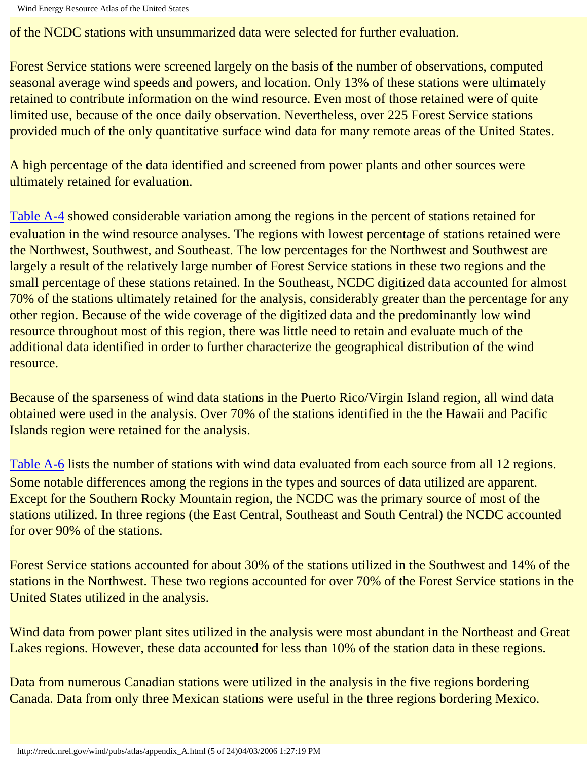of the NCDC stations with unsummarized data were selected for further evaluation.

Forest Service stations were screened largely on the basis of the number of observations, computed seasonal average wind speeds and powers, and location. Only 13% of these stations were ultimately retained to contribute information on the wind resource. Even most of those retained were of quite limited use, because of the once daily observation. Nevertheless, over 225 Forest Service stations provided much of the only quantitative surface wind data for many remote areas of the United States.

A high percentage of the data identified and screened from power plants and other sources were ultimately retained for evaluation.

Table A-4 showed considerable variation among the regions in the percent of stations retained for evaluation in the wind resource analyses. The regions with lowest percentage of stations retained were the Northwest, Southwest, and Southeast. The low percentages for the Northwest and Southwest are largely a result of the relatively large number of Forest Service stations in these two regions and the small percentage of these stations retained. In the Southeast, NCDC digitized data accounted for almost 70% of the stations ultimately retained for the analysis, considerably greater than the percentage for any other region. Because of the wide coverage of the digitized data and the predominantly low wind resource throughout most of this region, there was little need to retain and evaluate much of the additional data identified in order to further characterize the geographical distribution of the wind resource.

Because of the sparseness of wind data stations in the Puerto Rico/Virgin Island region, all wind data obtained were used in the analysis. Over 70% of the stations identified in the the Hawaii and Pacific Islands region were retained for the analysis.

Table A-6 lists the number of stations with wind data evaluated from each source from all 12 regions. Some notable differences among the regions in the types and sources of data utilized are apparent. Except for the Southern Rocky Mountain region, the NCDC was the primary source of most of the stations utilized. In three regions (the East Central, Southeast and South Central) the NCDC accounted for over 90% of the stations.

Forest Service stations accounted for about 30% of the stations utilized in the Southwest and 14% of the stations in the Northwest. These two regions accounted for over 70% of the Forest Service stations in the United States utilized in the analysis.

Wind data from power plant sites utilized in the analysis were most abundant in the Northeast and Great Lakes regions. However, these data accounted for less than 10% of the station data in these regions.

Data from numerous Canadian stations were utilized in the analysis in the five regions bordering Canada. Data from only three Mexican stations were useful in the three regions bordering Mexico.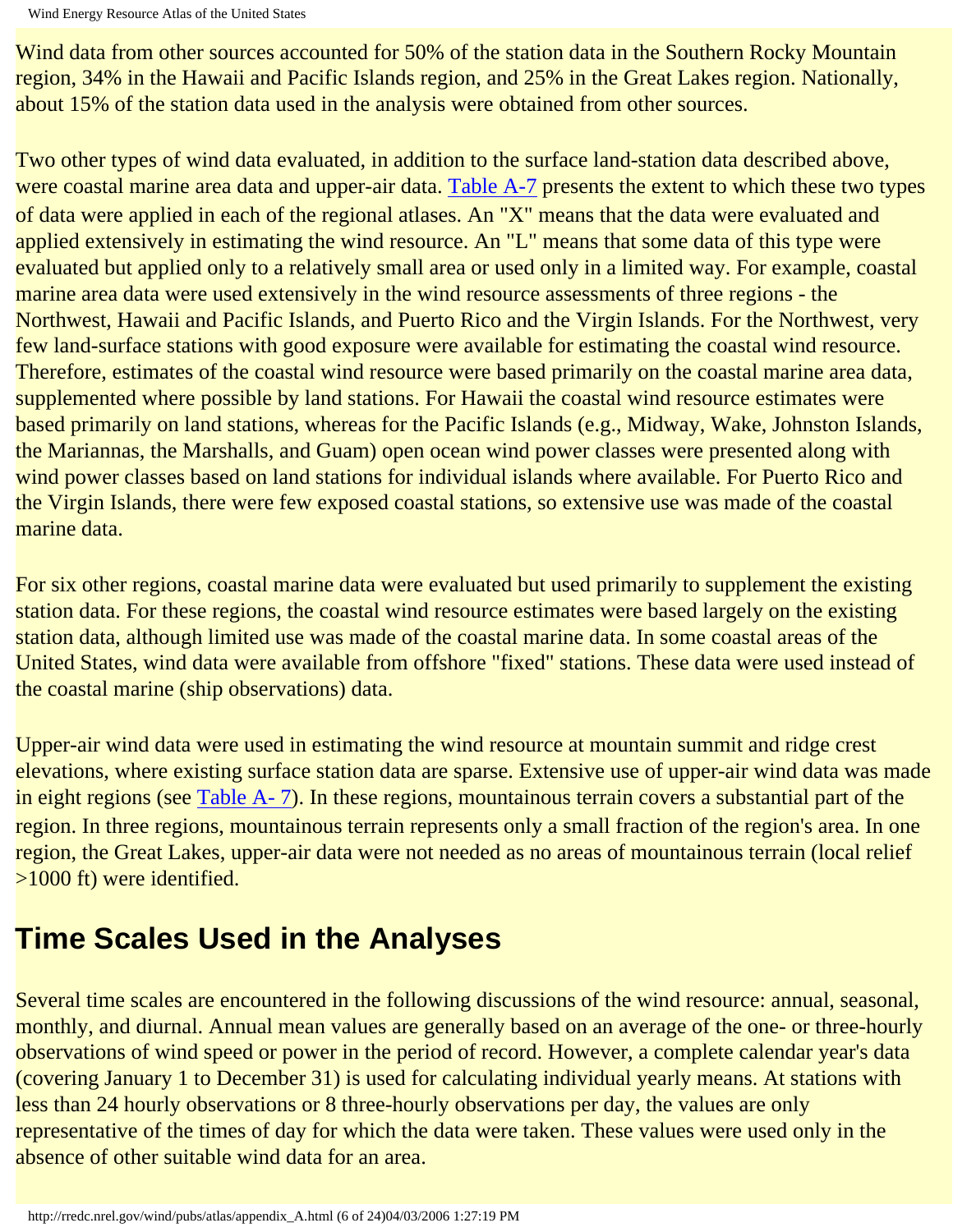Wind data from other sources accounted for 50% of the station data in the Southern Rocky Mountain region, 34% in the Hawaii and Pacific Islands region, and 25% in the Great Lakes region. Nationally, about 15% of the station data used in the analysis were obtained from other sources.

Two other types of wind data evaluated, in addition to the surface land-station data described above, were coastal marine area data and upper-air data. Table A-7 presents the extent to which these two types of data were applied in each of the regional atlases. An "X" means that the data were evaluated and applied extensively in estimating the wind resource. An "L" means that some data of this type were evaluated but applied only to a relatively small area or used only in a limited way. For example, coastal marine area data were used extensively in the wind resource assessments of three regions - the Northwest, Hawaii and Pacific Islands, and Puerto Rico and the Virgin Islands. For the Northwest, very few land-surface stations with good exposure were available for estimating the coastal wind resource. Therefore, estimates of the coastal wind resource were based primarily on the coastal marine area data, supplemented where possible by land stations. For Hawaii the coastal wind resource estimates were based primarily on land stations, whereas for the Pacific Islands (e.g., Midway, Wake, Johnston Islands, the Mariannas, the Marshalls, and Guam) open ocean wind power classes were presented along with wind power classes based on land stations for individual islands where available. For Puerto Rico and the Virgin Islands, there were few exposed coastal stations, so extensive use was made of the coastal marine data.

For six other regions, coastal marine data were evaluated but used primarily to supplement the existing station data. For these regions, the coastal wind resource estimates were based largely on the existing station data, although limited use was made of the coastal marine data. In some coastal areas of the United States, wind data were available from offshore "fixed" stations. These data were used instead of the coastal marine (ship observations) data.

Upper-air wind data were used in estimating the wind resource at mountain summit and ridge crest elevations, where existing surface station data are sparse. Extensive use of upper-air wind data was made in eight regions (see Table A- 7). In these regions, mountainous terrain covers a substantial part of the region. In three regions, mountainous terrain represents only a small fraction of the region's area. In one region, the Great Lakes, upper-air data were not needed as no areas of mountainous terrain (local relief >1000 ft) were identified.

## Time Scales Used in the Analyses

Several time scales are encountered in the following discussions of the wind resource: annual, seasonal, monthly, and diurnal. Annual mean values are generally based on an average of the one- or three-hourly observations of wind speed or power in the period of record. However, a complete calendar year's data (covering January 1 to December 31) is used for calculating individual yearly means. At stations with less than 24 hourly observations or 8 three-hourly observations per day, the values are only representative of the times of day for which the data were taken. These values were used only in the absence of other suitable wind data for an area.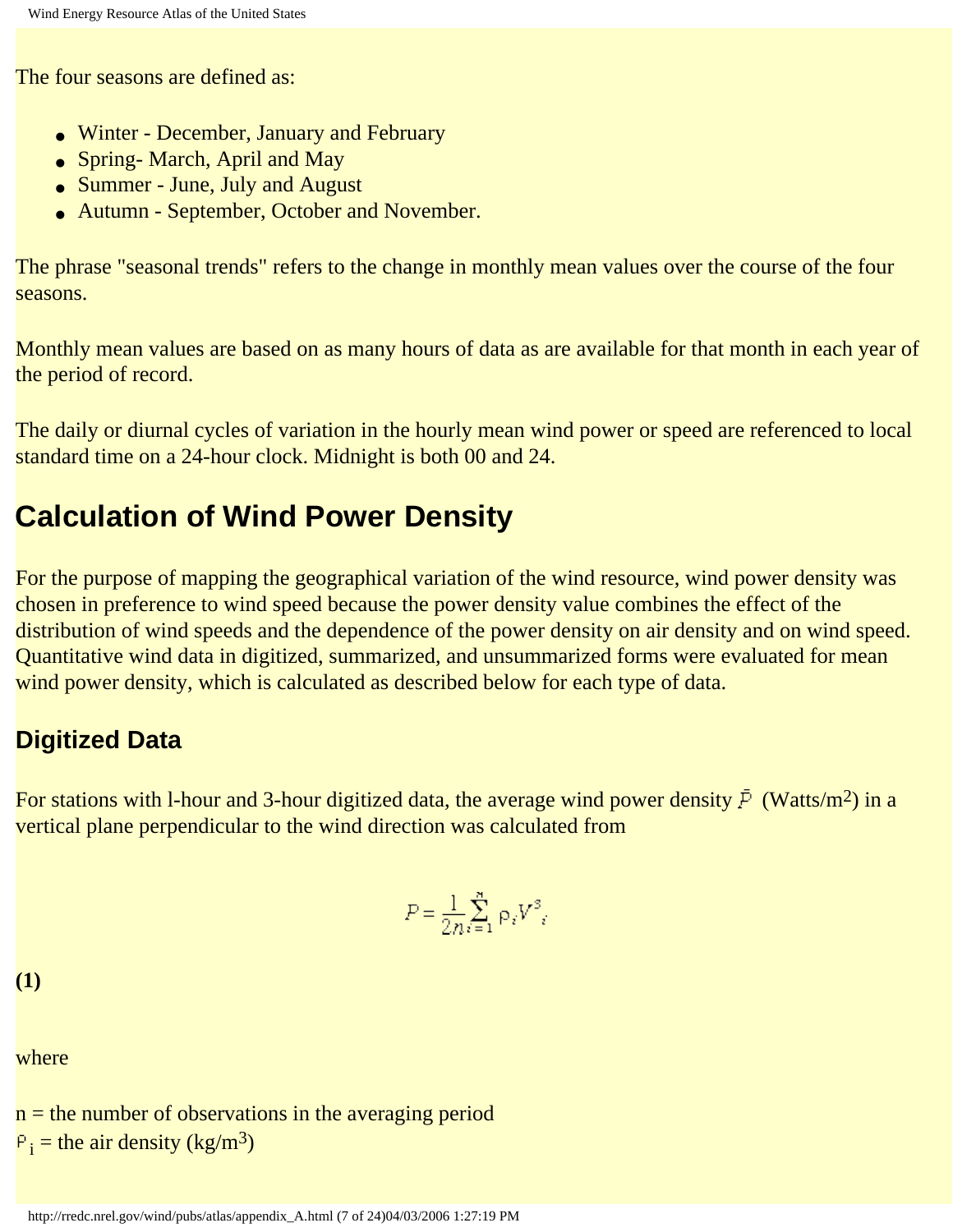The four seasons are defined as:

- Winter - December, January and February
- Spring- March, April and May
- Summer - June, July and August
- Autumn - September, October and November.

The phrase "seasonal trends" refers to the change in monthly mean values over the course of the four seasons.

Monthly mean values are based on as many hours of data as are available for that month in each year of the period of record.

The daily or diurnal cycles of variation in the hourly mean wind power or speed are referenced to local standard time on a 24-hour clock. Midnight is both 00 and 24.

# Calculation of Wind Power Density

For the purpose of mapping the geographical variation of the wind resource, wind power density was chosen in preference to wind speed because the power density value combines the effect of the distribution of wind speeds and the dependence of the power density on air density and on wind speed. Quantitative wind data in digitized, summarized, and unsummarized forms were evaluated for mean wind power density, which is calculated as described below for each type of data.

## Digitized Data

For stations with l-hour and 3-hour digitized data, the average wind power density $\bar{P}$ (Watts/m$^2$) in a vertical plane perpendicular to the wind direction was calculated from

$$P = \frac{1}{2n} \sum_{i=1}^{n} \rho_i V_i^3$$

**(1)**

where

n = the number of observations in the averaging period
$\rho_i$ = the air density (kg/m$^3$)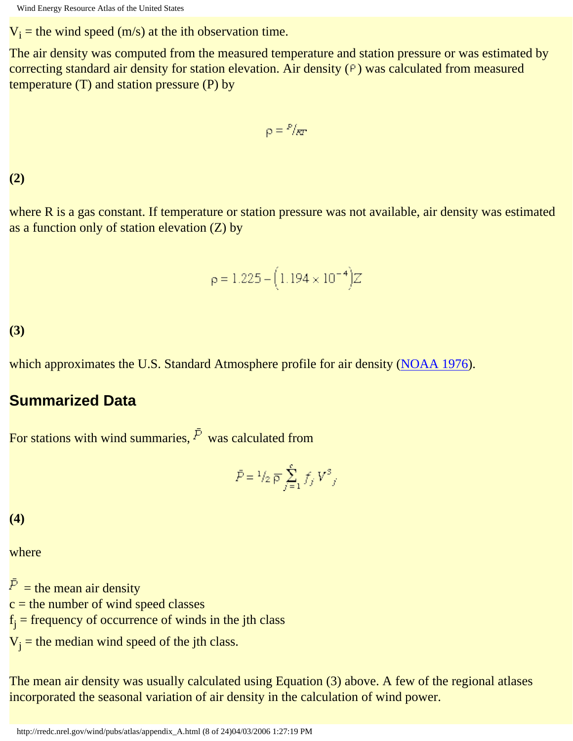$V_i$ = the wind speed (m/s) at the ith observation time.

The air density was computed from the measured temperature and station pressure or was estimated by correcting standard air density for station elevation. Air density ($\rho$) was calculated from measured temperature (T) and station pressure (P) by

$$\rho = P/RT$$

**(2)**

where R is a gas constant. If temperature or station pressure was not available, air density was estimated as a function only of station elevation (Z) by

$$\rho = 1.225 - \left(1.194 \times 10^{-4}\right)Z$$

**(3)**

which approximates the U.S. Standard Atmosphere profile for air density (NOAA 1976).

## Summarized Data

For stations with wind summaries, $\bar{P}$ was calculated from

$$\bar{P} = 1/2\,\bar{\rho} \sum_{j=1}^{c} f_j V^3{}_j$$

**(4)**

where

$\bar{P}$ = the mean air density
c = the number of wind speed classes
$f_j$ = frequency of occurrence of winds in the jth class
$V_j$ = the median wind speed of the jth class.

The mean air density was usually calculated using Equation (3) above. A few of the regional atlases incorporated the seasonal variation of air density in the calculation of wind power.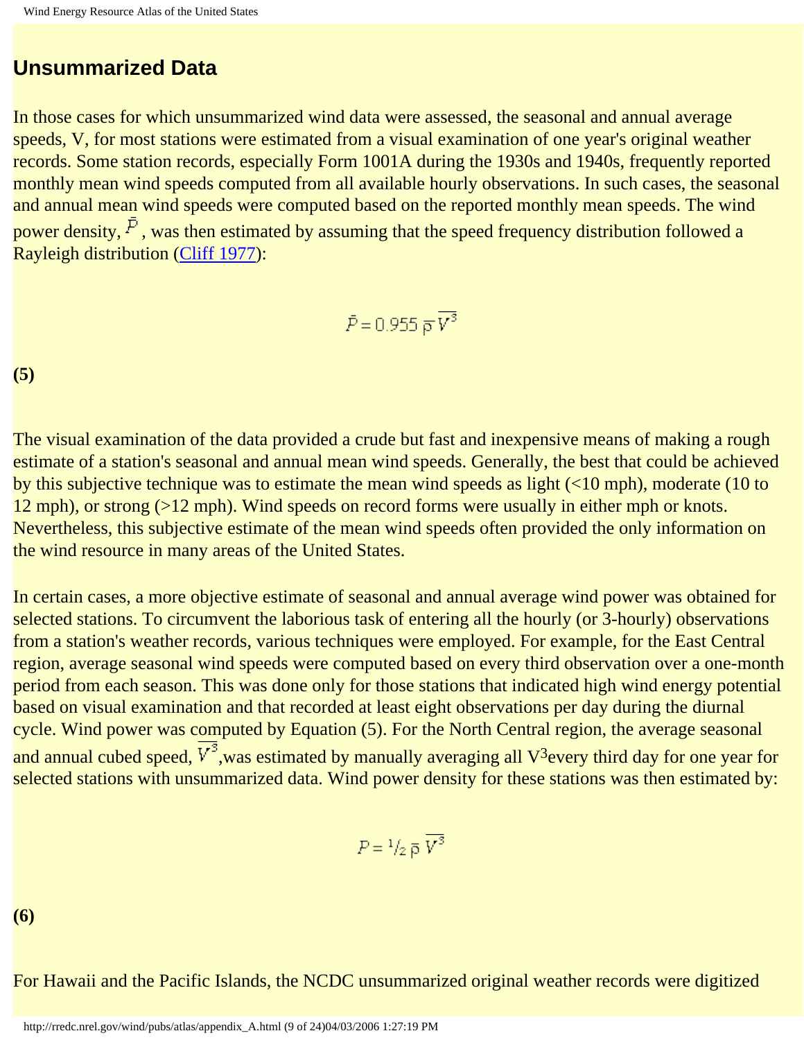## Unsummarized Data

In those cases for which unsummarized wind data were assessed, the seasonal and annual average speeds, V, for most stations were estimated from a visual examination of one year's original weather records. Some station records, especially Form 1001A during the 1930s and 1940s, frequently reported monthly mean wind speeds computed from all available hourly observations. In such cases, the seasonal and annual mean wind speeds were computed based on the reported monthly mean speeds. The wind power density, $\bar{P}$, was then estimated by assuming that the speed frequency distribution followed a Rayleigh distribution (Cliff 1977):

$$\bar{P} = 0.955\,\bar{\rho}\,\overline{V^3}$$

**(5)**

The visual examination of the data provided a crude but fast and inexpensive means of making a rough estimate of a station's seasonal and annual mean wind speeds. Generally, the best that could be achieved by this subjective technique was to estimate the mean wind speeds as light (<10 mph), moderate (10 to 12 mph), or strong (>12 mph). Wind speeds on record forms were usually in either mph or knots. Nevertheless, this subjective estimate of the mean wind speeds often provided the only information on the wind resource in many areas of the United States.

In certain cases, a more objective estimate of seasonal and annual average wind power was obtained for selected stations. To circumvent the laborious task of entering all the hourly (or 3-hourly) observations from a station's weather records, various techniques were employed. For example, for the East Central region, average seasonal wind speeds were computed based on every third observation over a one-month period from each season. This was done only for those stations that indicated high wind energy potential based on visual examination and that recorded at least eight observations per day during the diurnal cycle. Wind power was computed by Equation (5). For the North Central region, the average seasonal and annual cubed speed, $\overline{V^3}$, was estimated by manually averaging all $V^3$ every third day for one year for selected stations with unsummarized data. Wind power density for these stations was then estimated by:

$$P = {}^1/_2\,\bar{\rho}\,\overline{V^3}$$

**(6)**

For Hawaii and the Pacific Islands, the NCDC unsummarized original weather records were digitized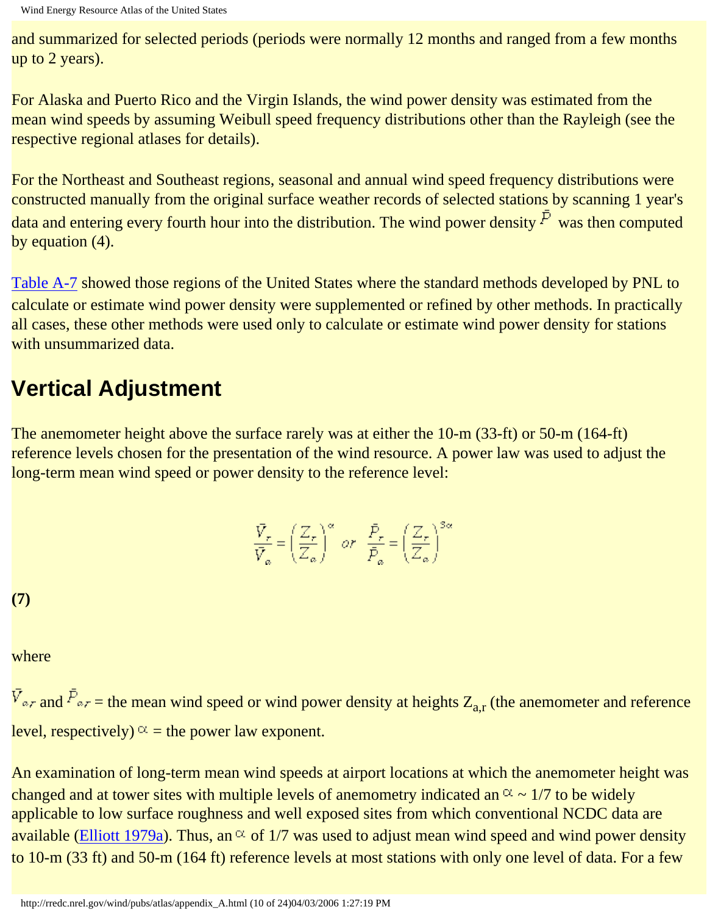and summarized for selected periods (periods were normally 12 months and ranged from a few months up to 2 years).

For Alaska and Puerto Rico and the Virgin Islands, the wind power density was estimated from the mean wind speeds by assuming Weibull speed frequency distributions other than the Rayleigh (see the respective regional atlases for details).

For the Northeast and Southeast regions, seasonal and annual wind speed frequency distributions were constructed manually from the original surface weather records of selected stations by scanning 1 year's data and entering every fourth hour into the distribution. The wind power density $\bar{P}$ was then computed by equation (4).

Table A-7 showed those regions of the United States where the standard methods developed by PNL to calculate or estimate wind power density were supplemented or refined by other methods. In practically all cases, these other methods were used only to calculate or estimate wind power density for stations with unsummarized data.

## Vertical Adjustment

The anemometer height above the surface rarely was at either the 10-m (33-ft) or 50-m (164-ft) reference levels chosen for the presentation of the wind resource. A power law was used to adjust the long-term mean wind speed or power density to the reference level:

$$\frac{\bar{V}_r}{\bar{V}_a} = \left(\frac{Z_r}{Z_a}\right)^{\alpha} \quad or \quad \frac{\bar{P}_r}{\bar{P}_a} = \left(\frac{Z_r}{Z_a}\right)^{3\alpha}$$

**(7)**

where

$\bar{V}_{a,r}$ and $\bar{P}_{a,r}$ = the mean wind speed or wind power density at heights $Z_{a,r}$ (the anemometer and reference level, respectively) $\alpha$ = the power law exponent.

An examination of long-term mean wind speeds at airport locations at which the anemometer height was changed and at tower sites with multiple levels of anemometry indicated an $\alpha \sim 1/7$ to be widely applicable to low surface roughness and well exposed sites from which conventional NCDC data are available (Elliott 1979a). Thus, an $\alpha$ of 1/7 was used to adjust mean wind speed and wind power density to 10-m (33 ft) and 50-m (164 ft) reference levels at most stations with only one level of data. For a few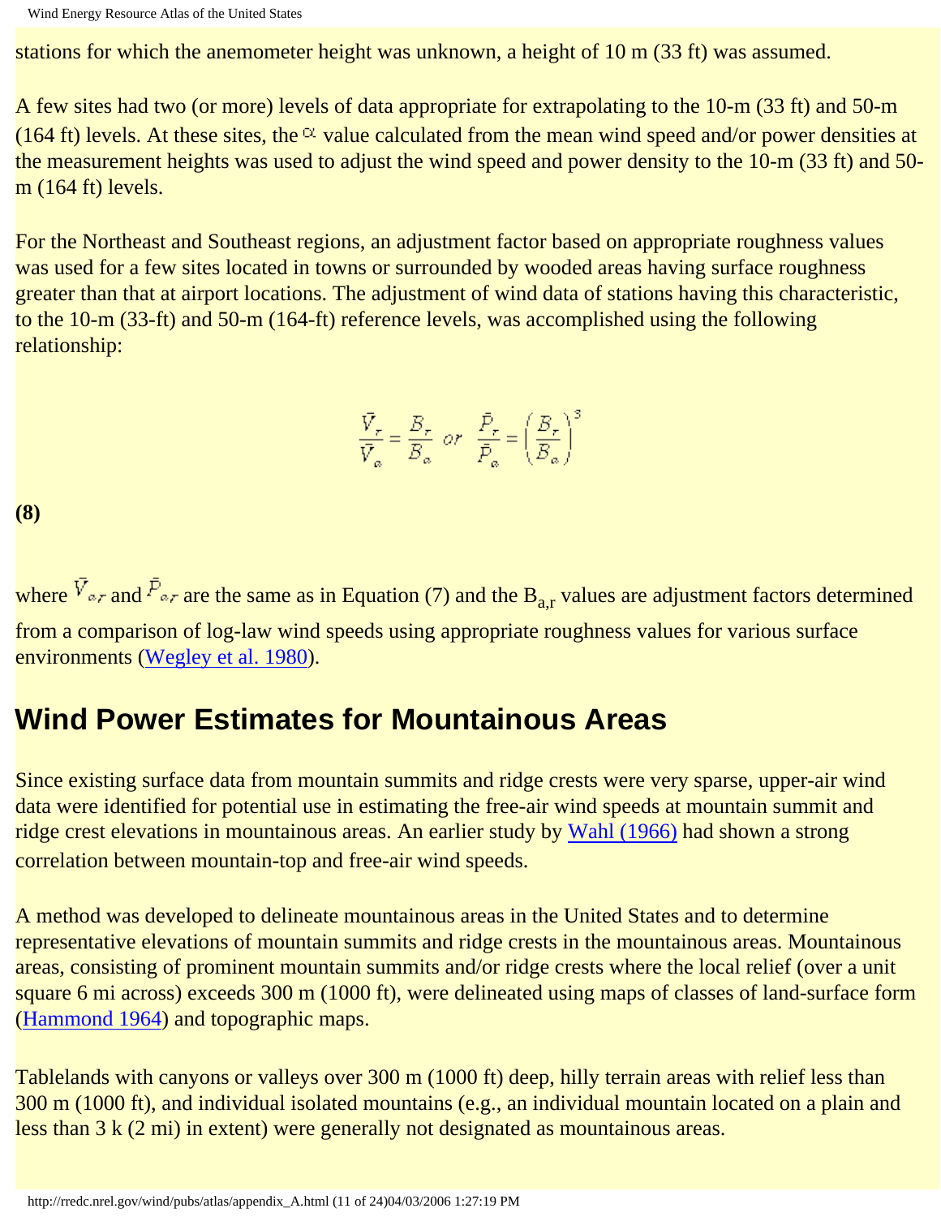stations for which the anemometer height was unknown, a height of 10 m (33 ft) was assumed.

A few sites had two (or more) levels of data appropriate for extrapolating to the 10-m (33 ft) and 50-m (164 ft) levels. At these sites, the $\alpha$ value calculated from the mean wind speed and/or power densities at the measurement heights was used to adjust the wind speed and power density to the 10-m (33 ft) and 50-m (164 ft) levels.

For the Northeast and Southeast regions, an adjustment factor based on appropriate roughness values was used for a few sites located in towns or surrounded by wooded areas having surface roughness greater than that at airport locations. The adjustment of wind data of stations having this characteristic, to the 10-m (33-ft) and 50-m (164-ft) reference levels, was accomplished using the following relationship:

$$\frac{\bar{V}_r}{\bar{V}_a} = \frac{B_r}{B_a} \quad or \quad \frac{\bar{P}_r}{\bar{P}_a} = \left(\frac{B_r}{B_a}\right)^3$$

**(8)**

where $\bar{V}_{a,r}$ and $\bar{P}_{a,r}$ are the same as in Equation (7) and the $B_{a,r}$ values are adjustment factors determined from a comparison of log-law wind speeds using appropriate roughness values for various surface environments (Wegley et al. 1980).

## Wind Power Estimates for Mountainous Areas

Since existing surface data from mountain summits and ridge crests were very sparse, upper-air wind data were identified for potential use in estimating the free-air wind speeds at mountain summit and ridge crest elevations in mountainous areas. An earlier study by Wahl (1966) had shown a strong correlation between mountain-top and free-air wind speeds.

A method was developed to delineate mountainous areas in the United States and to determine representative elevations of mountain summits and ridge crests in the mountainous areas. Mountainous areas, consisting of prominent mountain summits and/or ridge crests where the local relief (over a unit square 6 mi across) exceeds 300 m (1000 ft), were delineated using maps of classes of land-surface form (Hammond 1964) and topographic maps.

Tablelands with canyons or valleys over 300 m (1000 ft) deep, hilly terrain areas with relief less than 300 m (1000 ft), and individual isolated mountains (e.g., an individual mountain located on a plain and less than 3 k (2 mi) in extent) were generally not designated as mountainous areas.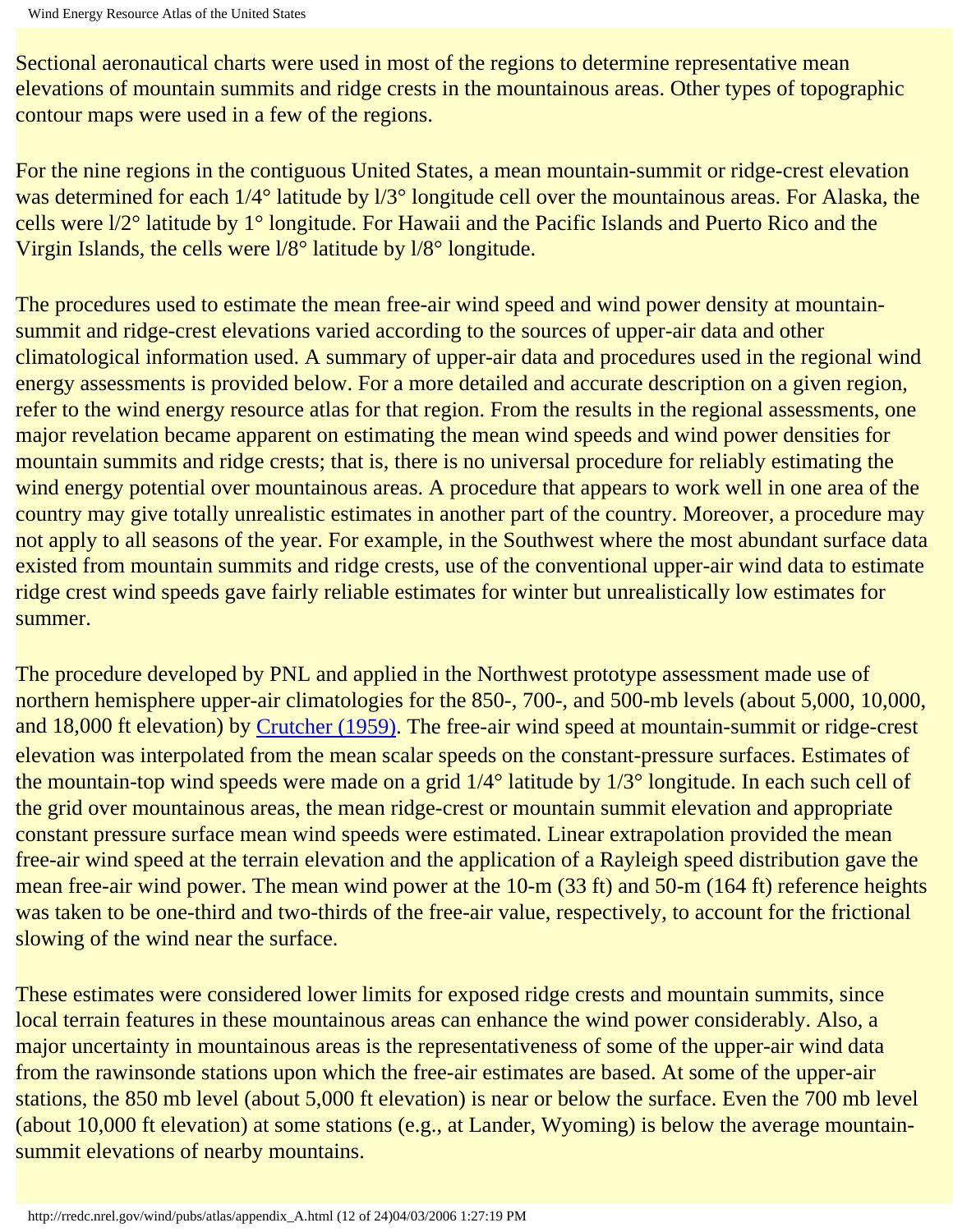Sectional aeronautical charts were used in most of the regions to determine representative mean elevations of mountain summits and ridge crests in the mountainous areas. Other types of topographic contour maps were used in a few of the regions.

For the nine regions in the contiguous United States, a mean mountain-summit or ridge-crest elevation was determined for each 1/4° latitude by l/3° longitude cell over the mountainous areas. For Alaska, the cells were l/2° latitude by 1° longitude. For Hawaii and the Pacific Islands and Puerto Rico and the Virgin Islands, the cells were l/8° latitude by l/8° longitude.

The procedures used to estimate the mean free-air wind speed and wind power density at mountain-summit and ridge-crest elevations varied according to the sources of upper-air data and other climatological information used. A summary of upper-air data and procedures used in the regional wind energy assessments is provided below. For a more detailed and accurate description on a given region, refer to the wind energy resource atlas for that region. From the results in the regional assessments, one major revelation became apparent on estimating the mean wind speeds and wind power densities for mountain summits and ridge crests; that is, there is no universal procedure for reliably estimating the wind energy potential over mountainous areas. A procedure that appears to work well in one area of the country may give totally unrealistic estimates in another part of the country. Moreover, a procedure may not apply to all seasons of the year. For example, in the Southwest where the most abundant surface data existed from mountain summits and ridge crests, use of the conventional upper-air wind data to estimate ridge crest wind speeds gave fairly reliable estimates for winter but unrealistically low estimates for summer.

The procedure developed by PNL and applied in the Northwest prototype assessment made use of northern hemisphere upper-air climatologies for the 850-, 700-, and 500-mb levels (about 5,000, 10,000, and 18,000 ft elevation) by Crutcher (1959). The free-air wind speed at mountain-summit or ridge-crest elevation was interpolated from the mean scalar speeds on the constant-pressure surfaces. Estimates of the mountain-top wind speeds were made on a grid 1/4° latitude by 1/3° longitude. In each such cell of the grid over mountainous areas, the mean ridge-crest or mountain summit elevation and appropriate constant pressure surface mean wind speeds were estimated. Linear extrapolation provided the mean free-air wind speed at the terrain elevation and the application of a Rayleigh speed distribution gave the mean free-air wind power. The mean wind power at the 10-m (33 ft) and 50-m (164 ft) reference heights was taken to be one-third and two-thirds of the free-air value, respectively, to account for the frictional slowing of the wind near the surface.

These estimates were considered lower limits for exposed ridge crests and mountain summits, since local terrain features in these mountainous areas can enhance the wind power considerably. Also, a major uncertainty in mountainous areas is the representativeness of some of the upper-air wind data from the rawinsonde stations upon which the free-air estimates are based. At some of the upper-air stations, the 850 mb level (about 5,000 ft elevation) is near or below the surface. Even the 700 mb level (about 10,000 ft elevation) at some stations (e.g., at Lander, Wyoming) is below the average mountain-summit elevations of nearby mountains.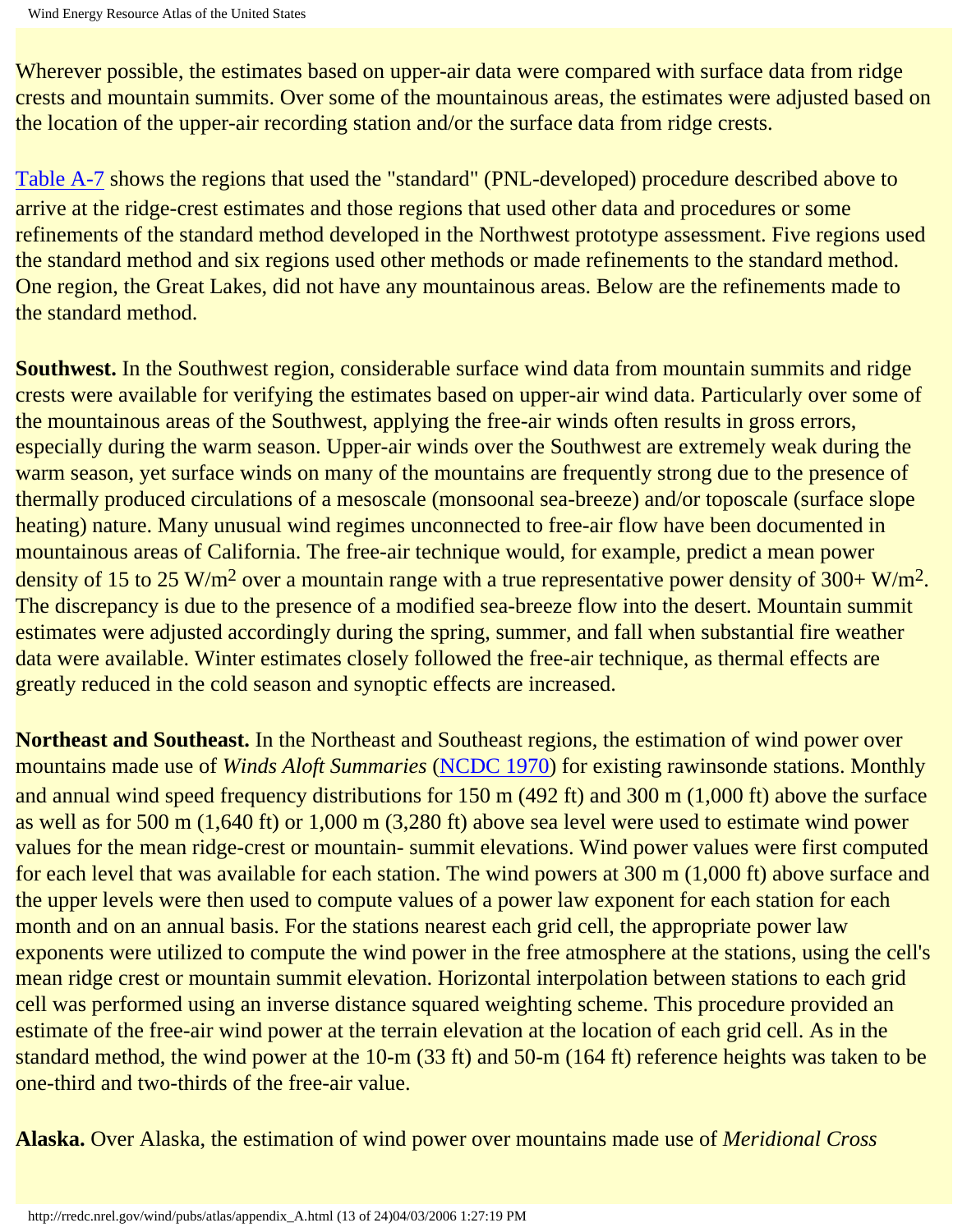Wherever possible, the estimates based on upper-air data were compared with surface data from ridge crests and mountain summits. Over some of the mountainous areas, the estimates were adjusted based on the location of the upper-air recording station and/or the surface data from ridge crests.

Table A-7 shows the regions that used the "standard" (PNL-developed) procedure described above to arrive at the ridge-crest estimates and those regions that used other data and procedures or some refinements of the standard method developed in the Northwest prototype assessment. Five regions used the standard method and six regions used other methods or made refinements to the standard method. One region, the Great Lakes, did not have any mountainous areas. Below are the refinements made to the standard method.

**Southwest.** In the Southwest region, considerable surface wind data from mountain summits and ridge crests were available for verifying the estimates based on upper-air wind data. Particularly over some of the mountainous areas of the Southwest, applying the free-air winds often results in gross errors, especially during the warm season. Upper-air winds over the Southwest are extremely weak during the warm season, yet surface winds on many of the mountains are frequently strong due to the presence of thermally produced circulations of a mesoscale (monsoonal sea-breeze) and/or toposcale (surface slope heating) nature. Many unusual wind regimes unconnected to free-air flow have been documented in mountainous areas of California. The free-air technique would, for example, predict a mean power density of 15 to 25 $W/m^2$ over a mountain range with a true representative power density of 300+ $W/m^2$. The discrepancy is due to the presence of a modified sea-breeze flow into the desert. Mountain summit estimates were adjusted accordingly during the spring, summer, and fall when substantial fire weather data were available. Winter estimates closely followed the free-air technique, as thermal effects are greatly reduced in the cold season and synoptic effects are increased.

**Northeast and Southeast.** In the Northeast and Southeast regions, the estimation of wind power over mountains made use of *Winds Aloft Summaries* (NCDC 1970) for existing rawinsonde stations. Monthly and annual wind speed frequency distributions for 150 m (492 ft) and 300 m (1,000 ft) above the surface as well as for 500 m (1,640 ft) or 1,000 m (3,280 ft) above sea level were used to estimate wind power values for the mean ridge-crest or mountain- summit elevations. Wind power values were first computed for each level that was available for each station. The wind powers at 300 m (1,000 ft) above surface and the upper levels were then used to compute values of a power law exponent for each station for each month and on an annual basis. For the stations nearest each grid cell, the appropriate power law exponents were utilized to compute the wind power in the free atmosphere at the stations, using the cell's mean ridge crest or mountain summit elevation. Horizontal interpolation between stations to each grid cell was performed using an inverse distance squared weighting scheme. This procedure provided an estimate of the free-air wind power at the terrain elevation at the location of each grid cell. As in the standard method, the wind power at the 10-m (33 ft) and 50-m (164 ft) reference heights was taken to be one-third and two-thirds of the free-air value.

**Alaska.** Over Alaska, the estimation of wind power over mountains made use of *Meridional Cross*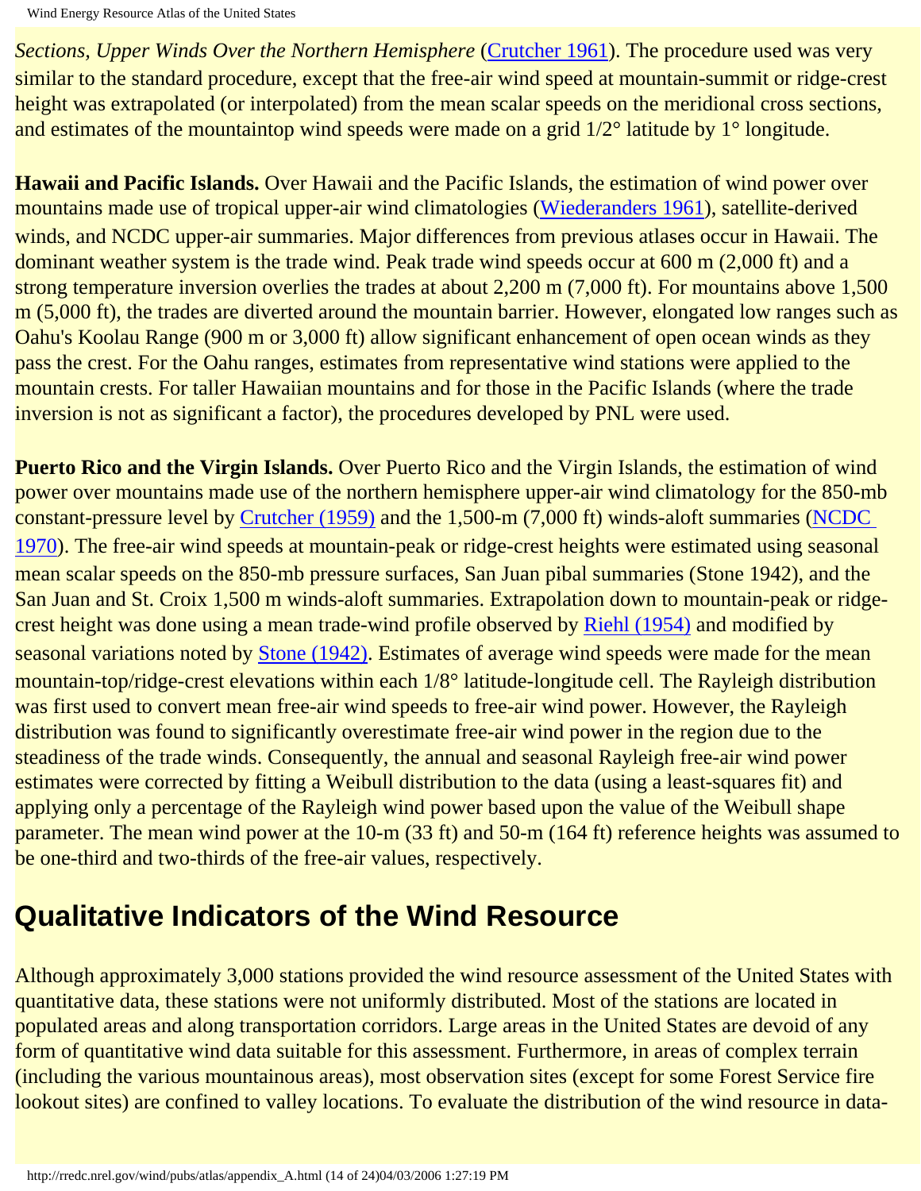*Sections, Upper Winds Over the Northern Hemisphere* (Crutcher 1961). The procedure used was very similar to the standard procedure, except that the free-air wind speed at mountain-summit or ridge-crest height was extrapolated (or interpolated) from the mean scalar speeds on the meridional cross sections, and estimates of the mountaintop wind speeds were made on a grid 1/2° latitude by 1° longitude.

**Hawaii and Pacific Islands.** Over Hawaii and the Pacific Islands, the estimation of wind power over mountains made use of tropical upper-air wind climatologies (Wiederanders 1961), satellite-derived winds, and NCDC upper-air summaries. Major differences from previous atlases occur in Hawaii. The dominant weather system is the trade wind. Peak trade wind speeds occur at 600 m (2,000 ft) and a strong temperature inversion overlies the trades at about 2,200 m (7,000 ft). For mountains above 1,500 m (5,000 ft), the trades are diverted around the mountain barrier. However, elongated low ranges such as Oahu's Koolau Range (900 m or 3,000 ft) allow significant enhancement of open ocean winds as they pass the crest. For the Oahu ranges, estimates from representative wind stations were applied to the mountain crests. For taller Hawaiian mountains and for those in the Pacific Islands (where the trade inversion is not as significant a factor), the procedures developed by PNL were used.

**Puerto Rico and the Virgin Islands.** Over Puerto Rico and the Virgin Islands, the estimation of wind power over mountains made use of the northern hemisphere upper-air wind climatology for the 850-mb constant-pressure level by Crutcher (1959) and the 1,500-m (7,000 ft) winds-aloft summaries (NCDC 1970). The free-air wind speeds at mountain-peak or ridge-crest heights were estimated using seasonal mean scalar speeds on the 850-mb pressure surfaces, San Juan pibal summaries (Stone 1942), and the San Juan and St. Croix 1,500 m winds-aloft summaries. Extrapolation down to mountain-peak or ridge-crest height was done using a mean trade-wind profile observed by Riehl (1954) and modified by seasonal variations noted by Stone (1942). Estimates of average wind speeds were made for the mean mountain-top/ridge-crest elevations within each 1/8° latitude-longitude cell. The Rayleigh distribution was first used to convert mean free-air wind speeds to free-air wind power. However, the Rayleigh distribution was found to significantly overestimate free-air wind power in the region due to the steadiness of the trade winds. Consequently, the annual and seasonal Rayleigh free-air wind power estimates were corrected by fitting a Weibull distribution to the data (using a least-squares fit) and applying only a percentage of the Rayleigh wind power based upon the value of the Weibull shape parameter. The mean wind power at the 10-m (33 ft) and 50-m (164 ft) reference heights was assumed to be one-third and two-thirds of the free-air values, respectively.

## Qualitative Indicators of the Wind Resource

Although approximately 3,000 stations provided the wind resource assessment of the United States with quantitative data, these stations were not uniformly distributed. Most of the stations are located in populated areas and along transportation corridors. Large areas in the United States are devoid of any form of quantitative wind data suitable for this assessment. Furthermore, in areas of complex terrain (including the various mountainous areas), most observation sites (except for some Forest Service fire lookout sites) are confined to valley locations. To evaluate the distribution of the wind resource in data-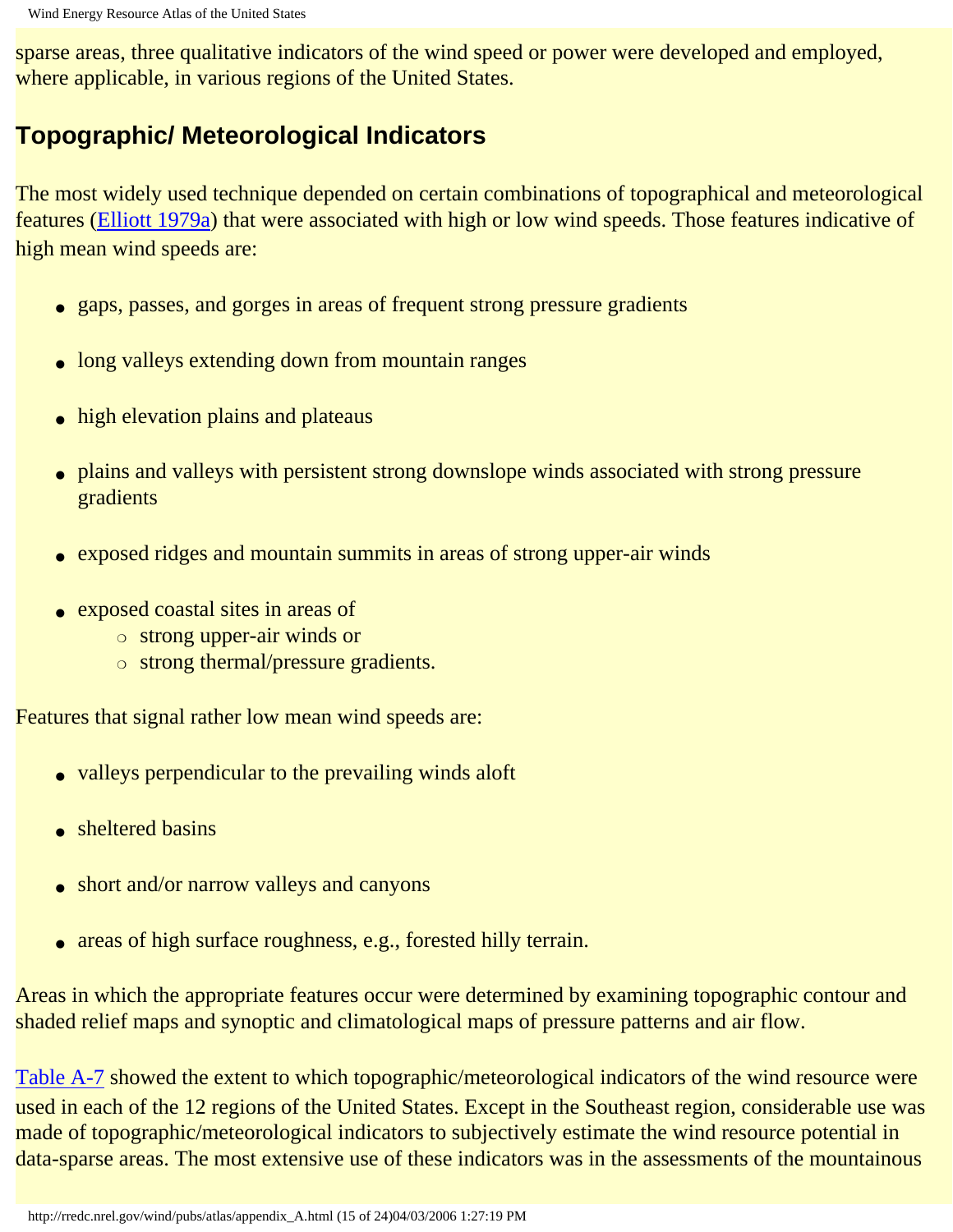sparse areas, three qualitative indicators of the wind speed or power were developed and employed, where applicable, in various regions of the United States.

## Topographic/ Meteorological Indicators

The most widely used technique depended on certain combinations of topographical and meteorological features (Elliott 1979a) that were associated with high or low wind speeds. Those features indicative of high mean wind speeds are:

- gaps, passes, and gorges in areas of frequent strong pressure gradients
- long valleys extending down from mountain ranges
- high elevation plains and plateaus
- plains and valleys with persistent strong downslope winds associated with strong pressure gradients
- exposed ridges and mountain summits in areas of strong upper-air winds
- exposed coastal sites in areas of
  - strong upper-air winds or
  - strong thermal/pressure gradients.

Features that signal rather low mean wind speeds are:

- valleys perpendicular to the prevailing winds aloft
- sheltered basins
- short and/or narrow valleys and canyons
- areas of high surface roughness, e.g., forested hilly terrain.

Areas in which the appropriate features occur were determined by examining topographic contour and shaded relief maps and synoptic and climatological maps of pressure patterns and air flow.

Table A-7 showed the extent to which topographic/meteorological indicators of the wind resource were used in each of the 12 regions of the United States. Except in the Southeast region, considerable use was made of topographic/meteorological indicators to subjectively estimate the wind resource potential in data-sparse areas. The most extensive use of these indicators was in the assessments of the mountainous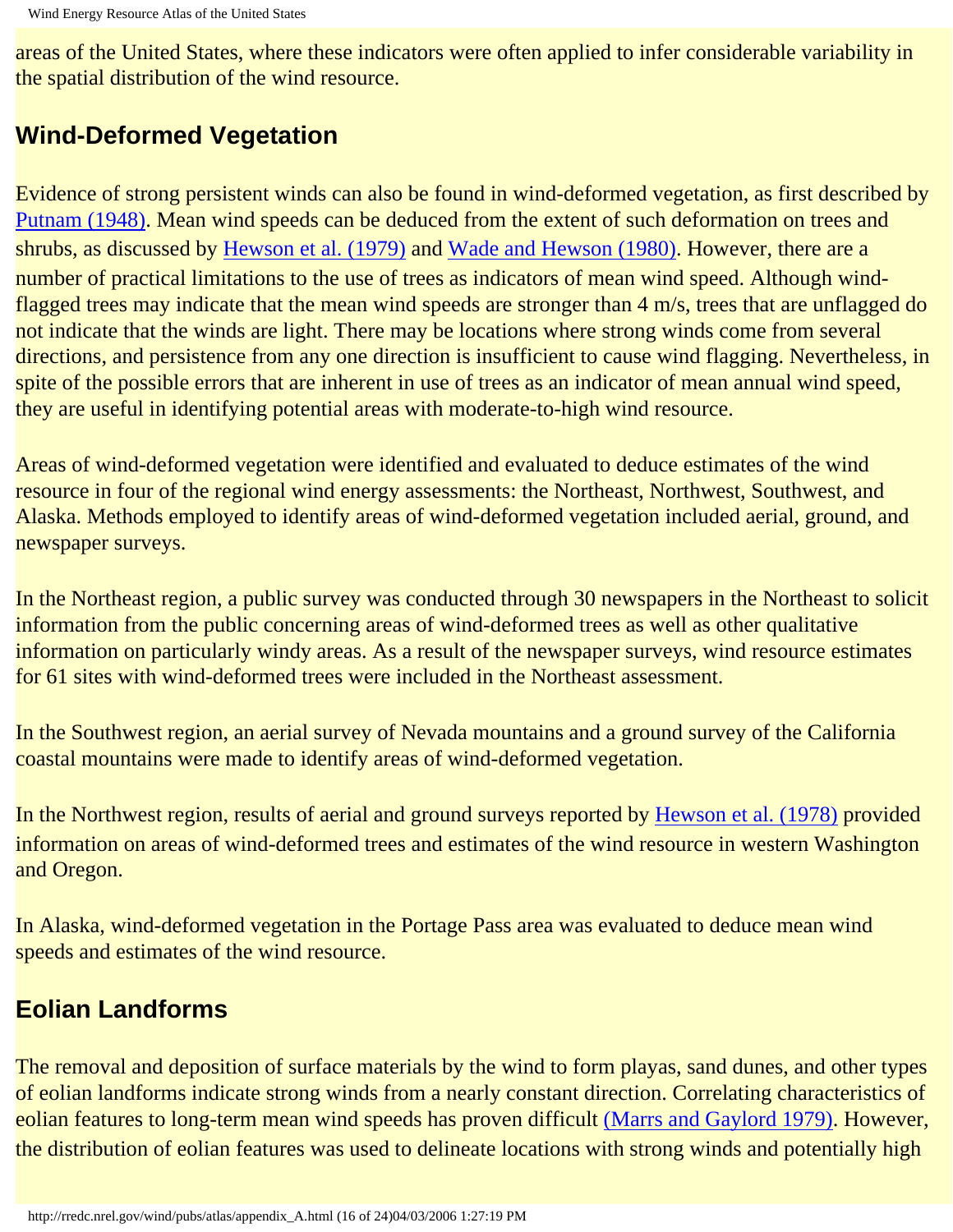areas of the United States, where these indicators were often applied to infer considerable variability in the spatial distribution of the wind resource.

## Wind-Deformed Vegetation

Evidence of strong persistent winds can also be found in wind-deformed vegetation, as first described by Putnam (1948). Mean wind speeds can be deduced from the extent of such deformation on trees and shrubs, as discussed by Hewson et al. (1979) and Wade and Hewson (1980). However, there are a number of practical limitations to the use of trees as indicators of mean wind speed. Although wind-flagged trees may indicate that the mean wind speeds are stronger than 4 m/s, trees that are unflagged do not indicate that the winds are light. There may be locations where strong winds come from several directions, and persistence from any one direction is insufficient to cause wind flagging. Nevertheless, in spite of the possible errors that are inherent in use of trees as an indicator of mean annual wind speed, they are useful in identifying potential areas with moderate-to-high wind resource.

Areas of wind-deformed vegetation were identified and evaluated to deduce estimates of the wind resource in four of the regional wind energy assessments: the Northeast, Northwest, Southwest, and Alaska. Methods employed to identify areas of wind-deformed vegetation included aerial, ground, and newspaper surveys.

In the Northeast region, a public survey was conducted through 30 newspapers in the Northeast to solicit information from the public concerning areas of wind-deformed trees as well as other qualitative information on particularly windy areas. As a result of the newspaper surveys, wind resource estimates for 61 sites with wind-deformed trees were included in the Northeast assessment.

In the Southwest region, an aerial survey of Nevada mountains and a ground survey of the California coastal mountains were made to identify areas of wind-deformed vegetation.

In the Northwest region, results of aerial and ground surveys reported by Hewson et al. (1978) provided information on areas of wind-deformed trees and estimates of the wind resource in western Washington and Oregon.

In Alaska, wind-deformed vegetation in the Portage Pass area was evaluated to deduce mean wind speeds and estimates of the wind resource.

## Eolian Landforms

The removal and deposition of surface materials by the wind to form playas, sand dunes, and other types of eolian landforms indicate strong winds from a nearly constant direction. Correlating characteristics of eolian features to long-term mean wind speeds has proven difficult (Marrs and Gaylord 1979). However, the distribution of eolian features was used to delineate locations with strong winds and potentially high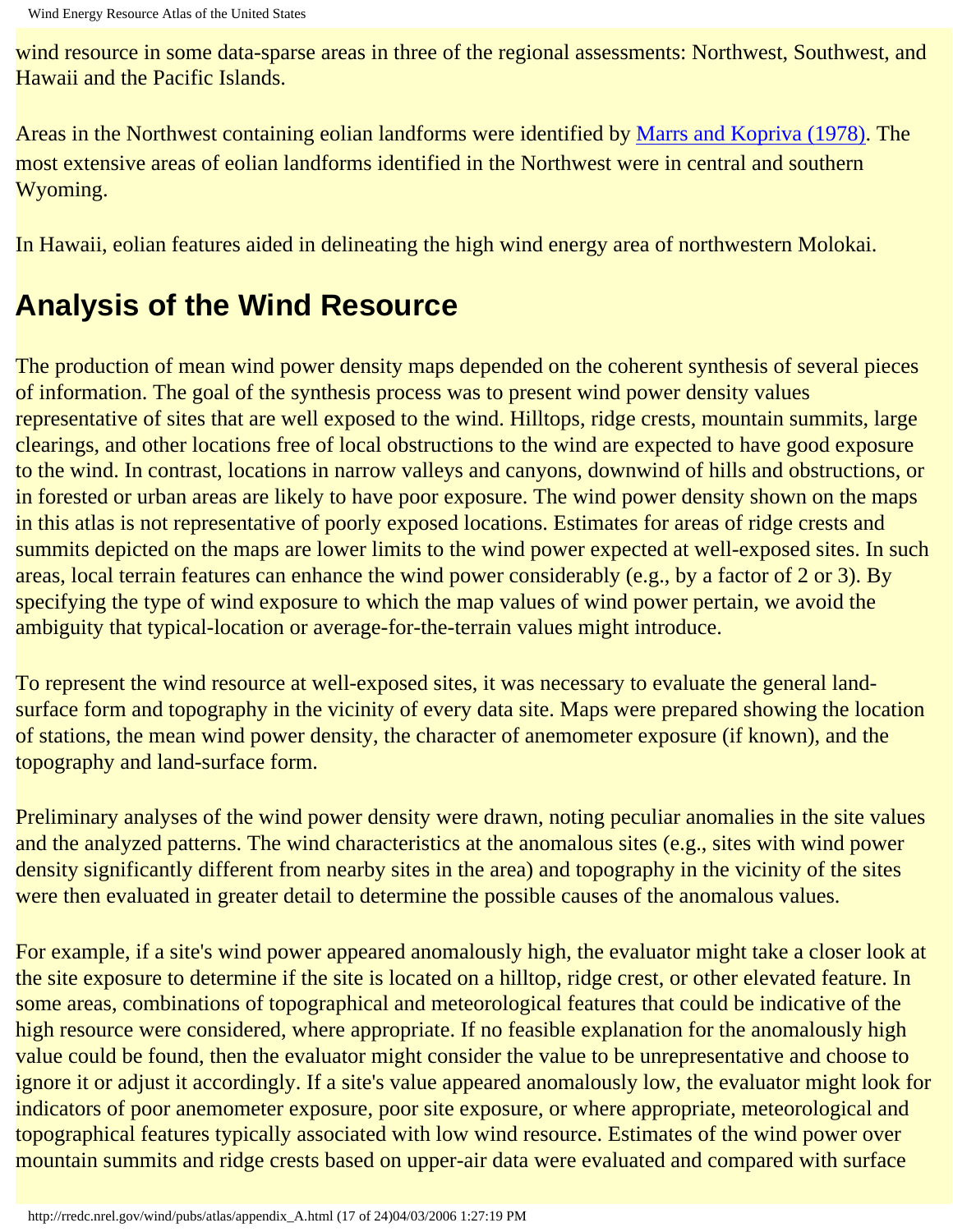wind resource in some data-sparse areas in three of the regional assessments: Northwest, Southwest, and Hawaii and the Pacific Islands.

Areas in the Northwest containing eolian landforms were identified by Marrs and Kopriva (1978). The most extensive areas of eolian landforms identified in the Northwest were in central and southern Wyoming.

In Hawaii, eolian features aided in delineating the high wind energy area of northwestern Molokai.

## Analysis of the Wind Resource

The production of mean wind power density maps depended on the coherent synthesis of several pieces of information. The goal of the synthesis process was to present wind power density values representative of sites that are well exposed to the wind. Hilltops, ridge crests, mountain summits, large clearings, and other locations free of local obstructions to the wind are expected to have good exposure to the wind. In contrast, locations in narrow valleys and canyons, downwind of hills and obstructions, or in forested or urban areas are likely to have poor exposure. The wind power density shown on the maps in this atlas is not representative of poorly exposed locations. Estimates for areas of ridge crests and summits depicted on the maps are lower limits to the wind power expected at well-exposed sites. In such areas, local terrain features can enhance the wind power considerably (e.g., by a factor of 2 or 3). By specifying the type of wind exposure to which the map values of wind power pertain, we avoid the ambiguity that typical-location or average-for-the-terrain values might introduce.

To represent the wind resource at well-exposed sites, it was necessary to evaluate the general land-surface form and topography in the vicinity of every data site. Maps were prepared showing the location of stations, the mean wind power density, the character of anemometer exposure (if known), and the topography and land-surface form.

Preliminary analyses of the wind power density were drawn, noting peculiar anomalies in the site values and the analyzed patterns. The wind characteristics at the anomalous sites (e.g., sites with wind power density significantly different from nearby sites in the area) and topography in the vicinity of the sites were then evaluated in greater detail to determine the possible causes of the anomalous values.

For example, if a site's wind power appeared anomalously high, the evaluator might take a closer look at the site exposure to determine if the site is located on a hilltop, ridge crest, or other elevated feature. In some areas, combinations of topographical and meteorological features that could be indicative of the high resource were considered, where appropriate. If no feasible explanation for the anomalously high value could be found, then the evaluator might consider the value to be unrepresentative and choose to ignore it or adjust it accordingly. If a site's value appeared anomalously low, the evaluator might look for indicators of poor anemometer exposure, poor site exposure, or where appropriate, meteorological and topographical features typically associated with low wind resource. Estimates of the wind power over mountain summits and ridge crests based on upper-air data were evaluated and compared with surface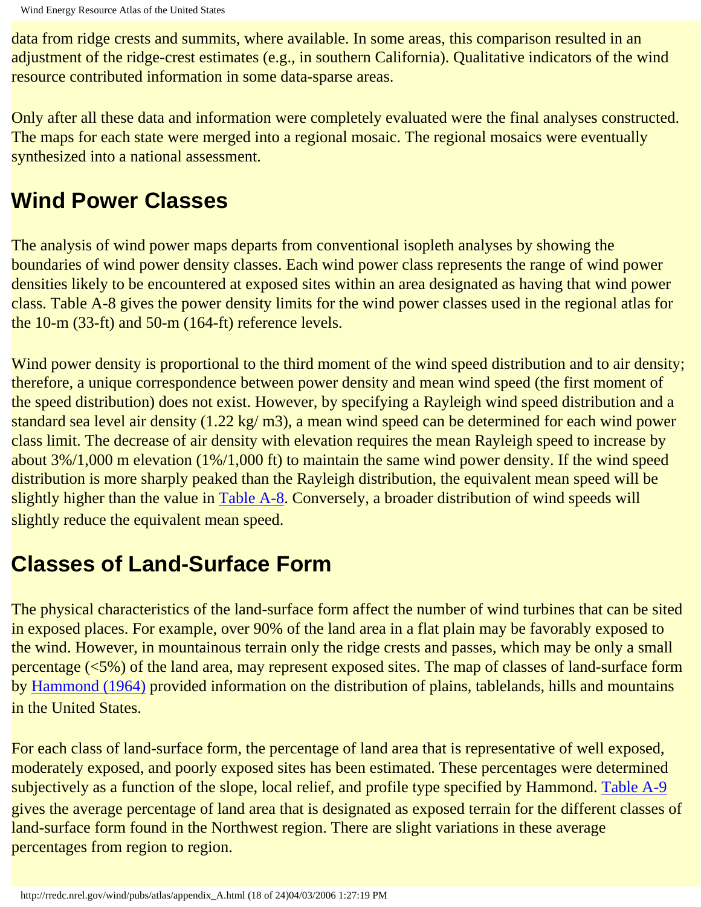data from ridge crests and summits, where available. In some areas, this comparison resulted in an adjustment of the ridge-crest estimates (e.g., in southern California). Qualitative indicators of the wind resource contributed information in some data-sparse areas.

Only after all these data and information were completely evaluated were the final analyses constructed. The maps for each state were merged into a regional mosaic. The regional mosaics were eventually synthesized into a national assessment.

## Wind Power Classes

The analysis of wind power maps departs from conventional isopleth analyses by showing the boundaries of wind power density classes. Each wind power class represents the range of wind power densities likely to be encountered at exposed sites within an area designated as having that wind power class. Table A-8 gives the power density limits for the wind power classes used in the regional atlas for the 10-m (33-ft) and 50-m (164-ft) reference levels.

Wind power density is proportional to the third moment of the wind speed distribution and to air density; therefore, a unique correspondence between power density and mean wind speed (the first moment of the speed distribution) does not exist. However, by specifying a Rayleigh wind speed distribution and a standard sea level air density (1.22 kg/ m3), a mean wind speed can be determined for each wind power class limit. The decrease of air density with elevation requires the mean Rayleigh speed to increase by about 3%/1,000 m elevation (1%/1,000 ft) to maintain the same wind power density. If the wind speed distribution is more sharply peaked than the Rayleigh distribution, the equivalent mean speed will be slightly higher than the value in Table A-8. Conversely, a broader distribution of wind speeds will slightly reduce the equivalent mean speed.

## Classes of Land-Surface Form

The physical characteristics of the land-surface form affect the number of wind turbines that can be sited in exposed places. For example, over 90% of the land area in a flat plain may be favorably exposed to the wind. However, in mountainous terrain only the ridge crests and passes, which may be only a small percentage (<5%) of the land area, may represent exposed sites. The map of classes of land-surface form by Hammond (1964) provided information on the distribution of plains, tablelands, hills and mountains in the United States.

For each class of land-surface form, the percentage of land area that is representative of well exposed, moderately exposed, and poorly exposed sites has been estimated. These percentages were determined subjectively as a function of the slope, local relief, and profile type specified by Hammond. Table A-9 gives the average percentage of land area that is designated as exposed terrain for the different classes of land-surface form found in the Northwest region. There are slight variations in these average percentages from region to region.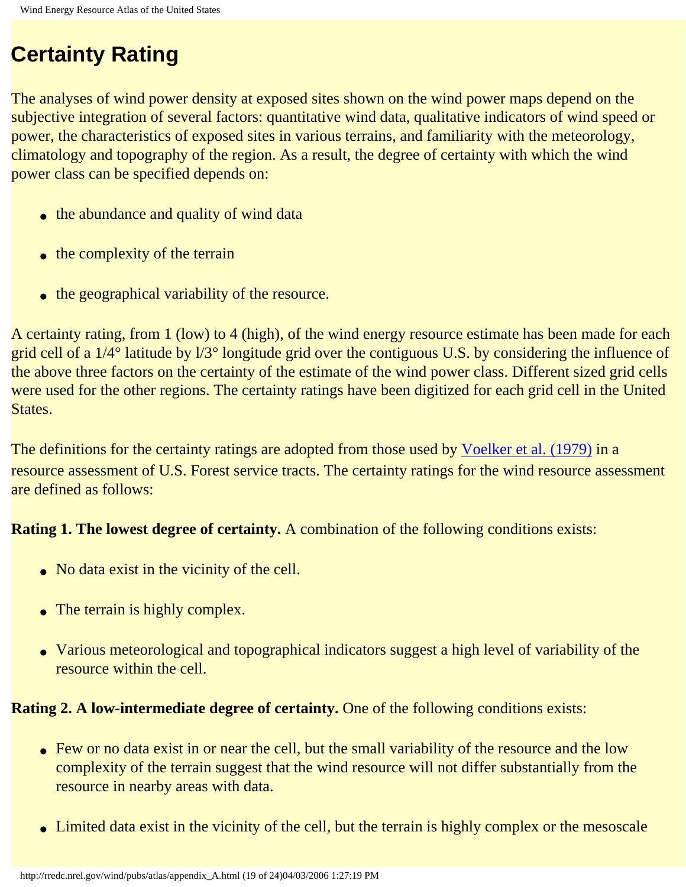## Certainty Rating

The analyses of wind power density at exposed sites shown on the wind power maps depend on the subjective integration of several factors: quantitative wind data, qualitative indicators of wind speed or power, the characteristics of exposed sites in various terrains, and familiarity with the meteorology, climatology and topography of the region. As a result, the degree of certainty with which the wind power class can be specified depends on:

- the abundance and quality of wind data
- the complexity of the terrain
- the geographical variability of the resource.

A certainty rating, from 1 (low) to 4 (high), of the wind energy resource estimate has been made for each grid cell of a 1/4° latitude by l/3° longitude grid over the contiguous U.S. by considering the influence of the above three factors on the certainty of the estimate of the wind power class. Different sized grid cells were used for the other regions. The certainty ratings have been digitized for each grid cell in the United States.

The definitions for the certainty ratings are adopted from those used by Voelker et al. (1979) in a resource assessment of U.S. Forest service tracts. The certainty ratings for the wind resource assessment are defined as follows:

**Rating 1. The lowest degree of certainty.** A combination of the following conditions exists:

- No data exist in the vicinity of the cell.
- The terrain is highly complex.
- Various meteorological and topographical indicators suggest a high level of variability of the resource within the cell.

**Rating 2. A low-intermediate degree of certainty.** One of the following conditions exists:

- Few or no data exist in or near the cell, but the small variability of the resource and the low complexity of the terrain suggest that the wind resource will not differ substantially from the resource in nearby areas with data.
- Limited data exist in the vicinity of the cell, but the terrain is highly complex or the mesoscale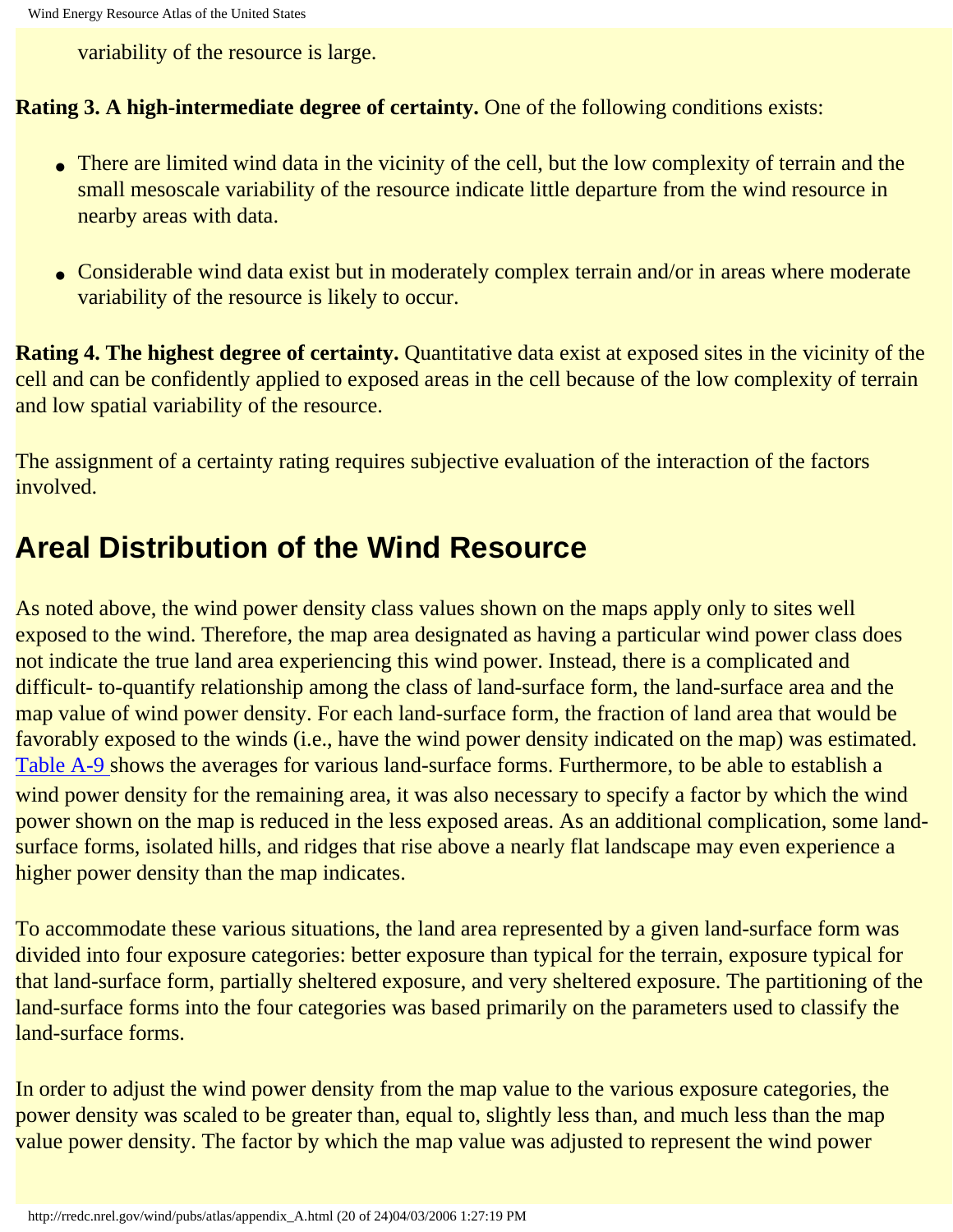variability of the resource is large.

**Rating 3. A high-intermediate degree of certainty.** One of the following conditions exists:

- There are limited wind data in the vicinity of the cell, but the low complexity of terrain and the small mesoscale variability of the resource indicate little departure from the wind resource in nearby areas with data.
- Considerable wind data exist but in moderately complex terrain and/or in areas where moderate variability of the resource is likely to occur.

**Rating 4. The highest degree of certainty.** Quantitative data exist at exposed sites in the vicinity of the cell and can be confidently applied to exposed areas in the cell because of the low complexity of terrain and low spatial variability of the resource.

The assignment of a certainty rating requires subjective evaluation of the interaction of the factors involved.

## Areal Distribution of the Wind Resource

As noted above, the wind power density class values shown on the maps apply only to sites well exposed to the wind. Therefore, the map area designated as having a particular wind power class does not indicate the true land area experiencing this wind power. Instead, there is a complicated and difficult- to-quantify relationship among the class of land-surface form, the land-surface area and the map value of wind power density. For each land-surface form, the fraction of land area that would be favorably exposed to the winds (i.e., have the wind power density indicated on the map) was estimated. Table A-9 shows the averages for various land-surface forms. Furthermore, to be able to establish a wind power density for the remaining area, it was also necessary to specify a factor by which the wind power shown on the map is reduced in the less exposed areas. As an additional complication, some land-surface forms, isolated hills, and ridges that rise above a nearly flat landscape may even experience a higher power density than the map indicates.

To accommodate these various situations, the land area represented by a given land-surface form was divided into four exposure categories: better exposure than typical for the terrain, exposure typical for that land-surface form, partially sheltered exposure, and very sheltered exposure. The partitioning of the land-surface forms into the four categories was based primarily on the parameters used to classify the land-surface forms.

In order to adjust the wind power density from the map value to the various exposure categories, the power density was scaled to be greater than, equal to, slightly less than, and much less than the map value power density. The factor by which the map value was adjusted to represent the wind power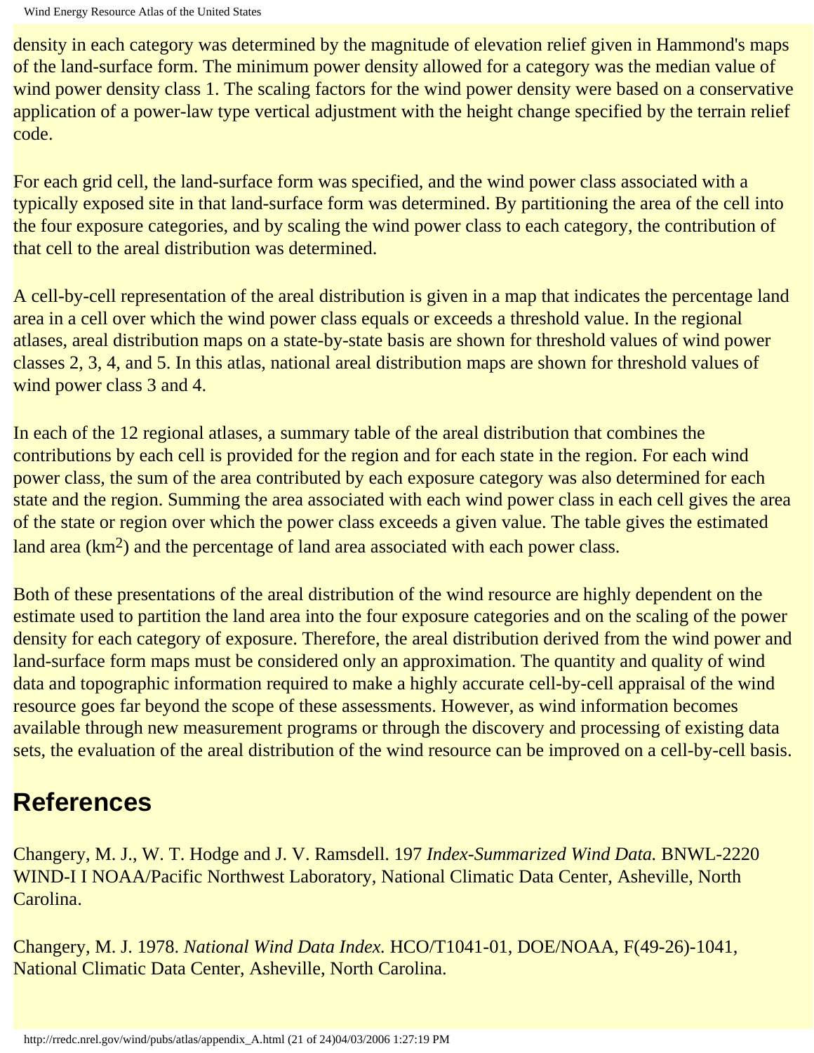density in each category was determined by the magnitude of elevation relief given in Hammond's maps of the land-surface form. The minimum power density allowed for a category was the median value of wind power density class 1. The scaling factors for the wind power density were based on a conservative application of a power-law type vertical adjustment with the height change specified by the terrain relief code.

For each grid cell, the land-surface form was specified, and the wind power class associated with a typically exposed site in that land-surface form was determined. By partitioning the area of the cell into the four exposure categories, and by scaling the wind power class to each category, the contribution of that cell to the areal distribution was determined.

A cell-by-cell representation of the areal distribution is given in a map that indicates the percentage land area in a cell over which the wind power class equals or exceeds a threshold value. In the regional atlases, areal distribution maps on a state-by-state basis are shown for threshold values of wind power classes 2, 3, 4, and 5. In this atlas, national areal distribution maps are shown for threshold values of wind power class 3 and 4.

In each of the 12 regional atlases, a summary table of the areal distribution that combines the contributions by each cell is provided for the region and for each state in the region. For each wind power class, the sum of the area contributed by each exposure category was also determined for each state and the region. Summing the area associated with each wind power class in each cell gives the area of the state or region over which the power class exceeds a given value. The table gives the estimated land area ($km^2$) and the percentage of land area associated with each power class.

Both of these presentations of the areal distribution of the wind resource are highly dependent on the estimate used to partition the land area into the four exposure categories and on the scaling of the power density for each category of exposure. Therefore, the areal distribution derived from the wind power and land-surface form maps must be considered only an approximation. The quantity and quality of wind data and topographic information required to make a highly accurate cell-by-cell appraisal of the wind resource goes far beyond the scope of these assessments. However, as wind information becomes available through new measurement programs or through the discovery and processing of existing data sets, the evaluation of the areal distribution of the wind resource can be improved on a cell-by-cell basis.

## References

Changery, M. J., W. T. Hodge and J. V. Ramsdell. 197 *Index-Summarized Wind Data.* BNWL-2220 WIND-I I NOAA/Pacific Northwest Laboratory, National Climatic Data Center, Asheville, North Carolina.

Changery, M. J. 1978. *National Wind Data Index.* HCO/T1041-01, DOE/NOAA, F(49-26)-1041, National Climatic Data Center, Asheville, North Carolina.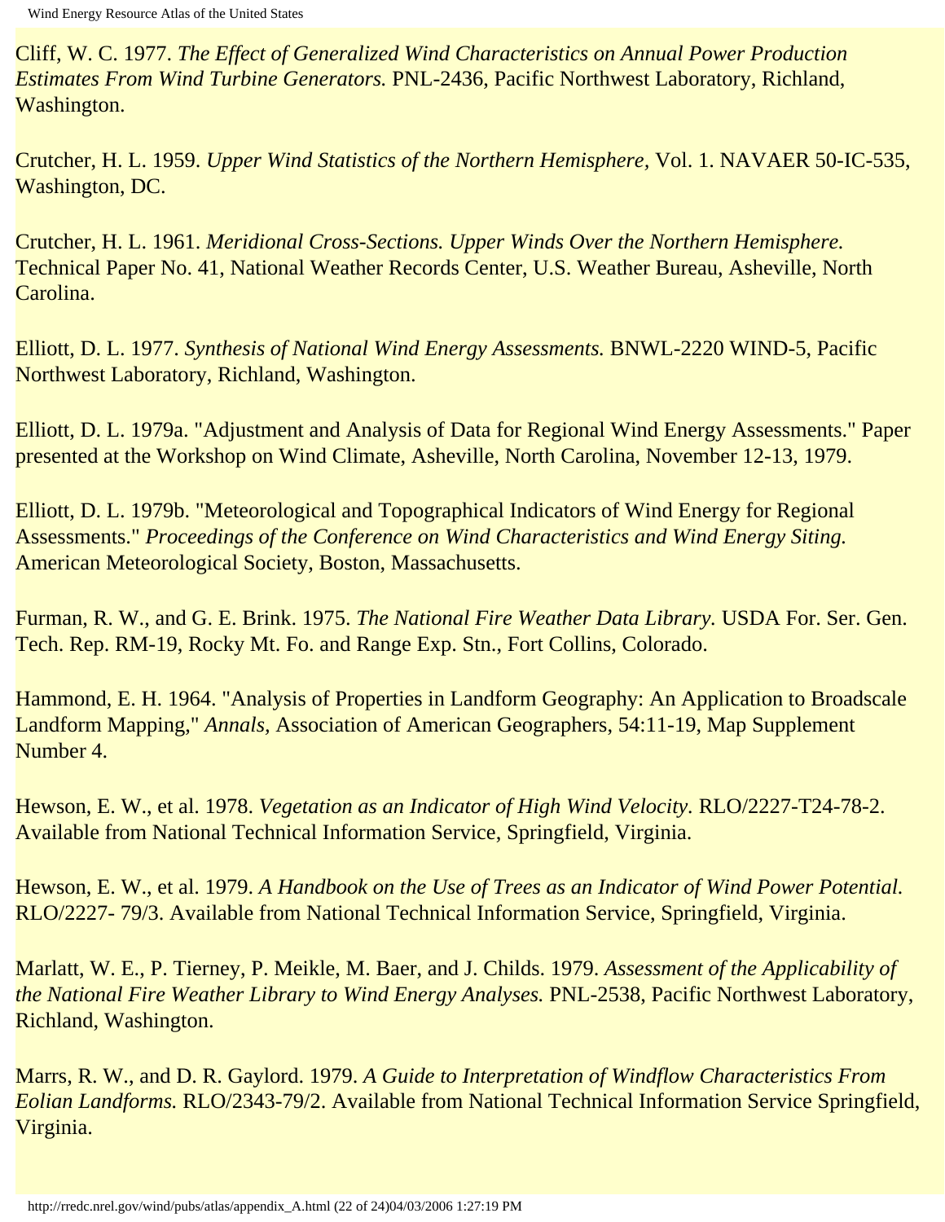Cliff, W. C. 1977. *The Effect of Generalized Wind Characteristics on Annual Power Production Estimates From Wind Turbine Generators.* PNL-2436, Pacific Northwest Laboratory, Richland, Washington.

Crutcher, H. L. 1959. *Upper Wind Statistics of the Northern Hemisphere,* Vol. 1. NAVAER 50-IC-535, Washington, DC.

Crutcher, H. L. 1961. *Meridional Cross-Sections. Upper Winds Over the Northern Hemisphere.* Technical Paper No. 41, National Weather Records Center, U.S. Weather Bureau, Asheville, North Carolina.

Elliott, D. L. 1977. *Synthesis of National Wind Energy Assessments.* BNWL-2220 WIND-5, Pacific Northwest Laboratory, Richland, Washington.

Elliott, D. L. 1979a. "Adjustment and Analysis of Data for Regional Wind Energy Assessments." Paper presented at the Workshop on Wind Climate, Asheville, North Carolina, November 12-13, 1979.

Elliott, D. L. 1979b. "Meteorological and Topographical Indicators of Wind Energy for Regional Assessments." *Proceedings of the Conference on Wind Characteristics and Wind Energy Siting.* American Meteorological Society, Boston, Massachusetts.

Furman, R. W., and G. E. Brink. 1975. *The National Fire Weather Data Library.* USDA For. Ser. Gen. Tech. Rep. RM-19, Rocky Mt. Fo. and Range Exp. Stn., Fort Collins, Colorado.

Hammond, E. H. 1964. "Analysis of Properties in Landform Geography: An Application to Broadscale Landform Mapping," *Annals,* Association of American Geographers, 54:11-19, Map Supplement Number 4.

Hewson, E. W., et al. 1978. *Vegetation as an Indicator of High Wind Velocity.* RLO/2227-T24-78-2. Available from National Technical Information Service, Springfield, Virginia.

Hewson, E. W., et al. 1979. *A Handbook on the Use of Trees as an Indicator of Wind Power Potential.* RLO/2227- 79/3. Available from National Technical Information Service, Springfield, Virginia.

Marlatt, W. E., P. Tierney, P. Meikle, M. Baer, and J. Childs. 1979. *Assessment of the Applicability of the National Fire Weather Library to Wind Energy Analyses.* PNL-2538, Pacific Northwest Laboratory, Richland, Washington.

Marrs, R. W., and D. R. Gaylord. 1979. *A Guide to Interpretation of Windflow Characteristics From Eolian Landforms.* RLO/2343-79/2. Available from National Technical Information Service Springfield, Virginia.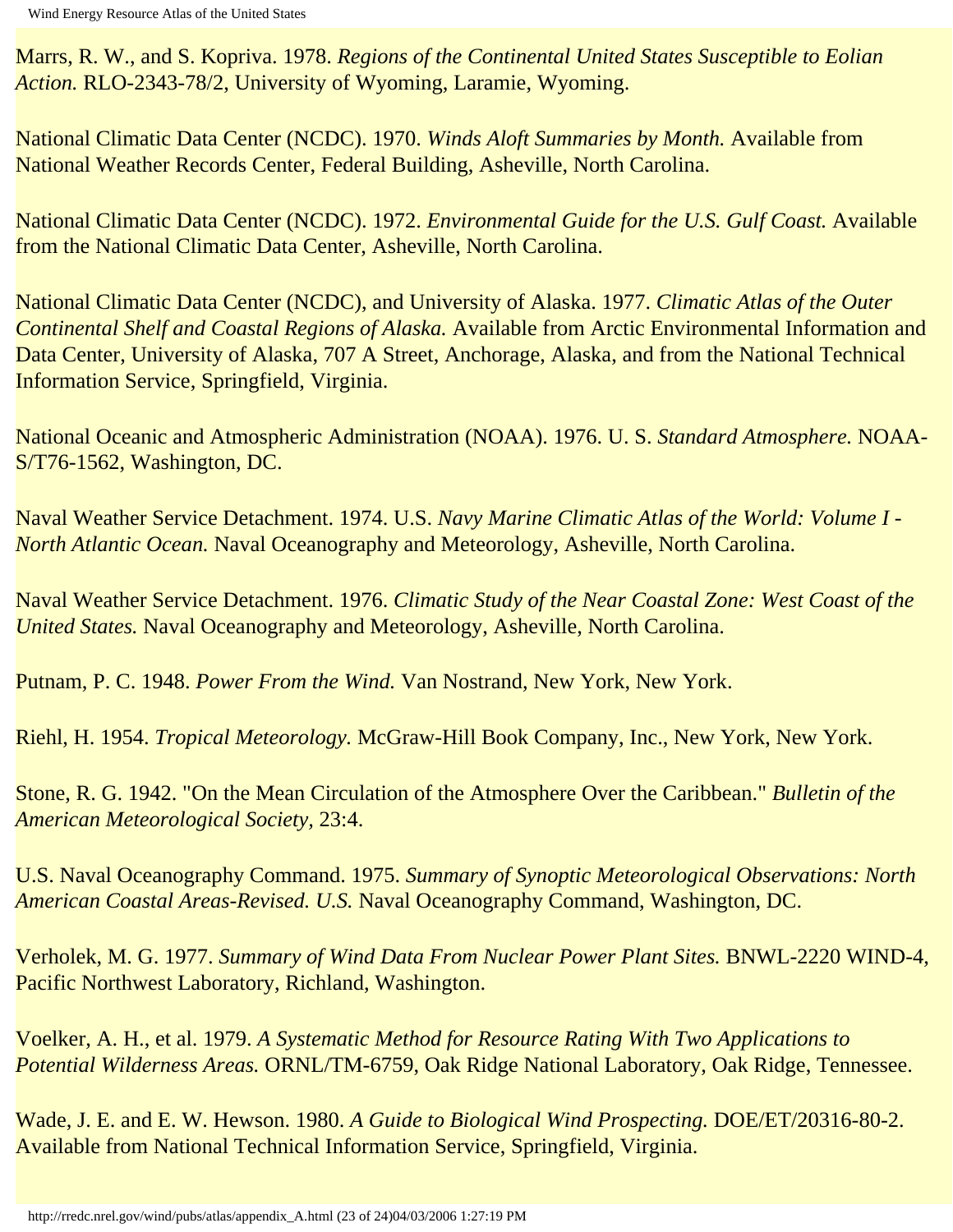Marrs, R. W., and S. Kopriva. 1978. *Regions of the Continental United States Susceptible to Eolian Action.* RLO-2343-78/2, University of Wyoming, Laramie, Wyoming.

National Climatic Data Center (NCDC). 1970. *Winds Aloft Summaries by Month.* Available from National Weather Records Center, Federal Building, Asheville, North Carolina.

National Climatic Data Center (NCDC). 1972. *Environmental Guide for the U.S. Gulf Coast.* Available from the National Climatic Data Center, Asheville, North Carolina.

National Climatic Data Center (NCDC), and University of Alaska. 1977. *Climatic Atlas of the Outer Continental Shelf and Coastal Regions of Alaska.* Available from Arctic Environmental Information and Data Center, University of Alaska, 707 A Street, Anchorage, Alaska, and from the National Technical Information Service, Springfield, Virginia.

National Oceanic and Atmospheric Administration (NOAA). 1976. U. S. *Standard Atmosphere.* NOAA-S/T76-1562, Washington, DC.

Naval Weather Service Detachment. 1974. U.S. *Navy Marine Climatic Atlas of the World: Volume I - North Atlantic Ocean.* Naval Oceanography and Meteorology, Asheville, North Carolina.

Naval Weather Service Detachment. 1976. *Climatic Study of the Near Coastal Zone: West Coast of the United States.* Naval Oceanography and Meteorology, Asheville, North Carolina.

Putnam, P. C. 1948. *Power From the Wind.* Van Nostrand, New York, New York.

Riehl, H. 1954. *Tropical Meteorology.* McGraw-Hill Book Company, Inc., New York, New York.

Stone, R. G. 1942. "On the Mean Circulation of the Atmosphere Over the Caribbean." *Bulletin of the American Meteorological Society,* 23:4.

U.S. Naval Oceanography Command. 1975. *Summary of Synoptic Meteorological Observations: North American Coastal Areas-Revised. U.S.* Naval Oceanography Command, Washington, DC.

Verholek, M. G. 1977. *Summary of Wind Data From Nuclear Power Plant Sites.* BNWL-2220 WIND-4, Pacific Northwest Laboratory, Richland, Washington.

Voelker, A. H., et al. 1979. *A Systematic Method for Resource Rating With Two Applications to Potential Wilderness Areas.* ORNL/TM-6759, Oak Ridge National Laboratory, Oak Ridge, Tennessee.

Wade, J. E. and E. W. Hewson. 1980. *A Guide to Biological Wind Prospecting.* DOE/ET/20316-80-2. Available from National Technical Information Service, Springfield, Virginia.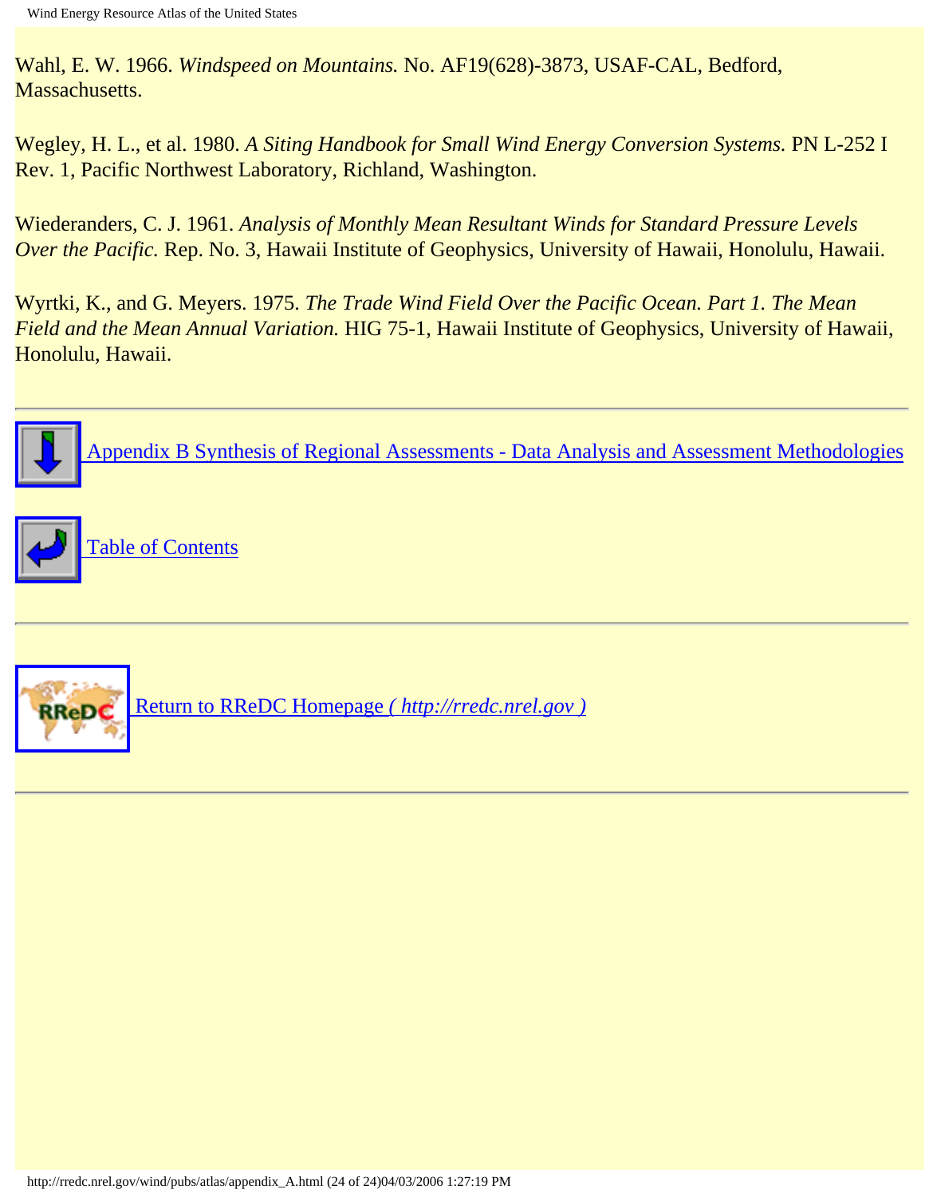Wahl, E. W. 1966. *Windspeed on Mountains.* No. AF19(628)-3873, USAF-CAL, Bedford, Massachusetts.

Wegley, H. L., et al. 1980. *A Siting Handbook for Small Wind Energy Conversion Systems.* PN L-252 I Rev. 1, Pacific Northwest Laboratory, Richland, Washington.

Wiederanders, C. J. 1961. *Analysis of Monthly Mean Resultant Winds for Standard Pressure Levels Over the Pacific.* Rep. No. 3, Hawaii Institute of Geophysics, University of Hawaii, Honolulu, Hawaii.

Wyrtki, K., and G. Meyers. 1975. *The Trade Wind Field Over the Pacific Ocean. Part 1. The Mean Field and the Mean Annual Variation.* HIG 75-1, Hawaii Institute of Geophysics, University of Hawaii, Honolulu, Hawaii.

---

Appendix B Synthesis of Regional Assessments - Data Analysis and Assessment Methodologies

Table of Contents

---

Return to RReDC Homepage *( http://rredc.nrel.gov )*

---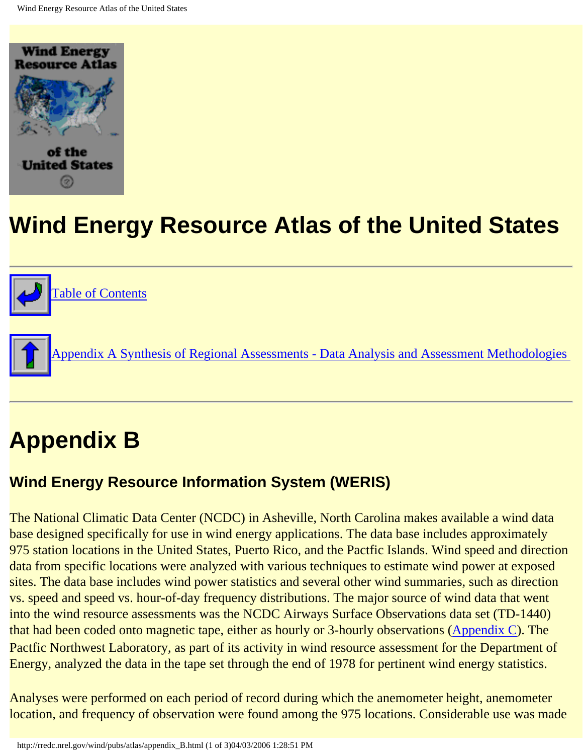# Wind Energy Resource Atlas of the United States

Table of Contents

Appendix A Synthesis of Regional Assessments - Data Analysis and Assessment Methodologies

## Appendix B

### Wind Energy Resource Information System (WERIS)

The National Climatic Data Center (NCDC) in Asheville, North Carolina makes available a wind data base designed specifically for use in wind energy applications. The data base includes approximately 975 station locations in the United States, Puerto Rico, and the Pactfic Islands. Wind speed and direction data from specific locations were analyzed with various techniques to estimate wind power at exposed sites. The data base includes wind power statistics and several other wind summaries, such as direction vs. speed and speed vs. hour-of-day frequency distributions. The major source of wind data that went into the wind resource assessments was the NCDC Airways Surface Observations data set (TD-1440) that had been coded onto magnetic tape, either as hourly or 3-hourly observations (Appendix C). The Pactfic Northwest Laboratory, as part of its activity in wind resource assessment for the Department of Energy, analyzed the data in the tape set through the end of 1978 for pertinent wind energy statistics.

Analyses were performed on each period of record during which the anemometer height, anemometer location, and frequency of observation were found among the 975 locations. Considerable use was made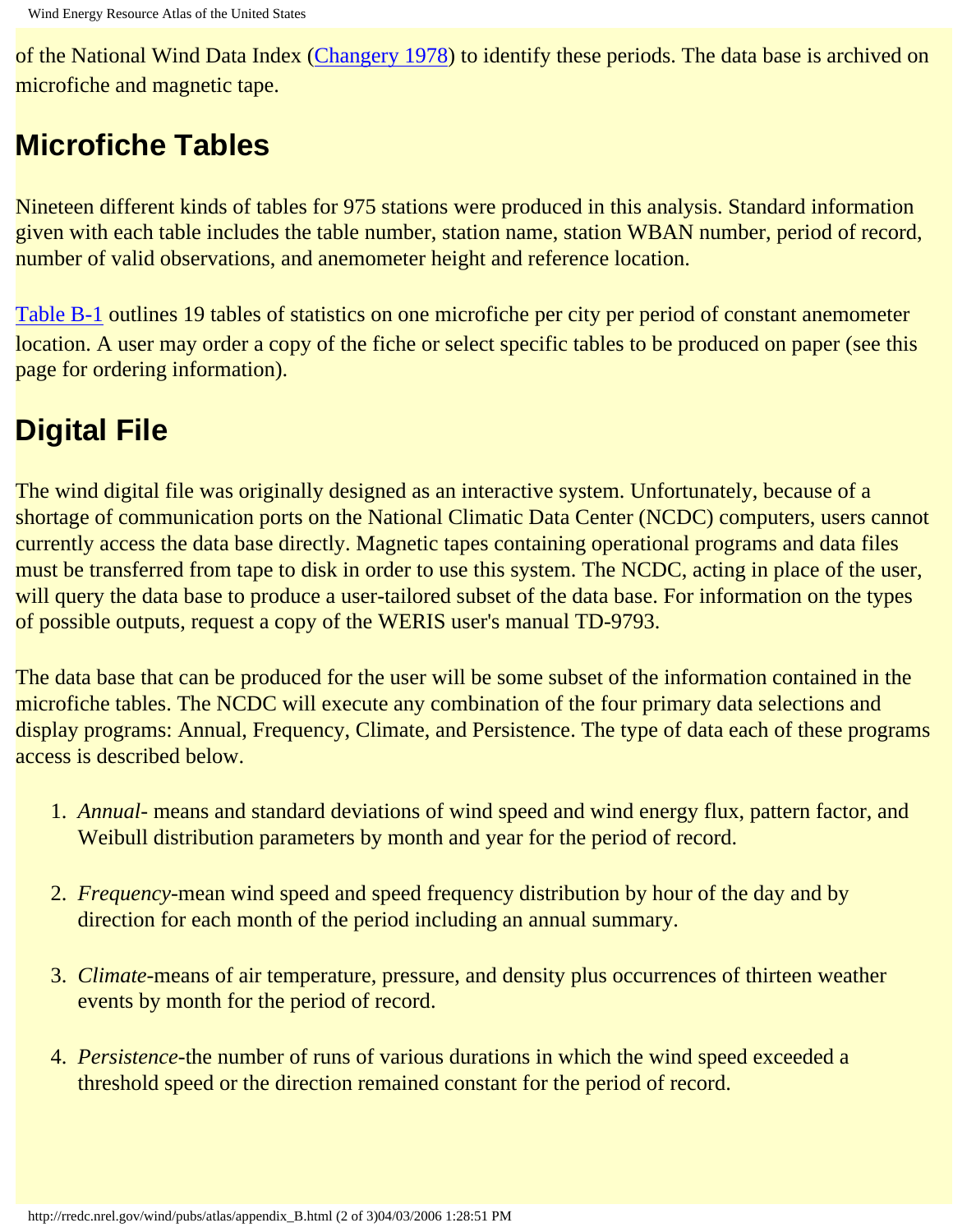of the National Wind Data Index (Changery 1978) to identify these periods. The data base is archived on microfiche and magnetic tape.

## Microfiche Tables

Nineteen different kinds of tables for 975 stations were produced in this analysis. Standard information given with each table includes the table number, station name, station WBAN number, period of record, number of valid observations, and anemometer height and reference location.

Table B-1 outlines 19 tables of statistics on one microfiche per city per period of constant anemometer location. A user may order a copy of the fiche or select specific tables to be produced on paper (see this page for ordering information).

## Digital File

The wind digital file was originally designed as an interactive system. Unfortunately, because of a shortage of communication ports on the National Climatic Data Center (NCDC) computers, users cannot currently access the data base directly. Magnetic tapes containing operational programs and data files must be transferred from tape to disk in order to use this system. The NCDC, acting in place of the user, will query the data base to produce a user-tailored subset of the data base. For information on the types of possible outputs, request a copy of the WERIS user's manual TD-9793.

The data base that can be produced for the user will be some subset of the information contained in the microfiche tables. The NCDC will execute any combination of the four primary data selections and display programs: Annual, Frequency, Climate, and Persistence. The type of data each of these programs access is described below.

1. *Annual*- means and standard deviations of wind speed and wind energy flux, pattern factor, and Weibull distribution parameters by month and year for the period of record.

2. *Frequency*-mean wind speed and speed frequency distribution by hour of the day and by direction for each month of the period including an annual summary.

3. *Climate*-means of air temperature, pressure, and density plus occurrences of thirteen weather events by month for the period of record.

4. *Persistence*-the number of runs of various durations in which the wind speed exceeded a threshold speed or the direction remained constant for the period of record.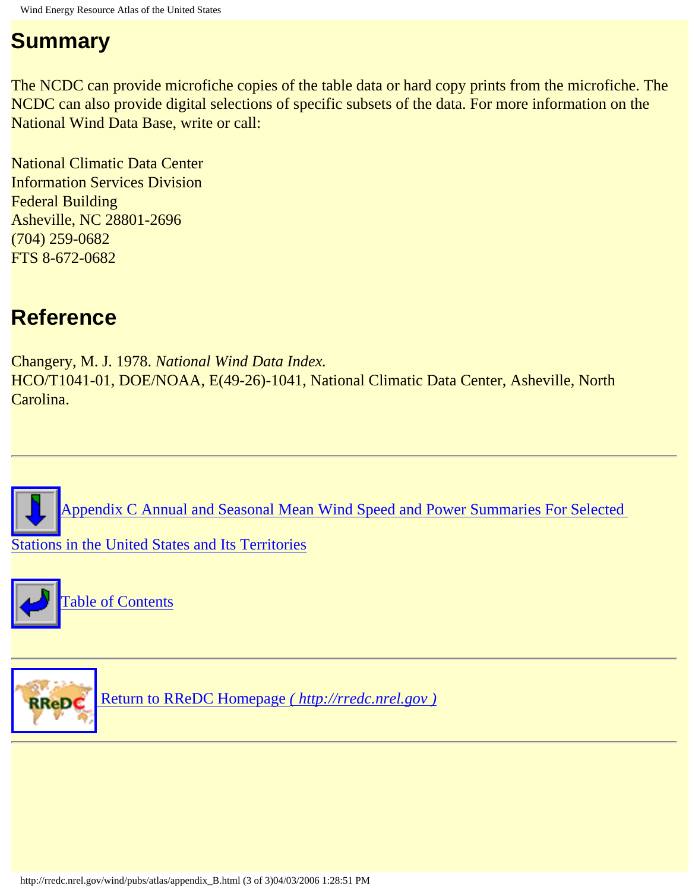## Summary

The NCDC can provide microfiche copies of the table data or hard copy prints from the microfiche. The NCDC can also provide digital selections of specific subsets of the data. For more information on the National Wind Data Base, write or call:

National Climatic Data Center
Information Services Division
Federal Building
Asheville, NC 28801-2696
(704) 259-0682
FTS 8-672-0682

## Reference

Changery, M. J. 1978. *National Wind Data Index.*
HCO/T1041-01, DOE/NOAA, E(49-26)-1041, National Climatic Data Center, Asheville, North Carolina.

---

Appendix C Annual and Seasonal Mean Wind Speed and Power Summaries For Selected Stations in the United States and Its Territories

Table of Contents

---

Return to RReDC Homepage *( http://rredc.nrel.gov )*

---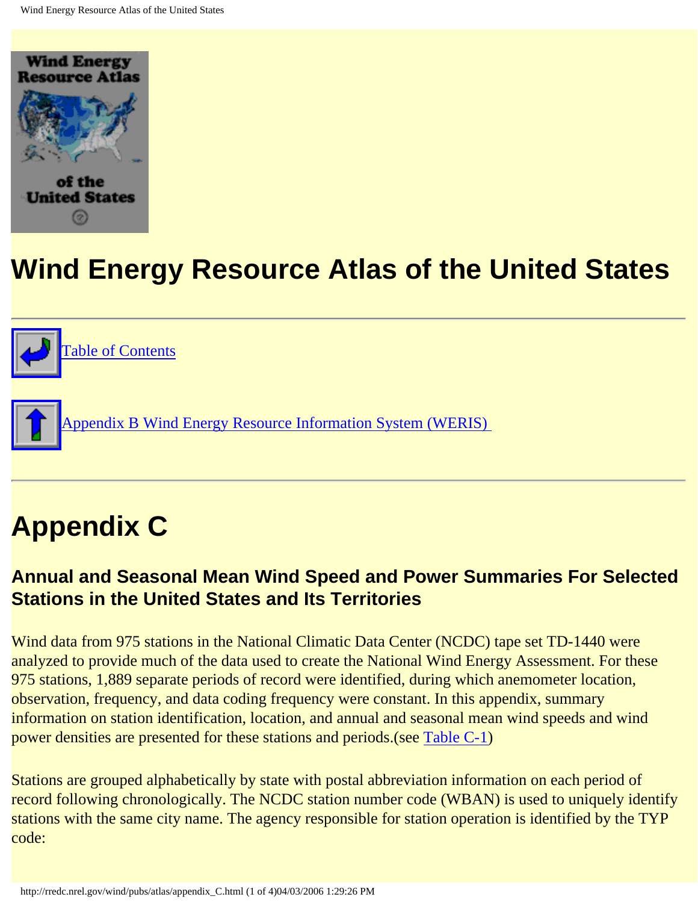# Wind Energy Resource Atlas of the United States

---

[Table of Contents]

[Appendix B Wind Energy Resource Information System (WERIS)]

---

## Appendix C

### Annual and Seasonal Mean Wind Speed and Power Summaries For Selected Stations in the United States and Its Territories

Wind data from 975 stations in the National Climatic Data Center (NCDC) tape set TD-1440 were analyzed to provide much of the data used to create the National Wind Energy Assessment. For these 975 stations, 1,889 separate periods of record were identified, during which anemometer location, observation, frequency, and data coding frequency were constant. In this appendix, summary information on station identification, location, and annual and seasonal mean wind speeds and wind power densities are presented for these stations and periods.(see Table C-1)

Stations are grouped alphabetically by state with postal abbreviation information on each period of record following chronologically. The NCDC station number code (WBAN) is used to uniquely identify stations with the same city name. The agency responsible for station operation is identified by the TYP code: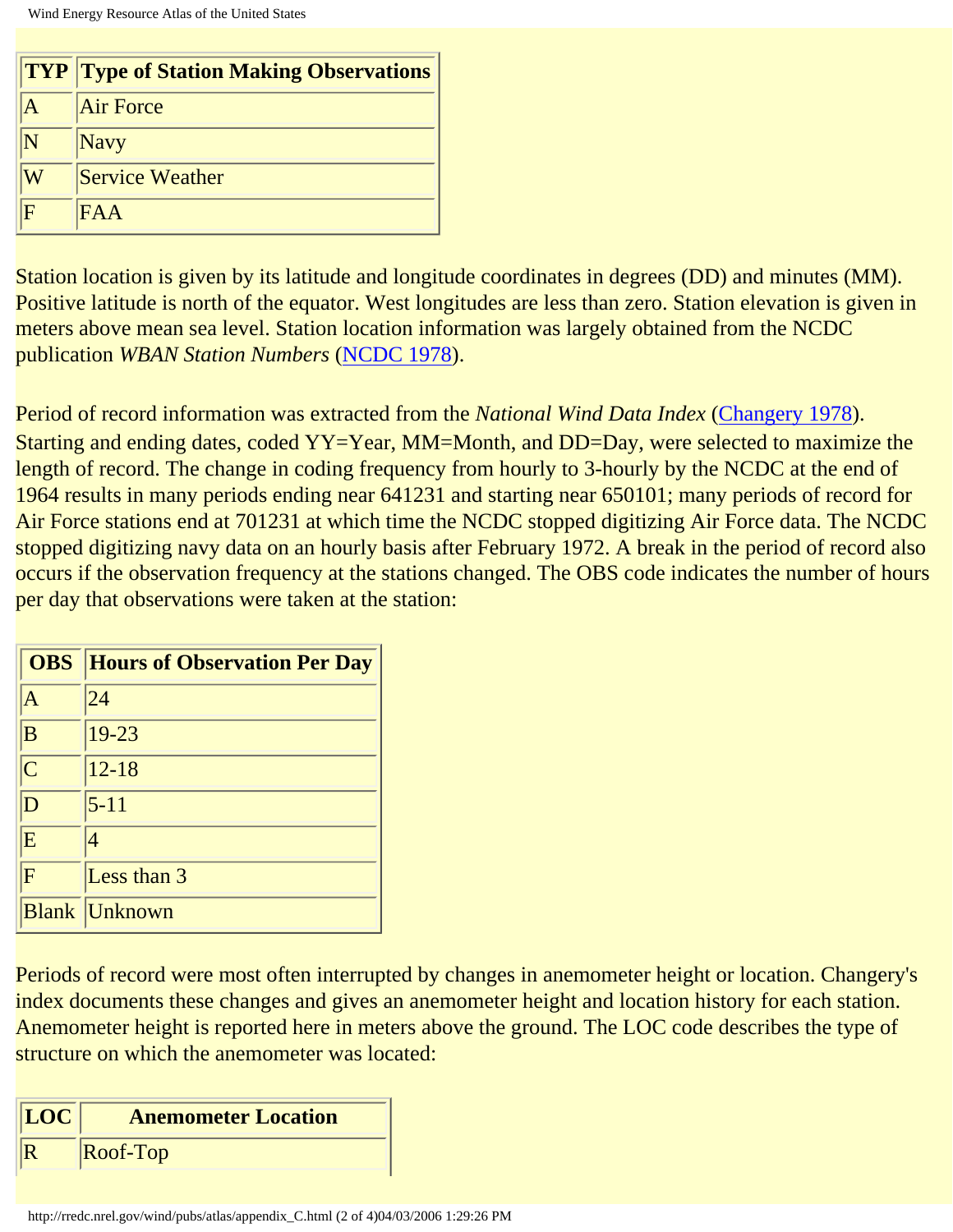| TYP | Type of Station Making Observations |
|---|---|
| A | Air Force |
| N | Navy |
| W | Service Weather |
| F | FAA |

Station location is given by its latitude and longitude coordinates in degrees (DD) and minutes (MM). Positive latitude is north of the equator. West longitudes are less than zero. Station elevation is given in meters above mean sea level. Station location information was largely obtained from the NCDC publication *WBAN Station Numbers* (NCDC 1978).

Period of record information was extracted from the *National Wind Data Index* (Changery 1978). Starting and ending dates, coded YY=Year, MM=Month, and DD=Day, were selected to maximize the length of record. The change in coding frequency from hourly to 3-hourly by the NCDC at the end of 1964 results in many periods ending near 641231 and starting near 650101; many periods of record for Air Force stations end at 701231 at which time the NCDC stopped digitizing Air Force data. The NCDC stopped digitizing navy data on an hourly basis after February 1972. A break in the period of record also occurs if the observation frequency at the stations changed. The OBS code indicates the number of hours per day that observations were taken at the station:

| OBS | Hours of Observation Per Day |
|---|---|
| A | 24 |
| B | 19-23 |
| C | 12-18 |
| D | 5-11 |
| E | 4 |
| F | Less than 3 |
| Blank | Unknown |

Periods of record were most often interrupted by changes in anemometer height or location. Changery's index documents these changes and gives an anemometer height and location history for each station. Anemometer height is reported here in meters above the ground. The LOC code describes the type of structure on which the anemometer was located:

| LOC | Anemometer Location |
|---|---|
| R | Roof-Top |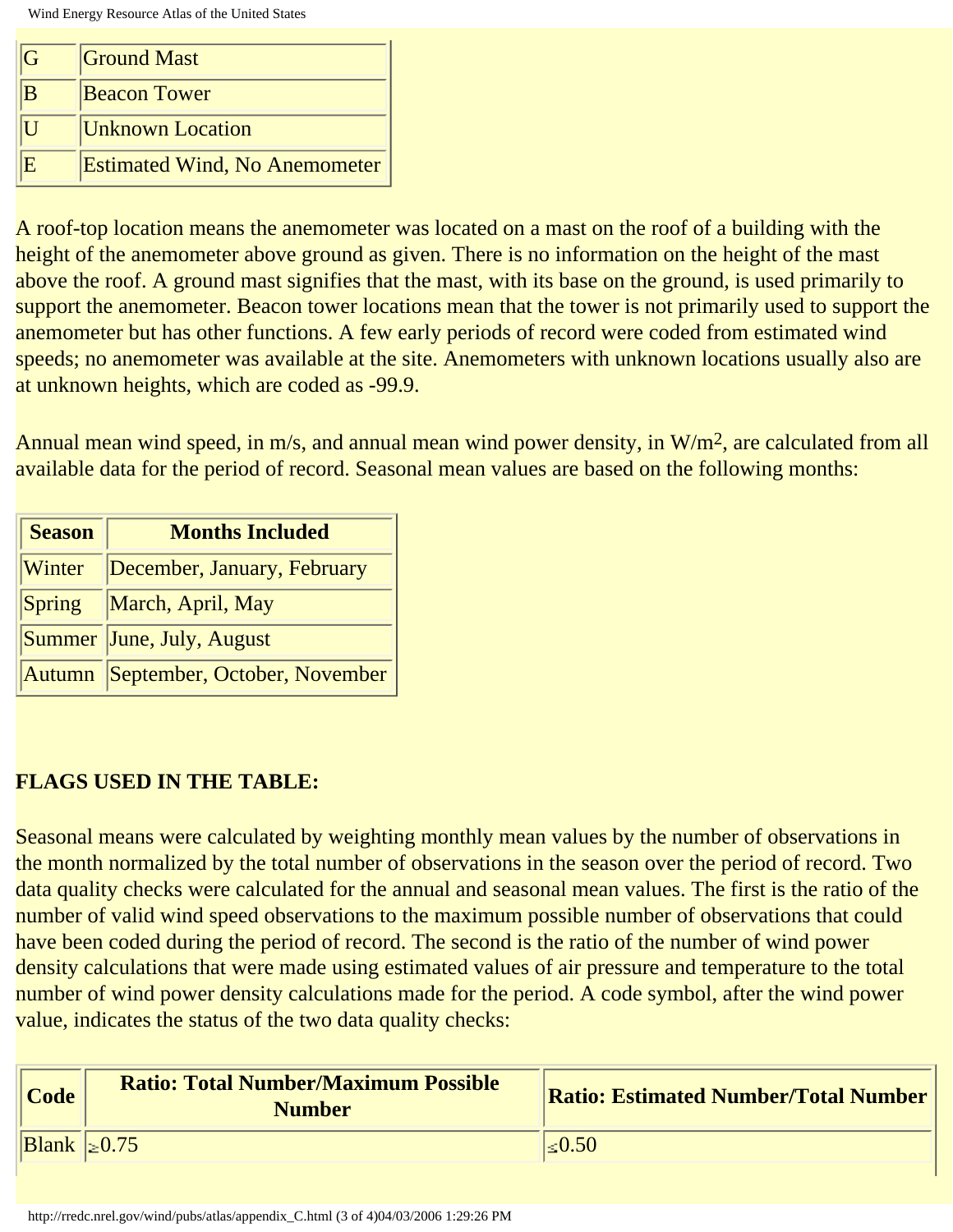| G | Ground Mast |
|---|---|
| B | Beacon Tower |
| U | Unknown Location |
| E | Estimated Wind, No Anemometer |

A roof-top location means the anemometer was located on a mast on the roof of a building with the height of the anemometer above ground as given. There is no information on the height of the mast above the roof. A ground mast signifies that the mast, with its base on the ground, is used primarily to support the anemometer. Beacon tower locations mean that the tower is not primarily used to support the anemometer but has other functions. A few early periods of record were coded from estimated wind speeds; no anemometer was available at the site. Anemometers with unknown locations usually also are at unknown heights, which are coded as -99.9.

Annual mean wind speed, in m/s, and annual mean wind power density, in $W/m^2$, are calculated from all available data for the period of record. Seasonal mean values are based on the following months:

| Season | Months Included |
|---|---|
| Winter | December, January, February |
| Spring | March, April, May |
| Summer | June, July, August |
| Autumn | September, October, November |

**FLAGS USED IN THE TABLE:**

Seasonal means were calculated by weighting monthly mean values by the number of observations in the month normalized by the total number of observations in the season over the period of record. Two data quality checks were calculated for the annual and seasonal mean values. The first is the ratio of the number of valid wind speed observations to the maximum possible number of observations that could have been coded during the period of record. The second is the ratio of the number of wind power density calculations that were made using estimated values of air pressure and temperature to the total number of wind power density calculations made for the period. A code symbol, after the wind power value, indicates the status of the two data quality checks:

| Code | Ratio: Total Number/Maximum Possible Number | Ratio: Estimated Number/Total Number |
|---|---|---|
| Blank | $\geq$0.75 | $\leq$0.50 |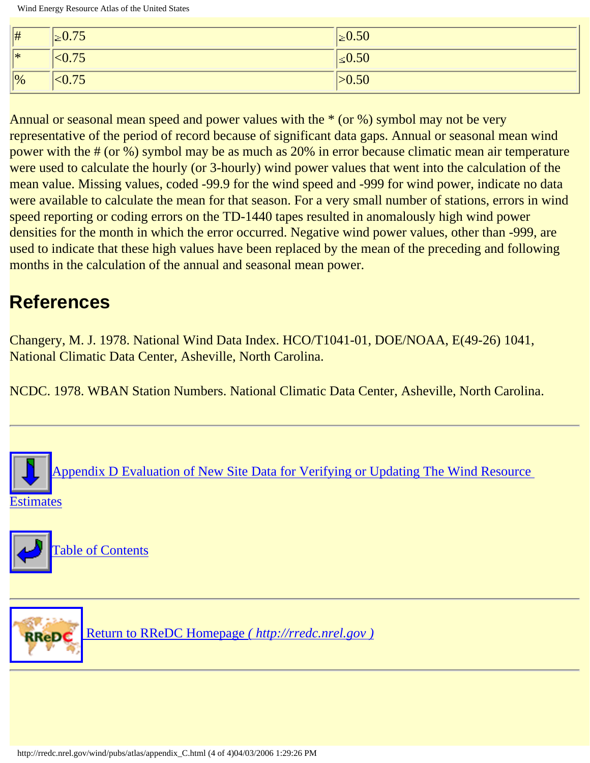| | | |
|---|---|---|
| # | ≥0.75 | ≥0.50 |
| * | <0.75 | ≤0.50 |
| % | <0.75 | >0.50 |

Annual or seasonal mean speed and power values with the * (or %) symbol may not be very representative of the period of record because of significant data gaps. Annual or seasonal mean wind power with the # (or %) symbol may be as much as 20% in error because climatic mean air temperature were used to calculate the hourly (or 3-hourly) wind power values that went into the calculation of the mean value. Missing values, coded -99.9 for the wind speed and -999 for wind power, indicate no data were available to calculate the mean for that season. For a very small number of stations, errors in wind speed reporting or coding errors on the TD-1440 tapes resulted in anomalously high wind power densities for the month in which the error occurred. Negative wind power values, other than -999, are used to indicate that these high values have been replaced by the mean of the preceding and following months in the calculation of the annual and seasonal mean power.

## References

Changery, M. J. 1978. National Wind Data Index. HCO/T1041-01, DOE/NOAA, E(49-26) 1041, National Climatic Data Center, Asheville, North Carolina.

NCDC. 1978. WBAN Station Numbers. National Climatic Data Center, Asheville, North Carolina.

---

Appendix D Evaluation of New Site Data for Verifying or Updating The Wind Resource Estimates

Table of Contents

---

Return to RReDC Homepage *( http://rredc.nrel.gov )*

---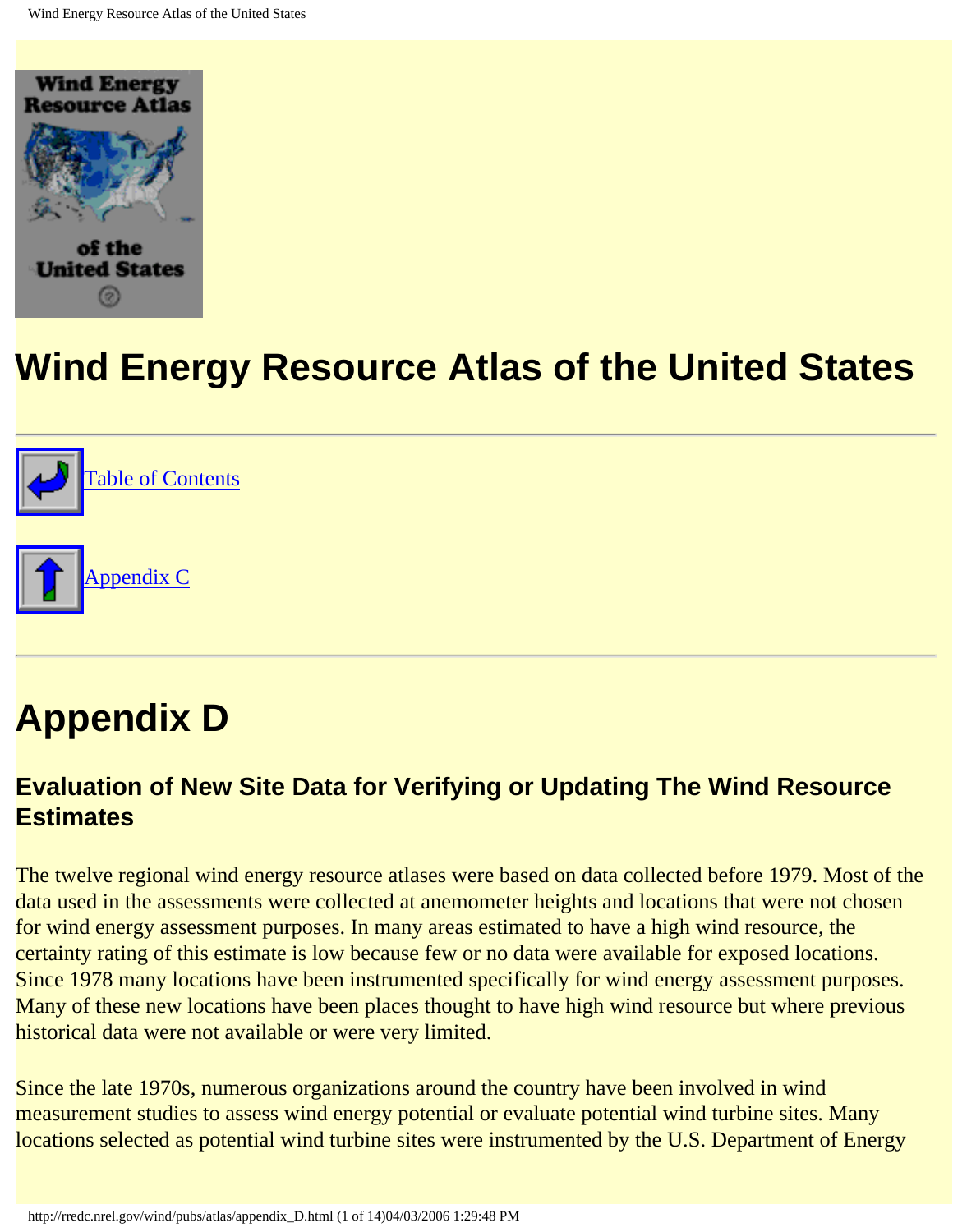# Wind Energy Resource Atlas of the United States

Table of Contents

Appendix C

## Appendix D

### Evaluation of New Site Data for Verifying or Updating The Wind Resource Estimates

The twelve regional wind energy resource atlases were based on data collected before 1979. Most of the data used in the assessments were collected at anemometer heights and locations that were not chosen for wind energy assessment purposes. In many areas estimated to have a high wind resource, the certainty rating of this estimate is low because few or no data were available for exposed locations. Since 1978 many locations have been instrumented specifically for wind energy assessment purposes. Many of these new locations have been places thought to have high wind resource but where previous historical data were not available or were very limited.

Since the late 1970s, numerous organizations around the country have been involved in wind measurement studies to assess wind energy potential or evaluate potential wind turbine sites. Many locations selected as potential wind turbine sites were instrumented by the U.S. Department of Energy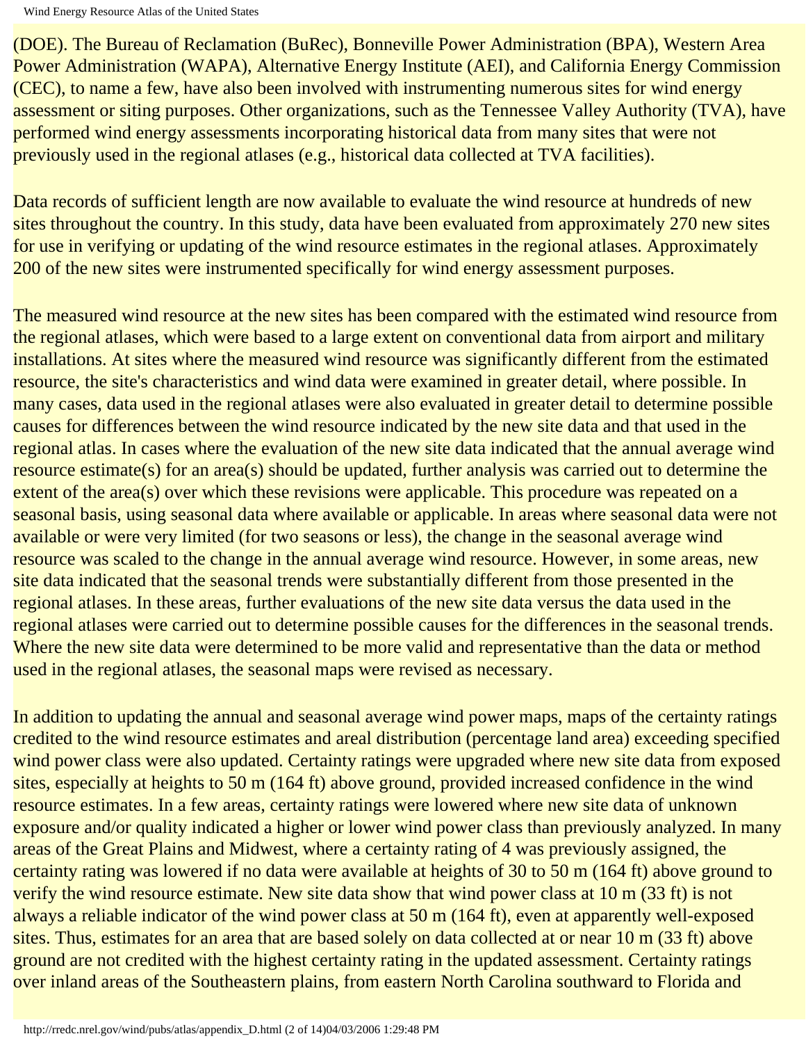(DOE). The Bureau of Reclamation (BuRec), Bonneville Power Administration (BPA), Western Area Power Administration (WAPA), Alternative Energy Institute (AEI), and California Energy Commission (CEC), to name a few, have also been involved with instrumenting numerous sites for wind energy assessment or siting purposes. Other organizations, such as the Tennessee Valley Authority (TVA), have performed wind energy assessments incorporating historical data from many sites that were not previously used in the regional atlases (e.g., historical data collected at TVA facilities).

Data records of sufficient length are now available to evaluate the wind resource at hundreds of new sites throughout the country. In this study, data have been evaluated from approximately 270 new sites for use in verifying or updating of the wind resource estimates in the regional atlases. Approximately 200 of the new sites were instrumented specifically for wind energy assessment purposes.

The measured wind resource at the new sites has been compared with the estimated wind resource from the regional atlases, which were based to a large extent on conventional data from airport and military installations. At sites where the measured wind resource was significantly different from the estimated resource, the site's characteristics and wind data were examined in greater detail, where possible. In many cases, data used in the regional atlases were also evaluated in greater detail to determine possible causes for differences between the wind resource indicated by the new site data and that used in the regional atlas. In cases where the evaluation of the new site data indicated that the annual average wind resource estimate(s) for an area(s) should be updated, further analysis was carried out to determine the extent of the area(s) over which these revisions were applicable. This procedure was repeated on a seasonal basis, using seasonal data where available or applicable. In areas where seasonal data were not available or were very limited (for two seasons or less), the change in the seasonal average wind resource was scaled to the change in the annual average wind resource. However, in some areas, new site data indicated that the seasonal trends were substantially different from those presented in the regional atlases. In these areas, further evaluations of the new site data versus the data used in the regional atlases were carried out to determine possible causes for the differences in the seasonal trends. Where the new site data were determined to be more valid and representative than the data or method used in the regional atlases, the seasonal maps were revised as necessary.

In addition to updating the annual and seasonal average wind power maps, maps of the certainty ratings credited to the wind resource estimates and areal distribution (percentage land area) exceeding specified wind power class were also updated. Certainty ratings were upgraded where new site data from exposed sites, especially at heights to 50 m (164 ft) above ground, provided increased confidence in the wind resource estimates. In a few areas, certainty ratings were lowered where new site data of unknown exposure and/or quality indicated a higher or lower wind power class than previously analyzed. In many areas of the Great Plains and Midwest, where a certainty rating of 4 was previously assigned, the certainty rating was lowered if no data were available at heights of 30 to 50 m (164 ft) above ground to verify the wind resource estimate. New site data show that wind power class at 10 m (33 ft) is not always a reliable indicator of the wind power class at 50 m (164 ft), even at apparently well-exposed sites. Thus, estimates for an area that are based solely on data collected at or near 10 m (33 ft) above ground are not credited with the highest certainty rating in the updated assessment. Certainty ratings over inland areas of the Southeastern plains, from eastern North Carolina southward to Florida and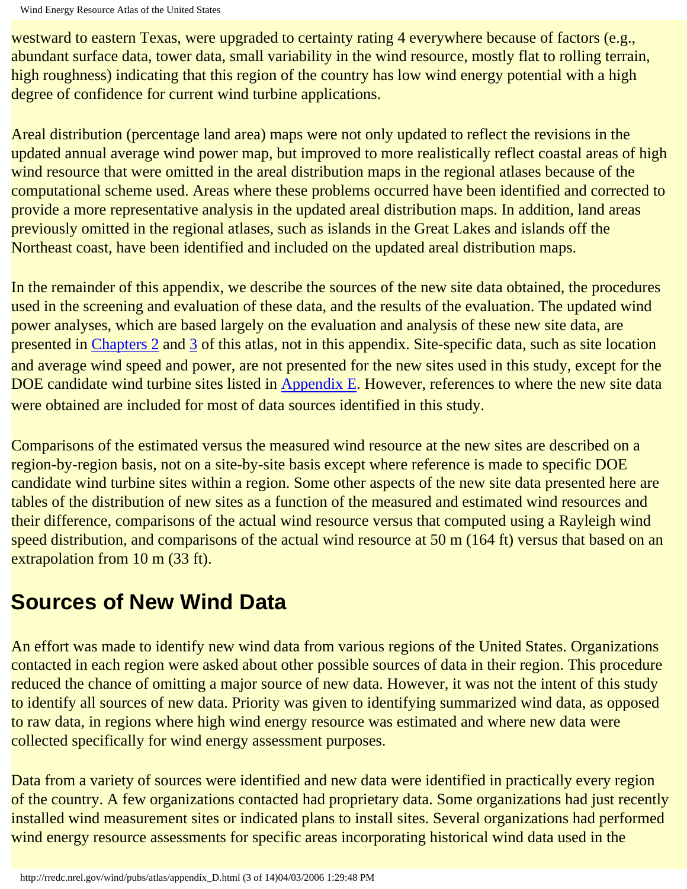westward to eastern Texas, were upgraded to certainty rating 4 everywhere because of factors (e.g., abundant surface data, tower data, small variability in the wind resource, mostly flat to rolling terrain, high roughness) indicating that this region of the country has low wind energy potential with a high degree of confidence for current wind turbine applications.

Areal distribution (percentage land area) maps were not only updated to reflect the revisions in the updated annual average wind power map, but improved to more realistically reflect coastal areas of high wind resource that were omitted in the areal distribution maps in the regional atlases because of the computational scheme used. Areas where these problems occurred have been identified and corrected to provide a more representative analysis in the updated areal distribution maps. In addition, land areas previously omitted in the regional atlases, such as islands in the Great Lakes and islands off the Northeast coast, have been identified and included on the updated areal distribution maps.

In the remainder of this appendix, we describe the sources of the new site data obtained, the procedures used in the screening and evaluation of these data, and the results of the evaluation. The updated wind power analyses, which are based largely on the evaluation and analysis of these new site data, are presented in Chapters 2 and 3 of this atlas, not in this appendix. Site-specific data, such as site location and average wind speed and power, are not presented for the new sites used in this study, except for the DOE candidate wind turbine sites listed in Appendix E. However, references to where the new site data were obtained are included for most of data sources identified in this study.

Comparisons of the estimated versus the measured wind resource at the new sites are described on a region-by-region basis, not on a site-by-site basis except where reference is made to specific DOE candidate wind turbine sites within a region. Some other aspects of the new site data presented here are tables of the distribution of new sites as a function of the measured and estimated wind resources and their difference, comparisons of the actual wind resource versus that computed using a Rayleigh wind speed distribution, and comparisons of the actual wind resource at 50 m (164 ft) versus that based on an extrapolation from 10 m (33 ft).

## Sources of New Wind Data

An effort was made to identify new wind data from various regions of the United States. Organizations contacted in each region were asked about other possible sources of data in their region. This procedure reduced the chance of omitting a major source of new data. However, it was not the intent of this study to identify all sources of new data. Priority was given to identifying summarized wind data, as opposed to raw data, in regions where high wind energy resource was estimated and where new data were collected specifically for wind energy assessment purposes.

Data from a variety of sources were identified and new data were identified in practically every region of the country. A few organizations contacted had proprietary data. Some organizations had just recently installed wind measurement sites or indicated plans to install sites. Several organizations had performed wind energy resource assessments for specific areas incorporating historical wind data used in the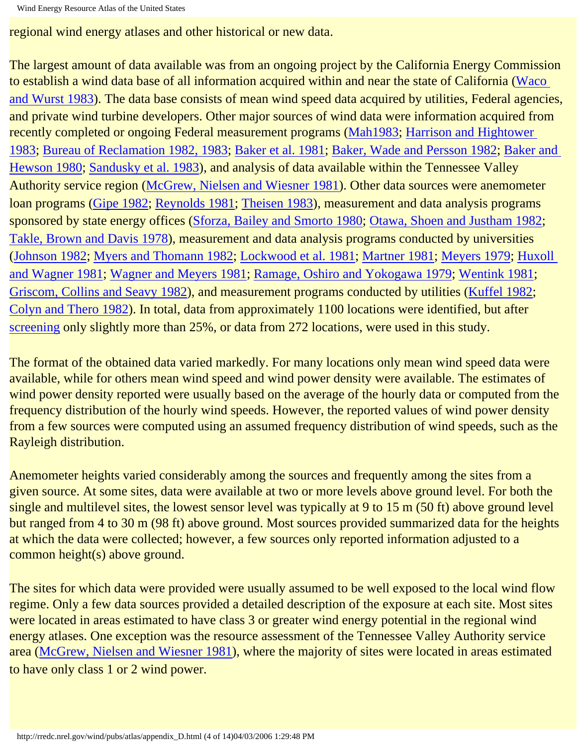regional wind energy atlases and other historical or new data.

The largest amount of data available was from an ongoing project by the California Energy Commission to establish a wind data base of all information acquired within and near the state of California (Waco and Wurst 1983). The data base consists of mean wind speed data acquired by utilities, Federal agencies, and private wind turbine developers. Other major sources of wind data were information acquired from recently completed or ongoing Federal measurement programs (Mah1983; Harrison and Hightower 1983; Bureau of Reclamation 1982, 1983; Baker et al. 1981; Baker, Wade and Persson 1982; Baker and Hewson 1980; Sandusky et al. 1983), and analysis of data available within the Tennessee Valley Authority service region (McGrew, Nielsen and Wiesner 1981). Other data sources were anemometer loan programs (Gipe 1982; Reynolds 1981; Theisen 1983), measurement and data analysis programs sponsored by state energy offices (Sforza, Bailey and Smorto 1980; Otawa, Shoen and Justham 1982; Takle, Brown and Davis 1978), measurement and data analysis programs conducted by universities (Johnson 1982; Myers and Thomann 1982; Lockwood et al. 1981; Martner 1981; Meyers 1979; Huxoll and Wagner 1981; Wagner and Meyers 1981; Ramage, Oshiro and Yokogawa 1979; Wentink 1981; Griscom, Collins and Seavy 1982), and measurement programs conducted by utilities (Kuffel 1982; Colyn and Thero 1982). In total, data from approximately 1100 locations were identified, but after screening only slightly more than 25%, or data from 272 locations, were used in this study.

The format of the obtained data varied markedly. For many locations only mean wind speed data were available, while for others mean wind speed and wind power density were available. The estimates of wind power density reported were usually based on the average of the hourly data or computed from the frequency distribution of the hourly wind speeds. However, the reported values of wind power density from a few sources were computed using an assumed frequency distribution of wind speeds, such as the Rayleigh distribution.

Anemometer heights varied considerably among the sources and frequently among the sites from a given source. At some sites, data were available at two or more levels above ground level. For both the single and multilevel sites, the lowest sensor level was typically at 9 to 15 m (50 ft) above ground level but ranged from 4 to 30 m (98 ft) above ground. Most sources provided summarized data for the heights at which the data were collected; however, a few sources only reported information adjusted to a common height(s) above ground.

The sites for which data were provided were usually assumed to be well exposed to the local wind flow regime. Only a few data sources provided a detailed description of the exposure at each site. Most sites were located in areas estimated to have class 3 or greater wind energy potential in the regional wind energy atlases. One exception was the resource assessment of the Tennessee Valley Authority service area (McGrew, Nielsen and Wiesner 1981), where the majority of sites were located in areas estimated to have only class 1 or 2 wind power.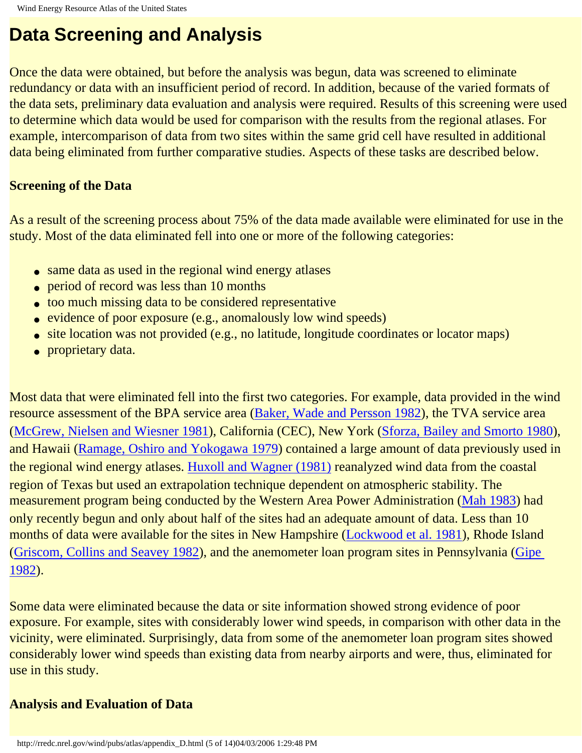# Data Screening and Analysis

Once the data were obtained, but before the analysis was begun, data was screened to eliminate redundancy or data with an insufficient period of record. In addition, because of the varied formats of the data sets, preliminary data evaluation and analysis were required. Results of this screening were used to determine which data would be used for comparison with the results from the regional atlases. For example, intercomparison of data from two sites within the same grid cell have resulted in additional data being eliminated from further comparative studies. Aspects of these tasks are described below.

**Screening of the Data**

As a result of the screening process about 75% of the data made available were eliminated for use in the study. Most of the data eliminated fell into one or more of the following categories:

- same data as used in the regional wind energy atlases
- period of record was less than 10 months
- too much missing data to be considered representative
- evidence of poor exposure (e.g., anomalously low wind speeds)
- site location was not provided (e.g., no latitude, longitude coordinates or locator maps)
- proprietary data.

Most data that were eliminated fell into the first two categories. For example, data provided in the wind resource assessment of the BPA service area (Baker, Wade and Persson 1982), the TVA service area (McGrew, Nielsen and Wiesner 1981), California (CEC), New York (Sforza, Bailey and Smorto 1980), and Hawaii (Ramage, Oshiro and Yokogawa 1979) contained a large amount of data previously used in the regional wind energy atlases. Huxoll and Wagner (1981) reanalyzed wind data from the coastal region of Texas but used an extrapolation technique dependent on atmospheric stability. The measurement program being conducted by the Western Area Power Administration (Mah 1983) had only recently begun and only about half of the sites had an adequate amount of data. Less than 10 months of data were available for the sites in New Hampshire (Lockwood et al. 1981), Rhode Island (Griscom, Collins and Seavey 1982), and the anemometer loan program sites in Pennsylvania (Gipe 1982).

Some data were eliminated because the data or site information showed strong evidence of poor exposure. For example, sites with considerably lower wind speeds, in comparison with other data in the vicinity, were eliminated. Surprisingly, data from some of the anemometer loan program sites showed considerably lower wind speeds than existing data from nearby airports and were, thus, eliminated for use in this study.

**Analysis and Evaluation of Data**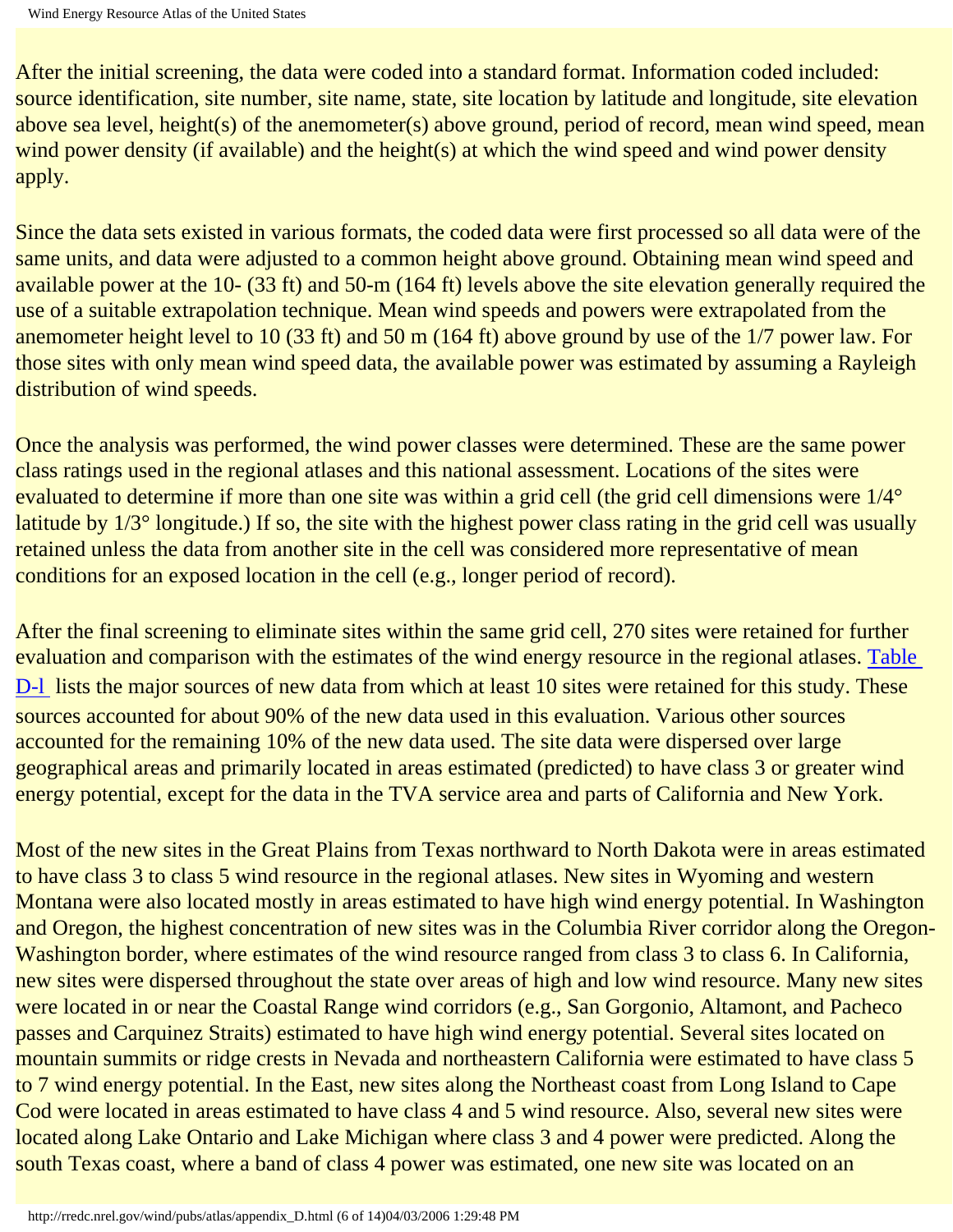After the initial screening, the data were coded into a standard format. Information coded included: source identification, site number, site name, state, site location by latitude and longitude, site elevation above sea level, height(s) of the anemometer(s) above ground, period of record, mean wind speed, mean wind power density (if available) and the height(s) at which the wind speed and wind power density apply.

Since the data sets existed in various formats, the coded data were first processed so all data were of the same units, and data were adjusted to a common height above ground. Obtaining mean wind speed and available power at the 10- (33 ft) and 50-m (164 ft) levels above the site elevation generally required the use of a suitable extrapolation technique. Mean wind speeds and powers were extrapolated from the anemometer height level to 10 (33 ft) and 50 m (164 ft) above ground by use of the 1/7 power law. For those sites with only mean wind speed data, the available power was estimated by assuming a Rayleigh distribution of wind speeds.

Once the analysis was performed, the wind power classes were determined. These are the same power class ratings used in the regional atlases and this national assessment. Locations of the sites were evaluated to determine if more than one site was within a grid cell (the grid cell dimensions were 1/4° latitude by 1/3° longitude.) If so, the site with the highest power class rating in the grid cell was usually retained unless the data from another site in the cell was considered more representative of mean conditions for an exposed location in the cell (e.g., longer period of record).

After the final screening to eliminate sites within the same grid cell, 270 sites were retained for further evaluation and comparison with the estimates of the wind energy resource in the regional atlases. Table D-l lists the major sources of new data from which at least 10 sites were retained for this study. These sources accounted for about 90% of the new data used in this evaluation. Various other sources accounted for the remaining 10% of the new data used. The site data were dispersed over large geographical areas and primarily located in areas estimated (predicted) to have class 3 or greater wind energy potential, except for the data in the TVA service area and parts of California and New York.

Most of the new sites in the Great Plains from Texas northward to North Dakota were in areas estimated to have class 3 to class 5 wind resource in the regional atlases. New sites in Wyoming and western Montana were also located mostly in areas estimated to have high wind energy potential. In Washington and Oregon, the highest concentration of new sites was in the Columbia River corridor along the Oregon-Washington border, where estimates of the wind resource ranged from class 3 to class 6. In California, new sites were dispersed throughout the state over areas of high and low wind resource. Many new sites were located in or near the Coastal Range wind corridors (e.g., San Gorgonio, Altamont, and Pacheco passes and Carquinez Straits) estimated to have high wind energy potential. Several sites located on mountain summits or ridge crests in Nevada and northeastern California were estimated to have class 5 to 7 wind energy potential. In the East, new sites along the Northeast coast from Long Island to Cape Cod were located in areas estimated to have class 4 and 5 wind resource. Also, several new sites were located along Lake Ontario and Lake Michigan where class 3 and 4 power were predicted. Along the south Texas coast, where a band of class 4 power was estimated, one new site was located on an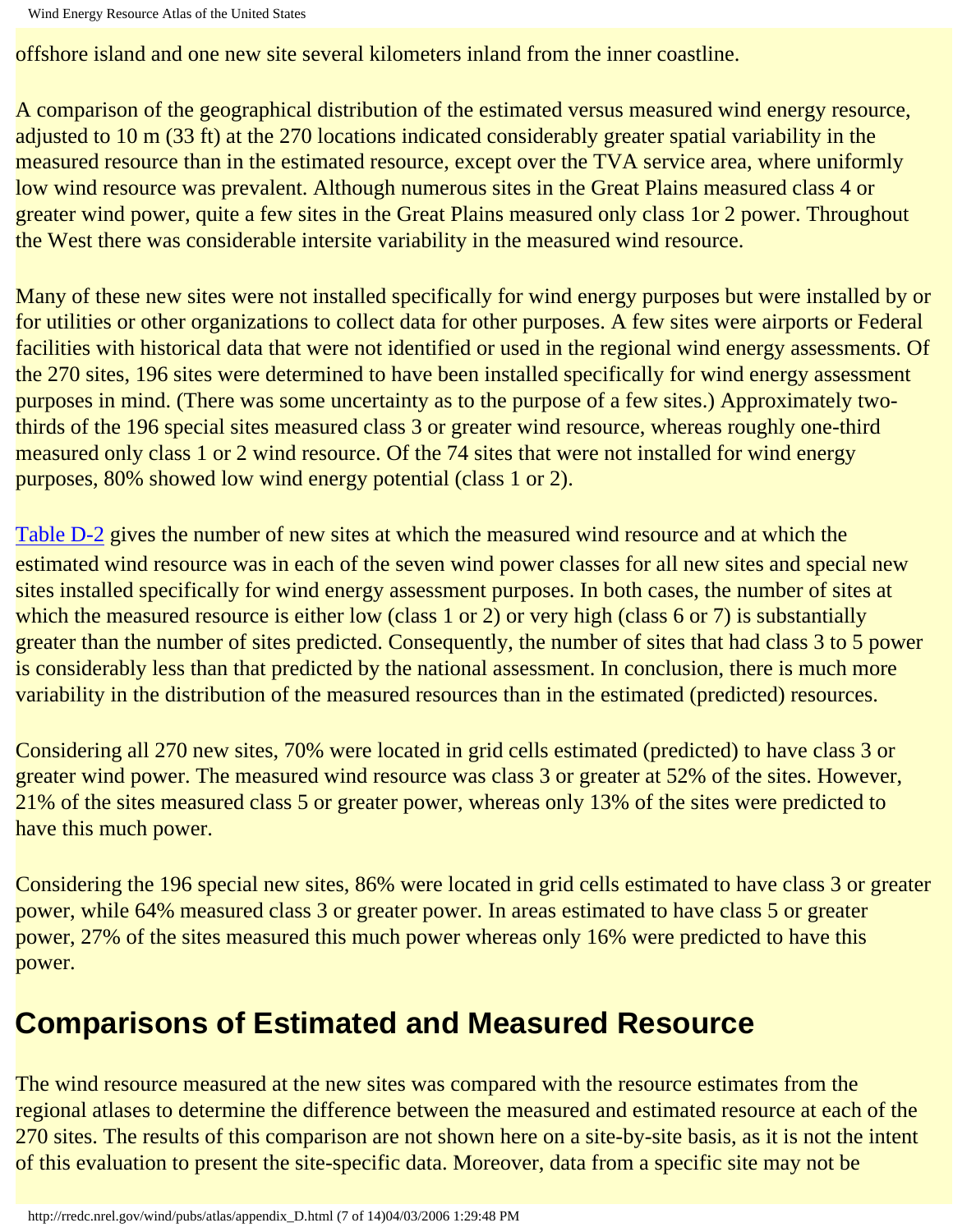offshore island and one new site several kilometers inland from the inner coastline.

A comparison of the geographical distribution of the estimated versus measured wind energy resource, adjusted to 10 m (33 ft) at the 270 locations indicated considerably greater spatial variability in the measured resource than in the estimated resource, except over the TVA service area, where uniformly low wind resource was prevalent. Although numerous sites in the Great Plains measured class 4 or greater wind power, quite a few sites in the Great Plains measured only class 1or 2 power. Throughout the West there was considerable intersite variability in the measured wind resource.

Many of these new sites were not installed specifically for wind energy purposes but were installed by or for utilities or other organizations to collect data for other purposes. A few sites were airports or Federal facilities with historical data that were not identified or used in the regional wind energy assessments. Of the 270 sites, 196 sites were determined to have been installed specifically for wind energy assessment purposes in mind. (There was some uncertainty as to the purpose of a few sites.) Approximately two-thirds of the 196 special sites measured class 3 or greater wind resource, whereas roughly one-third measured only class 1 or 2 wind resource. Of the 74 sites that were not installed for wind energy purposes, 80% showed low wind energy potential (class 1 or 2).

Table D-2 gives the number of new sites at which the measured wind resource and at which the estimated wind resource was in each of the seven wind power classes for all new sites and special new sites installed specifically for wind energy assessment purposes. In both cases, the number of sites at which the measured resource is either low (class 1 or 2) or very high (class 6 or 7) is substantially greater than the number of sites predicted. Consequently, the number of sites that had class 3 to 5 power is considerably less than that predicted by the national assessment. In conclusion, there is much more variability in the distribution of the measured resources than in the estimated (predicted) resources.

Considering all 270 new sites, 70% were located in grid cells estimated (predicted) to have class 3 or greater wind power. The measured wind resource was class 3 or greater at 52% of the sites. However, 21% of the sites measured class 5 or greater power, whereas only 13% of the sites were predicted to have this much power.

Considering the 196 special new sites, 86% were located in grid cells estimated to have class 3 or greater power, while 64% measured class 3 or greater power. In areas estimated to have class 5 or greater power, 27% of the sites measured this much power whereas only 16% were predicted to have this power.

## Comparisons of Estimated and Measured Resource

The wind resource measured at the new sites was compared with the resource estimates from the regional atlases to determine the difference between the measured and estimated resource at each of the 270 sites. The results of this comparison are not shown here on a site-by-site basis, as it is not the intent of this evaluation to present the site-specific data. Moreover, data from a specific site may not be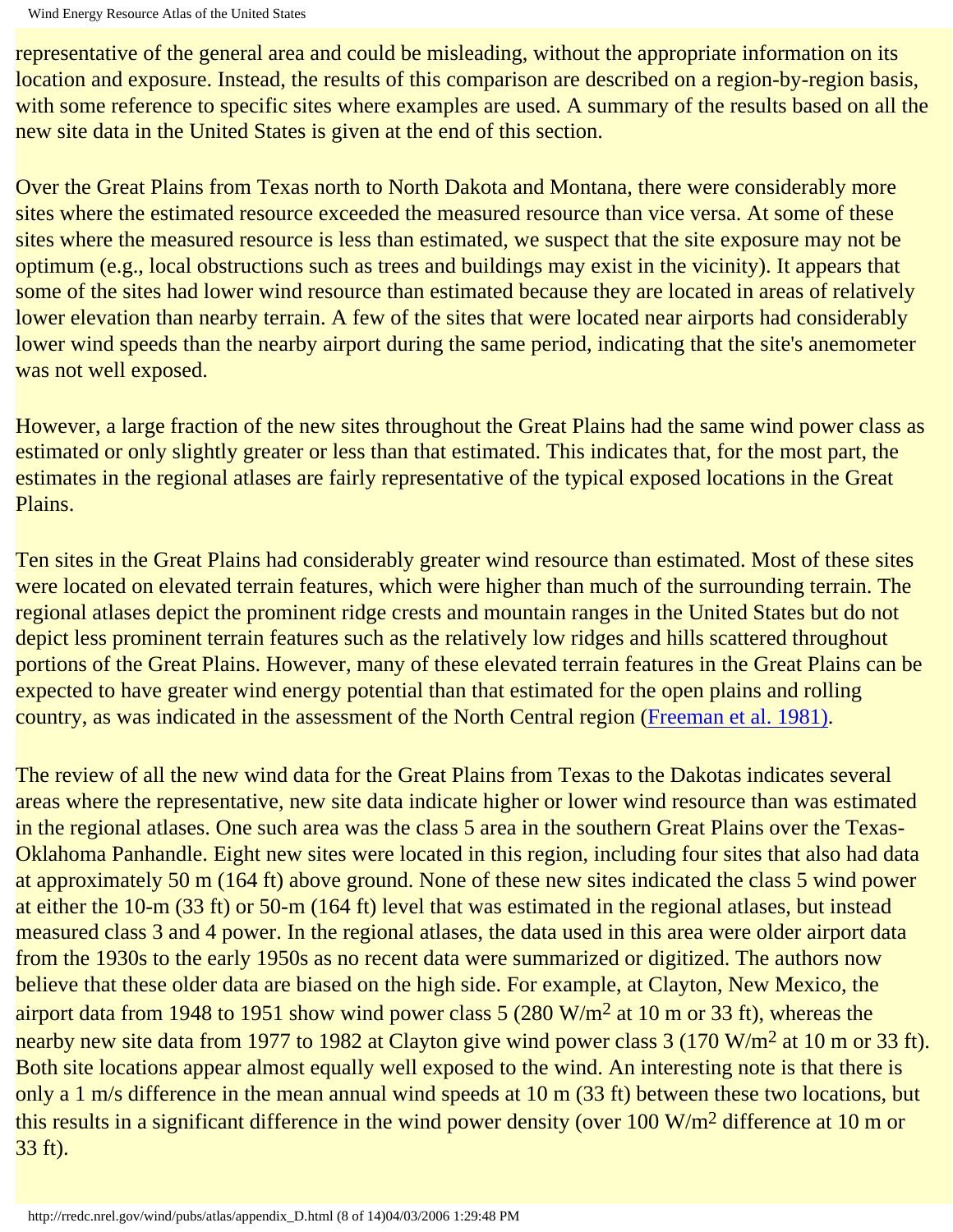representative of the general area and could be misleading, without the appropriate information on its location and exposure. Instead, the results of this comparison are described on a region-by-region basis, with some reference to specific sites where examples are used. A summary of the results based on all the new site data in the United States is given at the end of this section.

Over the Great Plains from Texas north to North Dakota and Montana, there were considerably more sites where the estimated resource exceeded the measured resource than vice versa. At some of these sites where the measured resource is less than estimated, we suspect that the site exposure may not be optimum (e.g., local obstructions such as trees and buildings may exist in the vicinity). It appears that some of the sites had lower wind resource than estimated because they are located in areas of relatively lower elevation than nearby terrain. A few of the sites that were located near airports had considerably lower wind speeds than the nearby airport during the same period, indicating that the site's anemometer was not well exposed.

However, a large fraction of the new sites throughout the Great Plains had the same wind power class as estimated or only slightly greater or less than that estimated. This indicates that, for the most part, the estimates in the regional atlases are fairly representative of the typical exposed locations in the Great Plains.

Ten sites in the Great Plains had considerably greater wind resource than estimated. Most of these sites were located on elevated terrain features, which were higher than much of the surrounding terrain. The regional atlases depict the prominent ridge crests and mountain ranges in the United States but do not depict less prominent terrain features such as the relatively low ridges and hills scattered throughout portions of the Great Plains. However, many of these elevated terrain features in the Great Plains can be expected to have greater wind energy potential than that estimated for the open plains and rolling country, as was indicated in the assessment of the North Central region (Freeman et al. 1981).

The review of all the new wind data for the Great Plains from Texas to the Dakotas indicates several areas where the representative, new site data indicate higher or lower wind resource than was estimated in the regional atlases. One such area was the class 5 area in the southern Great Plains over the Texas-Oklahoma Panhandle. Eight new sites were located in this region, including four sites that also had data at approximately 50 m (164 ft) above ground. None of these new sites indicated the class 5 wind power at either the 10-m (33 ft) or 50-m (164 ft) level that was estimated in the regional atlases, but instead measured class 3 and 4 power. In the regional atlases, the data used in this area were older airport data from the 1930s to the early 1950s as no recent data were summarized or digitized. The authors now believe that these older data are biased on the high side. For example, at Clayton, New Mexico, the airport data from 1948 to 1951 show wind power class 5 (280 W/$m^2$ at 10 m or 33 ft), whereas the nearby new site data from 1977 to 1982 at Clayton give wind power class 3 (170 W/$m^2$ at 10 m or 33 ft). Both site locations appear almost equally well exposed to the wind. An interesting note is that there is only a 1 m/s difference in the mean annual wind speeds at 10 m (33 ft) between these two locations, but this results in a significant difference in the wind power density (over 100 W/$m^2$ difference at 10 m or 33 ft).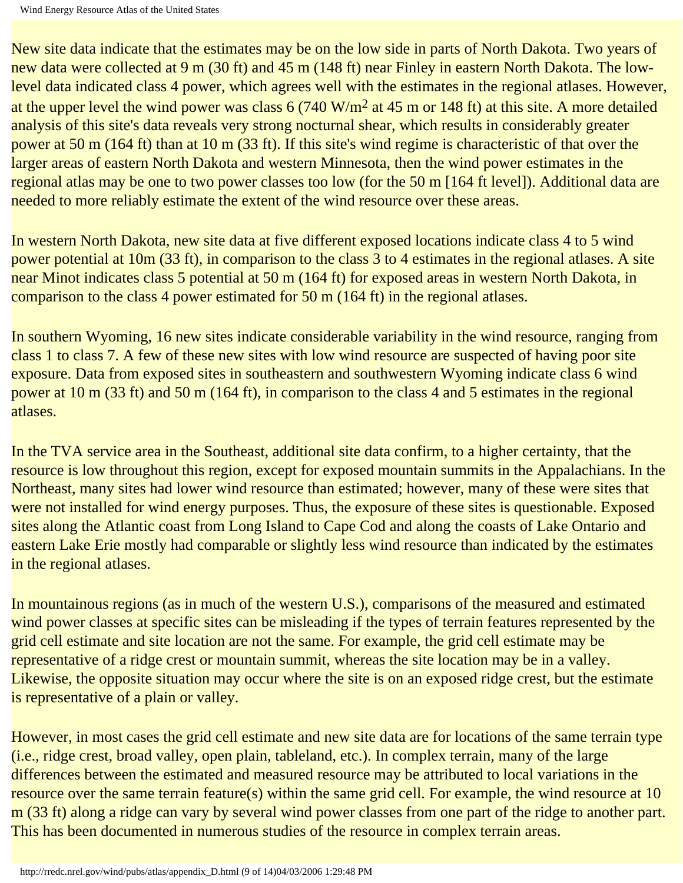New site data indicate that the estimates may be on the low side in parts of North Dakota. Two years of new data were collected at 9 m (30 ft) and 45 m (148 ft) near Finley in eastern North Dakota. The low-level data indicated class 4 power, which agrees well with the estimates in the regional atlases. However, at the upper level the wind power was class 6 (740 $W/m^2$ at 45 m or 148 ft) at this site. A more detailed analysis of this site's data reveals very strong nocturnal shear, which results in considerably greater power at 50 m (164 ft) than at 10 m (33 ft). If this site's wind regime is characteristic of that over the larger areas of eastern North Dakota and western Minnesota, then the wind power estimates in the regional atlas may be one to two power classes too low (for the 50 m [164 ft level]). Additional data are needed to more reliably estimate the extent of the wind resource over these areas.

In western North Dakota, new site data at five different exposed locations indicate class 4 to 5 wind power potential at 10m (33 ft), in comparison to the class 3 to 4 estimates in the regional atlases. A site near Minot indicates class 5 potential at 50 m (164 ft) for exposed areas in western North Dakota, in comparison to the class 4 power estimated for 50 m (164 ft) in the regional atlases.

In southern Wyoming, 16 new sites indicate considerable variability in the wind resource, ranging from class 1 to class 7. A few of these new sites with low wind resource are suspected of having poor site exposure. Data from exposed sites in southeastern and southwestern Wyoming indicate class 6 wind power at 10 m (33 ft) and 50 m (164 ft), in comparison to the class 4 and 5 estimates in the regional atlases.

In the TVA service area in the Southeast, additional site data confirm, to a higher certainty, that the resource is low throughout this region, except for exposed mountain summits in the Appalachians. In the Northeast, many sites had lower wind resource than estimated; however, many of these were sites that were not installed for wind energy purposes. Thus, the exposure of these sites is questionable. Exposed sites along the Atlantic coast from Long Island to Cape Cod and along the coasts of Lake Ontario and eastern Lake Erie mostly had comparable or slightly less wind resource than indicated by the estimates in the regional atlases.

In mountainous regions (as in much of the western U.S.), comparisons of the measured and estimated wind power classes at specific sites can be misleading if the types of terrain features represented by the grid cell estimate and site location are not the same. For example, the grid cell estimate may be representative of a ridge crest or mountain summit, whereas the site location may be in a valley. Likewise, the opposite situation may occur where the site is on an exposed ridge crest, but the estimate is representative of a plain or valley.

However, in most cases the grid cell estimate and new site data are for locations of the same terrain type (i.e., ridge crest, broad valley, open plain, tableland, etc.). In complex terrain, many of the large differences between the estimated and measured resource may be attributed to local variations in the resource over the same terrain feature(s) within the same grid cell. For example, the wind resource at 10 m (33 ft) along a ridge can vary by several wind power classes from one part of the ridge to another part. This has been documented in numerous studies of the resource in complex terrain areas.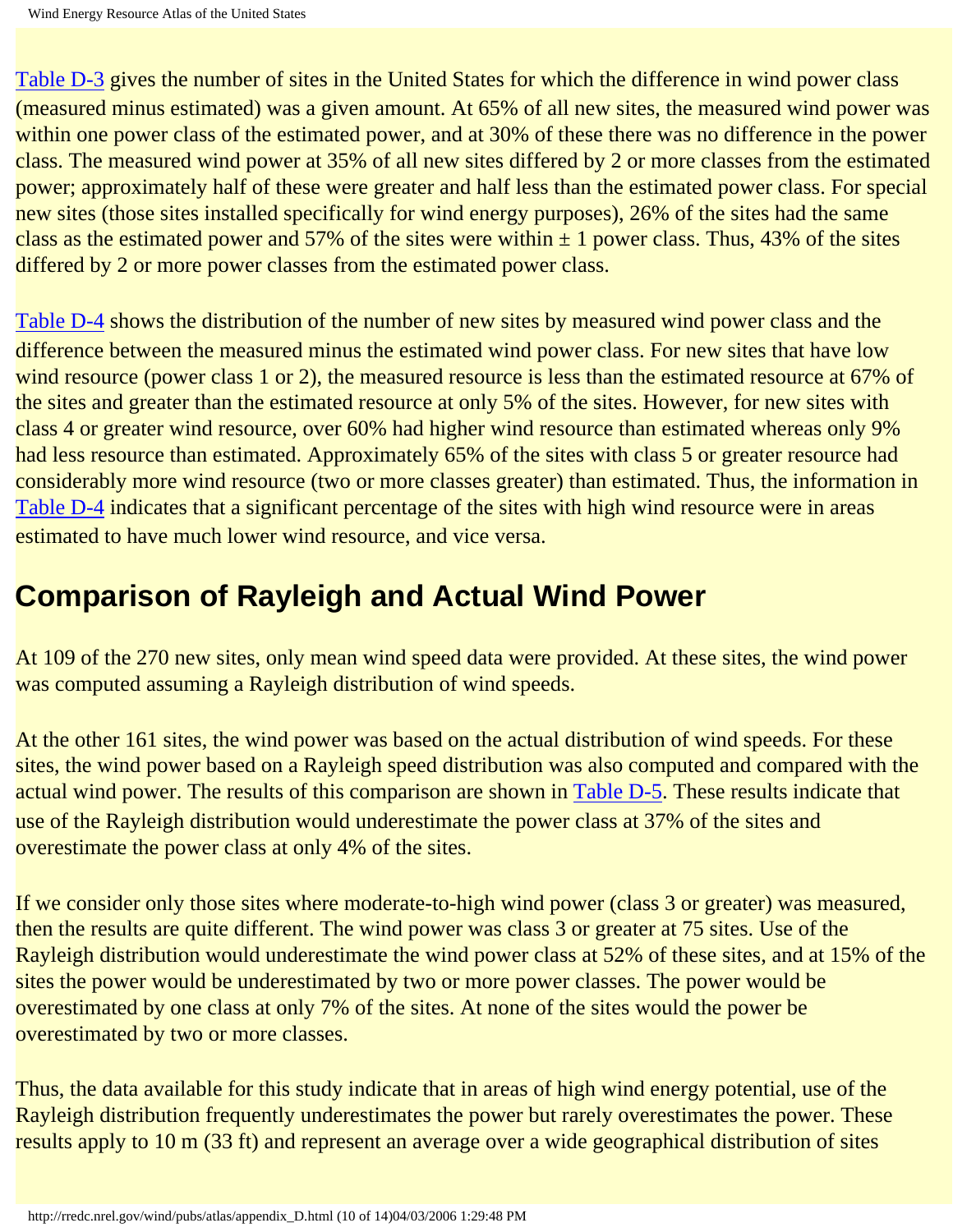Table D-3 gives the number of sites in the United States for which the difference in wind power class (measured minus estimated) was a given amount. At 65% of all new sites, the measured wind power was within one power class of the estimated power, and at 30% of these there was no difference in the power class. The measured wind power at 35% of all new sites differed by 2 or more classes from the estimated power; approximately half of these were greater and half less than the estimated power class. For special new sites (those sites installed specifically for wind energy purposes), 26% of the sites had the same class as the estimated power and 57% of the sites were within ± 1 power class. Thus, 43% of the sites differed by 2 or more power classes from the estimated power class.

Table D-4 shows the distribution of the number of new sites by measured wind power class and the difference between the measured minus the estimated wind power class. For new sites that have low wind resource (power class 1 or 2), the measured resource is less than the estimated resource at 67% of the sites and greater than the estimated resource at only 5% of the sites. However, for new sites with class 4 or greater wind resource, over 60% had higher wind resource than estimated whereas only 9% had less resource than estimated. Approximately 65% of the sites with class 5 or greater resource had considerably more wind resource (two or more classes greater) than estimated. Thus, the information in Table D-4 indicates that a significant percentage of the sites with high wind resource were in areas estimated to have much lower wind resource, and vice versa.

## Comparison of Rayleigh and Actual Wind Power

At 109 of the 270 new sites, only mean wind speed data were provided. At these sites, the wind power was computed assuming a Rayleigh distribution of wind speeds.

At the other 161 sites, the wind power was based on the actual distribution of wind speeds. For these sites, the wind power based on a Rayleigh speed distribution was also computed and compared with the actual wind power. The results of this comparison are shown in Table D-5. These results indicate that use of the Rayleigh distribution would underestimate the power class at 37% of the sites and overestimate the power class at only 4% of the sites.

If we consider only those sites where moderate-to-high wind power (class 3 or greater) was measured, then the results are quite different. The wind power was class 3 or greater at 75 sites. Use of the Rayleigh distribution would underestimate the wind power class at 52% of these sites, and at 15% of the sites the power would be underestimated by two or more power classes. The power would be overestimated by one class at only 7% of the sites. At none of the sites would the power be overestimated by two or more classes.

Thus, the data available for this study indicate that in areas of high wind energy potential, use of the Rayleigh distribution frequently underestimates the power but rarely overestimates the power. These results apply to 10 m (33 ft) and represent an average over a wide geographical distribution of sites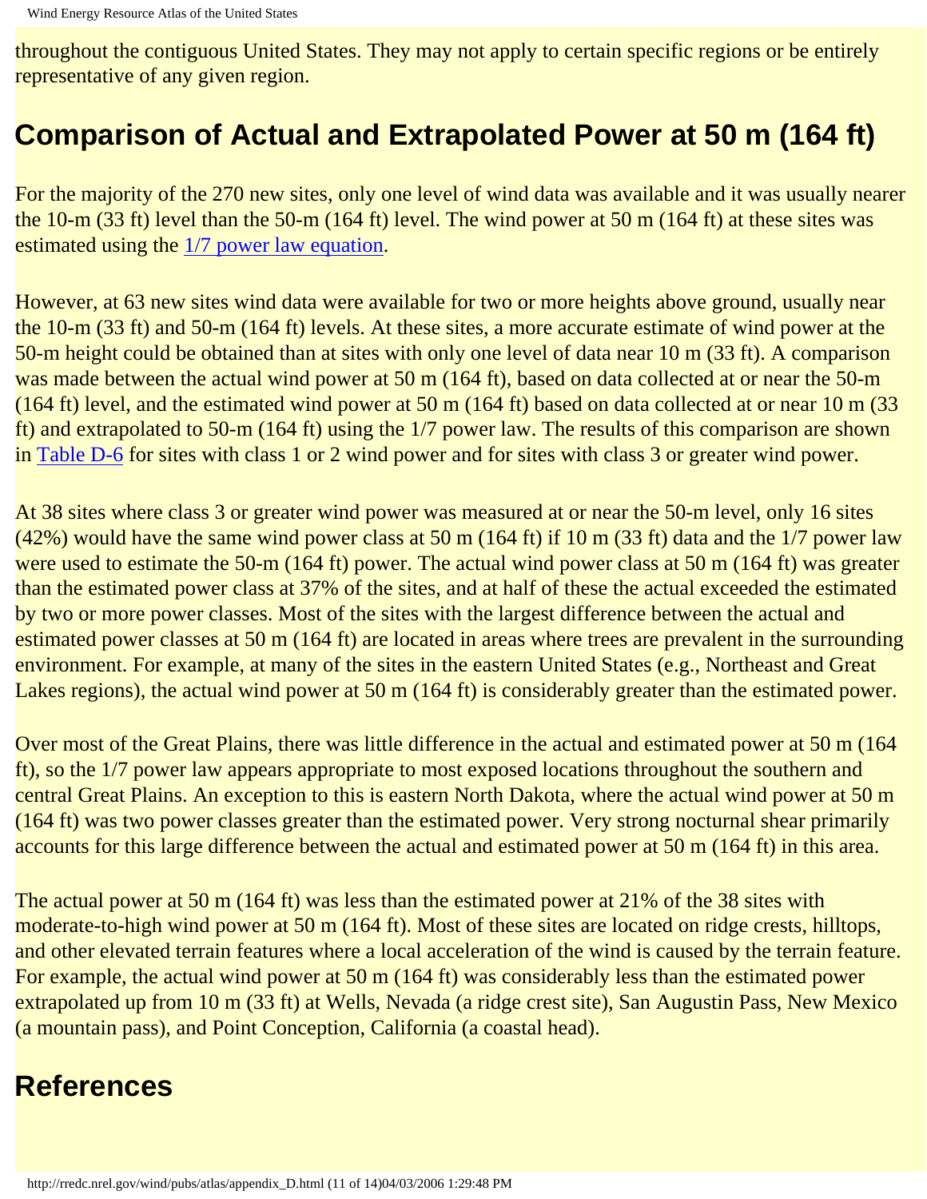throughout the contiguous United States. They may not apply to certain specific regions or be entirely representative of any given region.

## Comparison of Actual and Extrapolated Power at 50 m (164 ft)

For the majority of the 270 new sites, only one level of wind data was available and it was usually nearer the 10-m (33 ft) level than the 50-m (164 ft) level. The wind power at 50 m (164 ft) at these sites was estimated using the 1/7 power law equation.

However, at 63 new sites wind data were available for two or more heights above ground, usually near the 10-m (33 ft) and 50-m (164 ft) levels. At these sites, a more accurate estimate of wind power at the 50-m height could be obtained than at sites with only one level of data near 10 m (33 ft). A comparison was made between the actual wind power at 50 m (164 ft), based on data collected at or near the 50-m (164 ft) level, and the estimated wind power at 50 m (164 ft) based on data collected at or near 10 m (33 ft) and extrapolated to 50-m (164 ft) using the 1/7 power law. The results of this comparison are shown in Table D-6 for sites with class 1 or 2 wind power and for sites with class 3 or greater wind power.

At 38 sites where class 3 or greater wind power was measured at or near the 50-m level, only 16 sites (42%) would have the same wind power class at 50 m (164 ft) if 10 m (33 ft) data and the 1/7 power law were used to estimate the 50-m (164 ft) power. The actual wind power class at 50 m (164 ft) was greater than the estimated power class at 37% of the sites, and at half of these the actual exceeded the estimated by two or more power classes. Most of the sites with the largest difference between the actual and estimated power classes at 50 m (164 ft) are located in areas where trees are prevalent in the surrounding environment. For example, at many of the sites in the eastern United States (e.g., Northeast and Great Lakes regions), the actual wind power at 50 m (164 ft) is considerably greater than the estimated power.

Over most of the Great Plains, there was little difference in the actual and estimated power at 50 m (164 ft), so the 1/7 power law appears appropriate to most exposed locations throughout the southern and central Great Plains. An exception to this is eastern North Dakota, where the actual wind power at 50 m (164 ft) was two power classes greater than the estimated power. Very strong nocturnal shear primarily accounts for this large difference between the actual and estimated power at 50 m (164 ft) in this area.

The actual power at 50 m (164 ft) was less than the estimated power at 21% of the 38 sites with moderate-to-high wind power at 50 m (164 ft). Most of these sites are located on ridge crests, hilltops, and other elevated terrain features where a local acceleration of the wind is caused by the terrain feature. For example, the actual wind power at 50 m (164 ft) was considerably less than the estimated power extrapolated up from 10 m (33 ft) at Wells, Nevada (a ridge crest site), San Augustin Pass, New Mexico (a mountain pass), and Point Conception, California (a coastal head).

## References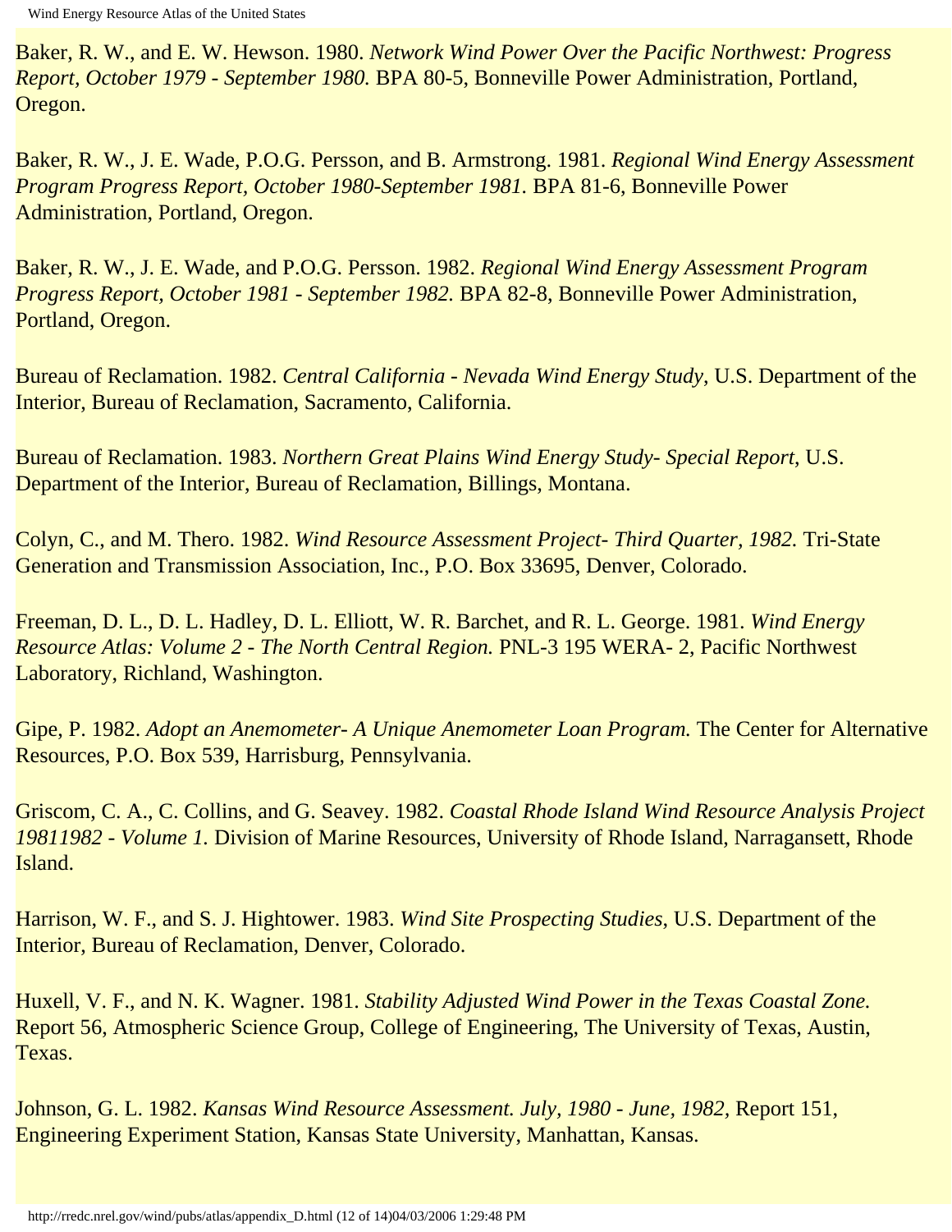Baker, R. W., and E. W. Hewson. 1980. *Network Wind Power Over the Pacific Northwest: Progress Report, October 1979 - September 1980.* BPA 80-5, Bonneville Power Administration, Portland, Oregon.

Baker, R. W., J. E. Wade, P.O.G. Persson, and B. Armstrong. 1981. *Regional Wind Energy Assessment Program Progress Report, October 1980-September 1981.* BPA 81-6, Bonneville Power Administration, Portland, Oregon.

Baker, R. W., J. E. Wade, and P.O.G. Persson. 1982. *Regional Wind Energy Assessment Program Progress Report, October 1981 - September 1982.* BPA 82-8, Bonneville Power Administration, Portland, Oregon.

Bureau of Reclamation. 1982. *Central California - Nevada Wind Energy Study*, U.S. Department of the Interior, Bureau of Reclamation, Sacramento, California.

Bureau of Reclamation. 1983. *Northern Great Plains Wind Energy Study- Special Report*, U.S. Department of the Interior, Bureau of Reclamation, Billings, Montana.

Colyn, C., and M. Thero. 1982. *Wind Resource Assessment Project- Third Quarter, 1982.* Tri-State Generation and Transmission Association, Inc., P.O. Box 33695, Denver, Colorado.

Freeman, D. L., D. L. Hadley, D. L. Elliott, W. R. Barchet, and R. L. George. 1981. *Wind Energy Resource Atlas: Volume 2 - The North Central Region.* PNL-3 195 WERA- 2, Pacific Northwest Laboratory, Richland, Washington.

Gipe, P. 1982. *Adopt an Anemometer- A Unique Anemometer Loan Program.* The Center for Alternative Resources, P.O. Box 539, Harrisburg, Pennsylvania.

Griscom, C. A., C. Collins, and G. Seavey. 1982. *Coastal Rhode Island Wind Resource Analysis Project 19811982 - Volume 1.* Division of Marine Resources, University of Rhode Island, Narragansett, Rhode Island.

Harrison, W. F., and S. J. Hightower. 1983. *Wind Site Prospecting Studies*, U.S. Department of the Interior, Bureau of Reclamation, Denver, Colorado.

Huxell, V. F., and N. K. Wagner. 1981. *Stability Adjusted Wind Power in the Texas Coastal Zone.* Report 56, Atmospheric Science Group, College of Engineering, The University of Texas, Austin, Texas.

Johnson, G. L. 1982. *Kansas Wind Resource Assessment. July, 1980 - June, 1982*, Report 151, Engineering Experiment Station, Kansas State University, Manhattan, Kansas.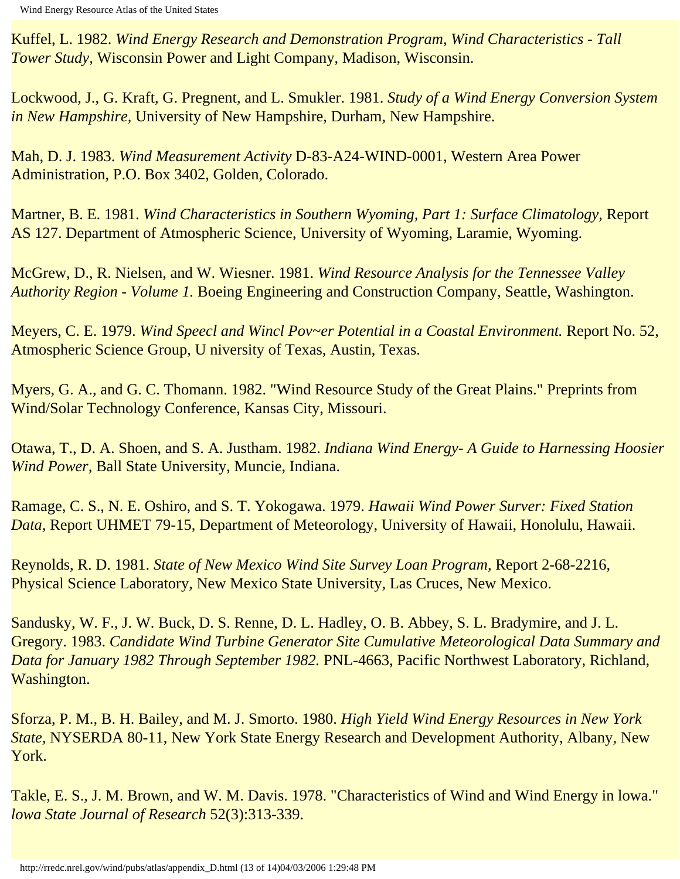Kuffel, L. 1982. *Wind Energy Research and Demonstration Program, Wind Characteristics - Tall Tower Study,* Wisconsin Power and Light Company, Madison, Wisconsin.

Lockwood, J., G. Kraft, G. Pregnent, and L. Smukler. 1981. *Study of a Wind Energy Conversion System in New Hampshire,* University of New Hampshire, Durham, New Hampshire.

Mah, D. J. 1983. *Wind Measurement Activity* D-83-A24-WIND-0001, Western Area Power Administration, P.O. Box 3402, Golden, Colorado.

Martner, B. E. 1981. *Wind Characteristics in Southern Wyoming, Part 1: Surface Climatology,* Report AS 127. Department of Atmospheric Science, University of Wyoming, Laramie, Wyoming.

McGrew, D., R. Nielsen, and W. Wiesner. 1981. *Wind Resource Analysis for the Tennessee Valley Authority Region - Volume 1.* Boeing Engineering and Construction Company, Seattle, Washington.

Meyers, C. E. 1979. *Wind Speecl and Wincl Pov~er Potential in a Coastal Environment.* Report No. 52, Atmospheric Science Group, U niversity of Texas, Austin, Texas.

Myers, G. A., and G. C. Thomann. 1982. "Wind Resource Study of the Great Plains." Preprints from Wind/Solar Technology Conference, Kansas City, Missouri.

Otawa, T., D. A. Shoen, and S. A. Justham. 1982. *Indiana Wind Energy- A Guide to Harnessing Hoosier Wind Power,* Ball State University, Muncie, Indiana.

Ramage, C. S., N. E. Oshiro, and S. T. Yokogawa. 1979. *Hawaii Wind Power Surver: Fixed Station Data,* Report UHMET 79-15, Department of Meteorology, University of Hawaii, Honolulu, Hawaii.

Reynolds, R. D. 1981. *State of New Mexico Wind Site Survey Loan Program,* Report 2-68-2216, Physical Science Laboratory, New Mexico State University, Las Cruces, New Mexico.

Sandusky, W. F., J. W. Buck, D. S. Renne, D. L. Hadley, O. B. Abbey, S. L. Bradymire, and J. L. Gregory. 1983. *Candidate Wind Turbine Generator Site Cumulative Meteorological Data Summary and Data for January 1982 Through September 1982.* PNL-4663, Pacific Northwest Laboratory, Richland, Washington.

Sforza, P. M., B. H. Bailey, and M. J. Smorto. 1980. *High Yield Wind Energy Resources in New York State,* NYSERDA 80-11, New York State Energy Research and Development Authority, Albany, New York.

Takle, E. S., J. M. Brown, and W. M. Davis. 1978. "Characteristics of Wind and Wind Energy in lowa." *lowa State Journal of Research* 52(3):313-339.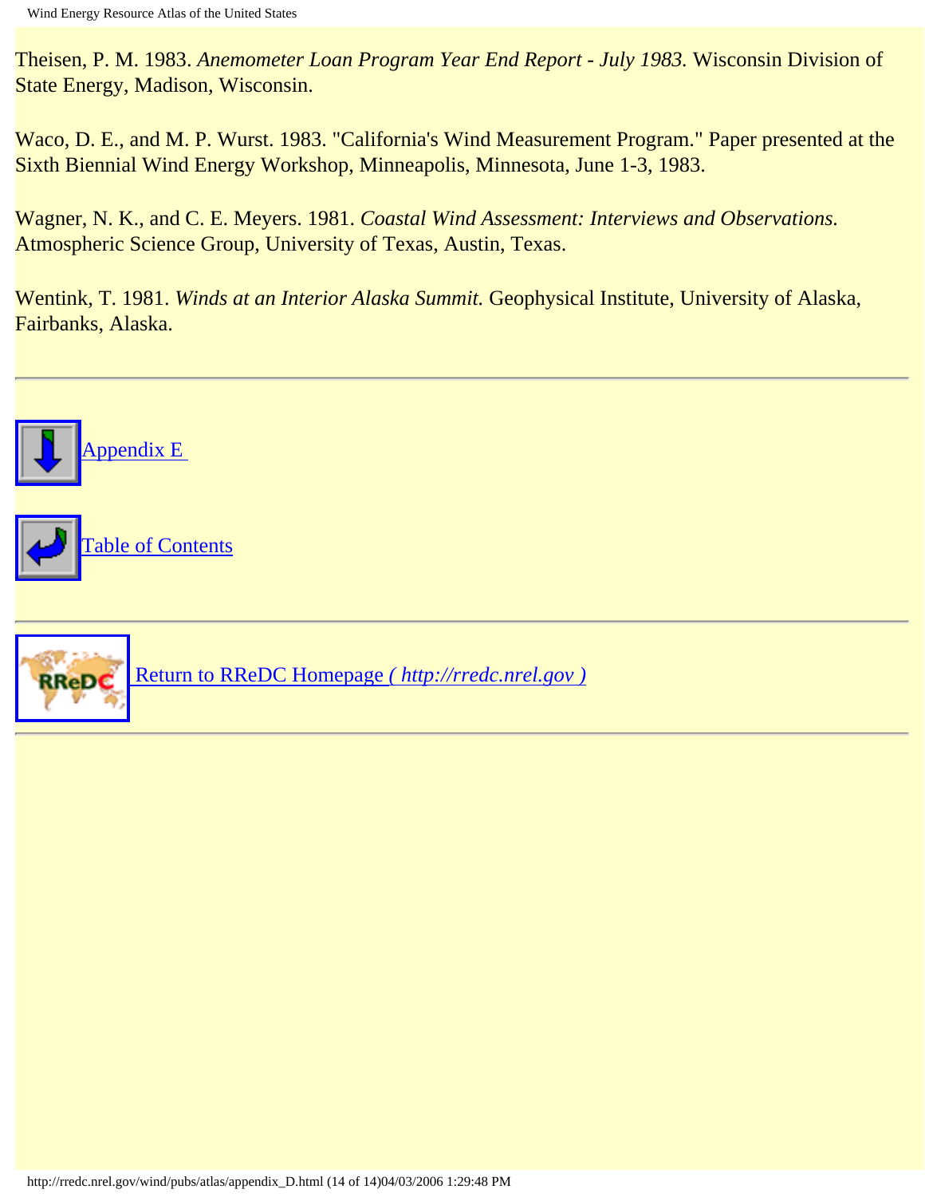Theisen, P. M. 1983. *Anemometer Loan Program Year End Report - July 1983.* Wisconsin Division of State Energy, Madison, Wisconsin.

Waco, D. E., and M. P. Wurst. 1983. "California's Wind Measurement Program." Paper presented at the Sixth Biennial Wind Energy Workshop, Minneapolis, Minnesota, June 1-3, 1983.

Wagner, N. K., and C. E. Meyers. 1981. *Coastal Wind Assessment: Interviews and Observations.* Atmospheric Science Group, University of Texas, Austin, Texas.

Wentink, T. 1981. *Winds at an Interior Alaska Summit.* Geophysical Institute, University of Alaska, Fairbanks, Alaska.

---

Appendix E

Table of Contents

---

Return to RReDC Homepage *( http://rredc.nrel.gov )*

---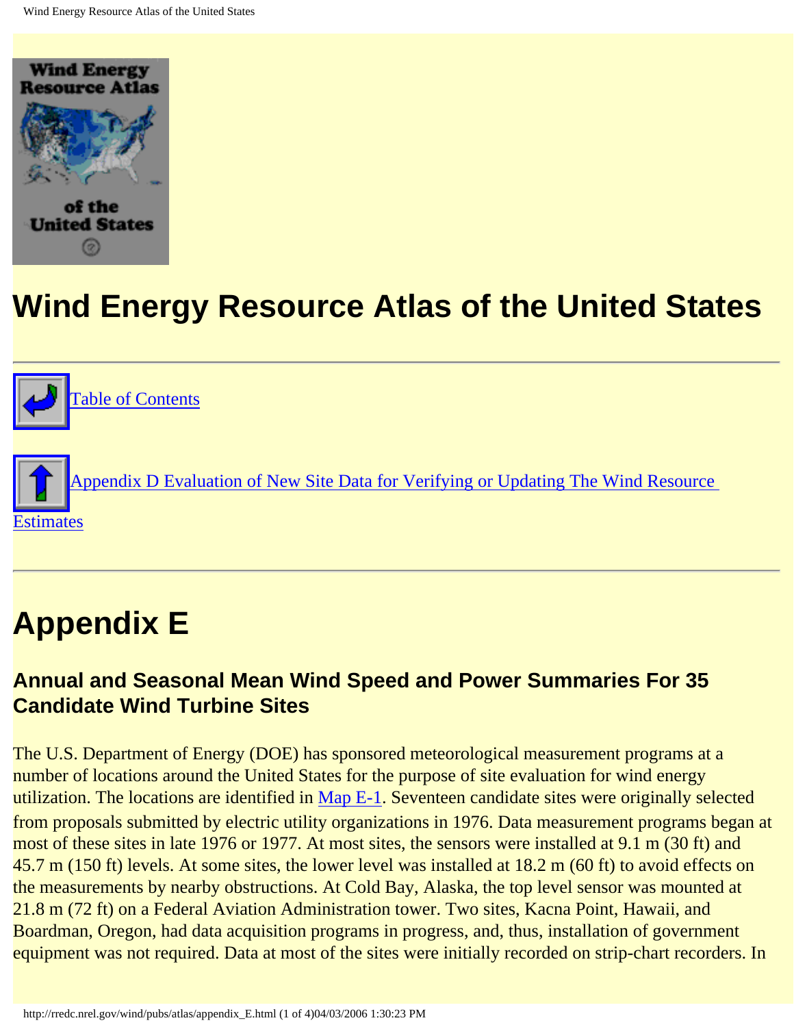# Wind Energy Resource Atlas of the United States

Table of Contents

Appendix D Evaluation of New Site Data for Verifying or Updating The Wind Resource Estimates

---

# Appendix E

### Annual and Seasonal Mean Wind Speed and Power Summaries For 35 Candidate Wind Turbine Sites

The U.S. Department of Energy (DOE) has sponsored meteorological measurement programs at a number of locations around the United States for the purpose of site evaluation for wind energy utilization. The locations are identified in Map E-1. Seventeen candidate sites were originally selected from proposals submitted by electric utility organizations in 1976. Data measurement programs began at most of these sites in late 1976 or 1977. At most sites, the sensors were installed at 9.1 m (30 ft) and 45.7 m (150 ft) levels. At some sites, the lower level was installed at 18.2 m (60 ft) to avoid effects on the measurements by nearby obstructions. At Cold Bay, Alaska, the top level sensor was mounted at 21.8 m (72 ft) on a Federal Aviation Administration tower. Two sites, Kacna Point, Hawaii, and Boardman, Oregon, had data acquisition programs in progress, and, thus, installation of government equipment was not required. Data at most of the sites were initially recorded on strip-chart recorders. In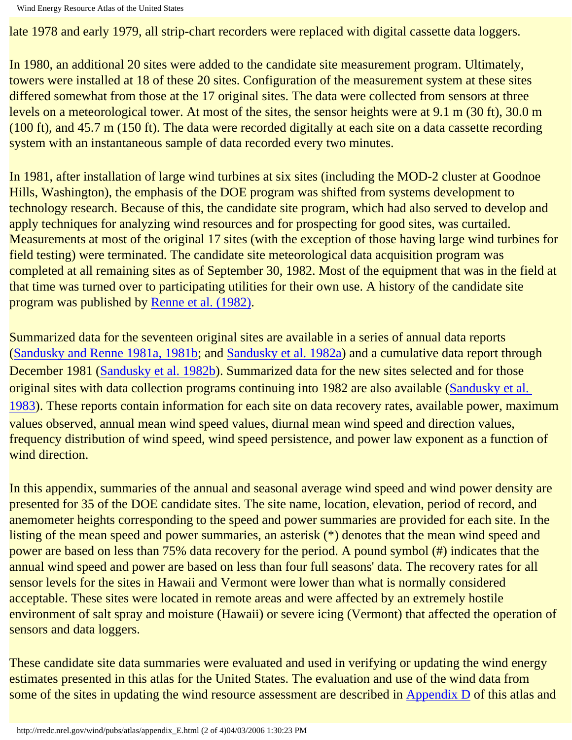late 1978 and early 1979, all strip-chart recorders were replaced with digital cassette data loggers.

In 1980, an additional 20 sites were added to the candidate site measurement program. Ultimately, towers were installed at 18 of these 20 sites. Configuration of the measurement system at these sites differed somewhat from those at the 17 original sites. The data were collected from sensors at three levels on a meteorological tower. At most of the sites, the sensor heights were at 9.1 m (30 ft), 30.0 m (100 ft), and 45.7 m (150 ft). The data were recorded digitally at each site on a data cassette recording system with an instantaneous sample of data recorded every two minutes.

In 1981, after installation of large wind turbines at six sites (including the MOD-2 cluster at Goodnoe Hills, Washington), the emphasis of the DOE program was shifted from systems development to technology research. Because of this, the candidate site program, which had also served to develop and apply techniques for analyzing wind resources and for prospecting for good sites, was curtailed. Measurements at most of the original 17 sites (with the exception of those having large wind turbines for field testing) were terminated. The candidate site meteorological data acquisition program was completed at all remaining sites as of September 30, 1982. Most of the equipment that was in the field at that time was turned over to participating utilities for their own use. A history of the candidate site program was published by Renne et al. (1982).

Summarized data for the seventeen original sites are available in a series of annual data reports (Sandusky and Renne 1981a, 1981b; and Sandusky et al. 1982a) and a cumulative data report through December 1981 (Sandusky et al. 1982b). Summarized data for the new sites selected and for those original sites with data collection programs continuing into 1982 are also available (Sandusky et al. 1983). These reports contain information for each site on data recovery rates, available power, maximum values observed, annual mean wind speed values, diurnal mean wind speed and direction values, frequency distribution of wind speed, wind speed persistence, and power law exponent as a function of wind direction.

In this appendix, summaries of the annual and seasonal average wind speed and wind power density are presented for 35 of the DOE candidate sites. The site name, location, elevation, period of record, and anemometer heights corresponding to the speed and power summaries are provided for each site. In the listing of the mean speed and power summaries, an asterisk (*) denotes that the mean wind speed and power are based on less than 75% data recovery for the period. A pound symbol (#) indicates that the annual wind speed and power are based on less than four full seasons' data. The recovery rates for all sensor levels for the sites in Hawaii and Vermont were lower than what is normally considered acceptable. These sites were located in remote areas and were affected by an extremely hostile environment of salt spray and moisture (Hawaii) or severe icing (Vermont) that affected the operation of sensors and data loggers.

These candidate site data summaries were evaluated and used in verifying or updating the wind energy estimates presented in this atlas for the United States. The evaluation and use of the wind data from some of the sites in updating the wind resource assessment are described in Appendix D of this atlas and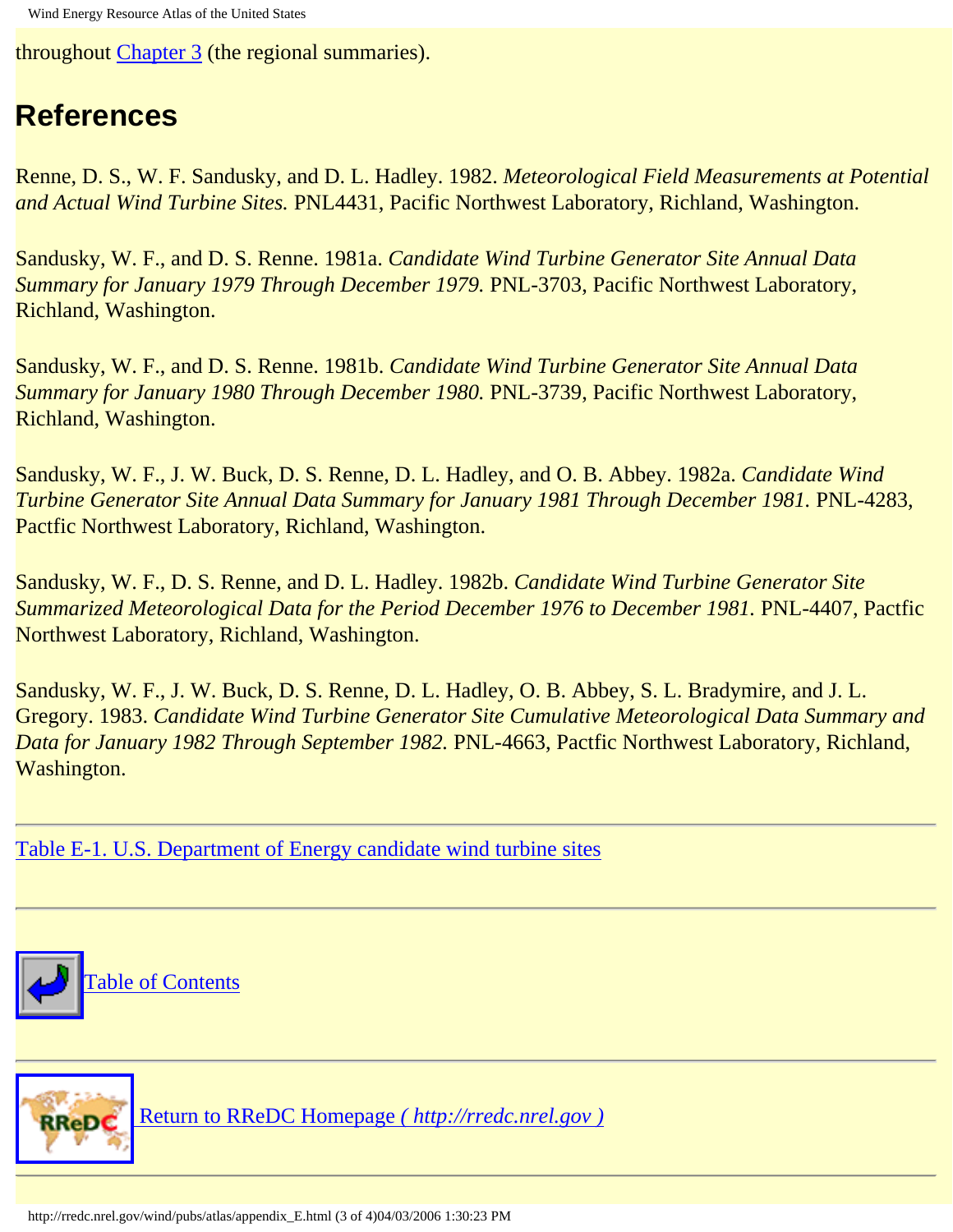throughout Chapter 3 (the regional summaries).

## References

Renne, D. S., W. F. Sandusky, and D. L. Hadley. 1982. *Meteorological Field Measurements at Potential and Actual Wind Turbine Sites.* PNL4431, Pacific Northwest Laboratory, Richland, Washington.

Sandusky, W. F., and D. S. Renne. 1981a. *Candidate Wind Turbine Generator Site Annual Data Summary for January 1979 Through December 1979.* PNL-3703, Pacific Northwest Laboratory, Richland, Washington.

Sandusky, W. F., and D. S. Renne. 1981b. *Candidate Wind Turbine Generator Site Annual Data Summary for January 1980 Through December 1980.* PNL-3739, Pacific Northwest Laboratory, Richland, Washington.

Sandusky, W. F., J. W. Buck, D. S. Renne, D. L. Hadley, and O. B. Abbey. 1982a. *Candidate Wind Turbine Generator Site Annual Data Summary for January 1981 Through December 1981.* PNL-4283, Pactfic Northwest Laboratory, Richland, Washington.

Sandusky, W. F., D. S. Renne, and D. L. Hadley. 1982b. *Candidate Wind Turbine Generator Site Summarized Meteorological Data for the Period December 1976 to December 1981.* PNL-4407, Pactfic Northwest Laboratory, Richland, Washington.

Sandusky, W. F., J. W. Buck, D. S. Renne, D. L. Hadley, O. B. Abbey, S. L. Bradymire, and J. L. Gregory. 1983. *Candidate Wind Turbine Generator Site Cumulative Meteorological Data Summary and Data for January 1982 Through September 1982.* PNL-4663, Pactfic Northwest Laboratory, Richland, Washington.

---

Table E-1. U.S. Department of Energy candidate wind turbine sites

---

Table of Contents

---

Return to RReDC Homepage *( http://rredc.nrel.gov )*

---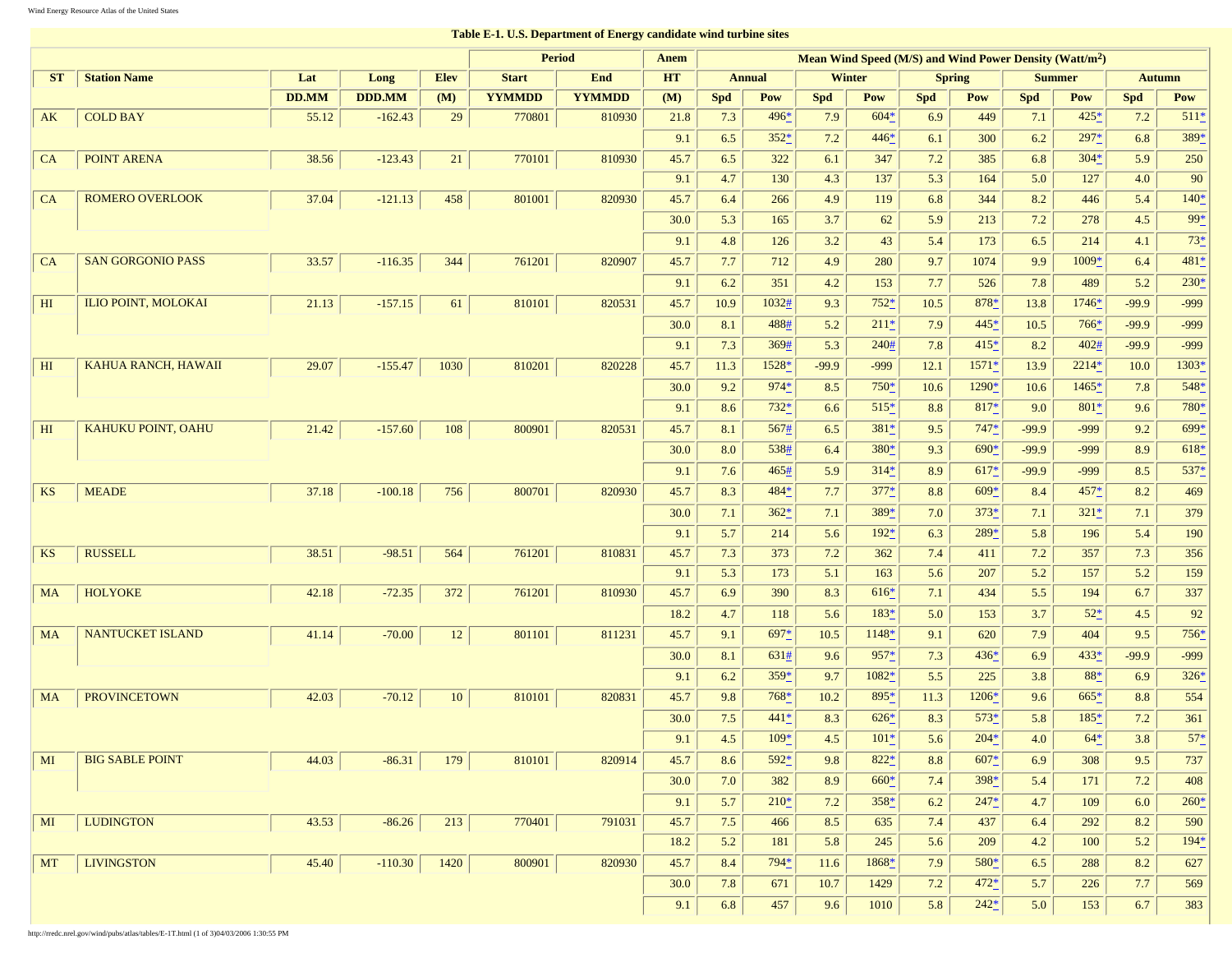**Table E-1. U.S. Department of Energy candidate wind turbine sites**

| ST | Station Name | Lat | Long | Elev | Period | | Anem | Mean Wind Speed (M/S) and Wind Power Density (Watt/m²) | | | | | | | | | |
|---|---|---|---|---|---|---|---|---|---|---|---|---|---|---|---|---|---|
| | | | | | Start | End | HT | Annual | | Winter | | Spring | | Summer | | Autumn | |
| | | DD.MM | DDD.MM | (M) | YYMMDD | YYMMDD | (M) | Spd | Pow | Spd | Pow | Spd | Pow | Spd | Pow | Spd | Pow |
| AK | COLD BAY | 55.12 | -162.43 | 29 | 770801 | 810930 | 21.8 | 7.3 | 496* | 7.9 | 604* | 6.9 | 449 | 7.1 | 425* | 7.2 | 511* |
| | | | | | | | 9.1 | 6.5 | 352* | 7.2 | 446* | 6.1 | 300 | 6.2 | 297* | 6.8 | 389* |
| CA | POINT ARENA | 38.56 | -123.43 | 21 | 770101 | 810930 | 45.7 | 6.5 | 322 | 6.1 | 347 | 7.2 | 385 | 6.8 | 304* | 5.9 | 250 |
| | | | | | | | 9.1 | 4.7 | 130 | 4.3 | 137 | 5.3 | 164 | 5.0 | 127 | 4.0 | 90 |
| CA | ROMERO OVERLOOK | 37.04 | -121.13 | 458 | 801001 | 820930 | 45.7 | 6.4 | 266 | 4.9 | 119 | 6.8 | 344 | 8.2 | 446 | 5.4 | 140* |
| | | | | | | | 30.0 | 5.3 | 165 | 3.7 | 62 | 5.9 | 213 | 7.2 | 278 | 4.5 | 99* |
| | | | | | | | 9.1 | 4.8 | 126 | 3.2 | 43 | 5.4 | 173 | 6.5 | 214 | 4.1 | 73* |
| CA | SAN GORGONIO PASS | 33.57 | -116.35 | 344 | 761201 | 820907 | 45.7 | 7.7 | 712 | 4.9 | 280 | 9.7 | 1074 | 9.9 | 1009* | 6.4 | 481* |
| | | | | | | | 9.1 | 6.2 | 351 | 4.2 | 153 | 7.7 | 526 | 7.8 | 489 | 5.2 | 230* |
| HI | ILIO POINT, MOLOKAI | 21.13 | -157.15 | 61 | 810101 | 820531 | 45.7 | 10.9 | 1032# | 9.3 | 752* | 10.5 | 878* | 13.8 | 1746* | -99.9 | -999 |
| | | | | | | | 30.0 | 8.1 | 488# | 5.2 | 211* | 7.9 | 445* | 10.5 | 766* | -99.9 | -999 |
| | | | | | | | 9.1 | 7.3 | 369# | 5.3 | 240# | 7.8 | 415* | 8.2 | 402# | -99.9 | -999 |
| HI | KAHUA RANCH, HAWAII | 29.07 | -155.47 | 1030 | 810201 | 820228 | 45.7 | 11.3 | 1528* | -99.9 | -999 | 12.1 | 1571* | 13.9 | 2214* | 10.0 | 1303* |
| | | | | | | | 30.0 | 9.2 | 974* | 8.5 | 750* | 10.6 | 1290* | 10.6 | 1465* | 7.8 | 548* |
| | | | | | | | 9.1 | 8.6 | 732* | 6.6 | 515* | 8.8 | 817* | 9.0 | 801* | 9.6 | 780* |
| HI | KAHUKU POINT, OAHU | 21.42 | -157.60 | 108 | 800901 | 820531 | 45.7 | 8.1 | 567# | 6.5 | 381* | 9.5 | 747* | -99.9 | -999 | 9.2 | 699* |
| | | | | | | | 30.0 | 8.0 | 538# | 6.4 | 380* | 9.3 | 690* | -99.9 | -999 | 8.9 | 618* |
| | | | | | | | 9.1 | 7.6 | 465# | 5.9 | 314* | 8.9 | 617* | -99.9 | -999 | 8.5 | 537* |
| KS | MEADE | 37.18 | -100.18 | 756 | 800701 | 820930 | 45.7 | 8.3 | 484* | 7.7 | 377* | 8.8 | 609* | 8.4 | 457* | 8.2 | 469 |
| | | | | | | | 30.0 | 7.1 | 362* | 7.1 | 389* | 7.0 | 373* | 7.1 | 321* | 7.1 | 379 |
| | | | | | | | 9.1 | 5.7 | 214 | 5.6 | 192* | 6.3 | 289* | 5.8 | 196 | 5.4 | 190 |
| KS | RUSSELL | 38.51 | -98.51 | 564 | 761201 | 810831 | 45.7 | 7.3 | 373 | 7.2 | 362 | 7.4 | 411 | 7.2 | 357 | 7.3 | 356 |
| | | | | | | | 9.1 | 5.3 | 173 | 5.1 | 163 | 5.6 | 207 | 5.2 | 157 | 5.2 | 159 |
| MA | HOLYOKE | 42.18 | -72.35 | 372 | 761201 | 810930 | 45.7 | 6.9 | 390 | 8.3 | 616* | 7.1 | 434 | 5.5 | 194 | 6.7 | 337 |
| | | | | | | | 18.2 | 4.7 | 118 | 5.6 | 183* | 5.0 | 153 | 3.7 | 52* | 4.5 | 92 |
| MA | NANTUCKET ISLAND | 41.14 | -70.00 | 12 | 801101 | 811231 | 45.7 | 9.1 | 697* | 10.5 | 1148* | 9.1 | 620 | 7.9 | 404 | 9.5 | 756* |
| | | | | | | | 30.0 | 8.1 | 631# | 9.6 | 957* | 7.3 | 436* | 6.9 | 433* | -99.9 | -999 |
| | | | | | | | 9.1 | 6.2 | 359* | 9.7 | 1082* | 5.5 | 225 | 3.8 | 88* | 6.9 | 326* |
| MA | PROVINCETOWN | 42.03 | -70.12 | 10 | 810101 | 820831 | 45.7 | 9.8 | 768* | 10.2 | 895* | 11.3 | 1206* | 9.6 | 665* | 8.8 | 554 |
| | | | | | | | 30.0 | 7.5 | 441* | 8.3 | 626* | 8.3 | 573* | 5.8 | 185* | 7.2 | 361 |
| | | | | | | | 9.1 | 4.5 | 109* | 4.5 | 101* | 5.6 | 204* | 4.0 | 64* | 3.8 | 57* |
| MI | BIG SABLE POINT | 44.03 | -86.31 | 179 | 810101 | 820914 | 45.7 | 8.6 | 592* | 9.8 | 822* | 8.8 | 607* | 6.9 | 308 | 9.5 | 737 |
| | | | | | | | 30.0 | 7.0 | 382 | 8.9 | 660* | 7.4 | 398* | 5.4 | 171 | 7.2 | 408 |
| | | | | | | | 9.1 | 5.7 | 210* | 7.2 | 358* | 6.2 | 247* | 4.7 | 109 | 6.0 | 260* |
| MI | LUDINGTON | 43.53 | -86.26 | 213 | 770401 | 791031 | 45.7 | 7.5 | 466 | 8.5 | 635 | 7.4 | 437 | 6.4 | 292 | 8.2 | 590 |
| | | | | | | | 18.2 | 5.2 | 181 | 5.8 | 245 | 5.6 | 209 | 4.2 | 100 | 5.2 | 194* |
| MT | LIVINGSTON | 45.40 | -110.30 | 1420 | 800901 | 820930 | 45.7 | 8.4 | 794* | 11.6 | 1868* | 7.9 | 580* | 6.5 | 288 | 8.2 | 627 |
| | | | | | | | 30.0 | 7.8 | 671 | 10.7 | 1429 | 7.2 | 472* | 5.7 | 226 | 7.7 | 569 |
| | | | | | | | 9.1 | 6.8 | 457 | 9.6 | 1010 | 5.8 | 242* | 5.0 | 153 | 6.7 | 383 |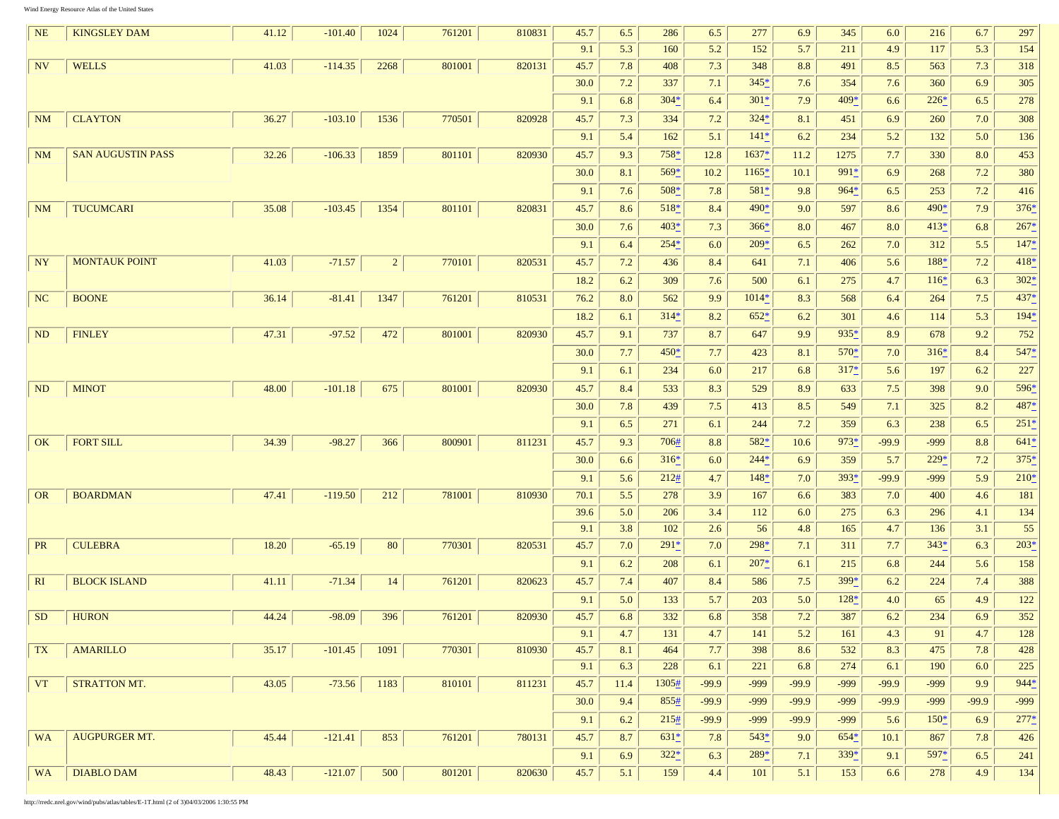| | | | | | | | | | | | | | | | | |
|---|---|---|---|---|---|---|---|---|---|---|---|---|---|---|---|---|
| NE | KINGSLEY DAM | 41.12 | -101.40 | 1024 | 761201 | 810831 | 45.7 | 6.5 | 286 | 6.5 | 277 | 6.9 | 345 | 6.0 | 216 | 6.7 | 297 |
| | | | | | | | 9.1 | 5.3 | 160 | 5.2 | 152 | 5.7 | 211 | 4.9 | 117 | 5.3 | 154 |
| NV | WELLS | 41.03 | -114.35 | 2268 | 801001 | 820131 | 45.7 | 7.8 | 408 | 7.3 | 348 | 8.8 | 491 | 8.5 | 563 | 7.3 | 318 |
| | | | | | | | 30.0 | 7.2 | 337 | 7.1 | 345* | 7.6 | 354 | 7.6 | 360 | 6.9 | 305 |
| | | | | | | | 9.1 | 6.8 | 304* | 6.4 | 301* | 7.9 | 409* | 6.6 | 226* | 6.5 | 278 |
| NM | CLAYTON | 36.27 | -103.10 | 1536 | 770501 | 820928 | 45.7 | 7.3 | 334 | 7.2 | 324* | 8.1 | 451 | 6.9 | 260 | 7.0 | 308 |
| | | | | | | | 9.1 | 5.4 | 162 | 5.1 | 141* | 6.2 | 234 | 5.2 | 132 | 5.0 | 136 |
| NM | SAN AUGUSTIN PASS | 32.26 | -106.33 | 1859 | 801101 | 820930 | 45.7 | 9.3 | 758* | 12.8 | 1637* | 11.2 | 1275 | 7.7 | 330 | 8.0 | 453 |
| | | | | | | | 30.0 | 8.1 | 569* | 10.2 | 1165* | 10.1 | 991* | 6.9 | 268 | 7.2 | 380 |
| | | | | | | | 9.1 | 7.6 | 508* | 7.8 | 581* | 9.8 | 964* | 6.5 | 253 | 7.2 | 416 |
| NM | TUCUMCARI | 35.08 | -103.45 | 1354 | 801101 | 820831 | 45.7 | 8.6 | 518* | 8.4 | 490* | 9.0 | 597 | 8.6 | 490* | 7.9 | 376* |
| | | | | | | | 30.0 | 7.6 | 403* | 7.3 | 366* | 8.0 | 467 | 8.0 | 413* | 6.8 | 267* |
| | | | | | | | 9.1 | 6.4 | 254* | 6.0 | 209* | 6.5 | 262 | 7.0 | 312 | 5.5 | 147* |
| NY | MONTAUK POINT | 41.03 | -71.57 | 2 | 770101 | 820531 | 45.7 | 7.2 | 436 | 8.4 | 641 | 7.1 | 406 | 5.6 | 188* | 7.2 | 418* |
| | | | | | | | 18.2 | 6.2 | 309 | 7.6 | 500 | 6.1 | 275 | 4.7 | 116* | 6.3 | 302* |
| NC | BOONE | 36.14 | -81.41 | 1347 | 761201 | 810531 | 76.2 | 8.0 | 562 | 9.9 | 1014* | 8.3 | 568 | 6.4 | 264 | 7.5 | 437* |
| | | | | | | | 18.2 | 6.1 | 314* | 8.2 | 652* | 6.2 | 301 | 4.6 | 114 | 5.3 | 194* |
| ND | FINLEY | 47.31 | -97.52 | 472 | 801001 | 820930 | 45.7 | 9.1 | 737 | 8.7 | 647 | 9.9 | 935* | 8.9 | 678 | 9.2 | 752 |
| | | | | | | | 30.0 | 7.7 | 450* | 7.7 | 423 | 8.1 | 570* | 7.0 | 316* | 8.4 | 547* |
| | | | | | | | 9.1 | 6.1 | 234 | 6.0 | 217 | 6.8 | 317* | 5.6 | 197 | 6.2 | 227 |
| ND | MINOT | 48.00 | -101.18 | 675 | 801001 | 820930 | 45.7 | 8.4 | 533 | 8.3 | 529 | 8.9 | 633 | 7.5 | 398 | 9.0 | 596* |
| | | | | | | | 30.0 | 7.8 | 439 | 7.5 | 413 | 8.5 | 549 | 7.1 | 325 | 8.2 | 487* |
| | | | | | | | 9.1 | 6.5 | 271 | 6.1 | 244 | 7.2 | 359 | 6.3 | 238 | 6.5 | 251* |
| OK | FORT SILL | 34.39 | -98.27 | 366 | 800901 | 811231 | 45.7 | 9.3 | 706# | 8.8 | 582* | 10.6 | 973* | -99.9 | -999 | 8.8 | 641* |
| | | | | | | | 30.0 | 6.6 | 316* | 6.0 | 244* | 6.9 | 359 | 5.7 | 229* | 7.2 | 375* |
| | | | | | | | 9.1 | 5.6 | 212# | 4.7 | 148* | 7.0 | 393* | -99.9 | -999 | 5.9 | 210* |
| OR | BOARDMAN | 47.41 | -119.50 | 212 | 781001 | 810930 | 70.1 | 5.5 | 278 | 3.9 | 167 | 6.6 | 383 | 7.0 | 400 | 4.6 | 181 |
| | | | | | | | 39.6 | 5.0 | 206 | 3.4 | 112 | 6.0 | 275 | 6.3 | 296 | 4.1 | 134 |
| | | | | | | | 9.1 | 3.8 | 102 | 2.6 | 56 | 4.8 | 165 | 4.7 | 136 | 3.1 | 55 |
| PR | CULEBRA | 18.20 | -65.19 | 80 | 770301 | 820531 | 45.7 | 7.0 | 291* | 7.0 | 298* | 7.1 | 311 | 7.7 | 343* | 6.3 | 203* |
| | | | | | | | 9.1 | 6.2 | 208 | 6.1 | 207* | 6.1 | 215 | 6.8 | 244 | 5.6 | 158 |
| RI | BLOCK ISLAND | 41.11 | -71.34 | 14 | 761201 | 820623 | 45.7 | 7.4 | 407 | 8.4 | 586 | 7.5 | 399* | 6.2 | 224 | 7.4 | 388 |
| | | | | | | | 9.1 | 5.0 | 133 | 5.7 | 203 | 5.0 | 128* | 4.0 | 65 | 4.9 | 122 |
| SD | HURON | 44.24 | -98.09 | 396 | 761201 | 820930 | 45.7 | 6.8 | 332 | 6.8 | 358 | 7.2 | 387 | 6.2 | 234 | 6.9 | 352 |
| | | | | | | | 9.1 | 4.7 | 131 | 4.7 | 141 | 5.2 | 161 | 4.3 | 91 | 4.7 | 128 |
| TX | AMARILLO | 35.17 | -101.45 | 1091 | 770301 | 810930 | 45.7 | 8.1 | 464 | 7.7 | 398 | 8.6 | 532 | 8.3 | 475 | 7.8 | 428 |
| | | | | | | | 9.1 | 6.3 | 228 | 6.1 | 221 | 6.8 | 274 | 6.1 | 190 | 6.0 | 225 |
| VT | STRATTON MT. | 43.05 | -73.56 | 1183 | 810101 | 811231 | 45.7 | 11.4 | 1305# | -99.9 | -999 | -99.9 | -999 | -99.9 | -999 | 9.9 | 944* |
| | | | | | | | 30.0 | 9.4 | 855# | -99.9 | -999 | -99.9 | -999 | -99.9 | -999 | -99.9 | -999 |
| | | | | | | | 9.1 | 6.2 | 215# | -99.9 | -999 | -99.9 | -999 | 5.6 | 150* | 6.9 | 277* |
| WA | AUGPURGER MT. | 45.44 | -121.41 | 853 | 761201 | 780131 | 45.7 | 8.7 | 631* | 7.8 | 543* | 9.0 | 654* | 10.1 | 867 | 7.8 | 426 |
| | | | | | | | 9.1 | 6.9 | 322* | 6.3 | 289* | 7.1 | 339* | 9.1 | 597* | 6.5 | 241 |
| WA | DIABLO DAM | 48.43 | -121.07 | 500 | 801201 | 820630 | 45.7 | 5.1 | 159 | 4.4 | 101 | 5.1 | 153 | 6.6 | 278 | 4.9 | 134 |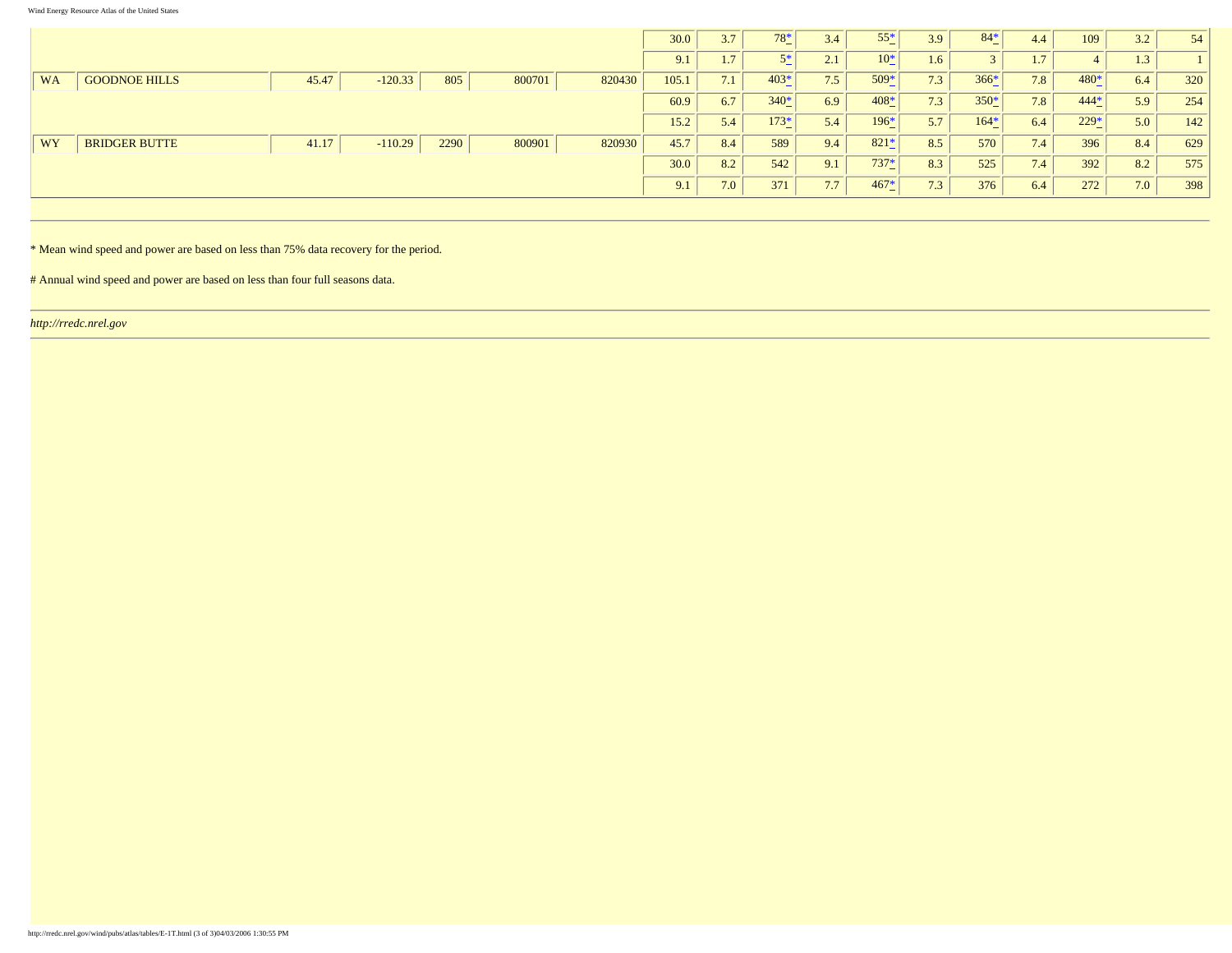| | | | | | | | | | | | | | | | | |
|---|---|---|---|---|---|---|---|---|---|---|---|---|---|---|---|---|
| | | | | | | | 30.0 | 3.7 | 78* | 3.4 | 55* | 3.9 | 84* | 4.4 | 109 | 3.2 | 54 |
| | | | | | | | 9.1 | 1.7 | 5* | 2.1 | 10* | 1.6 | 3 | 1.7 | 4 | 1.3 | 1 |
| WA | GOODNOE HILLS | 45.47 | -120.33 | 805 | 800701 | 820430 | 105.1 | 7.1 | 403* | 7.5 | 509* | 7.3 | 366* | 7.8 | 480* | 6.4 | 320 |
| | | | | | | | 60.9 | 6.7 | 340* | 6.9 | 408* | 7.3 | 350* | 7.8 | 444* | 5.9 | 254 |
| | | | | | | | 15.2 | 5.4 | 173* | 5.4 | 196* | 5.7 | 164* | 6.4 | 229* | 5.0 | 142 |
| WY | BRIDGER BUTTE | 41.17 | -110.29 | 2290 | 800901 | 820930 | 45.7 | 8.4 | 589 | 9.4 | 821* | 8.5 | 570 | 7.4 | 396 | 8.4 | 629 |
| | | | | | | | 30.0 | 8.2 | 542 | 9.1 | 737* | 8.3 | 525 | 7.4 | 392 | 8.2 | 575 |
| | | | | | | | 9.1 | 7.0 | 371 | 7.7 | 467* | 7.3 | 376 | 6.4 | 272 | 7.0 | 398 |

* Mean wind speed and power are based on less than 75% data recovery for the period.

# Annual wind speed and power are based on less than four full seasons data.

*http://rredc.nrel.gov*